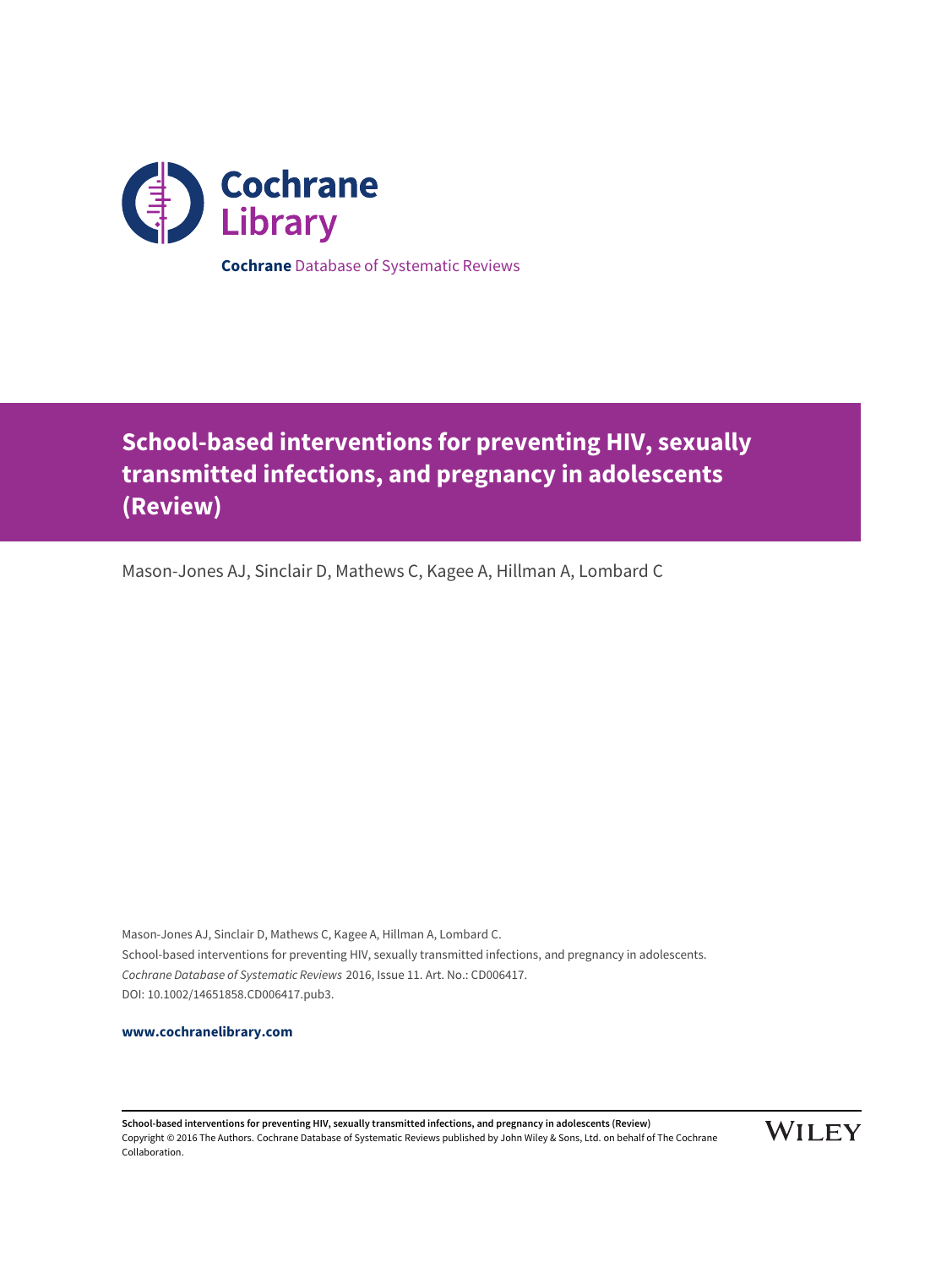# Cochrane Library

**Cochrane** Database of Systematic Reviews

# School-based interventions for preventing HIV, sexually transmitted infections, and pregnancy in adolescents (Review)

Mason-Jones AJ, Sinclair D, Mathews C, Kagee A, Hillman A, Lombard C

Mason-Jones AJ, Sinclair D, Mathews C, Kagee A, Hillman A, Lombard C.
School-based interventions for preventing HIV, sexually transmitted infections, and pregnancy in adolescents.
*Cochrane Database of Systematic Reviews* 2016, Issue 11. Art. No.: CD006417.
DOI: 10.1002/14651858.CD006417.pub3.

**www.cochranelibrary.com**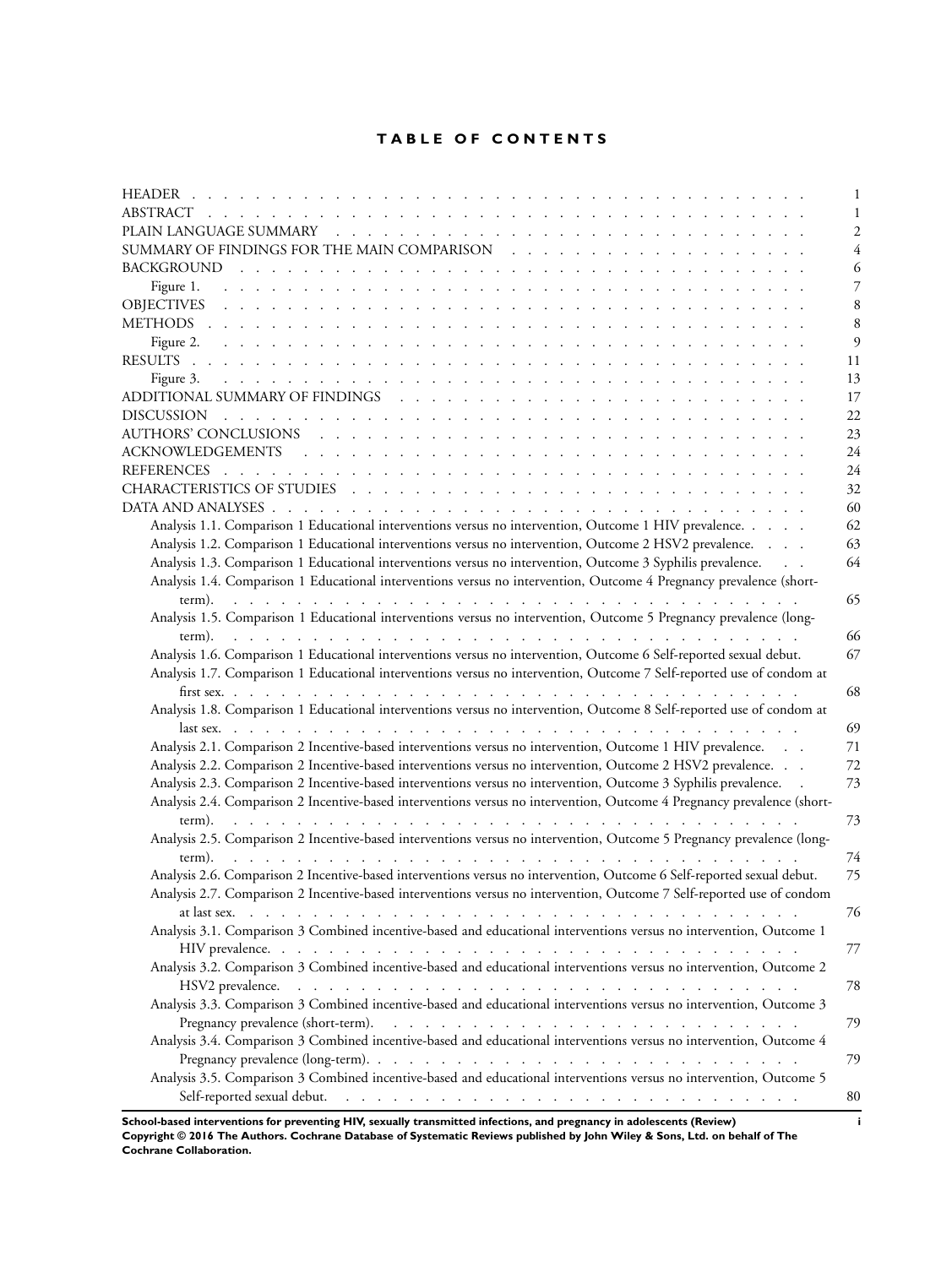# TABLE OF CONTENTS

| | |
|---|---|
| HEADER | 1 |
| ABSTRACT | 1 |
| PLAIN LANGUAGE SUMMARY | 2 |
| SUMMARY OF FINDINGS FOR THE MAIN COMPARISON | 4 |
| BACKGROUND | 6 |
| Figure 1. | 7 |
| OBJECTIVES | 8 |
| METHODS | 8 |
| Figure 2. | 9 |
| RESULTS | 11 |
| Figure 3. | 13 |
| ADDITIONAL SUMMARY OF FINDINGS | 17 |
| DISCUSSION | 22 |
| AUTHORS' CONCLUSIONS | 23 |
| ACKNOWLEDGEMENTS | 24 |
| REFERENCES | 24 |
| CHARACTERISTICS OF STUDIES | 32 |
| DATA AND ANALYSES | 60 |
| Analysis 1.1. Comparison 1 Educational interventions versus no intervention, Outcome 1 HIV prevalence. | 62 |
| Analysis 1.2. Comparison 1 Educational interventions versus no intervention, Outcome 2 HSV2 prevalence. | 63 |
| Analysis 1.3. Comparison 1 Educational interventions versus no intervention, Outcome 3 Syphilis prevalence. | 64 |
| Analysis 1.4. Comparison 1 Educational interventions versus no intervention, Outcome 4 Pregnancy prevalence (short-term). | 65 |
| Analysis 1.5. Comparison 1 Educational interventions versus no intervention, Outcome 5 Pregnancy prevalence (long-term). | 66 |
| Analysis 1.6. Comparison 1 Educational interventions versus no intervention, Outcome 6 Self-reported sexual debut. | 67 |
| Analysis 1.7. Comparison 1 Educational interventions versus no intervention, Outcome 7 Self-reported use of condom at first sex. | 68 |
| Analysis 1.8. Comparison 1 Educational interventions versus no intervention, Outcome 8 Self-reported use of condom at last sex. | 69 |
| Analysis 2.1. Comparison 2 Incentive-based interventions versus no intervention, Outcome 1 HIV prevalence. | 71 |
| Analysis 2.2. Comparison 2 Incentive-based interventions versus no intervention, Outcome 2 HSV2 prevalence. | 72 |
| Analysis 2.3. Comparison 2 Incentive-based interventions versus no intervention, Outcome 3 Syphilis prevalence. | 73 |
| Analysis 2.4. Comparison 2 Incentive-based interventions versus no intervention, Outcome 4 Pregnancy prevalence (short-term). | 73 |
| Analysis 2.5. Comparison 2 Incentive-based interventions versus no intervention, Outcome 5 Pregnancy prevalence (long-term). | 74 |
| Analysis 2.6. Comparison 2 Incentive-based interventions versus no intervention, Outcome 6 Self-reported sexual debut. | 75 |
| Analysis 2.7. Comparison 2 Incentive-based interventions versus no intervention, Outcome 7 Self-reported use of condom at last sex. | 76 |
| Analysis 3.1. Comparison 3 Combined incentive-based and educational interventions versus no intervention, Outcome 1 HIV prevalence. | 77 |
| Analysis 3.2. Comparison 3 Combined incentive-based and educational interventions versus no intervention, Outcome 2 HSV2 prevalence. | 78 |
| Analysis 3.3. Comparison 3 Combined incentive-based and educational interventions versus no intervention, Outcome 3 Pregnancy prevalence (short-term). | 79 |
| Analysis 3.4. Comparison 3 Combined incentive-based and educational interventions versus no intervention, Outcome 4 Pregnancy prevalence (long-term). | 79 |
| Analysis 3.5. Comparison 3 Combined incentive-based and educational interventions versus no intervention, Outcome 5 Self-reported sexual debut. | 80 |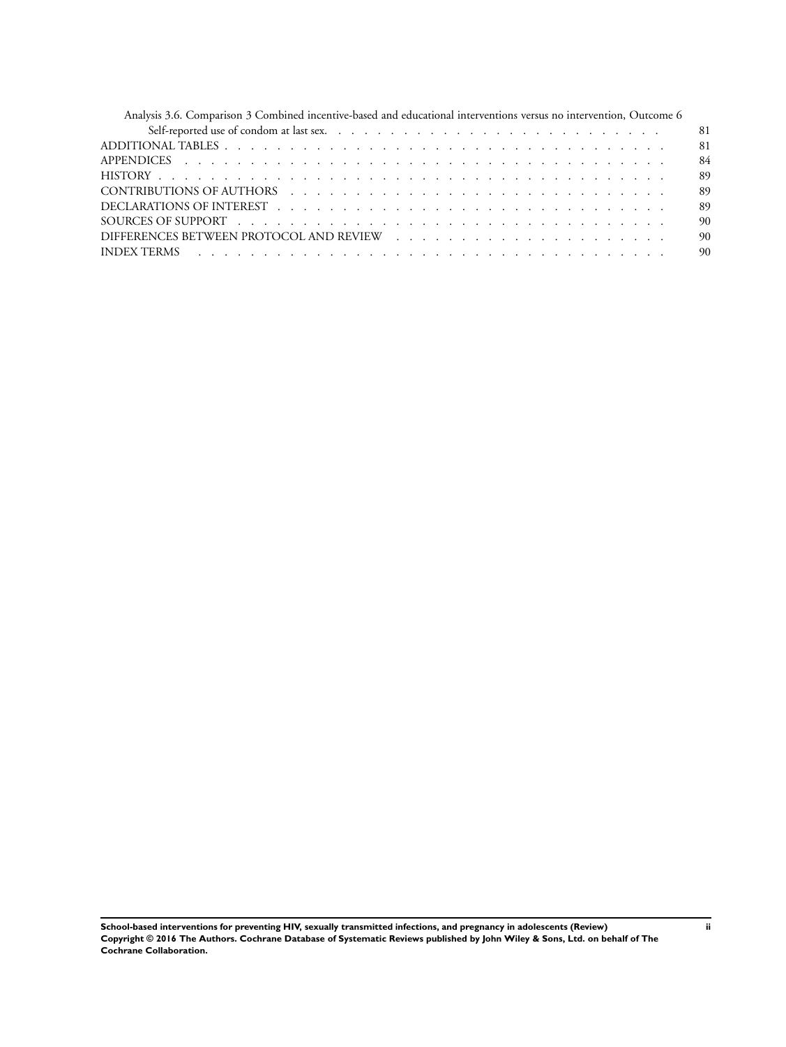Analysis 3.6. Comparison 3 Combined incentive-based and educational interventions versus no intervention, Outcome 6 Self-reported use of condom at last sex. . . . . . . . . . . . . . . . . . . . . . . . . . . . 81

ADDITIONAL TABLES . . . . . . . . . . . . . . . . . . . . . . . . . . . . . . . . . 81

APPENDICES . . . . . . . . . . . . . . . . . . . . . . . . . . . . . . . . . . . 84

HISTORY . . . . . . . . . . . . . . . . . . . . . . . . . . . . . . . . . . . . 89

CONTRIBUTIONS OF AUTHORS . . . . . . . . . . . . . . . . . . . . . . . . . . . . 89

DECLARATIONS OF INTEREST . . . . . . . . . . . . . . . . . . . . . . . . . . . . 89

SOURCES OF SUPPORT . . . . . . . . . . . . . . . . . . . . . . . . . . . . . . . 90

DIFFERENCES BETWEEN PROTOCOL AND REVIEW . . . . . . . . . . . . . . . . . . . . . 90

INDEX TERMS . . . . . . . . . . . . . . . . . . . . . . . . . . . . . . . . . . 90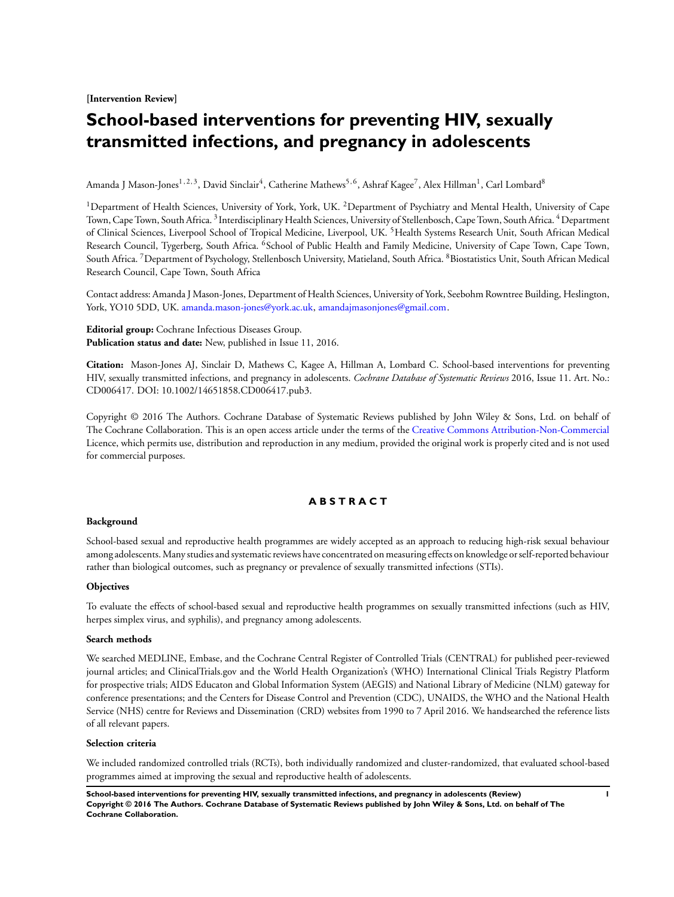**[Intervention Review]**

# School-based interventions for preventing HIV, sexually transmitted infections, and pregnancy in adolescents

Amanda J Mason-Jones[1,2,3], David Sinclair[4], Catherine Mathews[5,6], Ashraf Kagee[7], Alex Hillman[1], Carl Lombard[8]

[1]Department of Health Sciences, University of York, York, UK. [2]Department of Psychiatry and Mental Health, University of Cape Town, Cape Town, South Africa. [3]Interdisciplinary Health Sciences, University of Stellenbosch, Cape Town, South Africa. [4]Department of Clinical Sciences, Liverpool School of Tropical Medicine, Liverpool, UK. [5]Health Systems Research Unit, South African Medical Research Council, Tygerberg, South Africa. [6]School of Public Health and Family Medicine, University of Cape Town, Cape Town, South Africa. [7]Department of Psychology, Stellenbosch University, Matieland, South Africa. [8]Biostatistics Unit, South African Medical Research Council, Cape Town, South Africa

Contact address: Amanda J Mason-Jones, Department of Health Sciences, University of York, Seebohm Rowntree Building, Heslington, York, YO10 5DD, UK. amanda.mason-jones@york.ac.uk, amandajmasonjones@gmail.com.

**Editorial group:** Cochrane Infectious Diseases Group.
**Publication status and date:** New, published in Issue 11, 2016.

**Citation:** Mason-Jones AJ, Sinclair D, Mathews C, Kagee A, Hillman A, Lombard C. School-based interventions for preventing HIV, sexually transmitted infections, and pregnancy in adolescents. *Cochrane Database of Systematic Reviews* 2016, Issue 11. Art. No.: CD006417. DOI: 10.1002/14651858.CD006417.pub3.

Copyright © 2016 The Authors. Cochrane Database of Systematic Reviews published by John Wiley & Sons, Ltd. on behalf of The Cochrane Collaboration. This is an open access article under the terms of the Creative Commons Attribution-Non-Commercial Licence, which permits use, distribution and reproduction in any medium, provided the original work is properly cited and is not used for commercial purposes.

## ABSTRACT

### Background

School-based sexual and reproductive health programmes are widely accepted as an approach to reducing high-risk sexual behaviour among adolescents. Many studies and systematic reviews have concentrated on measuring effects on knowledge or self-reported behaviour rather than biological outcomes, such as pregnancy or prevalence of sexually transmitted infections (STIs).

### Objectives

To evaluate the effects of school-based sexual and reproductive health programmes on sexually transmitted infections (such as HIV, herpes simplex virus, and syphilis), and pregnancy among adolescents.

### Search methods

We searched MEDLINE, Embase, and the Cochrane Central Register of Controlled Trials (CENTRAL) for published peer-reviewed journal articles; and ClinicalTrials.gov and the World Health Organization's (WHO) International Clinical Trials Registry Platform for prospective trials; AIDS Educaton and Global Information System (AEGIS) and National Library of Medicine (NLM) gateway for conference presentations; and the Centers for Disease Control and Prevention (CDC), UNAIDS, the WHO and the National Health Service (NHS) centre for Reviews and Dissemination (CRD) websites from 1990 to 7 April 2016. We handsearched the reference lists of all relevant papers.

### Selection criteria

We included randomized controlled trials (RCTs), both individually randomized and cluster-randomized, that evaluated school-based programmes aimed at improving the sexual and reproductive health of adolescents.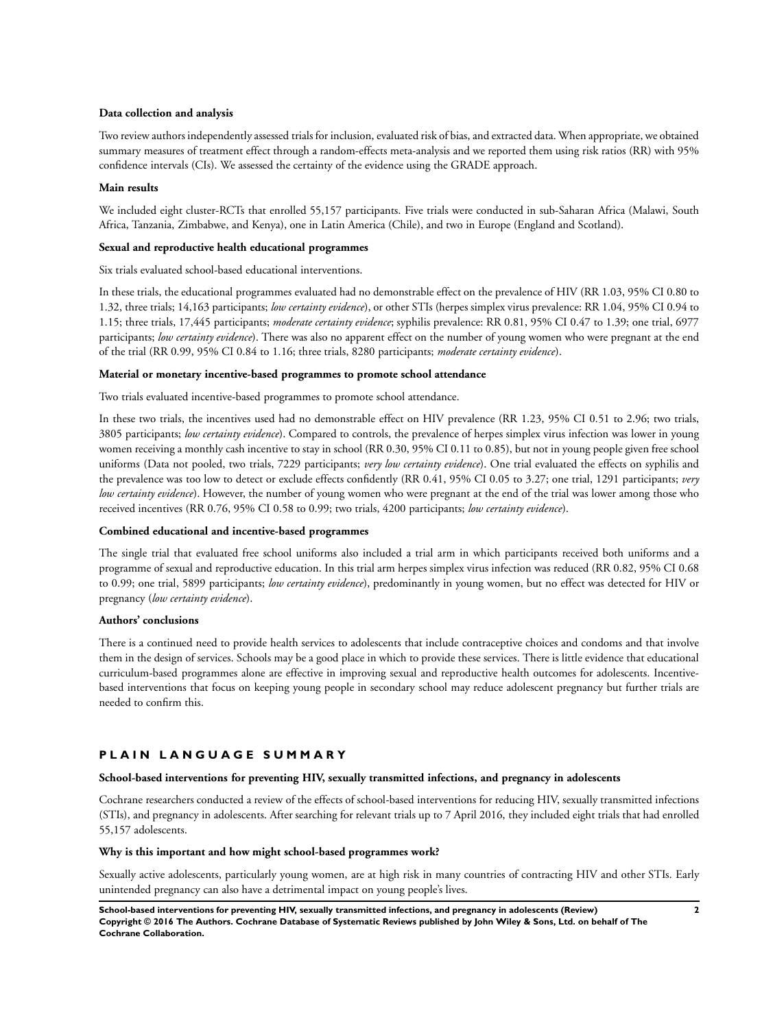### Data collection and analysis

Two review authors independently assessed trials for inclusion, evaluated risk of bias, and extracted data. When appropriate, we obtained summary measures of treatment effect through a random-effects meta-analysis and we reported them using risk ratios (RR) with 95% confidence intervals (CIs). We assessed the certainty of the evidence using the GRADE approach.

### Main results

We included eight cluster-RCTs that enrolled 55,157 participants. Five trials were conducted in sub-Saharan Africa (Malawi, South Africa, Tanzania, Zimbabwe, and Kenya), one in Latin America (Chile), and two in Europe (England and Scotland).

### Sexual and reproductive health educational programmes

Six trials evaluated school-based educational interventions.

In these trials, the educational programmes evaluated had no demonstrable effect on the prevalence of HIV (RR 1.03, 95% CI 0.80 to 1.32, three trials; 14,163 participants; *low certainty evidence*), or other STIs (herpes simplex virus prevalence: RR 1.04, 95% CI 0.94 to 1.15; three trials, 17,445 participants; *moderate certainty evidence*; syphilis prevalence: RR 0.81, 95% CI 0.47 to 1.39; one trial, 6977 participants; *low certainty evidence*). There was also no apparent effect on the number of young women who were pregnant at the end of the trial (RR 0.99, 95% CI 0.84 to 1.16; three trials, 8280 participants; *moderate certainty evidence*).

### Material or monetary incentive-based programmes to promote school attendance

Two trials evaluated incentive-based programmes to promote school attendance.

In these two trials, the incentives used had no demonstrable effect on HIV prevalence (RR 1.23, 95% CI 0.51 to 2.96; two trials, 3805 participants; *low certainty evidence*). Compared to controls, the prevalence of herpes simplex virus infection was lower in young women receiving a monthly cash incentive to stay in school (RR 0.30, 95% CI 0.11 to 0.85), but not in young people given free school uniforms (Data not pooled, two trials, 7229 participants; *very low certainty evidence*). One trial evaluated the effects on syphilis and the prevalence was too low to detect or exclude effects confidently (RR 0.41, 95% CI 0.05 to 3.27; one trial, 1291 participants; *very low certainty evidence*). However, the number of young women who were pregnant at the end of the trial was lower among those who received incentives (RR 0.76, 95% CI 0.58 to 0.99; two trials, 4200 participants; *low certainty evidence*).

### Combined educational and incentive-based programmes

The single trial that evaluated free school uniforms also included a trial arm in which participants received both uniforms and a programme of sexual and reproductive education. In this trial arm herpes simplex virus infection was reduced (RR 0.82, 95% CI 0.68 to 0.99; one trial, 5899 participants; *low certainty evidence*), predominantly in young women, but no effect was detected for HIV or pregnancy (*low certainty evidence*).

### Authors' conclusions

There is a continued need to provide health services to adolescents that include contraceptive choices and condoms and that involve them in the design of services. Schools may be a good place in which to provide these services. There is little evidence that educational curriculum-based programmes alone are effective in improving sexual and reproductive health outcomes for adolescents. Incentive-based interventions that focus on keeping young people in secondary school may reduce adolescent pregnancy but further trials are needed to confirm this.

## PLAIN LANGUAGE SUMMARY

### School-based interventions for preventing HIV, sexually transmitted infections, and pregnancy in adolescents

Cochrane researchers conducted a review of the effects of school-based interventions for reducing HIV, sexually transmitted infections (STIs), and pregnancy in adolescents. After searching for relevant trials up to 7 April 2016, they included eight trials that had enrolled 55,157 adolescents.

### Why is this important and how might school-based programmes work?

Sexually active adolescents, particularly young women, are at high risk in many countries of contracting HIV and other STIs. Early unintended pregnancy can also have a detrimental impact on young people's lives.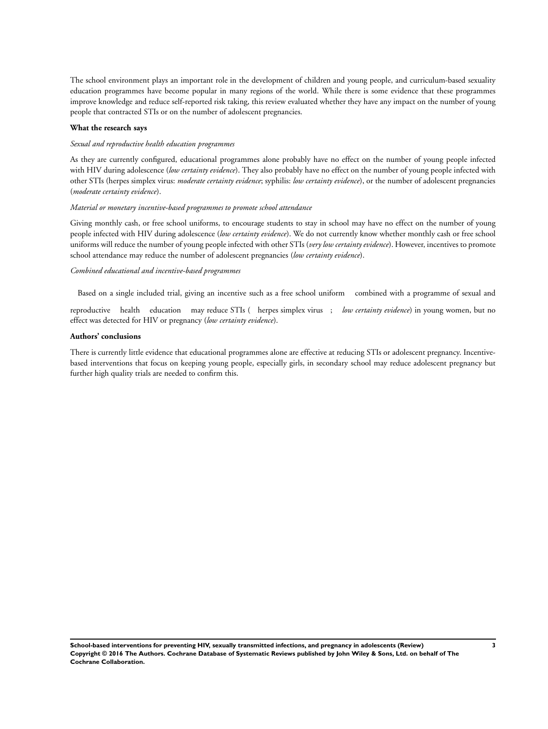The school environment plays an important role in the development of children and young people, and curriculum-based sexuality education programmes have become popular in many regions of the world. While there is some evidence that these programmes improve knowledge and reduce self-reported risk taking, this review evaluated whether they have any impact on the number of young people that contracted STIs or on the number of adolescent pregnancies.

**What the research says**

*Sexual and reproductive health education programmes*

As they are currently configured, educational programmes alone probably have no effect on the number of young people infected with HIV during adolescence (*low certainty evidence*). They also probably have no effect on the number of young people infected with other STIs (herpes simplex virus: *moderate certainty evidence*; syphilis: *low certainty evidence*), or the number of adolescent pregnancies (*moderate certainty evidence*).

*Material or monetary incentive-based programmes to promote school attendance*

Giving monthly cash, or free school uniforms, to encourage students to stay in school may have no effect on the number of young people infected with HIV during adolescence (*low certainty evidence*). We do not currently know whether monthly cash or free school uniforms will reduce the number of young people infected with other STIs (*very low certainty evidence*). However, incentives to promote school attendance may reduce the number of adolescent pregnancies (*low certainty evidence*).

*Combined educational and incentive-based programmes*

Based on a single included trial, giving an incentive such as a free school uniform combined with a programme of sexual and reproductive health education may reduce STIs ( herpes simplex virus ; *low certainty evidence*) in young women, but no effect was detected for HIV or pregnancy (*low certainty evidence*).

**Authors' conclusions**

There is currently little evidence that educational programmes alone are effective at reducing STIs or adolescent pregnancy. Incentive-based interventions that focus on keeping young people, especially girls, in secondary school may reduce adolescent pregnancy but further high quality trials are needed to confirm this.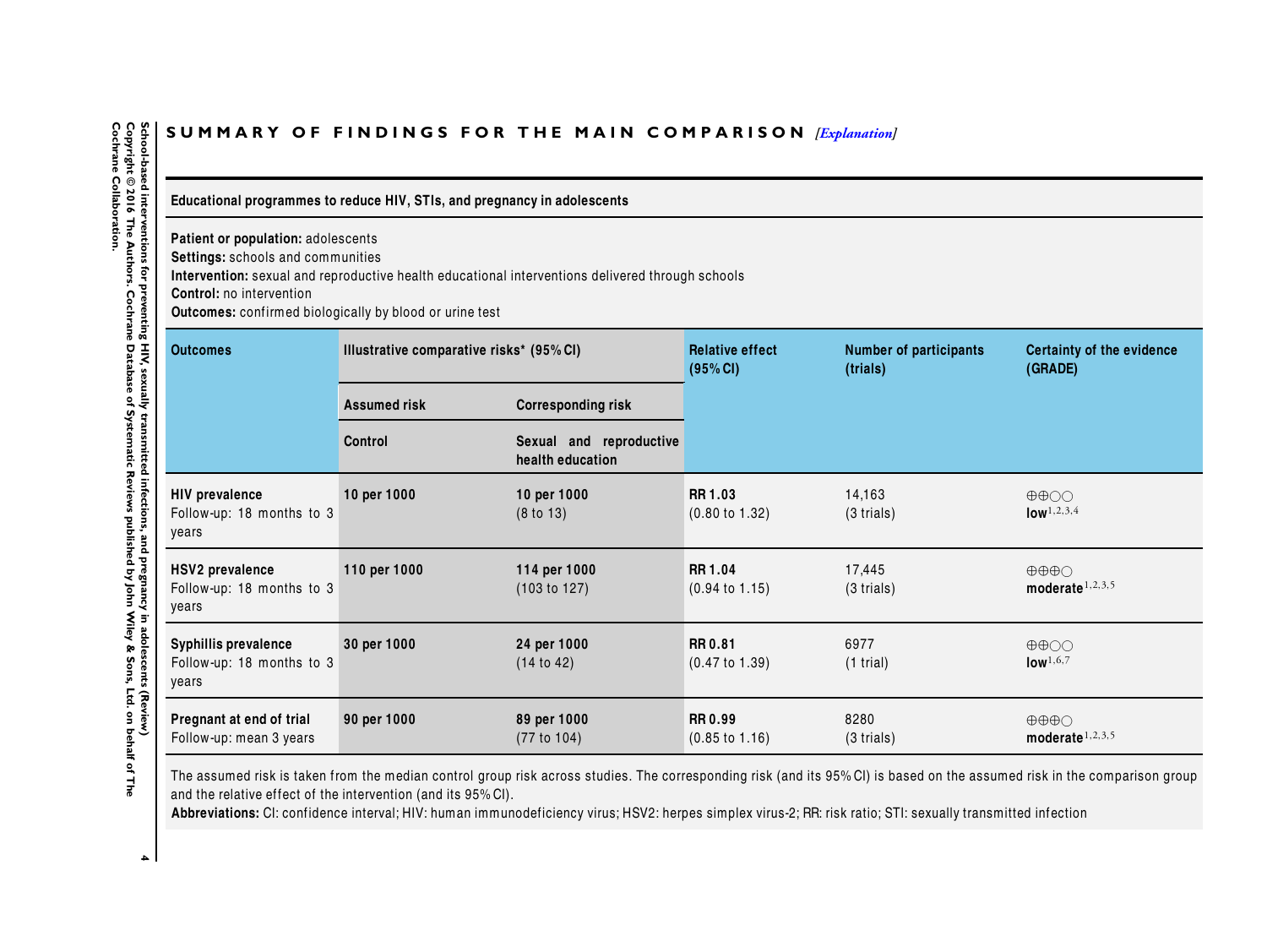## SUMMARY OF FINDINGS FOR THE MAIN COMPARISON *[Explanation]*

**Educational programmes to reduce HIV, STIs, and pregnancy in adolescents**

**Patient or population:** adolescents
**Settings:** schools and communities
**Intervention:** sexual and reproductive health educational interventions delivered through schools
**Control:** no intervention
**Outcomes:** confirmed biologically by blood or urine test

| Outcomes | Illustrative comparative risks* (95% CI) | | Relative effect (95% CI) | Number of participants (trials) | Certainty of the evidence (GRADE) |
|---|---|---|---|---|---|
| | Assumed risk | Corresponding risk | | | |
| | Control | Sexual and reproductive health education | | | |
| **HIV prevalence** Follow-up: 18 months to 3 years | **10 per 1000** | **10 per 1000** (8 to 13) | **RR 1.03** (0.80 to 1.32) | 14,163 (3 trials) | ⊕⊕○○ **low**[1,2,3,4] |
| **HSV2 prevalence** Follow-up: 18 months to 3 years | **110 per 1000** | **114 per 1000** (103 to 127) | **RR 1.04** (0.94 to 1.15) | 17,445 (3 trials) | ⊕⊕⊕○ **moderate**[1,2,3,5] |
| **Syphillis prevalence** Follow-up: 18 months to 3 years | **30 per 1000** | **24 per 1000** (14 to 42) | **RR 0.81** (0.47 to 1.39) | 6977 (1 trial) | ⊕⊕○○ **low**[1,6,7] |
| **Pregnant at end of trial** Follow-up: mean 3 years | **90 per 1000** | **89 per 1000** (77 to 104) | **RR 0.99** (0.85 to 1.16) | 8280 (3 trials) | ⊕⊕⊕○ **moderate**[1,2,3,5] |

The assumed risk is taken from the median control group risk across studies. The corresponding risk (and its 95% CI) is based on the assumed risk in the comparison group and the relative effect of the intervention (and its 95% CI).
**Abbreviations:** CI: confidence interval; HIV: human immunodeficiency virus; HSV2: herpes simplex virus-2; RR: risk ratio; STI: sexually transmitted infection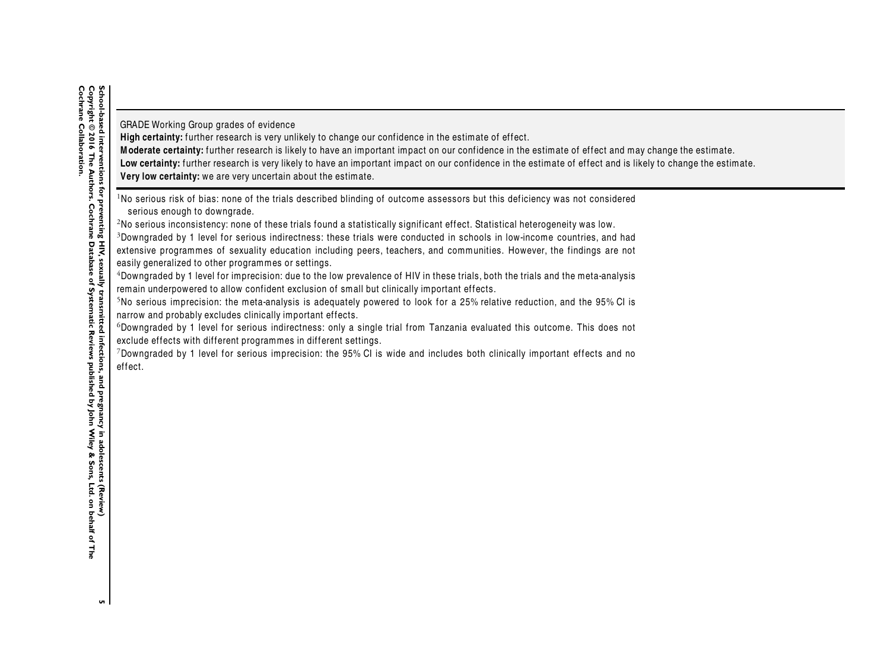GRADE Working Group grades of evidence
**High certainty:** further research is very unlikely to change our confidence in the estimate of effect.
**Moderate certainty:** further research is likely to have an important impact on our confidence in the estimate of effect and may change the estimate.
**Low certainty:** further research is very likely to have an important impact on our confidence in the estimate of effect and is likely to change the estimate.
**Very low certainty:** we are very uncertain about the estimate.

[1]No serious risk of bias: none of the trials described blinding of outcome assessors but this deficiency was not considered serious enough to downgrade.
[2]No serious inconsistency: none of these trials found a statistically significant effect. Statistical heterogeneity was low.
[3]Downgraded by 1 level for serious indirectness: these trials were conducted in schools in low-income countries, and had extensive programmes of sexuality education including peers, teachers, and communities. However, the findings are not easily generalized to other programmes or settings.
[4]Downgraded by 1 level for imprecision: due to the low prevalence of HIV in these trials, both the trials and the meta-analysis remain underpowered to allow confident exclusion of small but clinically important effects.
[5]No serious imprecision: the meta-analysis is adequately powered to look for a 25% relative reduction, and the 95% CI is narrow and probably excludes clinically important effects.
[6]Downgraded by 1 level for serious indirectness: only a single trial from Tanzania evaluated this outcome. This does not exclude effects with different programmes in different settings.
[7]Downgraded by 1 level for serious imprecision: the 95% CI is wide and includes both clinically important effects and no effect.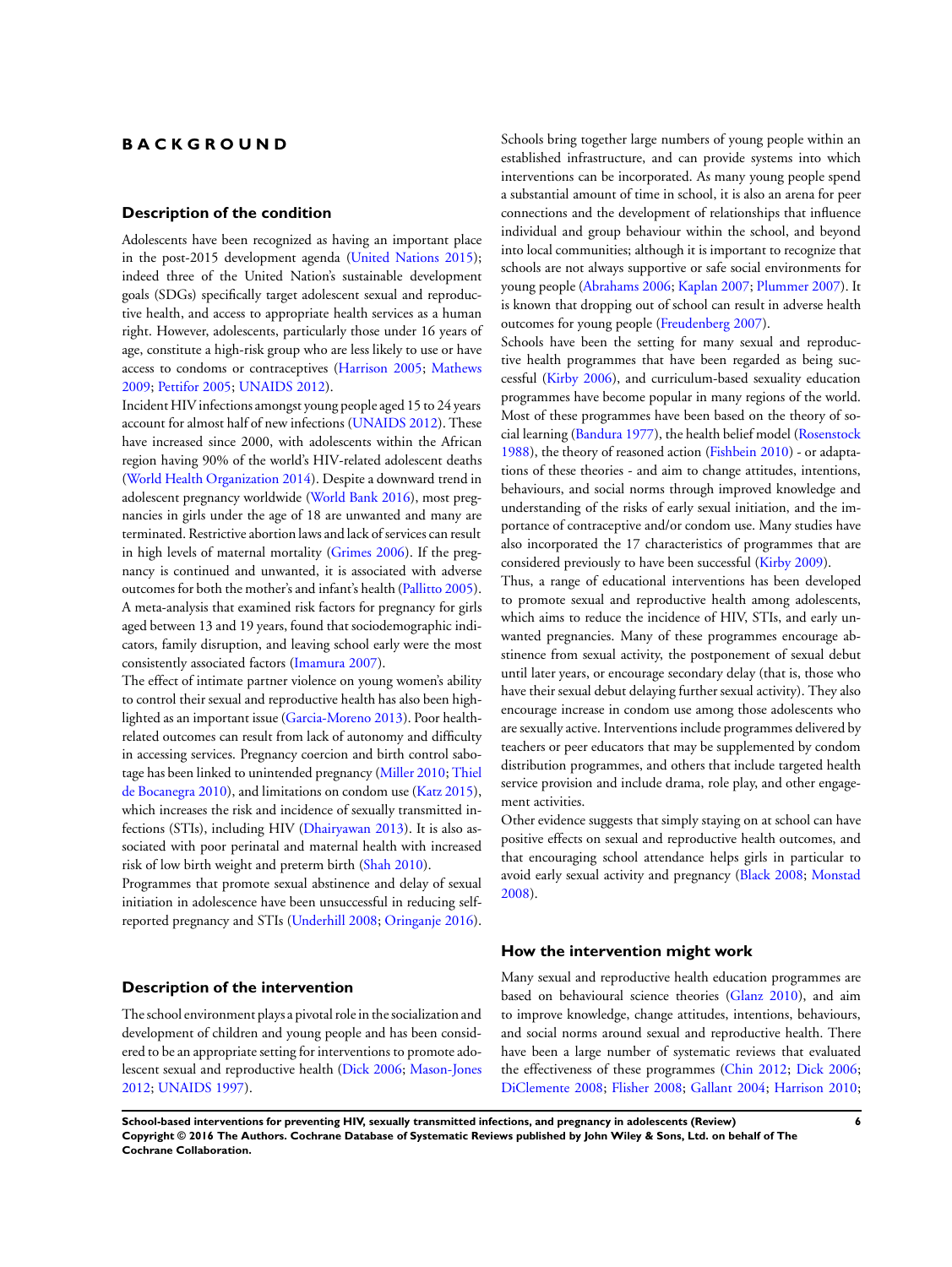# BACKGROUND

## Description of the condition

Adolescents have been recognized as having an important place in the post-2015 development agenda (United Nations 2015); indeed three of the United Nation's sustainable development goals (SDGs) specifically target adolescent sexual and reproductive health, and access to appropriate health services as a human right. However, adolescents, particularly those under 16 years of age, constitute a high-risk group who are less likely to use or have access to condoms or contraceptives (Harrison 2005; Mathews 2009; Pettifor 2005; UNAIDS 2012).

Incident HIV infections amongst young people aged 15 to 24 years account for almost half of new infections (UNAIDS 2012). These have increased since 2000, with adolescents within the African region having 90% of the world's HIV-related adolescent deaths (World Health Organization 2014). Despite a downward trend in adolescent pregnancy worldwide (World Bank 2016), most pregnancies in girls under the age of 18 are unwanted and many are terminated. Restrictive abortion laws and lack of services can result in high levels of maternal mortality (Grimes 2006). If the pregnancy is continued and unwanted, it is associated with adverse outcomes for both the mother's and infant's health (Pallitto 2005). A meta-analysis that examined risk factors for pregnancy for girls aged between 13 and 19 years, found that sociodemographic indicators, family disruption, and leaving school early were the most consistently associated factors (Imamura 2007).

The effect of intimate partner violence on young women's ability to control their sexual and reproductive health has also been highlighted as an important issue (Garcia-Moreno 2013). Poor health-related outcomes can result from lack of autonomy and difficulty in accessing services. Pregnancy coercion and birth control sabotage has been linked to unintended pregnancy (Miller 2010; Thiel de Bocanegra 2010), and limitations on condom use (Katz 2015), which increases the risk and incidence of sexually transmitted infections (STIs), including HIV (Dhairyawan 2013). It is also associated with poor perinatal and maternal health with increased risk of low birth weight and preterm birth (Shah 2010).

Programmes that promote sexual abstinence and delay of sexual initiation in adolescence have been unsuccessful in reducing self-reported pregnancy and STIs (Underhill 2008; Oringanje 2016).

## Description of the intervention

The school environment plays a pivotal role in the socialization and development of children and young people and has been considered to be an appropriate setting for interventions to promote adolescent sexual and reproductive health (Dick 2006; Mason-Jones 2012; UNAIDS 1997).

Schools bring together large numbers of young people within an established infrastructure, and can provide systems into which interventions can be incorporated. As many young people spend a substantial amount of time in school, it is also an arena for peer connections and the development of relationships that influence individual and group behaviour within the school, and beyond into local communities; although it is important to recognize that schools are not always supportive or safe social environments for young people (Abrahams 2006; Kaplan 2007; Plummer 2007). It is known that dropping out of school can result in adverse health outcomes for young people (Freudenberg 2007).

Schools have been the setting for many sexual and reproductive health programmes that have been regarded as being successful (Kirby 2006), and curriculum-based sexuality education programmes have become popular in many regions of the world. Most of these programmes have been based on the theory of social learning (Bandura 1977), the health belief model (Rosenstock 1988), the theory of reasoned action (Fishbein 2010) - or adaptations of these theories - and aim to change attitudes, intentions, behaviours, and social norms through improved knowledge and understanding of the risks of early sexual initiation, and the importance of contraceptive and/or condom use. Many studies have also incorporated the 17 characteristics of programmes that are considered previously to have been successful (Kirby 2009).

Thus, a range of educational interventions has been developed to promote sexual and reproductive health among adolescents, which aims to reduce the incidence of HIV, STIs, and early unwanted pregnancies. Many of these programmes encourage abstinence from sexual activity, the postponement of sexual debut until later years, or encourage secondary delay (that is, those who have their sexual debut delaying further sexual activity). They also encourage increase in condom use among those adolescents who are sexually active. Interventions include programmes delivered by teachers or peer educators that may be supplemented by condom distribution programmes, and others that include targeted health service provision and include drama, role play, and other engagement activities.

Other evidence suggests that simply staying on at school can have positive effects on sexual and reproductive health outcomes, and that encouraging school attendance helps girls in particular to avoid early sexual activity and pregnancy (Black 2008; Monstad 2008).

## How the intervention might work

Many sexual and reproductive health education programmes are based on behavioural science theories (Glanz 2010), and aim to improve knowledge, change attitudes, intentions, behaviours, and social norms around sexual and reproductive health. There have been a large number of systematic reviews that evaluated the effectiveness of these programmes (Chin 2012; Dick 2006; DiClemente 2008; Flisher 2008; Gallant 2004; Harrison 2010;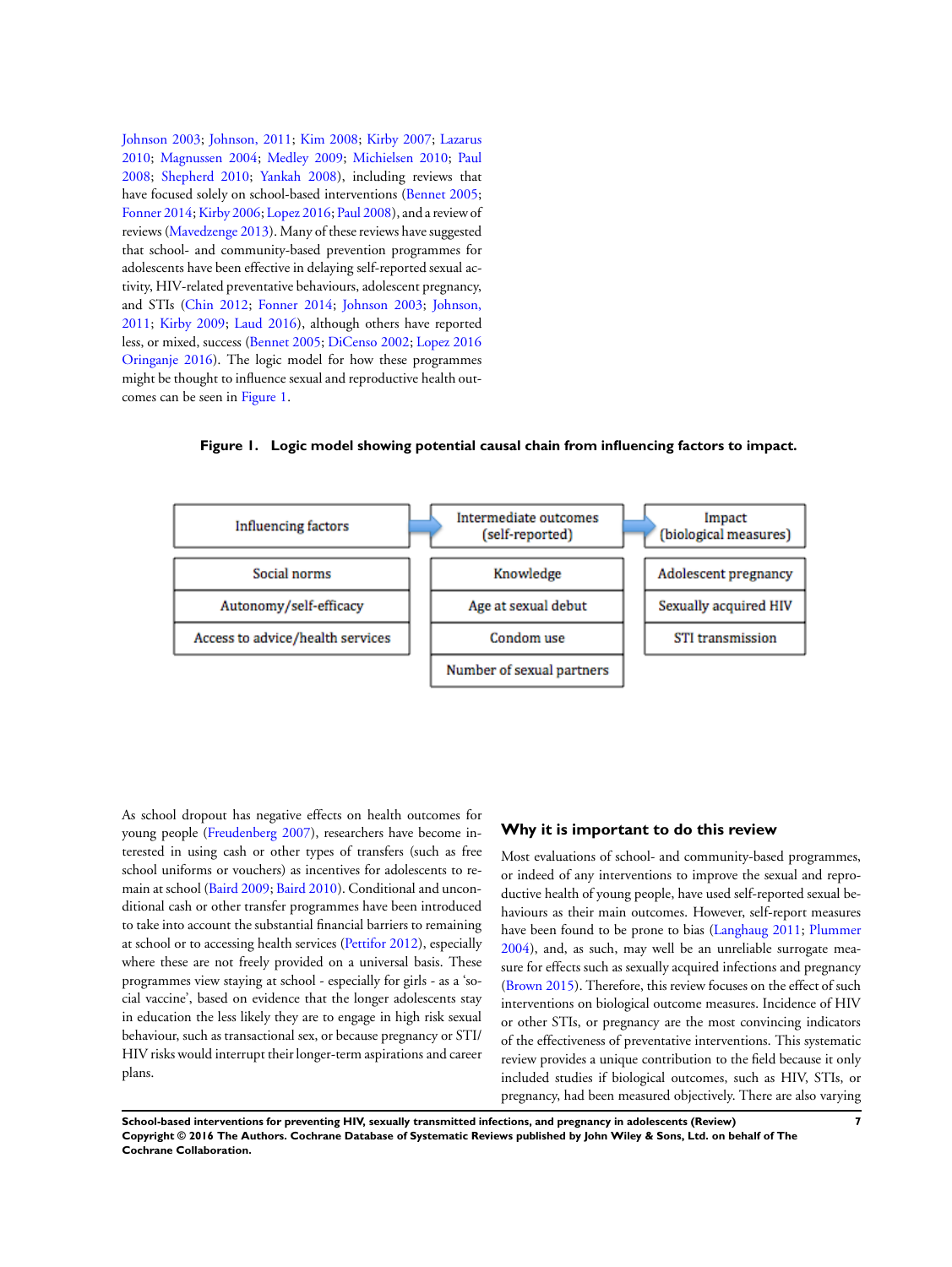Johnson 2003; Johnson, 2011; Kim 2008; Kirby 2007; Lazarus 2010; Magnussen 2004; Medley 2009; Michielsen 2010; Paul 2008; Shepherd 2010; Yankah 2008), including reviews that have focused solely on school-based interventions (Bennet 2005; Fonner 2014; Kirby 2006; Lopez 2016; Paul 2008), and a review of reviews (Mavedzenge 2013). Many of these reviews have suggested that school- and community-based prevention programmes for adolescents have been effective in delaying self-reported sexual activity, HIV-related preventative behaviours, adolescent pregnancy, and STIs (Chin 2012; Fonner 2014; Johnson 2003; Johnson, 2011; Kirby 2009; Laud 2016), although others have reported less, or mixed, success (Bennet 2005; DiCenso 2002; Lopez 2016 Oringanje 2016). The logic model for how these programmes might be thought to influence sexual and reproductive health outcomes can be seen in Figure 1.

**Figure 1. Logic model showing potential causal chain from influencing factors to impact.**

| Influencing factors | → Intermediate outcomes (self-reported) | → Impact (biological measures) |
|---|---|---|
| Social norms | Knowledge | Adolescent pregnancy |
| Autonomy/self-efficacy | Age at sexual debut | Sexually acquired HIV |
| Access to advice/health services | Condom use | STI transmission |
| | Number of sexual partners | |

As school dropout has negative effects on health outcomes for young people (Freudenberg 2007), researchers have become interested in using cash or other types of transfers (such as free school uniforms or vouchers) as incentives for adolescents to remain at school (Baird 2009; Baird 2010). Conditional and unconditional cash or other transfer programmes have been introduced to take into account the substantial financial barriers to remaining at school or to accessing health services (Pettifor 2012), especially where these are not freely provided on a universal basis. These programmes view staying at school - especially for girls - as a 'social vaccine', based on evidence that the longer adolescents stay in education the less likely they are to engage in high risk sexual behaviour, such as transactional sex, or because pregnancy or STI/HIV risks would interrupt their longer-term aspirations and career plans.

### Why it is important to do this review

Most evaluations of school- and community-based programmes, or indeed of any interventions to improve the sexual and reproductive health of young people, have used self-reported sexual behaviours as their main outcomes. However, self-report measures have been found to be prone to bias (Langhaug 2011; Plummer 2004), and, as such, may well be an unreliable surrogate measure for effects such as sexually acquired infections and pregnancy (Brown 2015). Therefore, this review focuses on the effect of such interventions on biological outcome measures. Incidence of HIV or other STIs, or pregnancy are the most convincing indicators of the effectiveness of preventative interventions. This systematic review provides a unique contribution to the field because it only included studies if biological outcomes, such as HIV, STIs, or pregnancy, had been measured objectively. There are also varying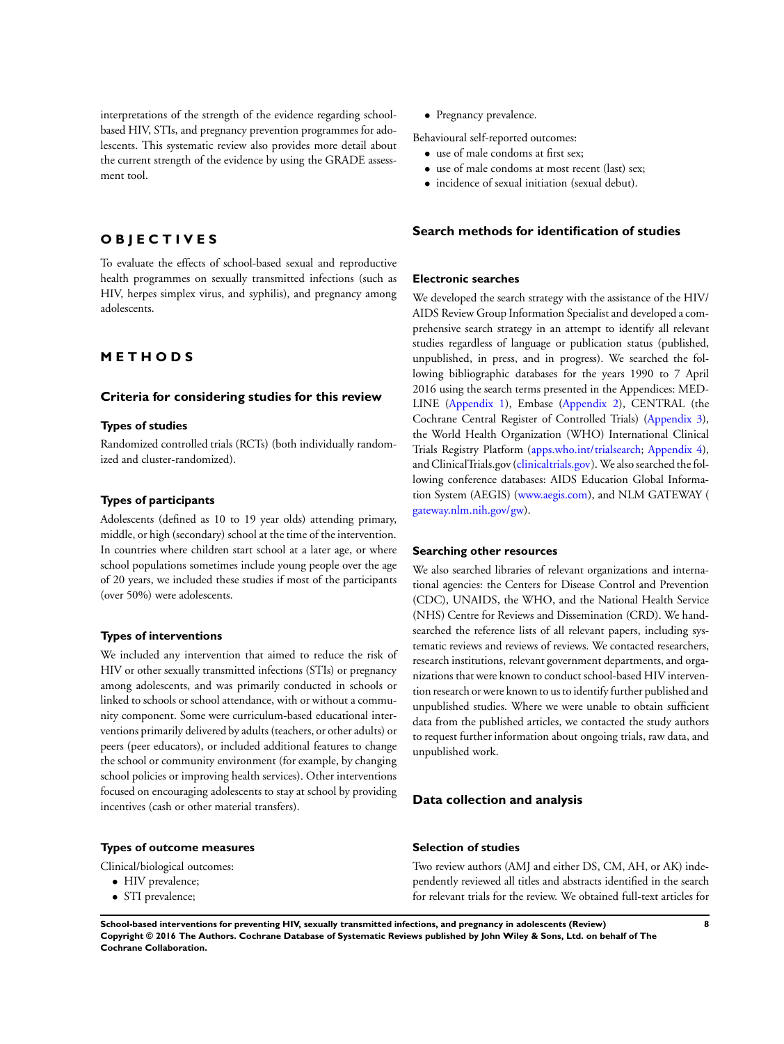interpretations of the strength of the evidence regarding school-based HIV, STIs, and pregnancy prevention programmes for adolescents. This systematic review also provides more detail about the current strength of the evidence by using the GRADE assessment tool.

# OBJECTIVES

To evaluate the effects of school-based sexual and reproductive health programmes on sexually transmitted infections (such as HIV, herpes simplex virus, and syphilis), and pregnancy among adolescents.

# METHODS

## Criteria for considering studies for this review

### Types of studies

Randomized controlled trials (RCTs) (both individually randomized and cluster-randomized).

### Types of participants

Adolescents (defined as 10 to 19 year olds) attending primary, middle, or high (secondary) school at the time of the intervention. In countries where children start school at a later age, or where school populations sometimes include young people over the age of 20 years, we included these studies if most of the participants (over 50%) were adolescents.

### Types of interventions

We included any intervention that aimed to reduce the risk of HIV or other sexually transmitted infections (STIs) or pregnancy among adolescents, and was primarily conducted in schools or linked to schools or school attendance, with or without a community component. Some were curriculum-based educational interventions primarily delivered by adults (teachers, or other adults) or peers (peer educators), or included additional features to change the school or community environment (for example, by changing school policies or improving health services). Other interventions focused on encouraging adolescents to stay at school by providing incentives (cash or other material transfers).

### Types of outcome measures

Clinical/biological outcomes:

- HIV prevalence;
- STI prevalence;
- Pregnancy prevalence.

Behavioural self-reported outcomes:

- use of male condoms at first sex;
- use of male condoms at most recent (last) sex;
- incidence of sexual initiation (sexual debut).

## Search methods for identification of studies

### Electronic searches

We developed the search strategy with the assistance of the HIV/AIDS Review Group Information Specialist and developed a comprehensive search strategy in an attempt to identify all relevant studies regardless of language or publication status (published, unpublished, in press, and in progress). We searched the following bibliographic databases for the years 1990 to 7 April 2016 using the search terms presented in the Appendices: MEDLINE (Appendix 1), Embase (Appendix 2), CENTRAL (the Cochrane Central Register of Controlled Trials) (Appendix 3), the World Health Organization (WHO) International Clinical Trials Registry Platform (apps.who.int/trialsearch; Appendix 4), and ClinicalTrials.gov (clinicaltrials.gov). We also searched the following conference databases: AIDS Education Global Information System (AEGIS) (www.aegis.com), and NLM GATEWAY (gateway.nlm.nih.gov/gw).

### Searching other resources

We also searched libraries of relevant organizations and international agencies: the Centers for Disease Control and Prevention (CDC), UNAIDS, the WHO, and the National Health Service (NHS) Centre for Reviews and Dissemination (CRD). We handsearched the reference lists of all relevant papers, including systematic reviews and reviews of reviews. We contacted researchers, research institutions, relevant government departments, and organizations that were known to conduct school-based HIV intervention research or were known to us to identify further published and unpublished studies. Where we were unable to obtain sufficient data from the published articles, we contacted the study authors to request further information about ongoing trials, raw data, and unpublished work.

## Data collection and analysis

### Selection of studies

Two review authors (AMJ and either DS, CM, AH, or AK) independently reviewed all titles and abstracts identified in the search for relevant trials for the review. We obtained full-text articles for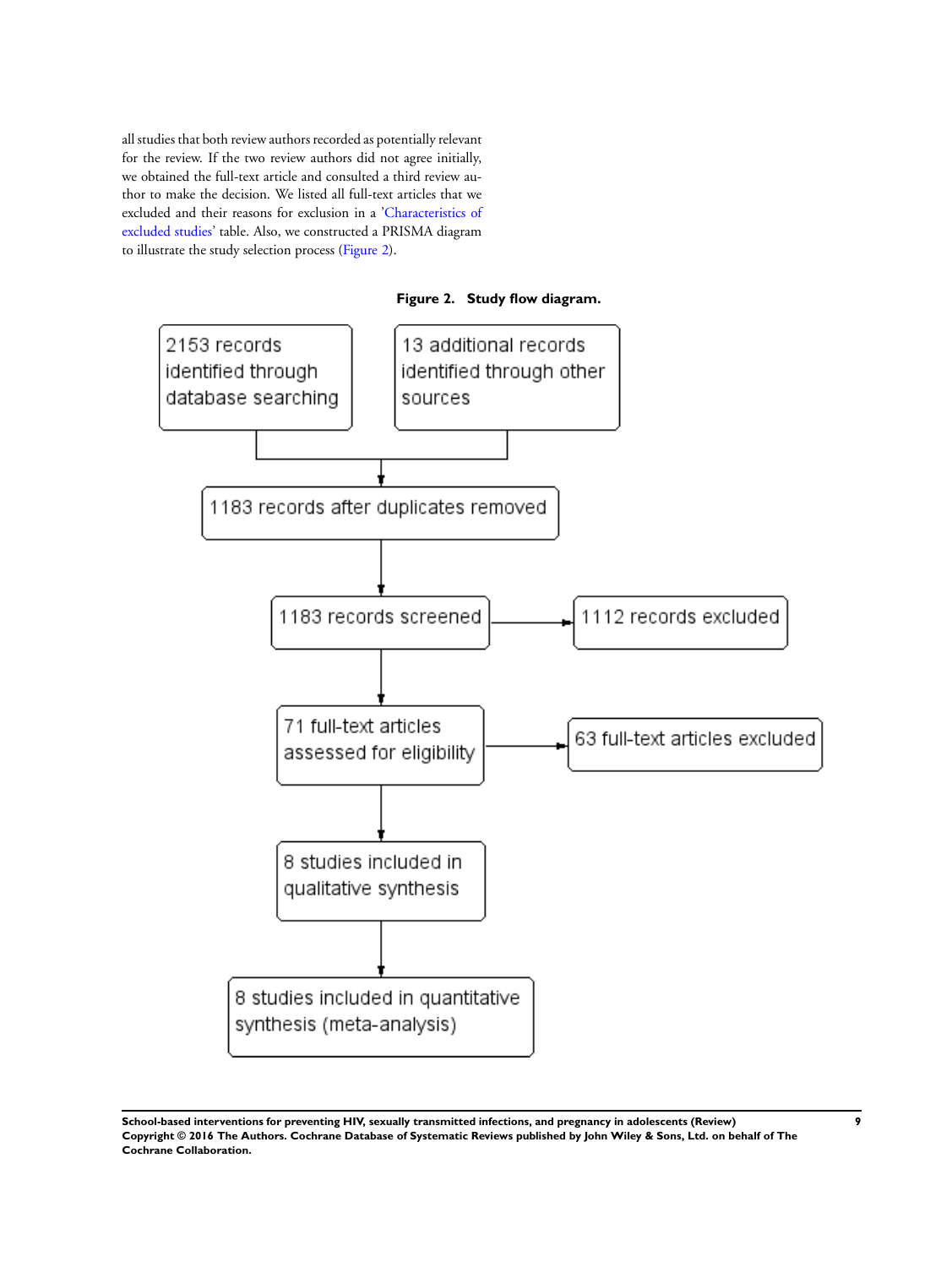all studies that both review authors recorded as potentially relevant for the review. If the two review authors did not agree initially, we obtained the full-text article and consulted a third review author to make the decision. We listed all full-text articles that we excluded and their reasons for exclusion in a 'Characteristics of excluded studies' table. Also, we constructed a PRISMA diagram to illustrate the study selection process (Figure 2).

**Figure 2. Study flow diagram.**

2153 records identified through database searching

13 additional records identified through other sources

1183 records after duplicates removed

1183 records screened

1112 records excluded

71 full-text articles assessed for eligibility

63 full-text articles excluded

8 studies included in qualitative synthesis

8 studies included in quantitative synthesis (meta-analysis)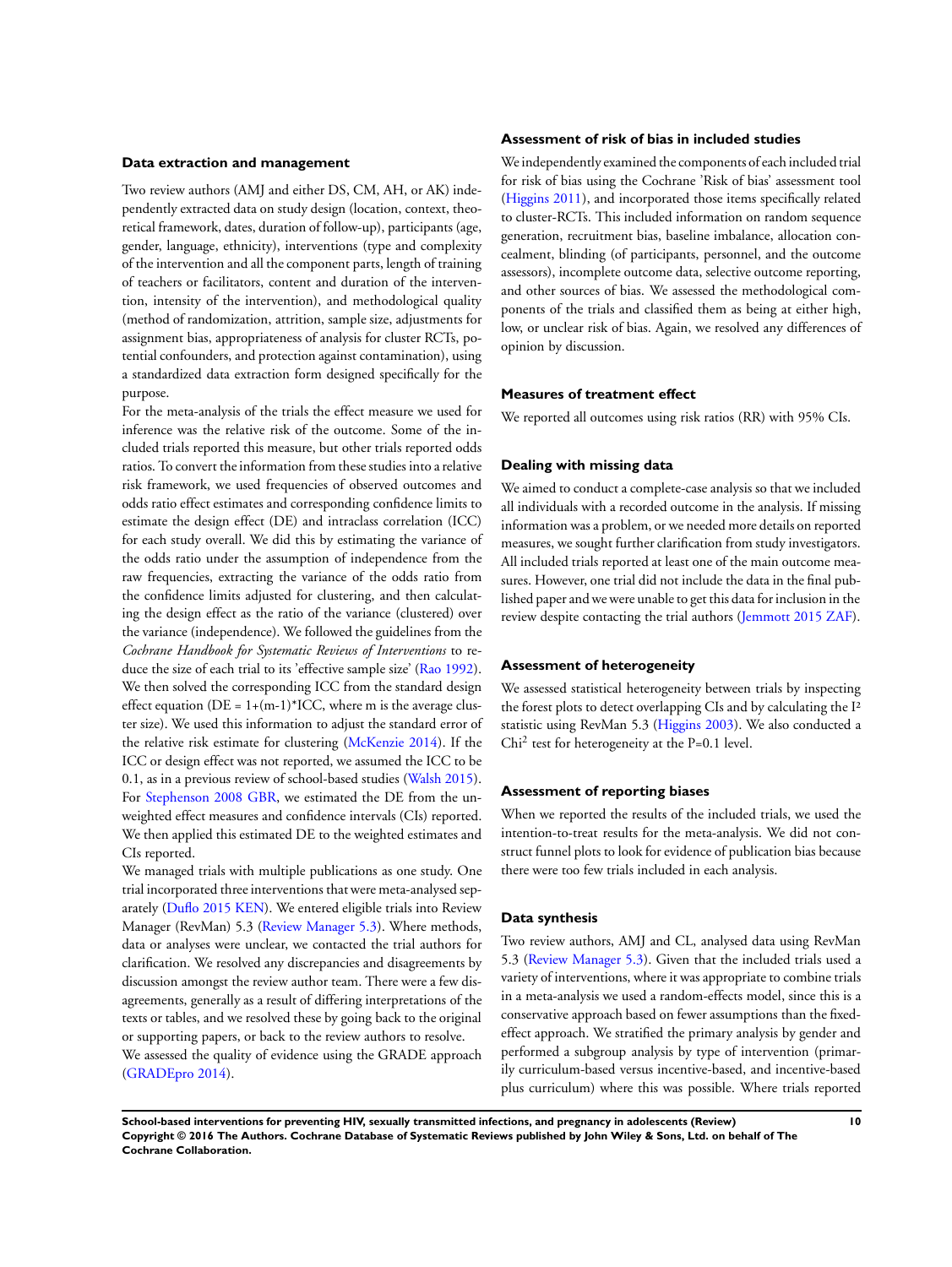### Data extraction and management

Two review authors (AMJ and either DS, CM, AH, or AK) independently extracted data on study design (location, context, theoretical framework, dates, duration of follow-up), participants (age, gender, language, ethnicity), interventions (type and complexity of the intervention and all the component parts, length of training of teachers or facilitators, content and duration of the intervention, intensity of the intervention), and methodological quality (method of randomization, attrition, sample size, adjustments for assignment bias, appropriateness of analysis for cluster RCTs, potential confounders, and protection against contamination), using a standardized data extraction form designed specifically for the purpose.

For the meta-analysis of the trials the effect measure we used for inference was the relative risk of the outcome. Some of the included trials reported this measure, but other trials reported odds ratios. To convert the information from these studies into a relative risk framework, we used frequencies of observed outcomes and odds ratio effect estimates and corresponding confidence limits to estimate the design effect (DE) and intraclass correlation (ICC) for each study overall. We did this by estimating the variance of the odds ratio under the assumption of independence from the raw frequencies, extracting the variance of the odds ratio from the confidence limits adjusted for clustering, and then calculating the design effect as the ratio of the variance (clustered) over the variance (independence). We followed the guidelines from the *Cochrane Handbook for Systematic Reviews of Interventions* to reduce the size of each trial to its 'effective sample size' (Rao 1992). We then solved the corresponding ICC from the standard design effect equation ($DE = 1+(m-1)*ICC$, where m is the average cluster size). We used this information to adjust the standard error of the relative risk estimate for clustering (McKenzie 2014). If the ICC or design effect was not reported, we assumed the ICC to be 0.1, as in a previous review of school-based studies (Walsh 2015). For Stephenson 2008 GBR, we estimated the DE from the unweighted effect measures and confidence intervals (CIs) reported. We then applied this estimated DE to the weighted estimates and CIs reported.

We managed trials with multiple publications as one study. One trial incorporated three interventions that were meta-analysed separately (Duflo 2015 KEN). We entered eligible trials into Review Manager (RevMan) 5.3 (Review Manager 5.3). Where methods, data or analyses were unclear, we contacted the trial authors for clarification. We resolved any discrepancies and disagreements by discussion amongst the review author team. There were a few disagreements, generally as a result of differing interpretations of the texts or tables, and we resolved these by going back to the original or supporting papers, or back to the review authors to resolve.

We assessed the quality of evidence using the GRADE approach (GRADEpro 2014).

### Assessment of risk of bias in included studies

We independently examined the components of each included trial for risk of bias using the Cochrane 'Risk of bias' assessment tool (Higgins 2011), and incorporated those items specifically related to cluster-RCTs. This included information on random sequence generation, recruitment bias, baseline imbalance, allocation concealment, blinding (of participants, personnel, and the outcome assessors), incomplete outcome data, selective outcome reporting, and other sources of bias. We assessed the methodological components of the trials and classified them as being at either high, low, or unclear risk of bias. Again, we resolved any differences of opinion by discussion.

### Measures of treatment effect

We reported all outcomes using risk ratios (RR) with 95% CIs.

### Dealing with missing data

We aimed to conduct a complete-case analysis so that we included all individuals with a recorded outcome in the analysis. If missing information was a problem, or we needed more details on reported measures, we sought further clarification from study investigators. All included trials reported at least one of the main outcome measures. However, one trial did not include the data in the final published paper and we were unable to get this data for inclusion in the review despite contacting the trial authors (Jemmott 2015 ZAF).

### Assessment of heterogeneity

We assessed statistical heterogeneity between trials by inspecting the forest plots to detect overlapping CIs and by calculating the $I^2$ statistic using RevMan 5.3 (Higgins 2003). We also conducted a $Chi^2$ test for heterogeneity at the P=0.1 level.

### Assessment of reporting biases

When we reported the results of the included trials, we used the intention-to-treat results for the meta-analysis. We did not construct funnel plots to look for evidence of publication bias because there were too few trials included in each analysis.

### Data synthesis

Two review authors, AMJ and CL, analysed data using RevMan 5.3 (Review Manager 5.3). Given that the included trials used a variety of interventions, where it was appropriate to combine trials in a meta-analysis we used a random-effects model, since this is a conservative approach based on fewer assumptions than the fixed-effect approach. We stratified the primary analysis by gender and performed a subgroup analysis by type of intervention (primarily curriculum-based versus incentive-based, and incentive-based plus curriculum) where this was possible. Where trials reported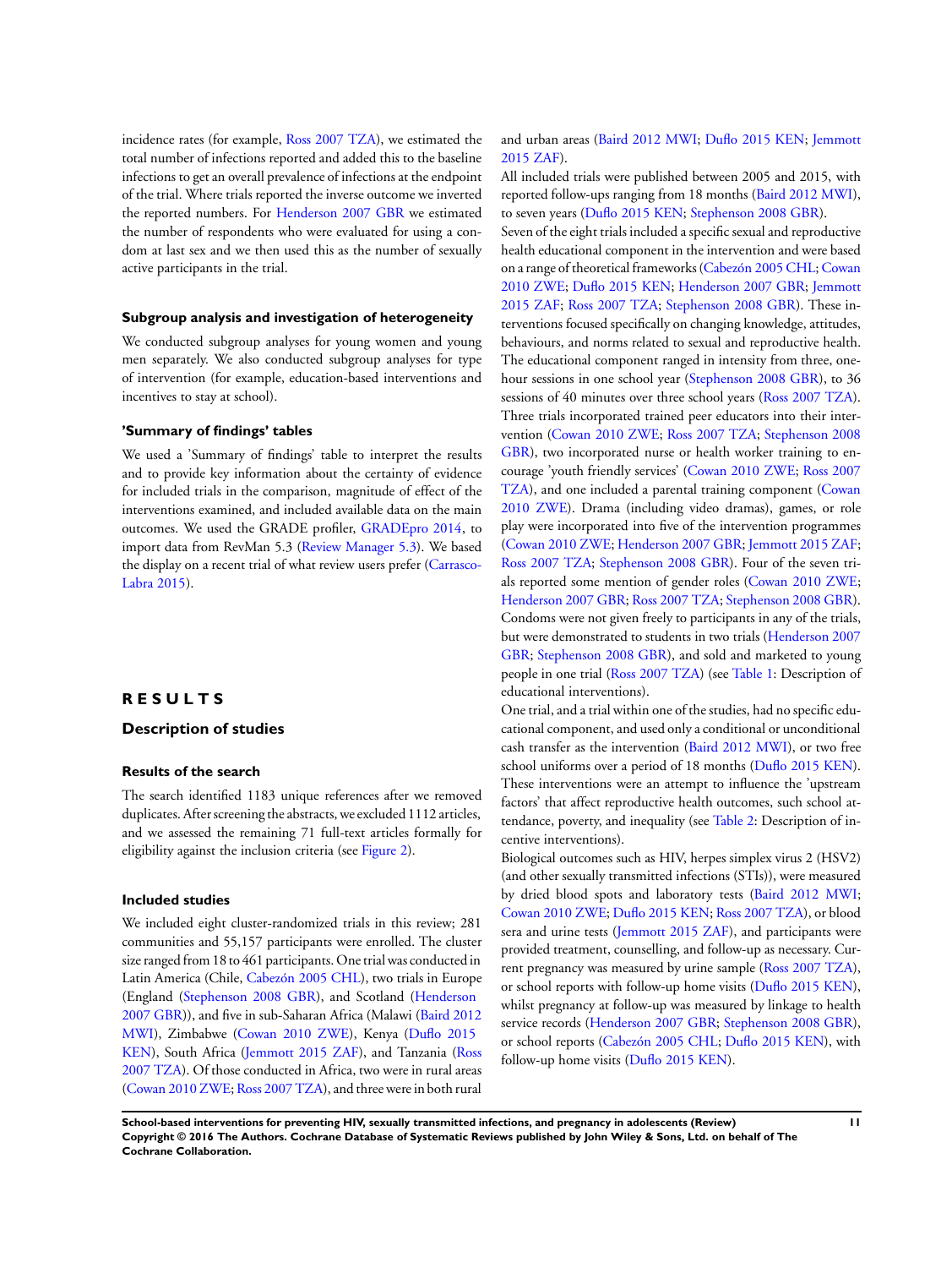incidence rates (for example, Ross 2007 TZA), we estimated the total number of infections reported and added this to the baseline infections to get an overall prevalence of infections at the endpoint of the trial. Where trials reported the inverse outcome we inverted the reported numbers. For Henderson 2007 GBR we estimated the number of respondents who were evaluated for using a condom at last sex and we then used this as the number of sexually active participants in the trial.

### Subgroup analysis and investigation of heterogeneity

We conducted subgroup analyses for young women and young men separately. We also conducted subgroup analyses for type of intervention (for example, education-based interventions and incentives to stay at school).

### 'Summary of findings' tables

We used a 'Summary of findings' table to interpret the results and to provide key information about the certainty of evidence for included trials in the comparison, magnitude of effect of the interventions examined, and included available data on the main outcomes. We used the GRADE profiler, GRADEpro 2014, to import data from RevMan 5.3 (Review Manager 5.3). We based the display on a recent trial of what review users prefer (Carrasco-Labra 2015).

# RESULTS

## Description of studies

### Results of the search

The search identified 1183 unique references after we removed duplicates. After screening the abstracts, we excluded 1112 articles, and we assessed the remaining 71 full-text articles formally for eligibility against the inclusion criteria (see Figure 2).

### Included studies

We included eight cluster-randomized trials in this review; 281 communities and 55,157 participants were enrolled. The cluster size ranged from 18 to 461 participants. One trial was conducted in Latin America (Chile, Cabezón 2005 CHL), two trials in Europe (England (Stephenson 2008 GBR), and Scotland (Henderson 2007 GBR)), and five in sub-Saharan Africa (Malawi (Baird 2012 MWI), Zimbabwe (Cowan 2010 ZWE), Kenya (Duflo 2015 KEN), South Africa (Jemmott 2015 ZAF), and Tanzania (Ross 2007 TZA). Of those conducted in Africa, two were in rural areas (Cowan 2010 ZWE; Ross 2007 TZA), and three were in both rural and urban areas (Baird 2012 MWI; Duflo 2015 KEN; Jemmott 2015 ZAF).

All included trials were published between 2005 and 2015, with reported follow-ups ranging from 18 months (Baird 2012 MWI), to seven years (Duflo 2015 KEN; Stephenson 2008 GBR).

Seven of the eight trials included a specific sexual and reproductive health educational component in the intervention and were based on a range of theoretical frameworks (Cabezón 2005 CHL; Cowan 2010 ZWE; Duflo 2015 KEN; Henderson 2007 GBR; Jemmott 2015 ZAF; Ross 2007 TZA; Stephenson 2008 GBR). These interventions focused specifically on changing knowledge, attitudes, behaviours, and norms related to sexual and reproductive health. The educational component ranged in intensity from three, one-hour sessions in one school year (Stephenson 2008 GBR), to 36 sessions of 40 minutes over three school years (Ross 2007 TZA). Three trials incorporated trained peer educators into their intervention (Cowan 2010 ZWE; Ross 2007 TZA; Stephenson 2008 GBR), two incorporated nurse or health worker training to encourage 'youth friendly services' (Cowan 2010 ZWE; Ross 2007 TZA), and one included a parental training component (Cowan 2010 ZWE). Drama (including video dramas), games, or role play were incorporated into five of the intervention programmes (Cowan 2010 ZWE; Henderson 2007 GBR; Jemmott 2015 ZAF; Ross 2007 TZA; Stephenson 2008 GBR). Four of the seven trials reported some mention of gender roles (Cowan 2010 ZWE; Henderson 2007 GBR; Ross 2007 TZA; Stephenson 2008 GBR). Condoms were not given freely to participants in any of the trials, but were demonstrated to students in two trials (Henderson 2007 GBR; Stephenson 2008 GBR), and sold and marketed to young people in one trial (Ross 2007 TZA) (see Table 1: Description of educational interventions).

One trial, and a trial within one of the studies, had no specific educational component, and used only a conditional or unconditional cash transfer as the intervention (Baird 2012 MWI), or two free school uniforms over a period of 18 months (Duflo 2015 KEN). These interventions were an attempt to influence the 'upstream factors' that affect reproductive health outcomes, such school attendance, poverty, and inequality (see Table 2: Description of incentive interventions).

Biological outcomes such as HIV, herpes simplex virus 2 (HSV2) (and other sexually transmitted infections (STIs)), were measured by dried blood spots and laboratory tests (Baird 2012 MWI; Cowan 2010 ZWE; Duflo 2015 KEN; Ross 2007 TZA), or blood sera and urine tests (Jemmott 2015 ZAF), and participants were provided treatment, counselling, and follow-up as necessary. Current pregnancy was measured by urine sample (Ross 2007 TZA), or school reports with follow-up home visits (Duflo 2015 KEN), whilst pregnancy at follow-up was measured by linkage to health service records (Henderson 2007 GBR; Stephenson 2008 GBR), or school reports (Cabezón 2005 CHL; Duflo 2015 KEN), with follow-up home visits (Duflo 2015 KEN).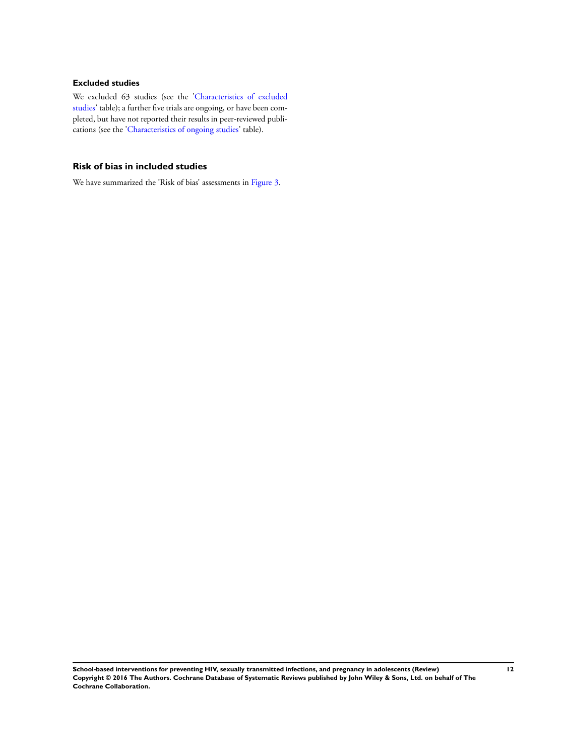### Excluded studies

We excluded 63 studies (see the 'Characteristics of excluded studies' table); a further five trials are ongoing, or have been completed, but have not reported their results in peer-reviewed publications (see the 'Characteristics of ongoing studies' table).

## Risk of bias in included studies

We have summarized the 'Risk of bias' assessments in Figure 3.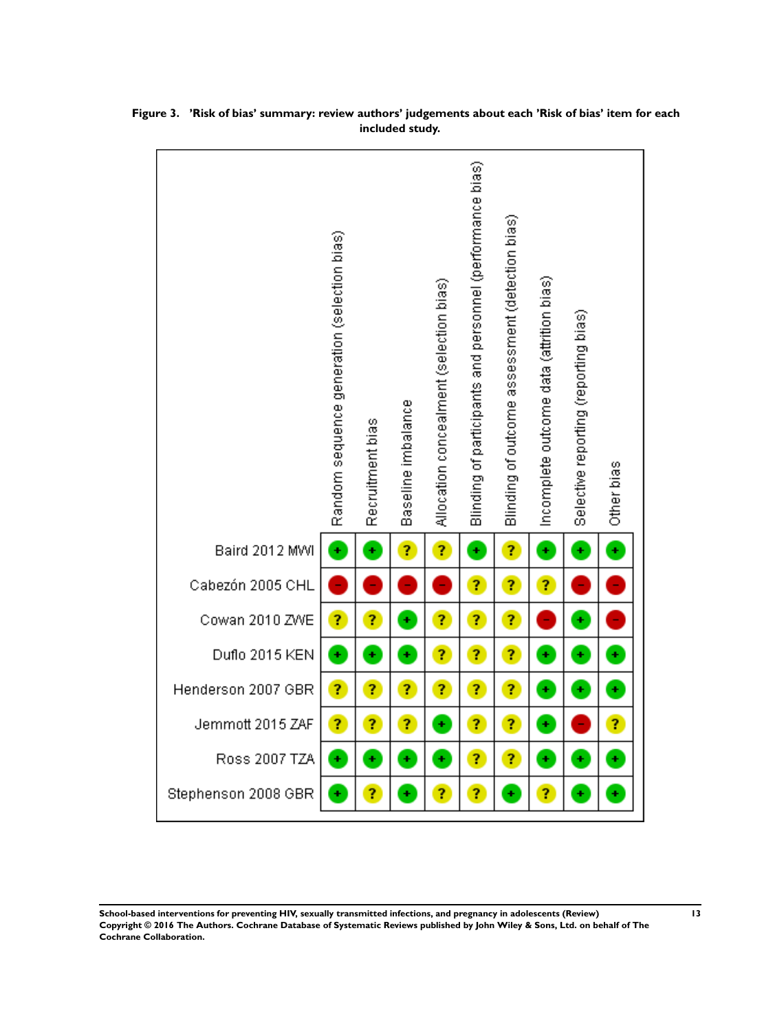**Figure 3. 'Risk of bias' summary: review authors' judgements about each 'Risk of bias' item for each included study.**

| | Random sequence generation (selection bias) | Recruitment bias | Baseline imbalance | Allocation concealment (selection bias) | Blinding of participants and personnel (performance bias) | Blinding of outcome assessment (detection bias) | Incomplete outcome data (attrition bias) | Selective reporting (reporting bias) | Other bias |
|---|---|---|---|---|---|---|---|---|---|
| Baird 2012 MWI | + | + | ? | ? | + | ? | + | + | + |
| Cabezón 2005 CHL | − | − | − | − | ? | ? | ? | − | − |
| Cowan 2010 ZWE | ? | ? | + | ? | ? | ? | − | + | − |
| Duflo 2015 KEN | + | + | + | ? | ? | ? | + | + | + |
| Henderson 2007 GBR | ? | ? | ? | ? | ? | ? | + | + | + |
| Jemmott 2015 ZAF | ? | ? | ? | + | ? | ? | + | − | ? |
| Ross 2007 TZA | + | + | + | + | ? | ? | + | + | + |
| Stephenson 2008 GBR | + | ? | + | ? | ? | + | ? | + | + |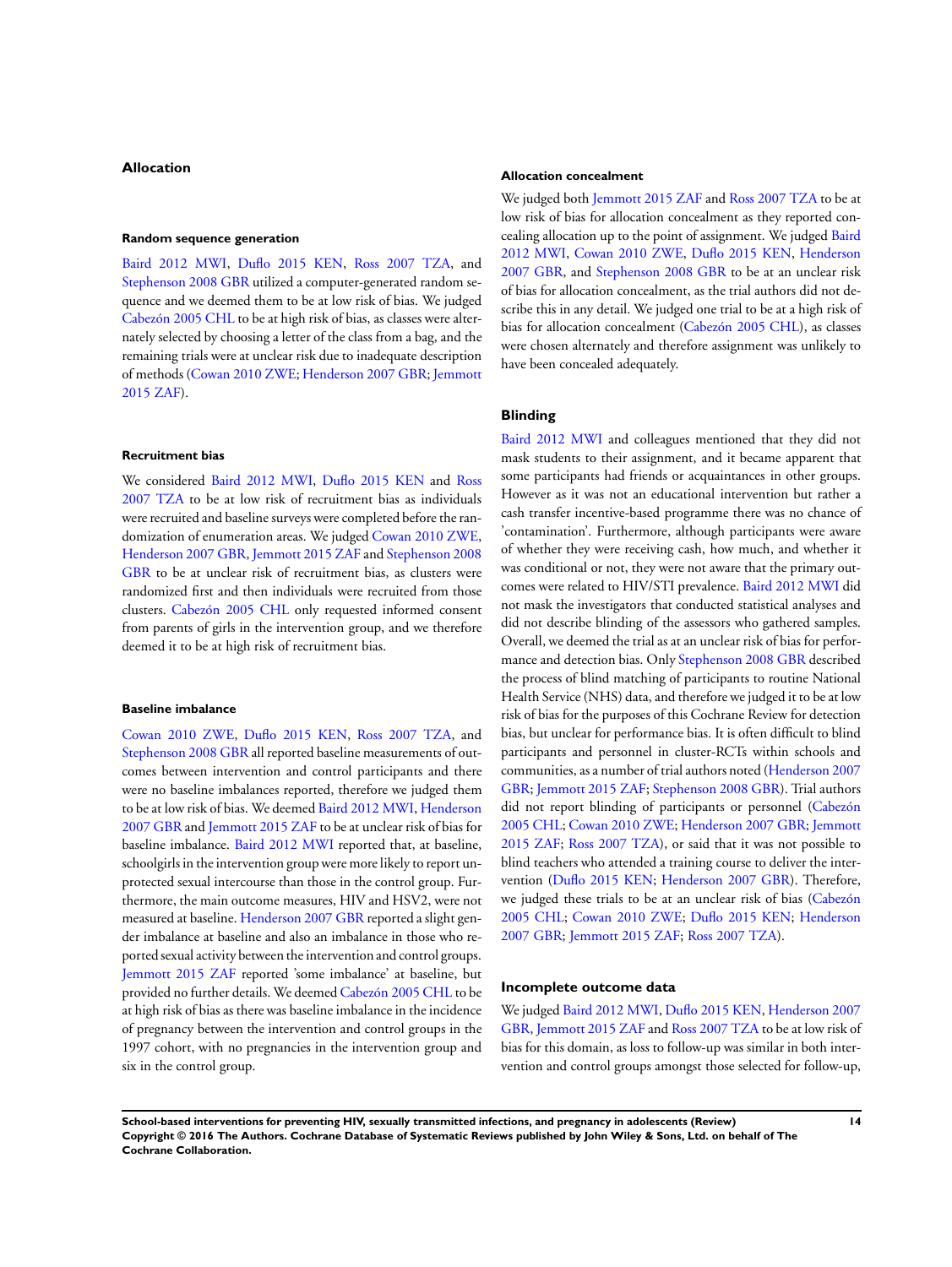### Allocation

#### Random sequence generation

Baird 2012 MWI, Duflo 2015 KEN, Ross 2007 TZA, and Stephenson 2008 GBR utilized a computer-generated random sequence and we deemed them to be at low risk of bias. We judged Cabezón 2005 CHL to be at high risk of bias, as classes were alternately selected by choosing a letter of the class from a bag, and the remaining trials were at unclear risk due to inadequate description of methods (Cowan 2010 ZWE; Henderson 2007 GBR; Jemmott 2015 ZAF).

#### Recruitment bias

We considered Baird 2012 MWI, Duflo 2015 KEN and Ross 2007 TZA to be at low risk of recruitment bias as individuals were recruited and baseline surveys were completed before the randomization of enumeration areas. We judged Cowan 2010 ZWE, Henderson 2007 GBR, Jemmott 2015 ZAF and Stephenson 2008 GBR to be at unclear risk of recruitment bias, as clusters were randomized first and then individuals were recruited from those clusters. Cabezón 2005 CHL only requested informed consent from parents of girls in the intervention group, and we therefore deemed it to be at high risk of recruitment bias.

#### Baseline imbalance

Cowan 2010 ZWE, Duflo 2015 KEN, Ross 2007 TZA, and Stephenson 2008 GBR all reported baseline measurements of outcomes between intervention and control participants and there were no baseline imbalances reported, therefore we judged them to be at low risk of bias. We deemed Baird 2012 MWI, Henderson 2007 GBR and Jemmott 2015 ZAF to be at unclear risk of bias for baseline imbalance. Baird 2012 MWI reported that, at baseline, schoolgirls in the intervention group were more likely to report unprotected sexual intercourse than those in the control group. Furthermore, the main outcome measures, HIV and HSV2, were not measured at baseline. Henderson 2007 GBR reported a slight gender imbalance at baseline and also an imbalance in those who reported sexual activity between the intervention and control groups. Jemmott 2015 ZAF reported 'some imbalance' at baseline, but provided no further details. We deemed Cabezón 2005 CHL to be at high risk of bias as there was baseline imbalance in the incidence of pregnancy between the intervention and control groups in the 1997 cohort, with no pregnancies in the intervention group and six in the control group.

#### Allocation concealment

We judged both Jemmott 2015 ZAF and Ross 2007 TZA to be at low risk of bias for allocation concealment as they reported concealing allocation up to the point of assignment. We judged Baird 2012 MWI, Cowan 2010 ZWE, Duflo 2015 KEN, Henderson 2007 GBR, and Stephenson 2008 GBR to be at an unclear risk of bias for allocation concealment, as the trial authors did not describe this in any detail. We judged one trial to be at a high risk of bias for allocation concealment (Cabezón 2005 CHL), as classes were chosen alternately and therefore assignment was unlikely to have been concealed adequately.

### Blinding

Baird 2012 MWI and colleagues mentioned that they did not mask students to their assignment, and it became apparent that some participants had friends or acquaintances in other groups. However as it was not an educational intervention but rather a cash transfer incentive-based programme there was no chance of 'contamination'. Furthermore, although participants were aware of whether they were receiving cash, how much, and whether it was conditional or not, they were not aware that the primary outcomes were related to HIV/STI prevalence. Baird 2012 MWI did not mask the investigators that conducted statistical analyses and did not describe blinding of the assessors who gathered samples. Overall, we deemed the trial as at an unclear risk of bias for performance and detection bias. Only Stephenson 2008 GBR described the process of blind matching of participants to routine National Health Service (NHS) data, and therefore we judged it to be at low risk of bias for the purposes of this Cochrane Review for detection bias, but unclear for performance bias. It is often difficult to blind participants and personnel in cluster-RCTs within schools and communities, as a number of trial authors noted (Henderson 2007 GBR; Jemmott 2015 ZAF; Stephenson 2008 GBR). Trial authors did not report blinding of participants or personnel (Cabezón 2005 CHL; Cowan 2010 ZWE; Henderson 2007 GBR; Jemmott 2015 ZAF; Ross 2007 TZA), or said that it was not possible to blind teachers who attended a training course to deliver the intervention (Duflo 2015 KEN; Henderson 2007 GBR). Therefore, we judged these trials to be at an unclear risk of bias (Cabezón 2005 CHL; Cowan 2010 ZWE; Duflo 2015 KEN; Henderson 2007 GBR; Jemmott 2015 ZAF; Ross 2007 TZA).

### Incomplete outcome data

We judged Baird 2012 MWI, Duflo 2015 KEN, Henderson 2007 GBR, Jemmott 2015 ZAF and Ross 2007 TZA to be at low risk of bias for this domain, as loss to follow-up was similar in both intervention and control groups amongst those selected for follow-up,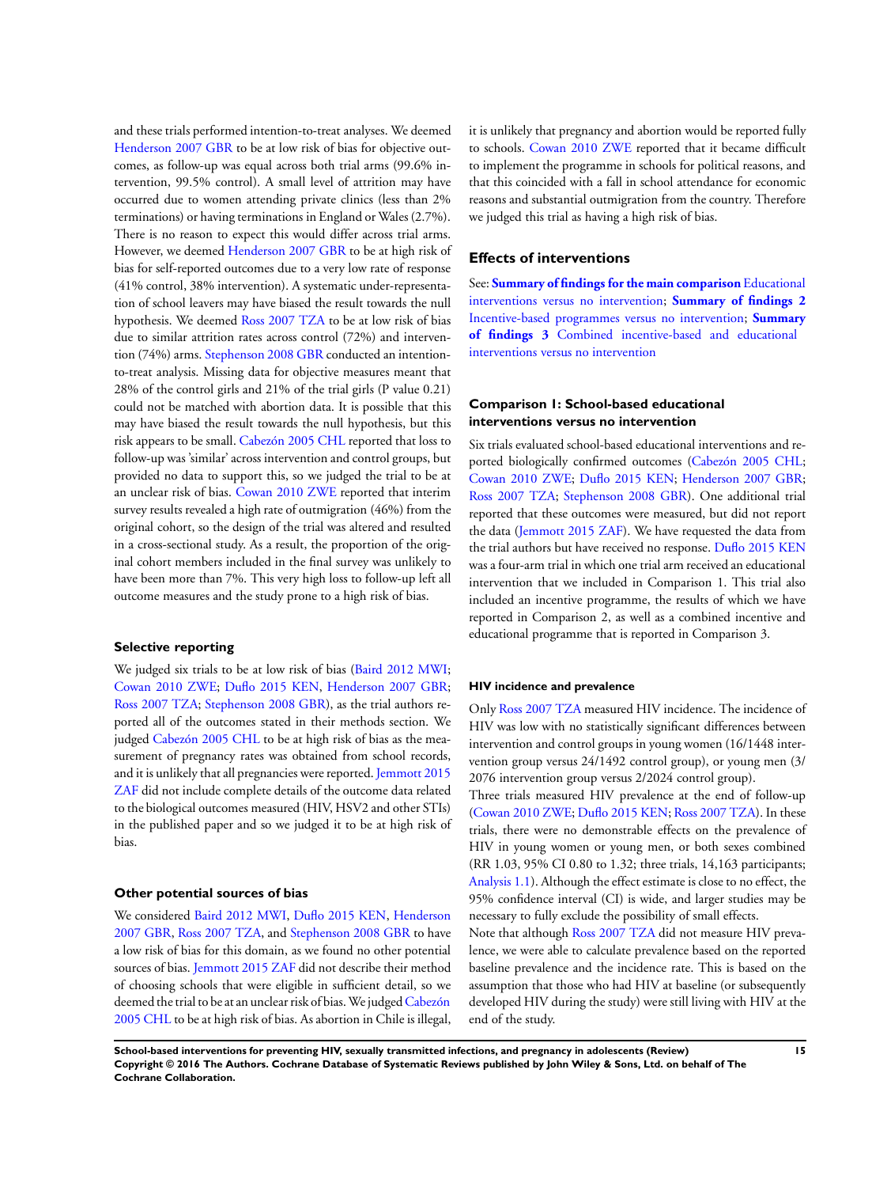and these trials performed intention-to-treat analyses. We deemed Henderson 2007 GBR to be at low risk of bias for objective outcomes, as follow-up was equal across both trial arms (99.6% intervention, 99.5% control). A small level of attrition may have occurred due to women attending private clinics (less than 2% terminations) or having terminations in England or Wales (2.7%). There is no reason to expect this would differ across trial arms. However, we deemed Henderson 2007 GBR to be at high risk of bias for self-reported outcomes due to a very low rate of response (41% control, 38% intervention). A systematic under-representation of school leavers may have biased the result towards the null hypothesis. We deemed Ross 2007 TZA to be at low risk of bias due to similar attrition rates across control (72%) and intervention (74%) arms. Stephenson 2008 GBR conducted an intention-to-treat analysis. Missing data for objective measures meant that 28% of the control girls and 21% of the trial girls (P value 0.21) could not be matched with abortion data. It is possible that this may have biased the result towards the null hypothesis, but this risk appears to be small. Cabezón 2005 CHL reported that loss to follow-up was 'similar' across intervention and control groups, but provided no data to support this, so we judged the trial to be at an unclear risk of bias. Cowan 2010 ZWE reported that interim survey results revealed a high rate of outmigration (46%) from the original cohort, so the design of the trial was altered and resulted in a cross-sectional study. As a result, the proportion of the original cohort members included in the final survey was unlikely to have been more than 7%. This very high loss to follow-up left all outcome measures and the study prone to a high risk of bias.

### Selective reporting

We judged six trials to be at low risk of bias (Baird 2012 MWI; Cowan 2010 ZWE; Duflo 2015 KEN, Henderson 2007 GBR; Ross 2007 TZA; Stephenson 2008 GBR), as the trial authors reported all of the outcomes stated in their methods section. We judged Cabezón 2005 CHL to be at high risk of bias as the measurement of pregnancy rates was obtained from school records, and it is unlikely that all pregnancies were reported. Jemmott 2015 ZAF did not include complete details of the outcome data related to the biological outcomes measured (HIV, HSV2 and other STIs) in the published paper and so we judged it to be at high risk of bias.

### Other potential sources of bias

We considered Baird 2012 MWI, Duflo 2015 KEN, Henderson 2007 GBR, Ross 2007 TZA, and Stephenson 2008 GBR to have a low risk of bias for this domain, as we found no other potential sources of bias. Jemmott 2015 ZAF did not describe their method of choosing schools that were eligible in sufficient detail, so we deemed the trial to be at an unclear risk of bias. We judged Cabezón 2005 CHL to be at high risk of bias. As abortion in Chile is illegal, it is unlikely that pregnancy and abortion would be reported fully to schools. Cowan 2010 ZWE reported that it became difficult to implement the programme in schools for political reasons, and that this coincided with a fall in school attendance for economic reasons and substantial outmigration from the country. Therefore we judged this trial as having a high risk of bias.

## Effects of interventions

See: **Summary of findings for the main comparison** Educational interventions versus no intervention; **Summary of findings 2** Incentive-based programmes versus no intervention; **Summary of findings 3** Combined incentive-based and educational interventions versus no intervention

### Comparison 1: School-based educational interventions versus no intervention

Six trials evaluated school-based educational interventions and reported biologically confirmed outcomes (Cabezón 2005 CHL; Cowan 2010 ZWE; Duflo 2015 KEN; Henderson 2007 GBR; Ross 2007 TZA; Stephenson 2008 GBR). One additional trial reported that these outcomes were measured, but did not report the data (Jemmott 2015 ZAF). We have requested the data from the trial authors but have received no response. Duflo 2015 KEN was a four-arm trial in which one trial arm received an educational intervention that we included in Comparison 1. This trial also included an incentive programme, the results of which we have reported in Comparison 2, as well as a combined incentive and educational programme that is reported in Comparison 3.

#### HIV incidence and prevalence

Only Ross 2007 TZA measured HIV incidence. The incidence of HIV was low with no statistically significant differences between intervention and control groups in young women (16/1448 intervention group versus 24/1492 control group), or young men (3/2076 intervention group versus 2/2024 control group).

Three trials measured HIV prevalence at the end of follow-up (Cowan 2010 ZWE; Duflo 2015 KEN; Ross 2007 TZA). In these trials, there were no demonstrable effects on the prevalence of HIV in young women or young men, or both sexes combined (RR 1.03, 95% CI 0.80 to 1.32; three trials, 14,163 participants; Analysis 1.1). Although the effect estimate is close to no effect, the 95% confidence interval (CI) is wide, and larger studies may be necessary to fully exclude the possibility of small effects.

Note that although Ross 2007 TZA did not measure HIV prevalence, we were able to calculate prevalence based on the reported baseline prevalence and the incidence rate. This is based on the assumption that those who had HIV at baseline (or subsequently developed HIV during the study) were still living with HIV at the end of the study.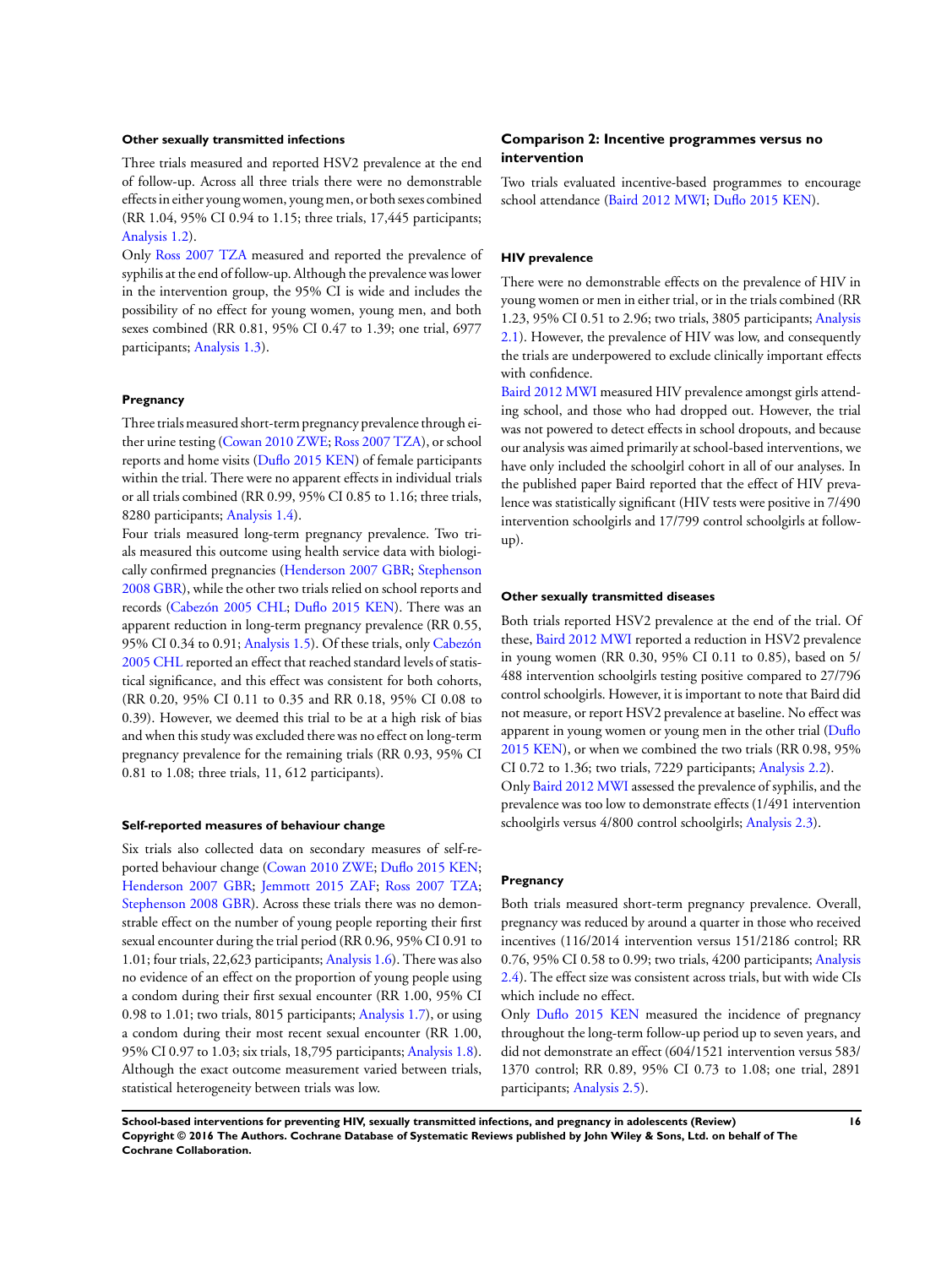#### Other sexually transmitted infections

Three trials measured and reported HSV2 prevalence at the end of follow-up. Across all three trials there were no demonstrable effects in either young women, young men, or both sexes combined (RR 1.04, 95% CI 0.94 to 1.15; three trials, 17,445 participants; Analysis 1.2).

Only Ross 2007 TZA measured and reported the prevalence of syphilis at the end of follow-up. Although the prevalence was lower in the intervention group, the 95% CI is wide and includes the possibility of no effect for young women, young men, and both sexes combined (RR 0.81, 95% CI 0.47 to 1.39; one trial, 6977 participants; Analysis 1.3).

#### Pregnancy

Three trials measured short-term pregnancy prevalence through either urine testing (Cowan 2010 ZWE; Ross 2007 TZA), or school reports and home visits (Duflo 2015 KEN) of female participants within the trial. There were no apparent effects in individual trials or all trials combined (RR 0.99, 95% CI 0.85 to 1.16; three trials, 8280 participants; Analysis 1.4).

Four trials measured long-term pregnancy prevalence. Two trials measured this outcome using health service data with biologically confirmed pregnancies (Henderson 2007 GBR; Stephenson 2008 GBR), while the other two trials relied on school reports and records (Cabezón 2005 CHL; Duflo 2015 KEN). There was an apparent reduction in long-term pregnancy prevalence (RR 0.55, 95% CI 0.34 to 0.91; Analysis 1.5). Of these trials, only Cabezón 2005 CHL reported an effect that reached standard levels of statistical significance, and this effect was consistent for both cohorts, (RR 0.20, 95% CI 0.11 to 0.35 and RR 0.18, 95% CI 0.08 to 0.39). However, we deemed this trial to be at a high risk of bias and when this study was excluded there was no effect on long-term pregnancy prevalence for the remaining trials (RR 0.93, 95% CI 0.81 to 1.08; three trials, 11, 612 participants).

#### Self-reported measures of behaviour change

Six trials also collected data on secondary measures of self-reported behaviour change (Cowan 2010 ZWE; Duflo 2015 KEN; Henderson 2007 GBR; Jemmott 2015 ZAF; Ross 2007 TZA; Stephenson 2008 GBR). Across these trials there was no demonstrable effect on the number of young people reporting their first sexual encounter during the trial period (RR 0.96, 95% CI 0.91 to 1.01; four trials, 22,623 participants; Analysis 1.6). There was also no evidence of an effect on the proportion of young people using a condom during their first sexual encounter (RR 1.00, 95% CI 0.98 to 1.01; two trials, 8015 participants; Analysis 1.7), or using a condom during their most recent sexual encounter (RR 1.00, 95% CI 0.97 to 1.03; six trials, 18,795 participants; Analysis 1.8). Although the exact outcome measurement varied between trials, statistical heterogeneity between trials was low.

### Comparison 2: Incentive programmes versus no intervention

Two trials evaluated incentive-based programmes to encourage school attendance (Baird 2012 MWI; Duflo 2015 KEN).

#### HIV prevalence

There were no demonstrable effects on the prevalence of HIV in young women or men in either trial, or in the trials combined (RR 1.23, 95% CI 0.51 to 2.96; two trials, 3805 participants; Analysis 2.1). However, the prevalence of HIV was low, and consequently the trials are underpowered to exclude clinically important effects with confidence.

Baird 2012 MWI measured HIV prevalence amongst girls attending school, and those who had dropped out. However, the trial was not powered to detect effects in school dropouts, and because our analysis was aimed primarily at school-based interventions, we have only included the schoolgirl cohort in all of our analyses. In the published paper Baird reported that the effect of HIV prevalence was statistically significant (HIV tests were positive in 7/490 intervention schoolgirls and 17/799 control schoolgirls at follow-up).

#### Other sexually transmitted diseases

Both trials reported HSV2 prevalence at the end of the trial. Of these, Baird 2012 MWI reported a reduction in HSV2 prevalence in young women (RR 0.30, 95% CI 0.11 to 0.85), based on 5/488 intervention schoolgirls testing positive compared to 27/796 control schoolgirls. However, it is important to note that Baird did not measure, or report HSV2 prevalence at baseline. No effect was apparent in young women or young men in the other trial (Duflo 2015 KEN), or when we combined the two trials (RR 0.98, 95% CI 0.72 to 1.36; two trials, 7229 participants; Analysis 2.2).

Only Baird 2012 MWI assessed the prevalence of syphilis, and the prevalence was too low to demonstrate effects (1/491 intervention schoolgirls versus 4/800 control schoolgirls; Analysis 2.3).

#### Pregnancy

Both trials measured short-term pregnancy prevalence. Overall, pregnancy was reduced by around a quarter in those who received incentives (116/2014 intervention versus 151/2186 control; RR 0.76, 95% CI 0.58 to 0.99; two trials, 4200 participants; Analysis 2.4). The effect size was consistent across trials, but with wide CIs which include no effect.

Only Duflo 2015 KEN measured the incidence of pregnancy throughout the long-term follow-up period up to seven years, and did not demonstrate an effect (604/1521 intervention versus 583/1370 control; RR 0.89, 95% CI 0.73 to 1.08; one trial, 2891 participants; Analysis 2.5).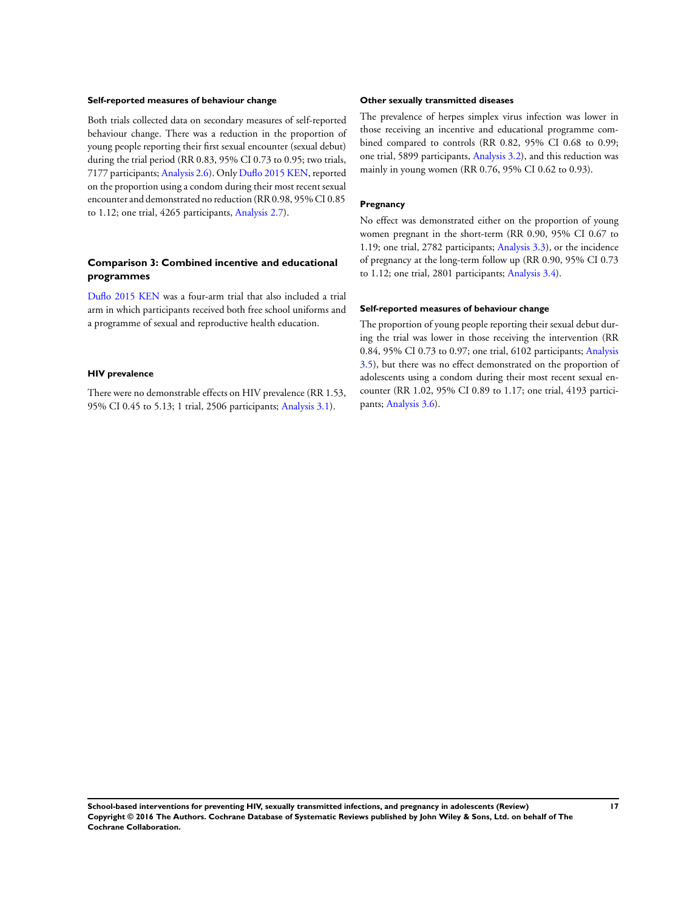#### Self-reported measures of behaviour change

Both trials collected data on secondary measures of self-reported behaviour change. There was a reduction in the proportion of young people reporting their first sexual encounter (sexual debut) during the trial period (RR 0.83, 95% CI 0.73 to 0.95; two trials, 7177 participants; Analysis 2.6). Only Duflo 2015 KEN, reported on the proportion using a condom during their most recent sexual encounter and demonstrated no reduction (RR 0.98, 95% CI 0.85 to 1.12; one trial, 4265 participants, Analysis 2.7).

### Comparison 3: Combined incentive and educational programmes

Duflo 2015 KEN was a four-arm trial that also included a trial arm in which participants received both free school uniforms and a programme of sexual and reproductive health education.

#### HIV prevalence

There were no demonstrable effects on HIV prevalence (RR 1.53, 95% CI 0.45 to 5.13; 1 trial, 2506 participants; Analysis 3.1).

#### Other sexually transmitted diseases

The prevalence of herpes simplex virus infection was lower in those receiving an incentive and educational programme combined compared to controls (RR 0.82, 95% CI 0.68 to 0.99; one trial, 5899 participants, Analysis 3.2), and this reduction was mainly in young women (RR 0.76, 95% CI 0.62 to 0.93).

#### Pregnancy

No effect was demonstrated either on the proportion of young women pregnant in the short-term (RR 0.90, 95% CI 0.67 to 1.19; one trial, 2782 participants; Analysis 3.3), or the incidence of pregnancy at the long-term follow up (RR 0.90, 95% CI 0.73 to 1.12; one trial, 2801 participants; Analysis 3.4).

#### Self-reported measures of behaviour change

The proportion of young people reporting their sexual debut during the trial was lower in those receiving the intervention (RR 0.84, 95% CI 0.73 to 0.97; one trial, 6102 participants; Analysis 3.5), but there was no effect demonstrated on the proportion of adolescents using a condom during their most recent sexual encounter (RR 1.02, 95% CI 0.89 to 1.17; one trial, 4193 participants; Analysis 3.6).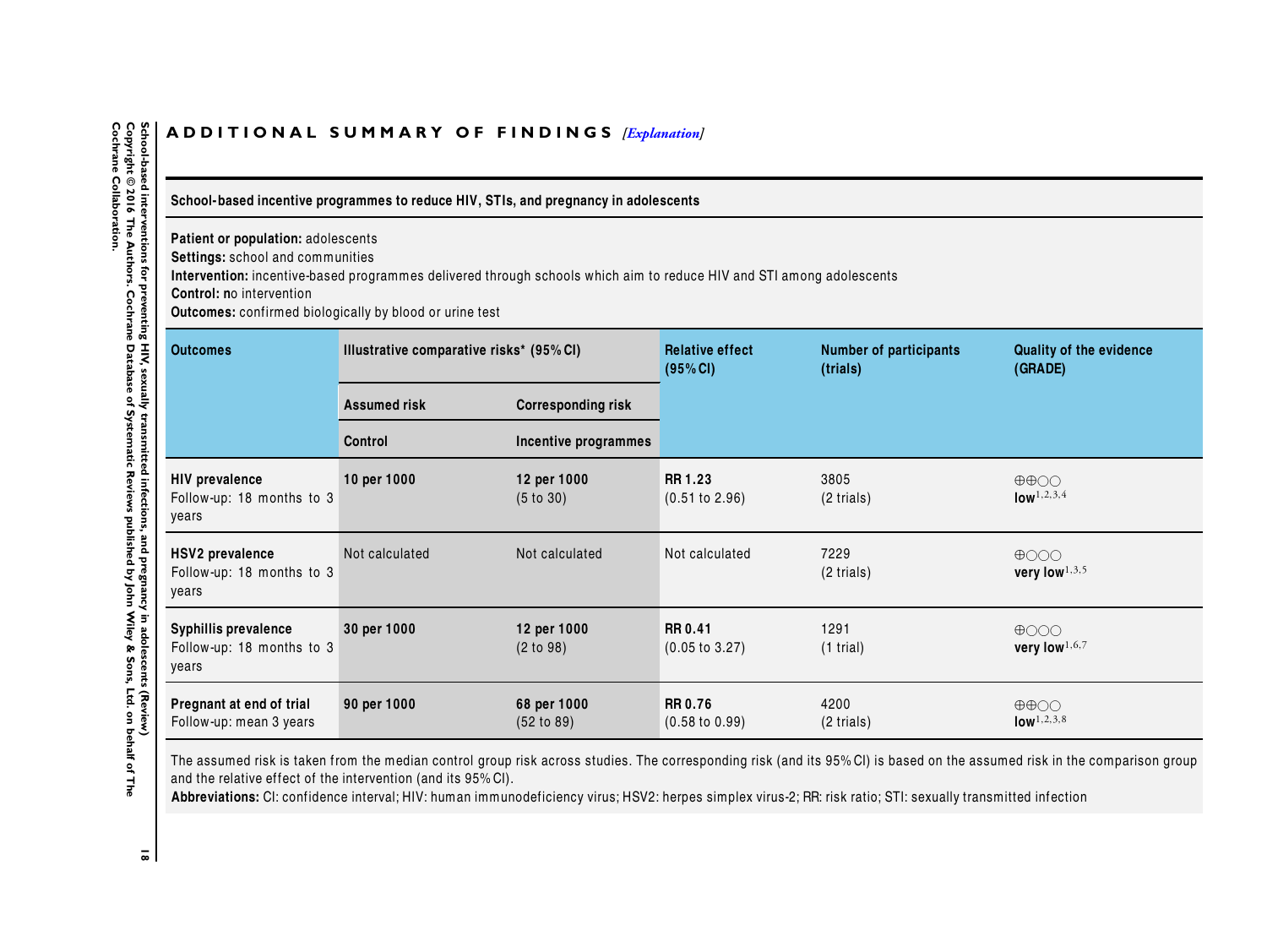## ADDITIONAL SUMMARY OF FINDINGS *[Explanation]*

**School-based incentive programmes to reduce HIV, STIs, and pregnancy in adolescents**

**Patient or population:** adolescents
**Settings:** school and communities
**Intervention:** incentive-based programmes delivered through schools which aim to reduce HIV and STI among adolescents
**Control:** no intervention
**Outcomes:** confirmed biologically by blood or urine test

| Outcomes | Illustrative comparative risks* (95% CI) | | Relative effect (95% CI) | Number of participants (trials) | Quality of the evidence (GRADE) |
|---|---|---|---|---|---|
| | Assumed risk | Corresponding risk | | | |
| | Control | Incentive programmes | | | |
| **HIV prevalence** Follow-up: 18 months to 3 years | **10 per 1000** | **12 per 1000** (5 to 30) | **RR 1.23** (0.51 to 2.96) | 3805 (2 trials) | ⊕⊕○○ **low**[1,2,3,4] |
| **HSV2 prevalence** Follow-up: 18 months to 3 years | Not calculated | Not calculated | Not calculated | 7229 (2 trials) | ⊕○○○ **very low**[1,3,5] |
| **Syphillis prevalence** Follow-up: 18 months to 3 years | **30 per 1000** | **12 per 1000** (2 to 98) | **RR 0.41** (0.05 to 3.27) | 1291 (1 trial) | ⊕○○○ **very low**[1,6,7] |
| **Pregnant at end of trial** Follow-up: mean 3 years | **90 per 1000** | **68 per 1000** (52 to 89) | **RR 0.76** (0.58 to 0.99) | 4200 (2 trials) | ⊕⊕○○ **low**[1,2,3,8] |

The assumed risk is taken from the median control group risk across studies. The corresponding risk (and its 95% CI) is based on the assumed risk in the comparison group and the relative effect of the intervention (and its 95% CI).
**Abbreviations:** CI: confidence interval; HIV: human immunodeficiency virus; HSV2: herpes simplex virus-2; RR: risk ratio; STI: sexually transmitted infection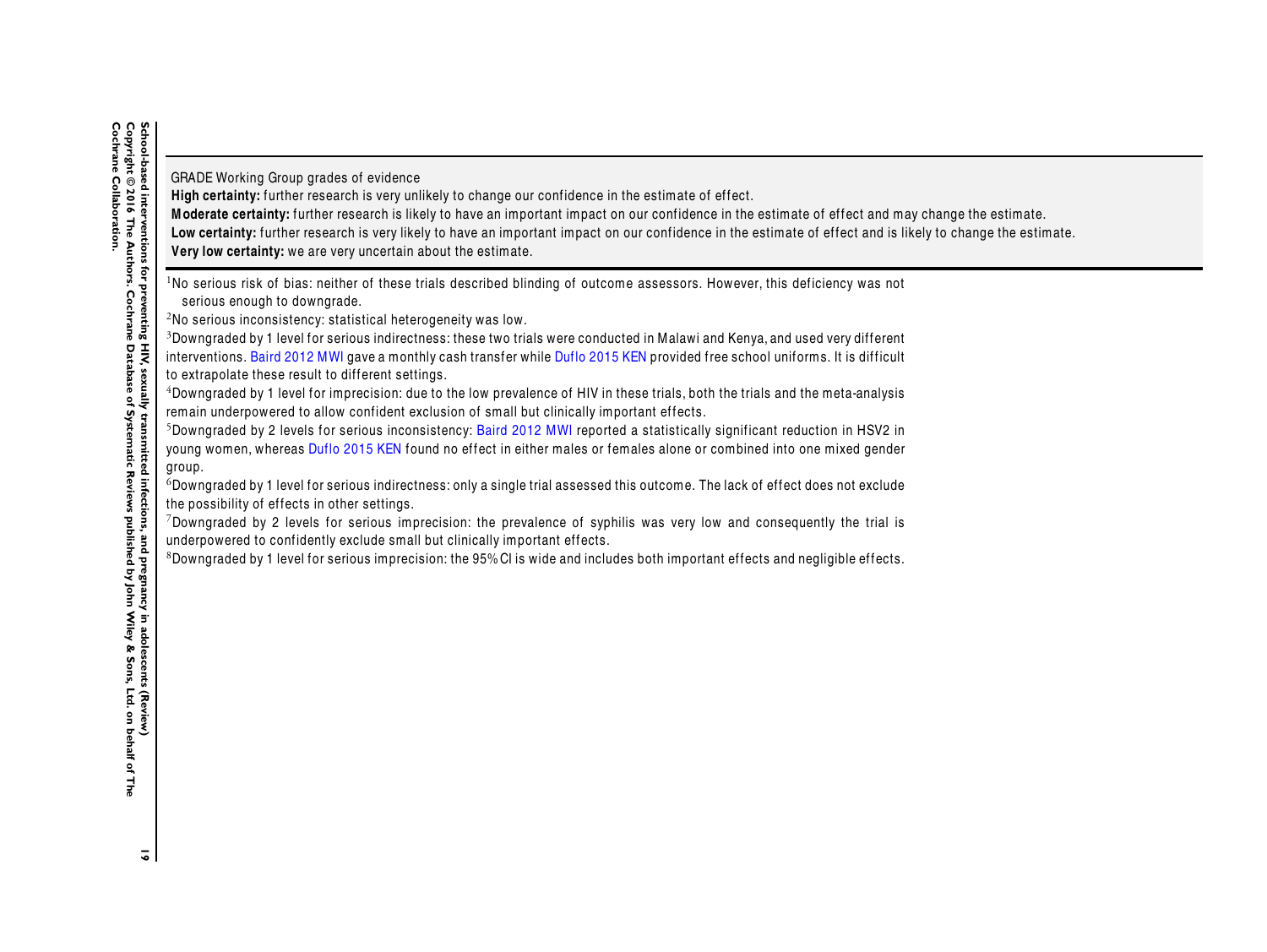GRADE Working Group grades of evidence
**High certainty:** further research is very unlikely to change our confidence in the estimate of effect.
**Moderate certainty:** further research is likely to have an important impact on our confidence in the estimate of effect and may change the estimate.
**Low certainty:** further research is very likely to have an important impact on our confidence in the estimate of effect and is likely to change the estimate.
**Very low certainty:** we are very uncertain about the estimate.

[1]No serious risk of bias: neither of these trials described blinding of outcome assessors. However, this deficiency was not serious enough to downgrade.
[2]No serious inconsistency: statistical heterogeneity was low.
[3]Downgraded by 1 level for serious indirectness: these two trials were conducted in Malawi and Kenya, and used very different interventions. Baird 2012 MWI gave a monthly cash transfer while Duflo 2015 KEN provided free school uniforms. It is difficult to extrapolate these result to different settings.
[4]Downgraded by 1 level for imprecision: due to the low prevalence of HIV in these trials, both the trials and the meta-analysis remain underpowered to allow confident exclusion of small but clinically important effects.
[5]Downgraded by 2 levels for serious inconsistency: Baird 2012 MWI reported a statistically significant reduction in HSV2 in young women, whereas Duflo 2015 KEN found no effect in either males or females alone or combined into one mixed gender group.
[6]Downgraded by 1 level for serious indirectness: only a single trial assessed this outcome. The lack of effect does not exclude the possibility of effects in other settings.
[7]Downgraded by 2 levels for serious imprecision: the prevalence of syphilis was very low and consequently the trial is underpowered to confidently exclude small but clinically important effects.
[8]Downgraded by 1 level for serious imprecision: the 95% CI is wide and includes both important effects and negligible effects.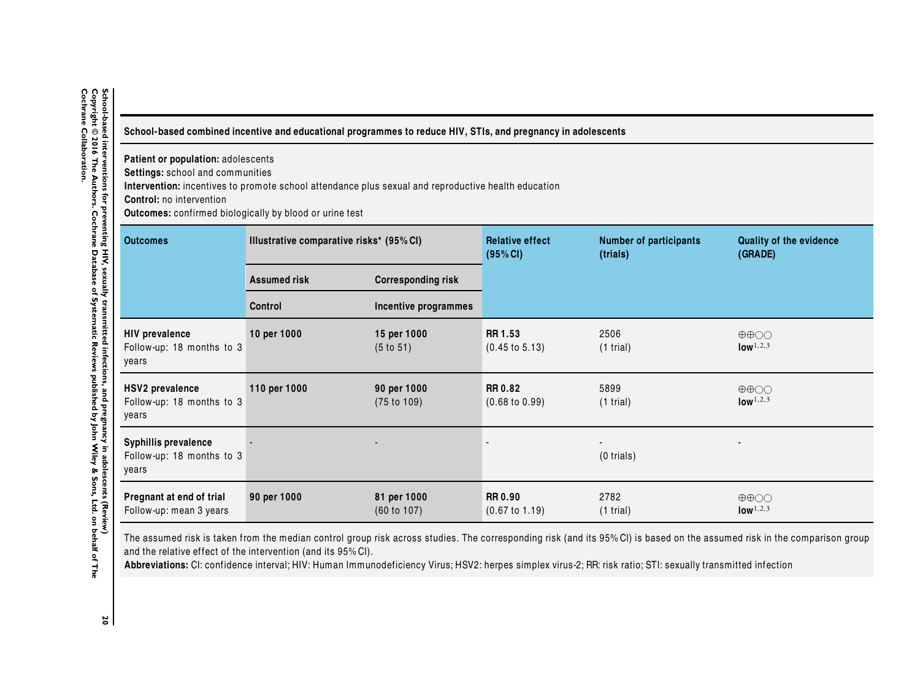**School-based combined incentive and educational programmes to reduce HIV, STIs, and pregnancy in adolescents**

**Patient or population:** adolescents
**Settings:** school and communities
**Intervention:** incentives to promote school attendance plus sexual and reproductive health education
**Control:** no intervention
**Outcomes:** confirmed biologically by blood or urine test

| Outcomes | Illustrative comparative risks* (95% CI) | | Relative effect (95% CI) | Number of participants (trials) | Quality of the evidence (GRADE) |
|---|---|---|---|---|---|
| | Assumed risk | Corresponding risk | | | |
| | Control | Incentive programmes | | | |
| **HIV prevalence** Follow-up: 18 months to 3 years | **10 per 1000** | **15 per 1000** (5 to 51) | **RR 1.53** (0.45 to 5.13) | 2506 (1 trial) | ⊕⊕○○ **low**[1,2,3] |
| **HSV2 prevalence** Follow-up: 18 months to 3 years | **110 per 1000** | **90 per 1000** (75 to 109) | **RR 0.82** (0.68 to 0.99) | 5899 (1 trial) | ⊕⊕○○ **low**[1,2,3] |
| **Syphillis prevalence** Follow-up: 18 months to 3 years | - | - | - | - (0 trials) | - |
| **Pregnant at end of trial** Follow-up: mean 3 years | **90 per 1000** | **81 per 1000** (60 to 107) | **RR 0.90** (0.67 to 1.19) | 2782 (1 trial) | ⊕⊕○○ **low**[1,2,3] |

The assumed risk is taken from the median control group risk across studies. The corresponding risk (and its 95% CI) is based on the assumed risk in the comparison group and the relative effect of the intervention (and its 95% CI).
**Abbreviations:** CI: confidence interval; HIV: Human Immunodeficiency Virus; HSV2: herpes simplex virus-2; RR: risk ratio; STI: sexually transmitted infection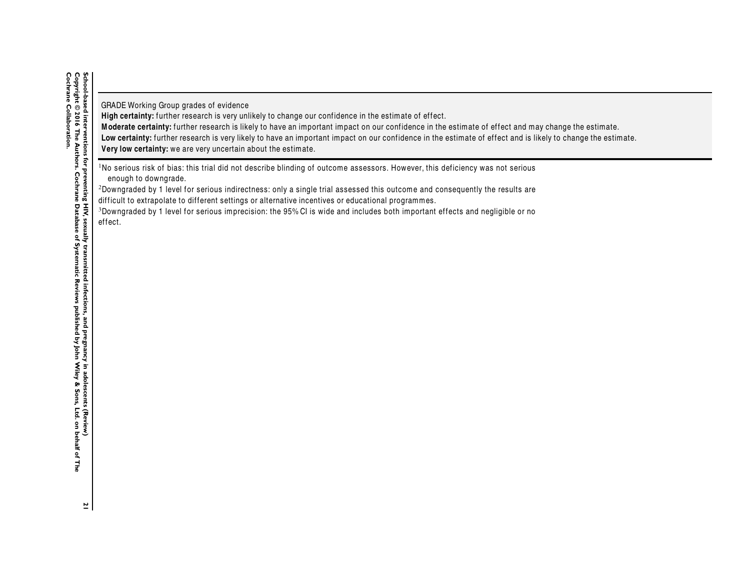GRADE Working Group grades of evidence
**High certainty:** further research is very unlikely to change our confidence in the estimate of effect.
**Moderate certainty:** further research is likely to have an important impact on our confidence in the estimate of effect and may change the estimate.
**Low certainty:** further research is very likely to have an important impact on our confidence in the estimate of effect and is likely to change the estimate.
**Very low certainty:** we are very uncertain about the estimate.

[1]No serious risk of bias: this trial did not describe blinding of outcome assessors. However, this deficiency was not serious enough to downgrade.
[2]Downgraded by 1 level for serious indirectness: only a single trial assessed this outcome and consequently the results are difficult to extrapolate to different settings or alternative incentives or educational programmes.
[3]Downgraded by 1 level for serious imprecision: the 95% CI is wide and includes both important effects and negligible or no effect.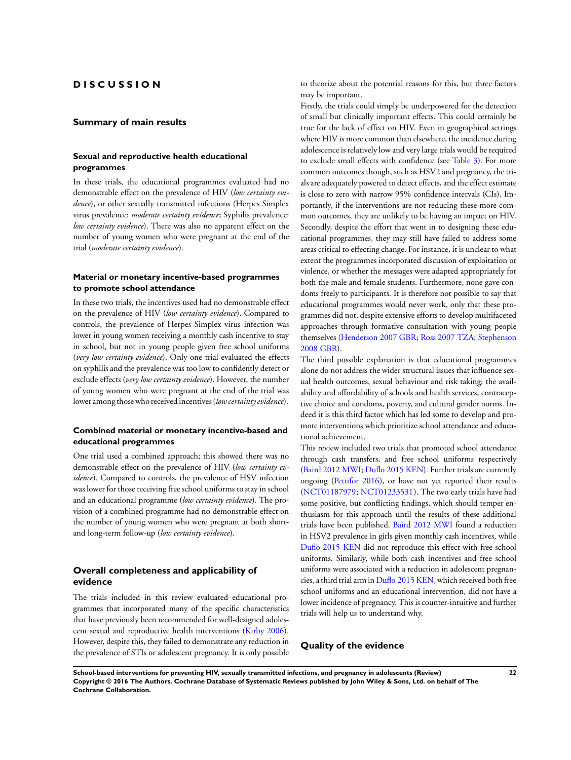# DISCUSSION

## Summary of main results

### Sexual and reproductive health educational programmes

In these trials, the educational programmes evaluated had no demonstrable effect on the prevalence of HIV (*low certainty evidence*), or other sexually transmitted infections (Herpes Simplex virus prevalence: *moderate certainty evidence*; Syphilis prevalence: *low certainty evidence*). There was also no apparent effect on the number of young women who were pregnant at the end of the trial (*moderate certainty evidence*).

### Material or monetary incentive-based programmes to promote school attendance

In these two trials, the incentives used had no demonstrable effect on the prevalence of HIV (*low certainty evidence*). Compared to controls, the prevalence of Herpes Simplex virus infection was lower in young women receiving a monthly cash incentive to stay in school, but not in young people given free school uniforms (*very low certainty evidence*). Only one trial evaluated the effects on syphilis and the prevalence was too low to confidently detect or exclude effects (*very low certainty evidence*). However, the number of young women who were pregnant at the end of the trial was lower among those who received incentives (*low certainty evidence*).

### Combined material or monetary incentive-based and educational programmes

One trial used a combined approach; this showed there was no demonstrable effect on the prevalence of HIV (*low certainty evidence*). Compared to controls, the prevalence of HSV infection was lower for those receiving free school uniforms to stay in school and an educational programme (*low certainty evidence*). The provision of a combined programme had no demonstrable effect on the number of young women who were pregnant at both short- and long-term follow-up (*low certainty evidence*).

## Overall completeness and applicability of evidence

The trials included in this review evaluated educational programmes that incorporated many of the specific characteristics that have previously been recommended for well-designed adolescent sexual and reproductive health interventions (Kirby 2006). However, despite this, they failed to demonstrate any reduction in the prevalence of STIs or adolescent pregnancy. It is only possible to theorize about the potential reasons for this, but three factors may be important.

Firstly, the trials could simply be underpowered for the detection of small but clinically important effects. This could certainly be true for the lack of effect on HIV. Even in geographical settings where HIV is more common than elsewhere, the incidence during adolescence is relatively low and very large trials would be required to exclude small effects with confidence (see Table 3). For more common outcomes though, such as HSV2 and pregnancy, the trials are adequately powered to detect effects, and the effect estimate is close to zero with narrow 95% confidence intervals (CIs). Importantly, if the interventions are not reducing these more common outcomes, they are unlikely to be having an impact on HIV.

Secondly, despite the effort that went in to designing these educational programmes, they may still have failed to address some areas critical to effecting change. For instance, it is unclear to what extent the programmes incorporated discussion of exploitation or violence, or whether the messages were adapted appropriately for both the male and female students. Furthermore, none gave condoms freely to participants. It is therefore not possible to say that educational programmes would never work, only that these programmes did not, despite extensive efforts to develop multifaceted approaches through formative consultation with young people themselves (Henderson 2007 GBR; Ross 2007 TZA; Stephenson 2008 GBR).

The third possible explanation is that educational programmes alone do not address the wider structural issues that influence sexual health outcomes, sexual behaviour and risk taking; the availability and affordability of schools and health services, contraceptive choice and condoms, poverty, and cultural gender norms. Indeed it is this third factor which has led some to develop and promote interventions which prioritize school attendance and educational achievement.

This review included two trials that promoted school attendance through cash transfers, and free school uniforms respectively (Baird 2012 MWI; Duflo 2015 KEN). Further trials are currently ongoing (Pettifor 2016), or have not yet reported their results (NCT01187979; NCT01233531). The two early trials have had some positive, but conflicting findings, which should temper enthusiasm for this approach until the results of these additional trials have been published. Baird 2012 MWI found a reduction in HSV2 prevalence in girls given monthly cash incentives, while Duflo 2015 KEN did not reproduce this effect with free school uniforms. Similarly, while both cash incentives and free school uniforms were associated with a reduction in adolescent pregnancies, a third trial arm in Duflo 2015 KEN, which received both free school uniforms and an educational intervention, did not have a lower incidence of pregnancy. This is counter-intuitive and further trials will help us to understand why.

## Quality of the evidence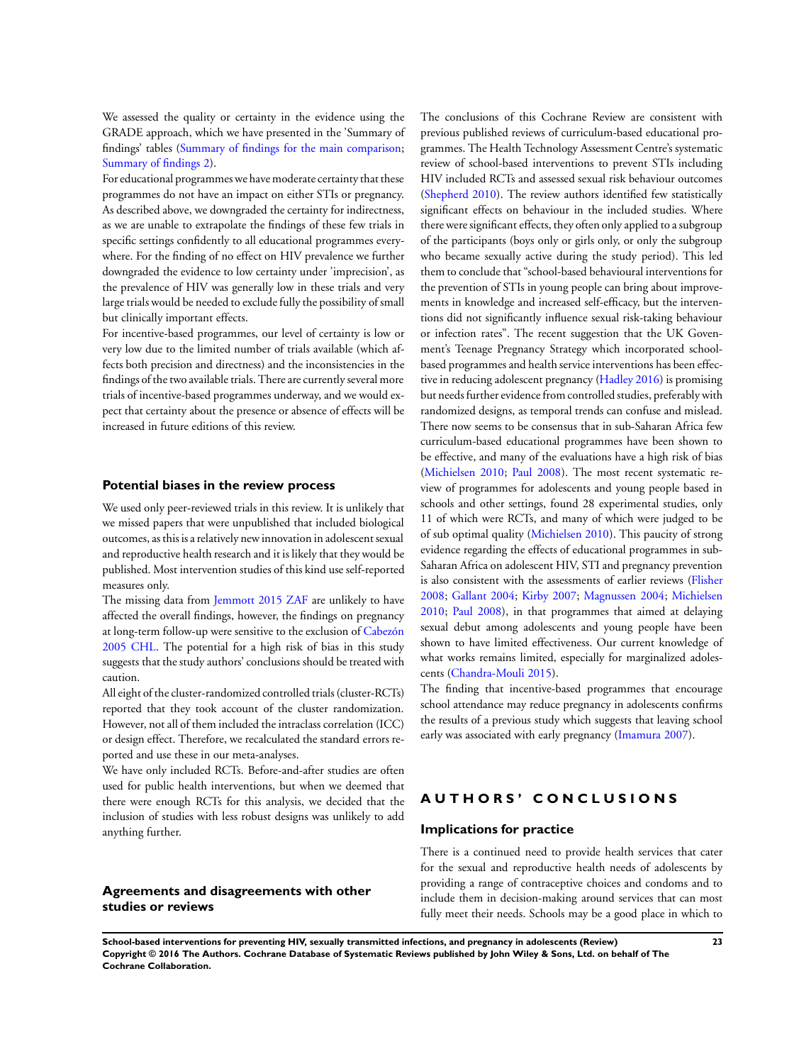We assessed the quality or certainty in the evidence using the GRADE approach, which we have presented in the 'Summary of findings' tables (Summary of findings for the main comparison; Summary of findings 2).

For educational programmes we have moderate certainty that these programmes do not have an impact on either STIs or pregnancy. As described above, we downgraded the certainty for indirectness, as we are unable to extrapolate the findings of these few trials in specific settings confidently to all educational programmes everywhere. For the finding of no effect on HIV prevalence we further downgraded the evidence to low certainty under 'imprecision', as the prevalence of HIV was generally low in these trials and very large trials would be needed to exclude fully the possibility of small but clinically important effects.

For incentive-based programmes, our level of certainty is low or very low due to the limited number of trials available (which affects both precision and directness) and the inconsistencies in the findings of the two available trials. There are currently several more trials of incentive-based programmes underway, and we would expect that certainty about the presence or absence of effects will be increased in future editions of this review.

### Potential biases in the review process

We used only peer-reviewed trials in this review. It is unlikely that we missed papers that were unpublished that included biological outcomes, as this is a relatively new innovation in adolescent sexual and reproductive health research and it is likely that they would be published. Most intervention studies of this kind use self-reported measures only.

The missing data from Jemmott 2015 ZAF are unlikely to have affected the overall findings, however, the findings on pregnancy at long-term follow-up were sensitive to the exclusion of Cabezón 2005 CHL. The potential for a high risk of bias in this study suggests that the study authors' conclusions should be treated with caution.

All eight of the cluster-randomized controlled trials (cluster-RCTs) reported that they took account of the cluster randomization. However, not all of them included the intraclass correlation (ICC) or design effect. Therefore, we recalculated the standard errors reported and use these in our meta-analyses.

We have only included RCTs. Before-and-after studies are often used for public health interventions, but when we deemed that there were enough RCTs for this analysis, we decided that the inclusion of studies with less robust designs was unlikely to add anything further.

### Agreements and disagreements with other studies or reviews

The conclusions of this Cochrane Review are consistent with previous published reviews of curriculum-based educational programmes. The Health Technology Assessment Centre's systematic review of school-based interventions to prevent STIs including HIV included RCTs and assessed sexual risk behaviour outcomes (Shepherd 2010). The review authors identified few statistically significant effects on behaviour in the included studies. Where there were significant effects, they often only applied to a subgroup of the participants (boys only or girls only, or only the subgroup who became sexually active during the study period). This led them to conclude that "school-based behavioural interventions for the prevention of STIs in young people can bring about improvements in knowledge and increased self-efficacy, but the interventions did not significantly influence sexual risk-taking behaviour or infection rates". The recent suggestion that the UK Govenment's Teenage Pregnancy Strategy which incorporated school-based programmes and health service interventions has been effective in reducing adolescent pregnancy (Hadley 2016) is promising but needs further evidence from controlled studies, preferably with randomized designs, as temporal trends can confuse and mislead. There now seems to be consensus that in sub-Saharan Africa few curriculum-based educational programmes have been shown to be effective, and many of the evaluations have a high risk of bias (Michielsen 2010; Paul 2008). The most recent systematic review of programmes for adolescents and young people based in schools and other settings, found 28 experimental studies, only 11 of which were RCTs, and many of which were judged to be of sub optimal quality (Michielsen 2010). This paucity of strong evidence regarding the effects of educational programmes in sub-Saharan Africa on adolescent HIV, STI and pregnancy prevention is also consistent with the assessments of earlier reviews (Flisher 2008; Gallant 2004; Kirby 2007; Magnussen 2004; Michielsen 2010; Paul 2008), in that programmes that aimed at delaying sexual debut among adolescents and young people have been shown to have limited effectiveness. Our current knowledge of what works remains limited, especially for marginalized adolescents (Chandra-Mouli 2015).

The finding that incentive-based programmes that encourage school attendance may reduce pregnancy in adolescents confirms the results of a previous study which suggests that leaving school early was associated with early pregnancy (Imamura 2007).

## AUTHORS' CONCLUSIONS

### Implications for practice

There is a continued need to provide health services that cater for the sexual and reproductive health needs of adolescents by providing a range of contraceptive choices and condoms and to include them in decision-making around services that can most fully meet their needs. Schools may be a good place in which to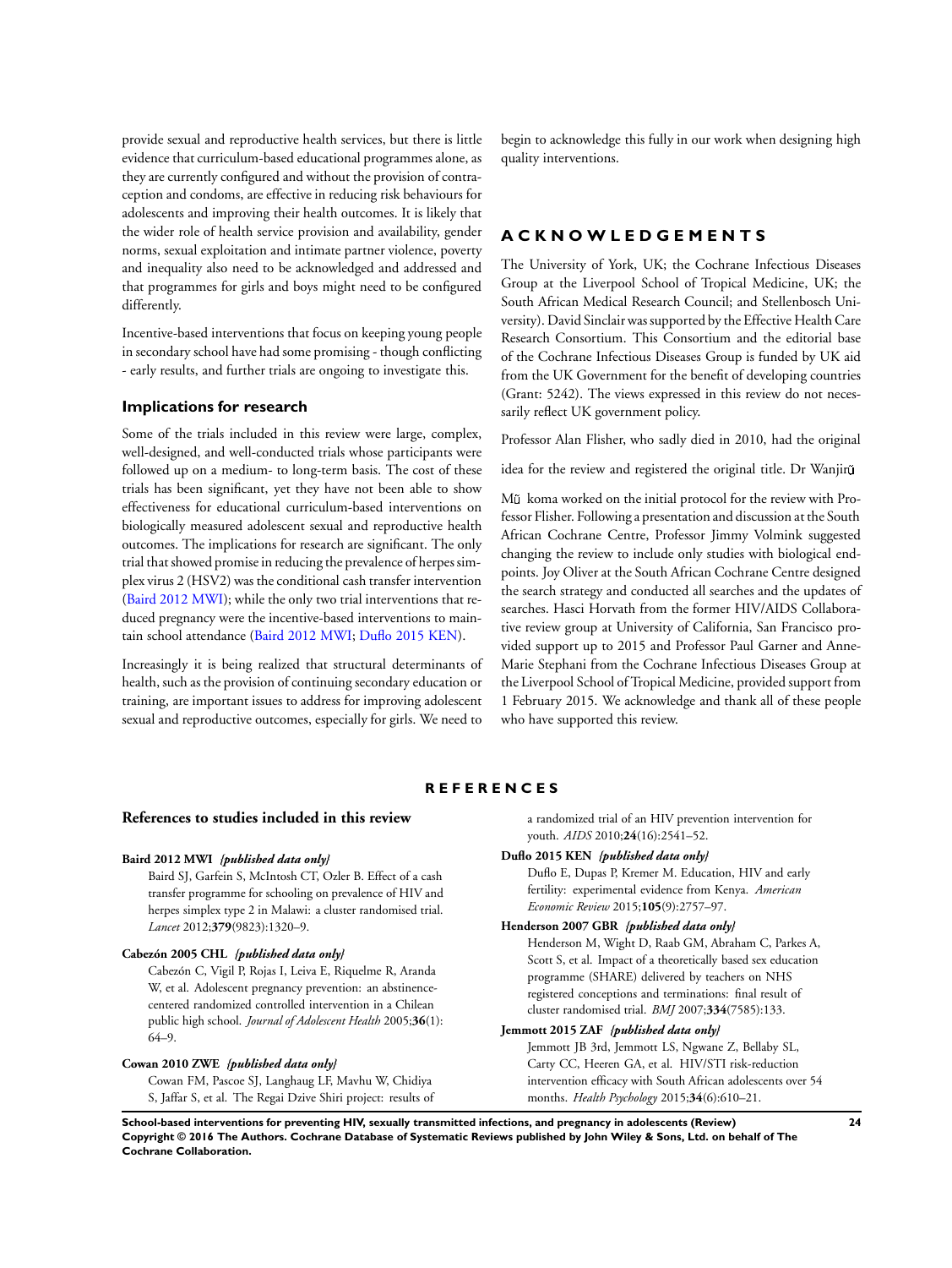provide sexual and reproductive health services, but there is little evidence that curriculum-based educational programmes alone, as they are currently configured and without the provision of contraception and condoms, are effective in reducing risk behaviours for adolescents and improving their health outcomes. It is likely that the wider role of health service provision and availability, gender norms, sexual exploitation and intimate partner violence, poverty and inequality also need to be acknowledged and addressed and that programmes for girls and boys might need to be configured differently.

Incentive-based interventions that focus on keeping young people in secondary school have had some promising - though conflicting - early results, and further trials are ongoing to investigate this.

### Implications for research

Some of the trials included in this review were large, complex, well-designed, and well-conducted trials whose participants were followed up on a medium- to long-term basis. The cost of these trials has been significant, yet they have not been able to show effectiveness for educational curriculum-based interventions on biologically measured adolescent sexual and reproductive health outcomes. The implications for research are significant. The only trial that showed promise in reducing the prevalence of herpes simplex virus 2 (HSV2) was the conditional cash transfer intervention (Baird 2012 MWI); while the only two trial interventions that reduced pregnancy were the incentive-based interventions to maintain school attendance (Baird 2012 MWI; Duflo 2015 KEN).

Increasingly it is being realized that structural determinants of health, such as the provision of continuing secondary education or training, are important issues to address for improving adolescent sexual and reproductive outcomes, especially for girls. We need to begin to acknowledge this fully in our work when designing high quality interventions.

# ACKNOWLEDGEMENTS

The University of York, UK; the Cochrane Infectious Diseases Group at the Liverpool School of Tropical Medicine, UK; the South African Medical Research Council; and Stellenbosch University). David Sinclair was supported by the Effective Health Care Research Consortium. This Consortium and the editorial base of the Cochrane Infectious Diseases Group is funded by UK aid from the UK Government for the benefit of developing countries (Grant: 5242). The views expressed in this review do not necessarily reflect UK government policy.

Professor Alan Flisher, who sadly died in 2010, had the original idea for the review and registered the original title. Dr Wanjirŭ Mŭ koma worked on the initial protocol for the review with Professor Flisher. Following a presentation and discussion at the South African Cochrane Centre, Professor Jimmy Volmink suggested changing the review to include only studies with biological endpoints. Joy Oliver at the South African Cochrane Centre designed the search strategy and conducted all searches and the updates of searches. Hasci Horvath from the former HIV/AIDS Collaborative review group at University of California, San Francisco provided support up to 2015 and Professor Paul Garner and Anne-Marie Stephani from the Cochrane Infectious Diseases Group at the Liverpool School of Tropical Medicine, provided support from 1 February 2015. We acknowledge and thank all of these people who have supported this review.

# REFERENCES

## References to studies included in this review

**Baird 2012 MWI** *{published data only}*

Baird SJ, Garfein S, McIntosh CT, Ozler B. Effect of a cash transfer programme for schooling on prevalence of HIV and herpes simplex type 2 in Malawi: a cluster randomised trial. *Lancet* 2012;**379**(9823):1320–9.

**Cabezón 2005 CHL** *{published data only}*

Cabezón C, Vigil P, Rojas I, Leiva E, Riquelme R, Aranda W, et al. Adolescent pregnancy prevention: an abstinence-centered randomized controlled intervention in a Chilean public high school. *Journal of Adolescent Health* 2005;**36**(1): 64–9.

**Cowan 2010 ZWE** *{published data only}*

Cowan FM, Pascoe SJ, Langhaug LF, Mavhu W, Chidiya S, Jaffar S, et al. The Regai Dzive Shiri project: results of a randomized trial of an HIV prevention intervention for youth. *AIDS* 2010;**24**(16):2541–52.

**Duflo 2015 KEN** *{published data only}*

Duflo E, Dupas P, Kremer M. Education, HIV and early fertility: experimental evidence from Kenya. *American Economic Review* 2015;**105**(9):2757–97.

**Henderson 2007 GBR** *{published data only}*

Henderson M, Wight D, Raab GM, Abraham C, Parkes A, Scott S, et al. Impact of a theoretically based sex education programme (SHARE) delivered by teachers on NHS registered conceptions and terminations: final result of cluster randomised trial. *BMJ* 2007;**334**(7585):133.

**Jemmott 2015 ZAF** *{published data only}*

Jemmott JB 3rd, Jemmott LS, Ngwane Z, Bellaby SL, Carty CC, Heeren GA, et al. HIV/STI risk-reduction intervention efficacy with South African adolescents over 54 months. *Health Psychology* 2015;**34**(6):610–21.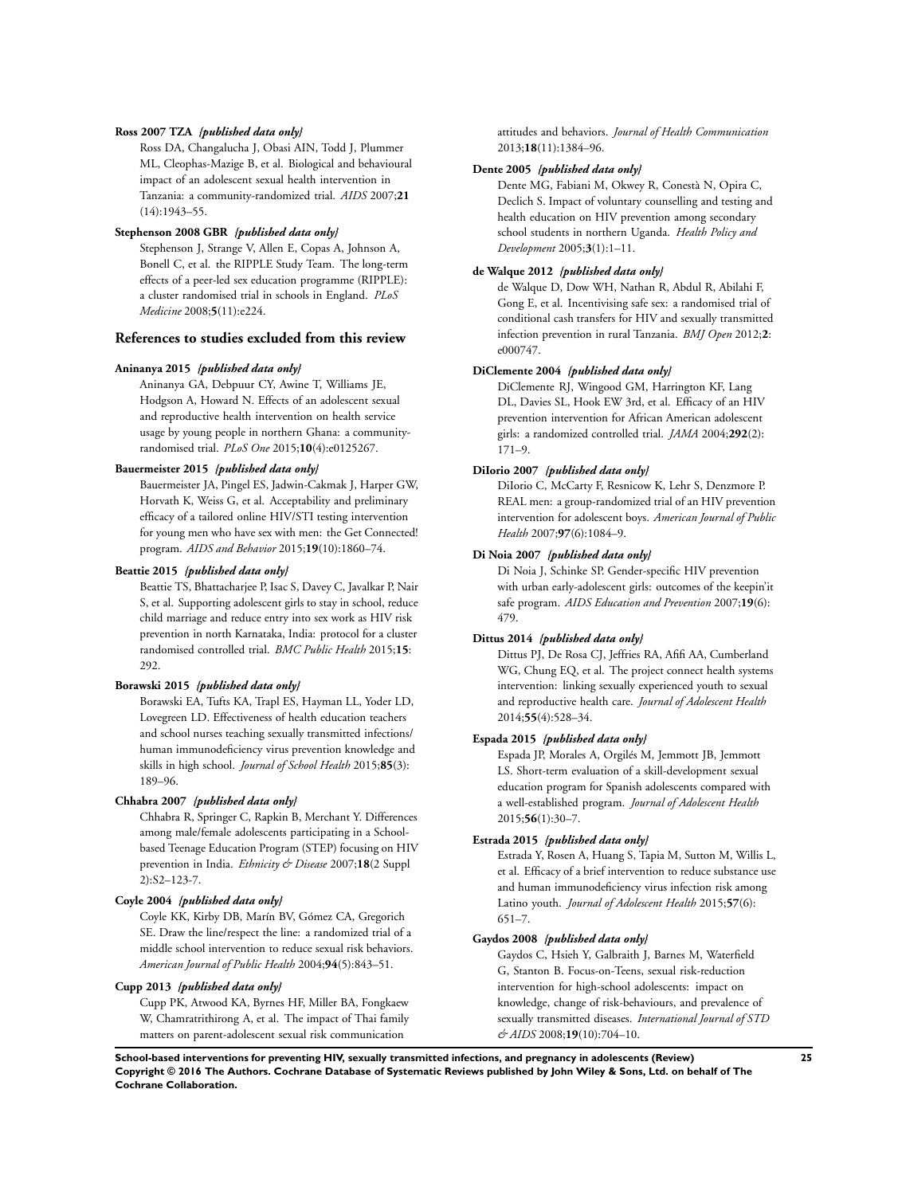**Ross 2007 TZA** *{published data only}*

Ross DA, Changalucha J, Obasi AIN, Todd J, Plummer ML, Cleophas-Mazige B, et al. Biological and behavioural impact of an adolescent sexual health intervention in Tanzania: a community-randomized trial. *AIDS* 2007;**21** (14):1943–55.

**Stephenson 2008 GBR** *{published data only}*

Stephenson J, Strange V, Allen E, Copas A, Johnson A, Bonell C, et al. the RIPPLE Study Team. The long-term effects of a peer-led sex education programme (RIPPLE): a cluster randomised trial in schools in England. *PLoS Medicine* 2008;**5**(11):e224.

## References to studies excluded from this review

**Aninanya 2015** *{published data only}*

Aninanya GA, Debpuur CY, Awine T, Williams JE, Hodgson A, Howard N. Effects of an adolescent sexual and reproductive health intervention on health service usage by young people in northern Ghana: a community-randomised trial. *PLoS One* 2015;**10**(4):e0125267.

**Bauermeister 2015** *{published data only}*

Bauermeister JA, Pingel ES, Jadwin-Cakmak J, Harper GW, Horvath K, Weiss G, et al. Acceptability and preliminary efficacy of a tailored online HIV/STI testing intervention for young men who have sex with men: the Get Connected! program. *AIDS and Behavior* 2015;**19**(10):1860–74.

**Beattie 2015** *{published data only}*

Beattie TS, Bhattacharjee P, Isac S, Davey C, Javalkar P, Nair S, et al. Supporting adolescent girls to stay in school, reduce child marriage and reduce entry into sex work as HIV risk prevention in north Karnataka, India: protocol for a cluster randomised controlled trial. *BMC Public Health* 2015;**15**: 292.

**Borawski 2015** *{published data only}*

Borawski EA, Tufts KA, Trapl ES, Hayman LL, Yoder LD, Lovegreen LD. Effectiveness of health education teachers and school nurses teaching sexually transmitted infections/ human immunodeficiency virus prevention knowledge and skills in high school. *Journal of School Health* 2015;**85**(3): 189–96.

**Chhabra 2007** *{published data only}*

Chhabra R, Springer C, Rapkin B, Merchant Y. Differences among male/female adolescents participating in a School-based Teenage Education Program (STEP) focusing on HIV prevention in India. *Ethnicity & Disease* 2007;**18**(2 Suppl 2):S2–123-7.

**Coyle 2004** *{published data only}*

Coyle KK, Kirby DB, Marín BV, Gómez CA, Gregorich SE. Draw the line/respect the line: a randomized trial of a middle school intervention to reduce sexual risk behaviors. *American Journal of Public Health* 2004;**94**(5):843–51.

**Cupp 2013** *{published data only}*

Cupp PK, Atwood KA, Byrnes HF, Miller BA, Fongkaew W, Chamratrithirong A, et al. The impact of Thai family matters on parent-adolescent sexual risk communication attitudes and behaviors. *Journal of Health Communication* 2013;**18**(11):1384–96.

**Dente 2005** *{published data only}*

Dente MG, Fabiani M, Okwey R, Conestà N, Opira C, Declich S. Impact of voluntary counselling and testing and health education on HIV prevention among secondary school students in northern Uganda. *Health Policy and Development* 2005;**3**(1):1–11.

**de Walque 2012** *{published data only}*

de Walque D, Dow WH, Nathan R, Abdul R, Abilahi F, Gong E, et al. Incentivising safe sex: a randomised trial of conditional cash transfers for HIV and sexually transmitted infection prevention in rural Tanzania. *BMJ Open* 2012;**2**: e000747.

**DiClemente 2004** *{published data only}*

DiClemente RJ, Wingood GM, Harrington KF, Lang DL, Davies SL, Hook EW 3rd, et al. Efficacy of an HIV prevention intervention for African American adolescent girls: a randomized controlled trial. *JAMA* 2004;**292**(2): 171–9.

**DiIorio 2007** *{published data only}*

DiIorio C, McCarty F, Resnicow K, Lehr S, Denzmore P. REAL men: a group-randomized trial of an HIV prevention intervention for adolescent boys. *American Journal of Public Health* 2007;**97**(6):1084–9.

**Di Noia 2007** *{published data only}*

Di Noia J, Schinke SP. Gender-specific HIV prevention with urban early-adolescent girls: outcomes of the keepin'it safe program. *AIDS Education and Prevention* 2007;**19**(6): 479.

**Dittus 2014** *{published data only}*

Dittus PJ, De Rosa CJ, Jeffries RA, Afifi AA, Cumberland WG, Chung EQ, et al. The project connect health systems intervention: linking sexually experienced youth to sexual and reproductive health care. *Journal of Adolescent Health* 2014;**55**(4):528–34.

**Espada 2015** *{published data only}*

Espada JP, Morales A, Orgilés M, Jemmott JB, Jemmott LS. Short-term evaluation of a skill-development sexual education program for Spanish adolescents compared with a well-established program. *Journal of Adolescent Health* 2015;**56**(1):30–7.

**Estrada 2015** *{published data only}*

Estrada Y, Rosen A, Huang S, Tapia M, Sutton M, Willis L, et al. Efficacy of a brief intervention to reduce substance use and human immunodeficiency virus infection risk among Latino youth. *Journal of Adolescent Health* 2015;**57**(6): 651–7.

**Gaydos 2008** *{published data only}*

Gaydos C, Hsieh Y, Galbraith J, Barnes M, Waterfield G, Stanton B. Focus-on-Teens, sexual risk-reduction intervention for high-school adolescents: impact on knowledge, change of risk-behaviours, and prevalence of sexually transmitted diseases. *International Journal of STD & AIDS* 2008;**19**(10):704–10.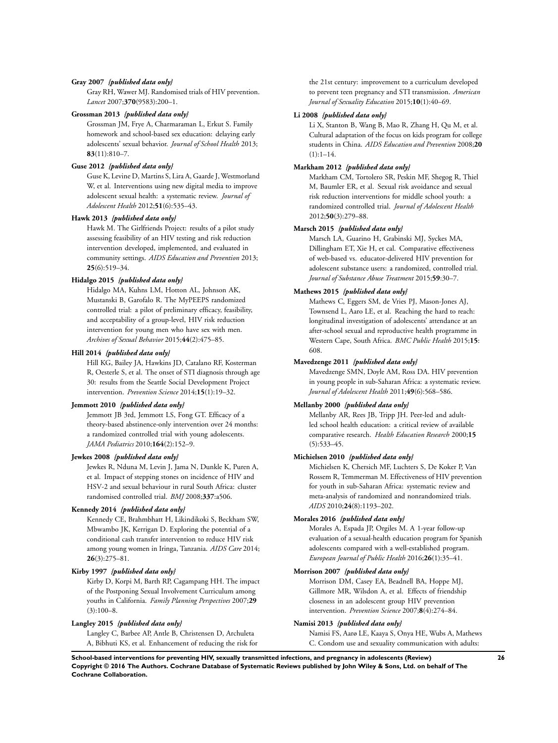**Gray 2007** *{published data only}*

Gray RH, Wawer MJ. Randomised trials of HIV prevention. *Lancet* 2007;**370**(9583):200–1.

**Grossman 2013** *{published data only}*

Grossman JM, Frye A, Charmaraman L, Erkut S. Family homework and school-based sex education: delaying early adolescents' sexual behavior. *Journal of School Health* 2013; **83**(11):810–7.

**Guse 2012** *{published data only}*

Guse K, Levine D, Martins S, Lira A, Gaarde J, Westmorland W, et al. Interventions using new digital media to improve adolescent sexual health: a systematic review. *Journal of Adolescent Health* 2012;**51**(6):535–43.

**Hawk 2013** *{published data only}*

Hawk M. The Girlfriends Project: results of a pilot study assessing feasibility of an HIV testing and risk reduction intervention developed, implemented, and evaluated in community settings. *AIDS Education and Prevention* 2013; **25**(6):519–34.

**Hidalgo 2015** *{published data only}*

Hidalgo MA, Kuhns LM, Hotton AL, Johnson AK, Mustanski B, Garofalo R. The MyPEEPS randomized controlled trial: a pilot of preliminary efficacy, feasibility, and acceptability of a group-level, HIV risk reduction intervention for young men who have sex with men. *Archives of Sexual Behavior* 2015;**44**(2):475–85.

**Hill 2014** *{published data only}*

Hill KG, Bailey JA, Hawkins JD, Catalano RF, Kosterman R, Oesterle S, et al. The onset of STI diagnosis through age 30: results from the Seattle Social Development Project intervention. *Prevention Science* 2014;**15**(1):19–32.

**Jemmott 2010** *{published data only}*

Jemmott JB 3rd, Jemmott LS, Fong GT. Efficacy of a theory-based abstinence-only intervention over 24 months: a randomized controlled trial with young adolescents. *JAMA Pediatrics* 2010;**164**(2):152–9.

**Jewkes 2008** *{published data only}*

Jewkes R, Nduna M, Levin J, Jama N, Dunkle K, Puren A, et al. Impact of stepping stones on incidence of HIV and HSV-2 and sexual behaviour in rural South Africa: cluster randomised controlled trial. *BMJ* 2008;**337**:a506.

**Kennedy 2014** *{published data only}*

Kennedy CE, Brahmbhatt H, Likindikoki S, Beckham SW, Mbwambo JK, Kerrigan D. Exploring the potential of a conditional cash transfer intervention to reduce HIV risk among young women in Iringa, Tanzania. *AIDS Care* 2014; **26**(3):275–81.

**Kirby 1997** *{published data only}*

Kirby D, Korpi M, Barth RP, Cagampang HH. The impact of the Postponing Sexual Involvement Curriculum among youths in California. *Family Planning Perspectives* 2007;**29** (3):100–8.

**Langley 2015** *{published data only}*

Langley C, Barbee AP, Antle B, Christensen D, Archuleta A, Bibhuti KS, et al. Enhancement of reducing the risk for the 21st century: improvement to a curriculum developed to prevent teen pregnancy and STI transmission. *American Journal of Sexuality Education* 2015;**10**(1):40–69.

**Li 2008** *{published data only}*

Li X, Stanton B, Wang B, Mao R, Zhang H, Qu M, et al. Cultural adaptation of the focus on kids program for college students in China. *AIDS Education and Prevention* 2008;**20** (1):1–14.

**Markham 2012** *{published data only}*

Markham CM, Tortolero SR, Peskin MF, Shegog R, Thiel M, Baumler ER, et al. Sexual risk avoidance and sexual risk reduction interventions for middle school youth: a randomized controlled trial. *Journal of Adolescent Health* 2012;**50**(3):279–88.

**Marsch 2015** *{published data only}*

Marsch LA, Guarino H, Grabinski MJ, Syckes MA, Dillingham ET, Xie H, et cal. Comparative effectiveness of web-based vs. educator-delivered HIV prevention for adolescent substance users: a randomized, controlled trial. *Journal of Substance Abuse Treatment* 2015;**59**:30–7.

**Mathews 2015** *{published data only}*

Mathews C, Eggers SM, de Vries PJ, Mason-Jones AJ, Townsend L, Aaro LE, et al. Reaching the hard to reach: longitudinal investigation of adolescents' attendance at an after-school sexual and reproductive health programme in Western Cape, South Africa. *BMC Public Health* 2015;**15**: 608.

**Mavedzenge 2011** *{published data only}*

Mavedzenge SMN, Doyle AM, Ross DA. HIV prevention in young people in sub-Saharan Africa: a systematic review. *Journal of Adolescent Health* 2011;**49**(6):568–586.

**Mellanby 2000** *{published data only}*

Mellanby AR, Rees JB, Tripp JH. Peer-led and adult-led school health education: a critical review of available comparative research. *Health Education Research* 2000;**15** (5):533–45.

**Michielsen 2010** *{published data only}*

Michielsen K, Chersich MF, Luchters S, De Koker P, Van Rossem R, Temmerman M. Effectiveness of HIV prevention for youth in sub-Saharan Africa: systematic review and meta-analysis of randomized and nonrandomized trials. *AIDS* 2010;**24**(8):1193–202.

**Morales 2016** *{published data only}*

Morales A, Espada JP, Orgiles M. A 1-year follow-up evaluation of a sexual-health education program for Spanish adolescents compared with a well-established program. *European Journal of Public Health* 2016;**26**(1):35–41.

**Morrison 2007** *{published data only}*

Morrison DM, Casey EA, Beadnell BA, Hoppe MJ, Gillmore MR, Wilsdon A, et al. Effects of friendship closeness in an adolescent group HIV prevention intervention. *Prevention Science* 2007;**8**(4):274–84.

**Namisi 2013** *{published data only}*

Namisi FS, Aarø LE, Kaaya S, Onya HE, Wubs A, Mathews C. Condom use and sexuality communication with adults: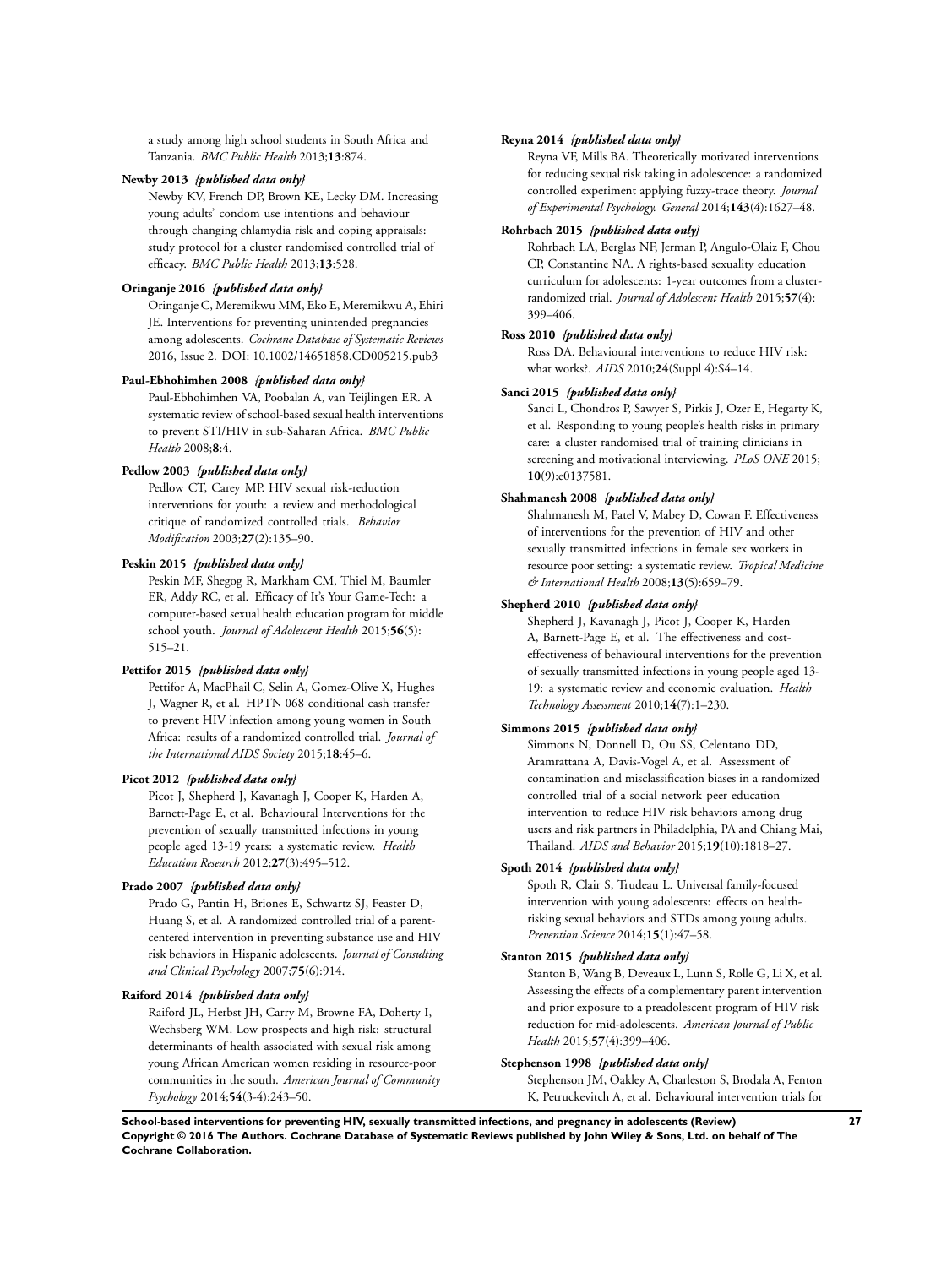a study among high school students in South Africa and Tanzania. *BMC Public Health* 2013;**13**:874.

**Newby 2013** *{published data only}*

Newby KV, French DP, Brown KE, Lecky DM. Increasing young adults' condom use intentions and behaviour through changing chlamydia risk and coping appraisals: study protocol for a cluster randomised controlled trial of efficacy. *BMC Public Health* 2013;**13**:528.

**Oringanje 2016** *{published data only}*

Oringanje C, Meremikwu MM, Eko E, Meremikwu A, Ehiri JE. Interventions for preventing unintended pregnancies among adolescents. *Cochrane Database of Systematic Reviews* 2016, Issue 2. DOI: 10.1002/14651858.CD005215.pub3

**Paul-Ebhohimhen 2008** *{published data only}*

Paul-Ebhohimhen VA, Poobalan A, van Teijlingen ER. A systematic review of school-based sexual health interventions to prevent STI/HIV in sub-Saharan Africa. *BMC Public Health* 2008;**8**:4.

**Pedlow 2003** *{published data only}*

Pedlow CT, Carey MP. HIV sexual risk-reduction interventions for youth: a review and methodological critique of randomized controlled trials. *Behavior Modification* 2003;**27**(2):135–90.

**Peskin 2015** *{published data only}*

Peskin MF, Shegog R, Markham CM, Thiel M, Baumler ER, Addy RC, et al. Efficacy of It's Your Game-Tech: a computer-based sexual health education program for middle school youth. *Journal of Adolescent Health* 2015;**56**(5):515–21.

**Pettifor 2015** *{published data only}*

Pettifor A, MacPhail C, Selin A, Gomez-Olive X, Hughes J, Wagner R, et al. HPTN 068 conditional cash transfer to prevent HIV infection among young women in South Africa: results of a randomized controlled trial. *Journal of the International AIDS Society* 2015;**18**:45–6.

**Picot 2012** *{published data only}*

Picot J, Shepherd J, Kavanagh J, Cooper K, Harden A, Barnett-Page E, et al. Behavioural Interventions for the prevention of sexually transmitted infections in young people aged 13-19 years: a systematic review. *Health Education Research* 2012;**27**(3):495–512.

**Prado 2007** *{published data only}*

Prado G, Pantin H, Briones E, Schwartz SJ, Feaster D, Huang S, et al. A randomized controlled trial of a parent-centered intervention in preventing substance use and HIV risk behaviors in Hispanic adolescents. *Journal of Consulting and Clinical Psychology* 2007;**75**(6):914.

**Raiford 2014** *{published data only}*

Raiford JL, Herbst JH, Carry M, Browne FA, Doherty I, Wechsberg WM. Low prospects and high risk: structural determinants of health associated with sexual risk among young African American women residing in resource-poor communities in the south. *American Journal of Community Psychology* 2014;**54**(3-4):243–50.

**Reyna 2014** *{published data only}*

Reyna VF, Mills BA. Theoretically motivated interventions for reducing sexual risk taking in adolescence: a randomized controlled experiment applying fuzzy-trace theory. *Journal of Experimental Psychology. General* 2014;**143**(4):1627–48.

**Rohrbach 2015** *{published data only}*

Rohrbach LA, Berglas NF, Jerman P, Angulo-Olaiz F, Chou CP, Constantine NA. A rights-based sexuality education curriculum for adolescents: 1-year outcomes from a cluster-randomized trial. *Journal of Adolescent Health* 2015;**57**(4):399–406.

**Ross 2010** *{published data only}*

Ross DA. Behavioural interventions to reduce HIV risk: what works?. *AIDS* 2010;**24**(Suppl 4):S4–14.

**Sanci 2015** *{published data only}*

Sanci L, Chondros P, Sawyer S, Pirkis J, Ozer E, Hegarty K, et al. Responding to young people's health risks in primary care: a cluster randomised trial of training clinicians in screening and motivational interviewing. *PLoS ONE* 2015;**10**(9):e0137581.

**Shahmanesh 2008** *{published data only}*

Shahmanesh M, Patel V, Mabey D, Cowan F. Effectiveness of interventions for the prevention of HIV and other sexually transmitted infections in female sex workers in resource poor setting: a systematic review. *Tropical Medicine & International Health* 2008;**13**(5):659–79.

**Shepherd 2010** *{published data only}*

Shepherd J, Kavanagh J, Picot J, Cooper K, Harden A, Barnett-Page E, et al. The effectiveness and cost-effectiveness of behavioural interventions for the prevention of sexually transmitted infections in young people aged 13-19: a systematic review and economic evaluation. *Health Technology Assessment* 2010;**14**(7):1–230.

**Simmons 2015** *{published data only}*

Simmons N, Donnell D, Ou SS, Celentano DD, Aramrattana A, Davis-Vogel A, et al. Assessment of contamination and misclassification biases in a randomized controlled trial of a social network peer education intervention to reduce HIV risk behaviors among drug users and risk partners in Philadelphia, PA and Chiang Mai, Thailand. *AIDS and Behavior* 2015;**19**(10):1818–27.

**Spoth 2014** *{published data only}*

Spoth R, Clair S, Trudeau L. Universal family-focused intervention with young adolescents: effects on health-risking sexual behaviors and STDs among young adults. *Prevention Science* 2014;**15**(1):47–58.

**Stanton 2015** *{published data only}*

Stanton B, Wang B, Deveaux L, Lunn S, Rolle G, Li X, et al. Assessing the effects of a complementary parent intervention and prior exposure to a preadolescent program of HIV risk reduction for mid-adolescents. *American Journal of Public Health* 2015;**57**(4):399–406.

**Stephenson 1998** *{published data only}*

Stephenson JM, Oakley A, Charleston S, Brodala A, Fenton K, Petruckevitch A, et al. Behavioural intervention trials for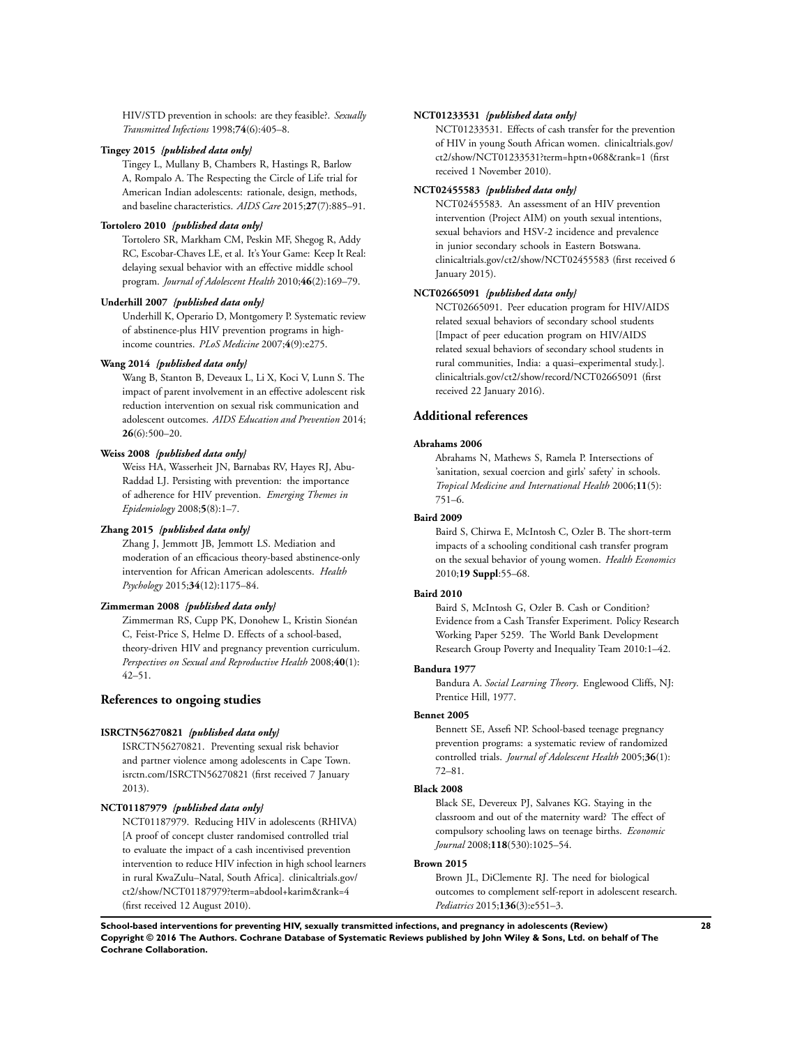HIV/STD prevention in schools: are they feasible?. *Sexually Transmitted Infections* 1998;**74**(6):405–8.

**Tingey 2015** *{published data only}*

Tingey L, Mullany B, Chambers R, Hastings R, Barlow A, Rompalo A. The Respecting the Circle of Life trial for American Indian adolescents: rationale, design, methods, and baseline characteristics. *AIDS Care* 2015;**27**(7):885–91.

**Tortolero 2010** *{published data only}*

Tortolero SR, Markham CM, Peskin MF, Shegog R, Addy RC, Escobar-Chaves LE, et al. It's Your Game: Keep It Real: delaying sexual behavior with an effective middle school program. *Journal of Adolescent Health* 2010;**46**(2):169–79.

**Underhill 2007** *{published data only}*

Underhill K, Operario D, Montgomery P. Systematic review of abstinence-plus HIV prevention programs in high-income countries. *PLoS Medicine* 2007;**4**(9):e275.

**Wang 2014** *{published data only}*

Wang B, Stanton B, Deveaux L, Li X, Koci V, Lunn S. The impact of parent involvement in an effective adolescent risk reduction intervention on sexual risk communication and adolescent outcomes. *AIDS Education and Prevention* 2014;**26**(6):500–20.

**Weiss 2008** *{published data only}*

Weiss HA, Wasserheit JN, Barnabas RV, Hayes RJ, Abu-Raddad LJ. Persisting with prevention: the importance of adherence for HIV prevention. *Emerging Themes in Epidemiology* 2008;**5**(8):1–7.

**Zhang 2015** *{published data only}*

Zhang J, Jemmott JB, Jemmott LS. Mediation and moderation of an efficacious theory-based abstinence-only intervention for African American adolescents. *Health Psychology* 2015;**34**(12):1175–84.

**Zimmerman 2008** *{published data only}*

Zimmerman RS, Cupp PK, Donohew L, Kristin Sionéan C, Feist-Price S, Helme D. Effects of a school-based, theory-driven HIV and pregnancy prevention curriculum. *Perspectives on Sexual and Reproductive Health* 2008;**40**(1):42–51.

## References to ongoing studies

**ISRCTN56270821** *{published data only}*

ISRCTN56270821. Preventing sexual risk behavior and partner violence among adolescents in Cape Town. isrctn.com/ISRCTN56270821 (first received 7 January 2013).

**NCT01187979** *{published data only}*

NCT01187979. Reducing HIV in adolescents (RHIVA) [A proof of concept cluster randomised controlled trial to evaluate the impact of a cash incentivised prevention intervention to reduce HIV infection in high school learners in rural KwaZulu–Natal, South Africa]. clinicaltrials.gov/ct2/show/NCT01187979?term=abdool+karim&rank=4 (first received 12 August 2010).

**NCT01233531** *{published data only}*

NCT01233531. Effects of cash transfer for the prevention of HIV in young South African women. clinicaltrials.gov/ct2/show/NCT01233531?term=hptn+068&rank=1 (first received 1 November 2010).

**NCT02455583** *{published data only}*

NCT02455583. An assessment of an HIV prevention intervention (Project AIM) on youth sexual intentions, sexual behaviors and HSV-2 incidence and prevalence in junior secondary schools in Eastern Botswana. clinicaltrials.gov/ct2/show/NCT02455583 (first received 6 January 2015).

**NCT02665091** *{published data only}*

NCT02665091. Peer education program for HIV/AIDS related sexual behaviors of secondary school students [Impact of peer education program on HIV/AIDS related sexual behaviors of secondary school students in rural communities, India: a quasi–experimental study.]. clinicaltrials.gov/ct2/show/record/NCT02665091 (first received 22 January 2016).

## Additional references

**Abrahams 2006**

Abrahams N, Mathews S, Ramela P. Intersections of 'sanitation, sexual coercion and girls' safety' in schools. *Tropical Medicine and International Health* 2006;**11**(5):751–6.

**Baird 2009**

Baird S, Chirwa E, McIntosh C, Ozler B. The short-term impacts of a schooling conditional cash transfer program on the sexual behavior of young women. *Health Economics* 2010;**19 Suppl**:55–68.

**Baird 2010**

Baird S, McIntosh G, Ozler B. Cash or Condition? Evidence from a Cash Transfer Experiment. Policy Research Working Paper 5259. The World Bank Development Research Group Poverty and Inequality Team 2010:1–42.

**Bandura 1977**

Bandura A. *Social Learning Theory*. Englewood Cliffs, NJ: Prentice Hill, 1977.

**Bennet 2005**

Bennett SE, Assefi NP. School-based teenage pregnancy prevention programs: a systematic review of randomized controlled trials. *Journal of Adolescent Health* 2005;**36**(1):72–81.

**Black 2008**

Black SE, Devereux PJ, Salvanes KG. Staying in the classroom and out of the maternity ward? The effect of compulsory schooling laws on teenage births. *Economic Journal* 2008;**118**(530):1025–54.

**Brown 2015**

Brown JL, DiClemente RJ. The need for biological outcomes to complement self-report in adolescent research. *Pediatrics* 2015;**136**(3):e551–3.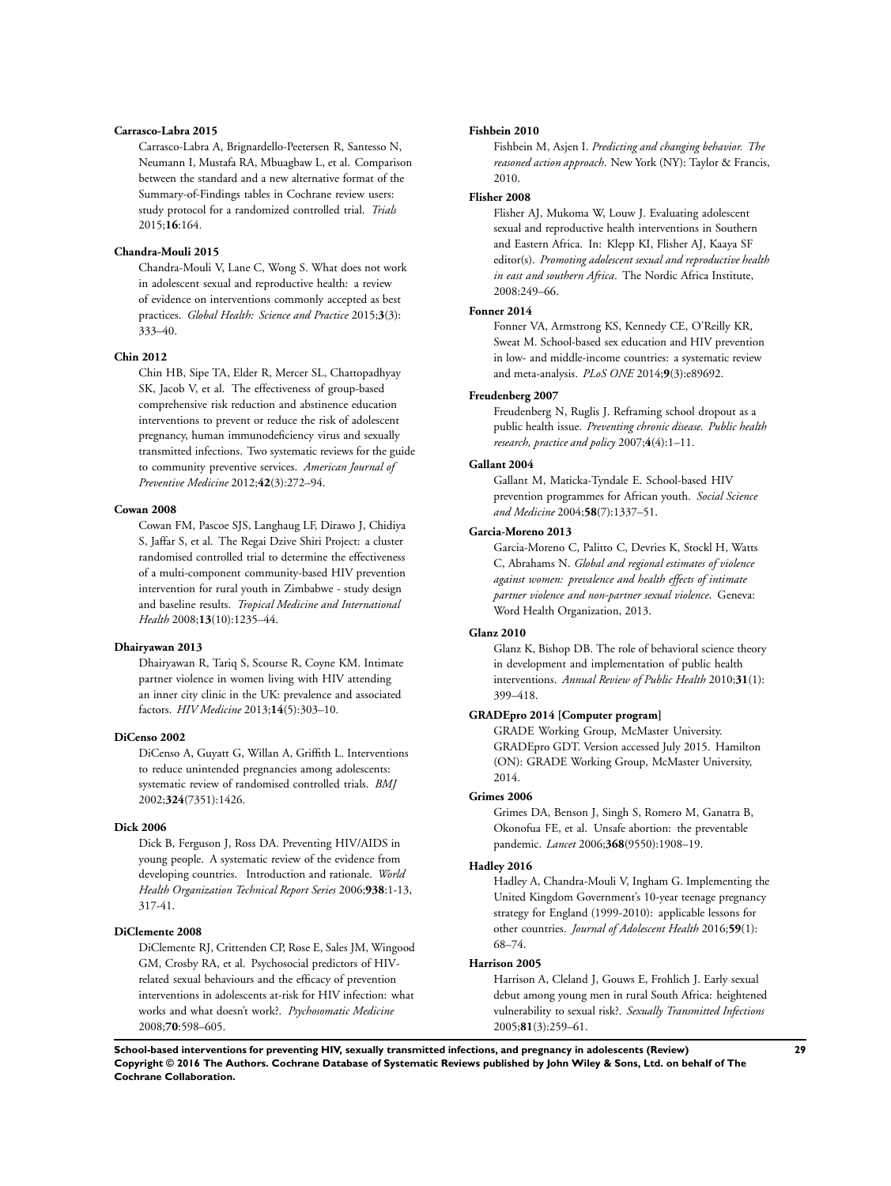**Carrasco-Labra 2015**

Carrasco-Labra A, Brignardello-Peetersen R, Santesso N, Neumann I, Mustafa RA, Mbuagbaw L, et al. Comparison between the standard and a new alternative format of the Summary-of-Findings tables in Cochrane review users: study protocol for a randomized controlled trial. *Trials* 2015;**16**:164.

**Chandra-Mouli 2015**

Chandra-Mouli V, Lane C, Wong S. What does not work in adolescent sexual and reproductive health: a review of evidence on interventions commonly accepted as best practices. *Global Health: Science and Practice* 2015;**3**(3): 333–40.

**Chin 2012**

Chin HB, Sipe TA, Elder R, Mercer SL, Chattopadhyay SK, Jacob V, et al. The effectiveness of group-based comprehensive risk reduction and abstinence education interventions to prevent or reduce the risk of adolescent pregnancy, human immunodeficiency virus and sexually transmitted infections. Two systematic reviews for the guide to community preventive services. *American Journal of Preventive Medicine* 2012;**42**(3):272–94.

**Cowan 2008**

Cowan FM, Pascoe SJS, Langhaug LF, Dirawo J, Chidiya S, Jaffar S, et al. The Regai Dzive Shiri Project: a cluster randomised controlled trial to determine the effectiveness of a multi-component community-based HIV prevention intervention for rural youth in Zimbabwe - study design and baseline results. *Tropical Medicine and International Health* 2008;**13**(10):1235–44.

**Dhairyawan 2013**

Dhairyawan R, Tariq S, Scourse R, Coyne KM. Intimate partner violence in women living with HIV attending an inner city clinic in the UK: prevalence and associated factors. *HIV Medicine* 2013;**14**(5):303–10.

**DiCenso 2002**

DiCenso A, Guyatt G, Willan A, Griffith L. Interventions to reduce unintended pregnancies among adolescents: systematic review of randomised controlled trials. *BMJ* 2002;**324**(7351):1426.

**Dick 2006**

Dick B, Ferguson J, Ross DA. Preventing HIV/AIDS in young people. A systematic review of the evidence from developing countries. Introduction and rationale. *World Health Organization Technical Report Series* 2006;**938**:1-13, 317-41.

**DiClemente 2008**

DiClemente RJ, Crittenden CP, Rose E, Sales JM, Wingood GM, Crosby RA, et al. Psychosocial predictors of HIV-related sexual behaviours and the efficacy of prevention interventions in adolescents at-risk for HIV infection: what works and what doesn't work?. *Psychosomatic Medicine* 2008;**70**:598–605.

**Fishbein 2010**

Fishbein M, Asjen I. *Predicting and changing behavior. The reasoned action approach*. New York (NY): Taylor & Francis, 2010.

**Flisher 2008**

Flisher AJ, Mukoma W, Louw J. Evaluating adolescent sexual and reproductive health interventions in Southern and Eastern Africa. In: Klepp KI, Flisher AJ, Kaaya SF editor(s). *Promoting adolescent sexual and reproductive health in east and southern Africa*. The Nordic Africa Institute, 2008:249–66.

**Fonner 2014**

Fonner VA, Armstrong KS, Kennedy CE, O'Reilly KR, Sweat M. School-based sex education and HIV prevention in low- and middle-income countries: a systematic review and meta-analysis. *PLoS ONE* 2014;**9**(3):e89692.

**Freudenberg 2007**

Freudenberg N, Ruglis J. Reframing school dropout as a public health issue. *Preventing chronic disease. Public health research, practice and policy* 2007;**4**(4):1–11.

**Gallant 2004**

Gallant M, Maticka-Tyndale E. School-based HIV prevention programmes for African youth. *Social Science and Medicine* 2004;**58**(7):1337–51.

**Garcia-Moreno 2013**

Garcia-Moreno C, Palitto C, Devries K, Stockl H, Watts C, Abrahams N. *Global and regional estimates of violence against women: prevalence and health effects of intimate partner violence and non-partner sexual violence*. Geneva: Word Health Organization, 2013.

**Glanz 2010**

Glanz K, Bishop DB. The role of behavioral science theory in development and implementation of public health interventions. *Annual Review of Public Health* 2010;**31**(1): 399–418.

**GRADEpro 2014 [Computer program]**

GRADE Working Group, McMaster University. GRADEpro GDT. Version accessed July 2015. Hamilton (ON): GRADE Working Group, McMaster University, 2014.

**Grimes 2006**

Grimes DA, Benson J, Singh S, Romero M, Ganatra B, Okonofua FE, et al. Unsafe abortion: the preventable pandemic. *Lancet* 2006;**368**(9550):1908–19.

**Hadley 2016**

Hadley A, Chandra-Mouli V, Ingham G. Implementing the United Kingdom Government's 10-year teenage pregnancy strategy for England (1999-2010): applicable lessons for other countries. *Journal of Adolescent Health* 2016;**59**(1): 68–74.

**Harrison 2005**

Harrison A, Cleland J, Gouws E, Frohlich J. Early sexual debut among young men in rural South Africa: heightened vulnerability to sexual risk?. *Sexually Transmitted Infections* 2005;**81**(3):259–61.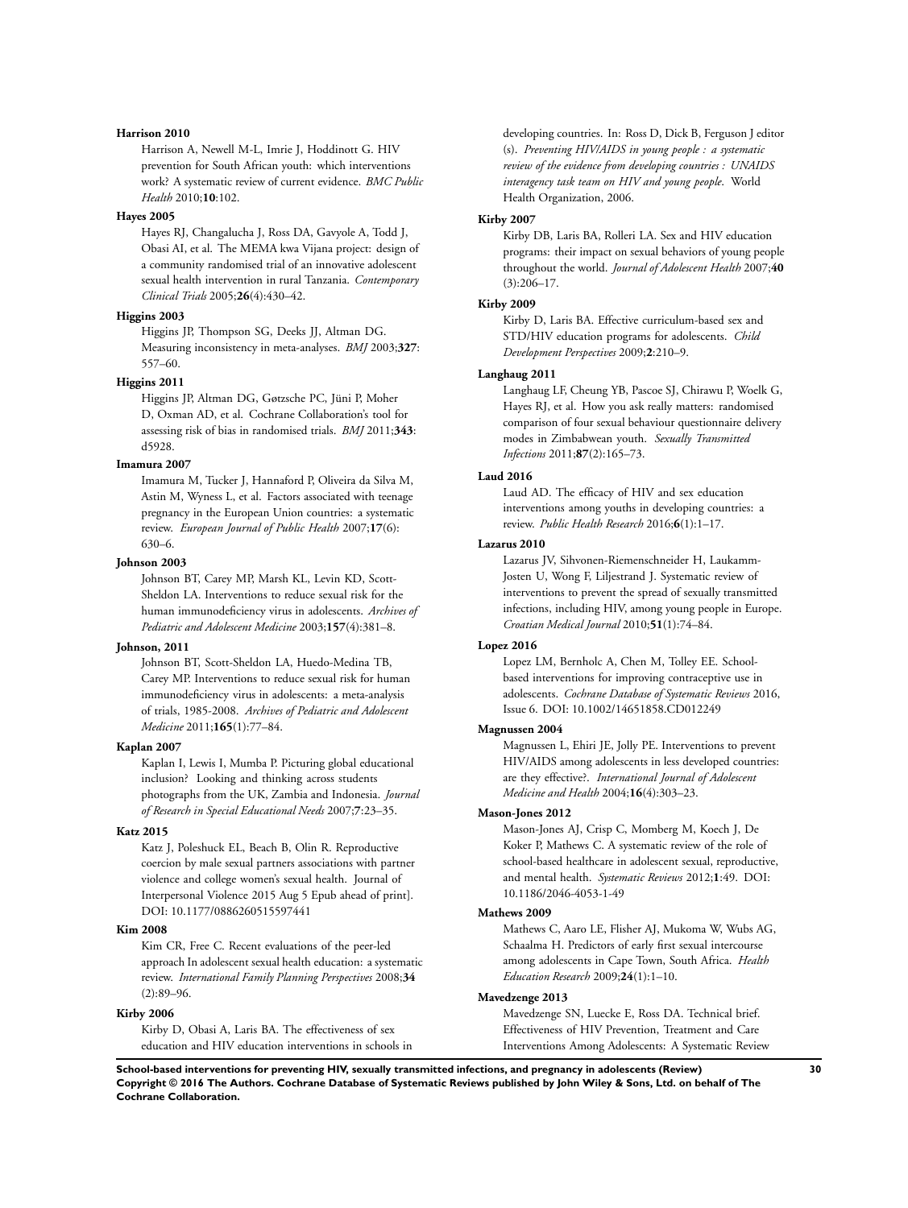**Harrison 2010**

Harrison A, Newell M-L, Imrie J, Hoddinott G. HIV prevention for South African youth: which interventions work? A systematic review of current evidence. *BMC Public Health* 2010;**10**:102.

**Hayes 2005**

Hayes RJ, Changalucha J, Ross DA, Gavyole A, Todd J, Obasi AI, et al. The MEMA kwa Vijana project: design of a community randomised trial of an innovative adolescent sexual health intervention in rural Tanzania. *Contemporary Clinical Trials* 2005;**26**(4):430–42.

**Higgins 2003**

Higgins JP, Thompson SG, Deeks JJ, Altman DG. Measuring inconsistency in meta-analyses. *BMJ* 2003;**327**: 557–60.

**Higgins 2011**

Higgins JP, Altman DG, Gøtzsche PC, Jüni P, Moher D, Oxman AD, et al. Cochrane Collaboration's tool for assessing risk of bias in randomised trials. *BMJ* 2011;**343**: d5928.

**Imamura 2007**

Imamura M, Tucker J, Hannaford P, Oliveira da Silva M, Astin M, Wyness L, et al. Factors associated with teenage pregnancy in the European Union countries: a systematic review. *European Journal of Public Health* 2007;**17**(6): 630–6.

**Johnson 2003**

Johnson BT, Carey MP, Marsh KL, Levin KD, Scott-Sheldon LA. Interventions to reduce sexual risk for the human immunodeficiency virus in adolescents. *Archives of Pediatric and Adolescent Medicine* 2003;**157**(4):381–8.

**Johnson, 2011**

Johnson BT, Scott-Sheldon LA, Huedo-Medina TB, Carey MP. Interventions to reduce sexual risk for human immunodeficiency virus in adolescents: a meta-analysis of trials, 1985-2008. *Archives of Pediatric and Adolescent Medicine* 2011;**165**(1):77–84.

**Kaplan 2007**

Kaplan I, Lewis I, Mumba P. Picturing global educational inclusion? Looking and thinking across students photographs from the UK, Zambia and Indonesia. *Journal of Research in Special Educational Needs* 2007;**7**:23–35.

**Katz 2015**

Katz J, Poleshuck EL, Beach B, Olin R. Reproductive coercion by male sexual partners associations with partner violence and college women's sexual health. Journal of Interpersonal Violence 2015 Aug 5 Epub ahead of print]. DOI: 10.1177/0886260515597441

**Kim 2008**

Kim CR, Free C. Recent evaluations of the peer-led approach In adolescent sexual health education: a systematic review. *International Family Planning Perspectives* 2008;**34** (2):89–96.

**Kirby 2006**

Kirby D, Obasi A, Laris BA. The effectiveness of sex education and HIV education interventions in schools in developing countries. In: Ross D, Dick B, Ferguson J editor (s). *Preventing HIV/AIDS in young people : a systematic review of the evidence from developing countries : UNAIDS interagency task team on HIV and young people*. World Health Organization, 2006.

**Kirby 2007**

Kirby DB, Laris BA, Rolleri LA. Sex and HIV education programs: their impact on sexual behaviors of young people throughout the world. *Journal of Adolescent Health* 2007;**40** (3):206–17.

**Kirby 2009**

Kirby D, Laris BA. Effective curriculum-based sex and STD/HIV education programs for adolescents. *Child Development Perspectives* 2009;**2**:210–9.

**Langhaug 2011**

Langhaug LF, Cheung YB, Pascoe SJ, Chirawu P, Woelk G, Hayes RJ, et al. How you ask really matters: randomised comparison of four sexual behaviour questionnaire delivery modes in Zimbabwean youth. *Sexually Transmitted Infections* 2011;**87**(2):165–73.

**Laud 2016**

Laud AD. The efficacy of HIV and sex education interventions among youths in developing countries: a review. *Public Health Research* 2016;**6**(1):1–17.

**Lazarus 2010**

Lazarus JV, Sihvonen-Riemenschneider H, Laukamm-Josten U, Wong F, Liljestrand J. Systematic review of interventions to prevent the spread of sexually transmitted infections, including HIV, among young people in Europe. *Croatian Medical Journal* 2010;**51**(1):74–84.

**Lopez 2016**

Lopez LM, Bernholc A, Chen M, Tolley EE. School-based interventions for improving contraceptive use in adolescents. *Cochrane Database of Systematic Reviews* 2016, Issue 6. DOI: 10.1002/14651858.CD012249

**Magnussen 2004**

Magnussen L, Ehiri JE, Jolly PE. Interventions to prevent HIV/AIDS among adolescents in less developed countries: are they effective?. *International Journal of Adolescent Medicine and Health* 2004;**16**(4):303–23.

**Mason-Jones 2012**

Mason-Jones AJ, Crisp C, Momberg M, Koech J, De Koker P, Mathews C. A systematic review of the role of school-based healthcare in adolescent sexual, reproductive, and mental health. *Systematic Reviews* 2012;**1**:49. DOI: 10.1186/2046-4053-1-49

**Mathews 2009**

Mathews C, Aaro LE, Flisher AJ, Mukoma W, Wubs AG, Schaalma H. Predictors of early first sexual intercourse among adolescents in Cape Town, South Africa. *Health Education Research* 2009;**24**(1):1–10.

**Mavedzenge 2013**

Mavedzenge SN, Luecke E, Ross DA. Technical brief. Effectiveness of HIV Prevention, Treatment and Care Interventions Among Adolescents: A Systematic Review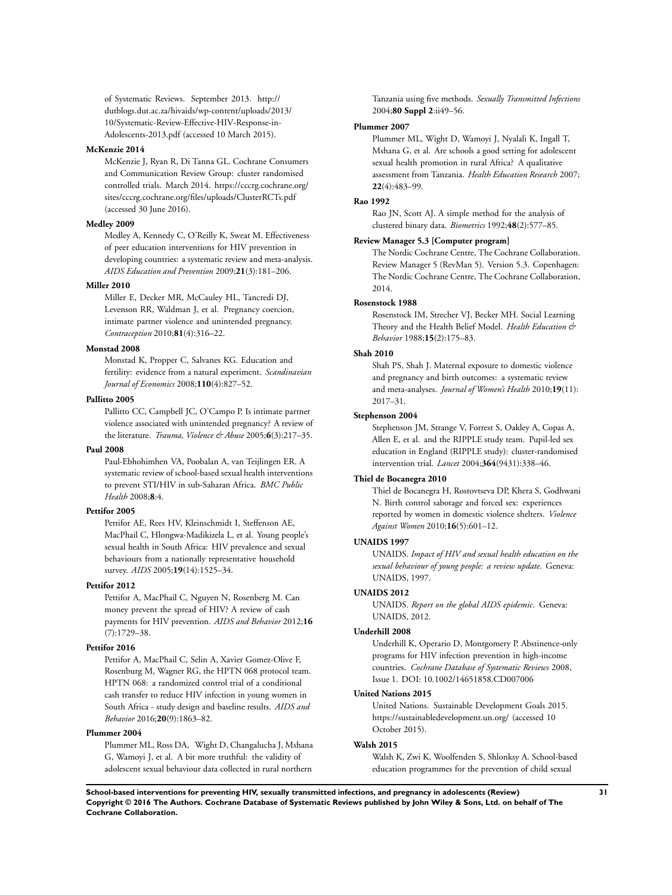of Systematic Reviews. September 2013. http://dutblogs.dut.ac.za/hivaids/wp-content/uploads/2013/10/Systematic-Review-Effective-HIV-Response-in-Adolescents-2013.pdf (accessed 10 March 2015).

**McKenzie 2014**

McKenzie J, Ryan R, Di Tanna GL. Cochrane Consumers and Communication Review Group: cluster randomised controlled trials. March 2014. https://cccrg.cochrane.org/sites/cccrg.cochrane.org/files/uploads/ClusterRCTs.pdf (accessed 30 June 2016).

**Medley 2009**

Medley A, Kennedy C, O'Reilly K, Sweat M. Effectiveness of peer education interventions for HIV prevention in developing countries: a systematic review and meta-analysis. *AIDS Education and Prevention* 2009;**21**(3):181–206.

**Miller 2010**

Miller E, Decker MR, McCauley HL, Tancredi DJ, Levenson RR, Waldman J, et al. Pregnancy coercion, intimate partner violence and unintended pregnancy. *Contraception* 2010;**81**(4):316–22.

**Monstad 2008**

Monstad K, Propper C, Salvanes KG. Education and fertility: evidence from a natural experiment. *Scandinavian Journal of Economics* 2008;**110**(4):827–52.

**Pallitto 2005**

Pallitto CC, Campbell JC, O'Campo P. Is intimate partner violence associated with unintended pregnancy? A review of the literature. *Trauma, Violence & Abuse* 2005;**6**(3):217–35.

**Paul 2008**

Paul-Ebhohimhen VA, Poobalan A, van Teijlingen ER. A systematic review of school-based sexual health interventions to prevent STI/HIV in sub-Saharan Africa. *BMC Public Health* 2008;**8**:4.

**Pettifor 2005**

Pettifor AE, Rees HV, Kleinschmidt I, Steffenson AE, MacPhail C, Hlongwa-Madikizela L, et al. Young people's sexual health in South Africa: HIV prevalence and sexual behaviours from a nationally representative household survey. *AIDS* 2005;**19**(14):1525–34.

**Pettifor 2012**

Pettifor A, MacPhail C, Nguyen N, Rosenberg M. Can money prevent the spread of HIV? A review of cash payments for HIV prevention. *AIDS and Behavior* 2012;**16**(7):1729–38.

**Pettifor 2016**

Pettifor A, MacPhail C, Selin A, Xavier Gomez-Olive F, Rosenburg M, Wagner RG, the HPTN 068 protocol team. HPTN 068: a randomized control trial of a conditional cash transfer to reduce HIV infection in young women in South Africa - study design and baseline results. *AIDS and Behavior* 2016;**20**(9):1863–82.

**Plummer 2004**

Plummer ML, Ross DA, Wight D, Changalucha J, Mshana G, Wamoyi J, et al. A bit more truthful: the validity of adolescent sexual behaviour data collected in rural northern Tanzania using five methods. *Sexually Transmitted Infections* 2004;**80 Suppl 2**:ii49–56.

**Plummer 2007**

Plummer ML, Wight D, Wamoyi J, Nyalali K, Ingall T, Mshana G, et al. Are schools a good setting for adolescent sexual health promotion in rural Africa? A qualitative assessment from Tanzania. *Health Education Research* 2007;**22**(4):483–99.

**Rao 1992**

Rao JN, Scott AJ. A simple method for the analysis of clustered binary data. *Biometrics* 1992;**48**(2):577–85.

**Review Manager 5.3 [Computer program]**

The Nordic Cochrane Centre, The Cochrane Collaboration. Review Manager 5 (RevMan 5). Version 5.3. Copenhagen: The Nordic Cochrane Centre, The Cochrane Collaboration, 2014.

**Rosenstock 1988**

Rosenstock IM, Strecher VJ, Becker MH. Social Learning Theory and the Health Belief Model. *Health Education & Behavior* 1988;**15**(2):175–83.

**Shah 2010**

Shah PS, Shah J. Maternal exposure to domestic violence and pregnancy and birth outcomes: a systematic review and meta-analyses. *Journal of Women's Health* 2010;**19**(11):2017–31.

**Stephenson 2004**

Stephenson JM, Strange V, Forrest S, Oakley A, Copas A, Allen E, et al. and the RIPPLE study team. Pupil-led sex education in England (RIPPLE study): cluster-randomised intervention trial. *Lancet* 2004;**364**(9431):338–46.

**Thiel de Bocanegra 2010**

Thiel de Bocanegra H, Rostovtseva DP, Khera S, Godhwani N. Birth control sabotage and forced sex: experiences reported by women in domestic violence shelters. *Violence Against Women* 2010;**16**(5):601–12.

**UNAIDS 1997**

UNAIDS. *Impact of HIV and sexual health education on the sexual behaviour of young people: a review update*. Geneva: UNAIDS, 1997.

**UNAIDS 2012**

UNAIDS. *Report on the global AIDS epidemic*. Geneva: UNAIDS, 2012.

**Underhill 2008**

Underhill K, Operario D, Montgomery P. Abstinence-only programs for HIV infection prevention in high-income countries. *Cochrane Database of Systematic Reviews* 2008, Issue 1. DOI: 10.1002/14651858.CD007006

**United Nations 2015**

United Nations. Sustainable Development Goals 2015. https://sustainabledevelopment.un.org/ (accessed 10 October 2015).

**Walsh 2015**

Walsh K, Zwi K, Woolfenden S, Shlonksy A. School-based education programmes for the prevention of child sexual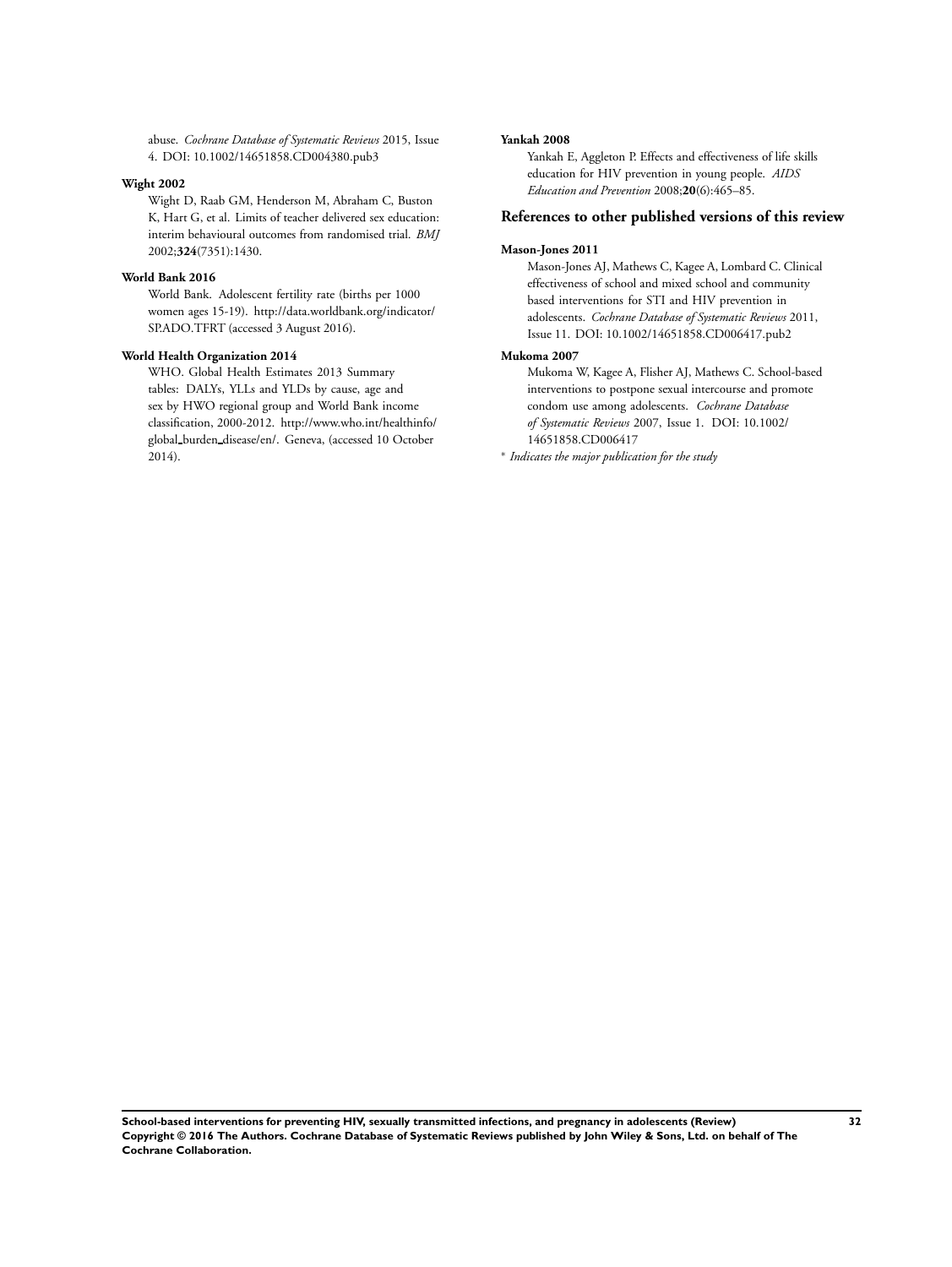abuse. *Cochrane Database of Systematic Reviews* 2015, Issue 4. DOI: 10.1002/14651858.CD004380.pub3

**Wight 2002**

Wight D, Raab GM, Henderson M, Abraham C, Buston K, Hart G, et al. Limits of teacher delivered sex education: interim behavioural outcomes from randomised trial. *BMJ* 2002;**324**(7351):1430.

**World Bank 2016**

World Bank. Adolescent fertility rate (births per 1000 women ages 15-19). http://data.worldbank.org/indicator/SP.ADO.TFRT (accessed 3 August 2016).

**World Health Organization 2014**

WHO. Global Health Estimates 2013 Summary tables: DALYs, YLLs and YLDs by cause, age and sex by HWO regional group and World Bank income classification, 2000-2012. http://www.who.int/healthinfo/global_burden_disease/en/. Geneva, (accessed 10 October 2014).

**Yankah 2008**

Yankah E, Aggleton P. Effects and effectiveness of life skills education for HIV prevention in young people. *AIDS Education and Prevention* 2008;**20**(6):465–85.

## References to other published versions of this review

**Mason-Jones 2011**

Mason-Jones AJ, Mathews C, Kagee A, Lombard C. Clinical effectiveness of school and mixed school and community based interventions for STI and HIV prevention in adolescents. *Cochrane Database of Systematic Reviews* 2011, Issue 11. DOI: 10.1002/14651858.CD006417.pub2

**Mukoma 2007**

Mukoma W, Kagee A, Flisher AJ, Mathews C. School-based interventions to postpone sexual intercourse and promote condom use among adolescents. *Cochrane Database of Systematic Reviews* 2007, Issue 1. DOI: 10.1002/14651858.CD006417

* *Indicates the major publication for the study*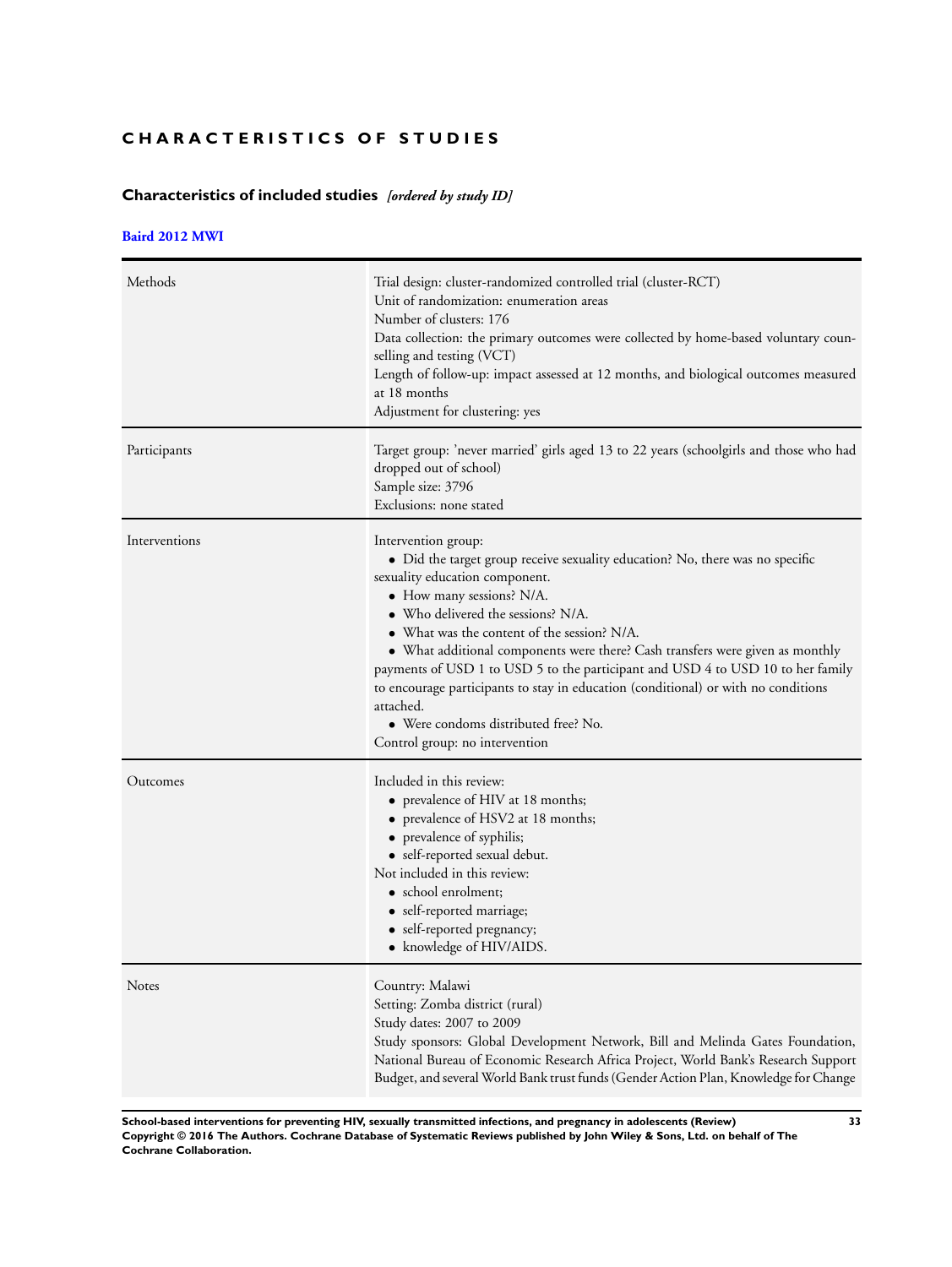# CHARACTERISTICS OF STUDIES

## Characteristics of included studies *[ordered by study ID]*

### Baird 2012 MWI

| | |
|---|---|
| Methods | Trial design: cluster-randomized controlled trial (cluster-RCT)<br>Unit of randomization: enumeration areas<br>Number of clusters: 176<br>Data collection: the primary outcomes were collected by home-based voluntary counselling and testing (VCT)<br>Length of follow-up: impact assessed at 12 months, and biological outcomes measured at 18 months<br>Adjustment for clustering: yes |
| Participants | Target group: 'never married' girls aged 13 to 22 years (schoolgirls and those who had dropped out of school)<br>Sample size: 3796<br>Exclusions: none stated |
| Interventions | Intervention group:<br>• Did the target group receive sexuality education? No, there was no specific sexuality education component.<br>• How many sessions? N/A.<br>• Who delivered the sessions? N/A.<br>• What was the content of the session? N/A.<br>• What additional components were there? Cash transfers were given as monthly payments of USD 1 to USD 5 to the participant and USD 4 to USD 10 to her family to encourage participants to stay in education (conditional) or with no conditions attached.<br>• Were condoms distributed free? No.<br>Control group: no intervention |
| Outcomes | Included in this review:<br>• prevalence of HIV at 18 months;<br>• prevalence of HSV2 at 18 months;<br>• prevalence of syphilis;<br>• self-reported sexual debut.<br>Not included in this review:<br>• school enrolment;<br>• self-reported marriage;<br>• self-reported pregnancy;<br>• knowledge of HIV/AIDS. |
| Notes | Country: Malawi<br>Setting: Zomba district (rural)<br>Study dates: 2007 to 2009<br>Study sponsors: Global Development Network, Bill and Melinda Gates Foundation, National Bureau of Economic Research Africa Project, World Bank's Research Support Budget, and several World Bank trust funds (Gender Action Plan, Knowledge for Change |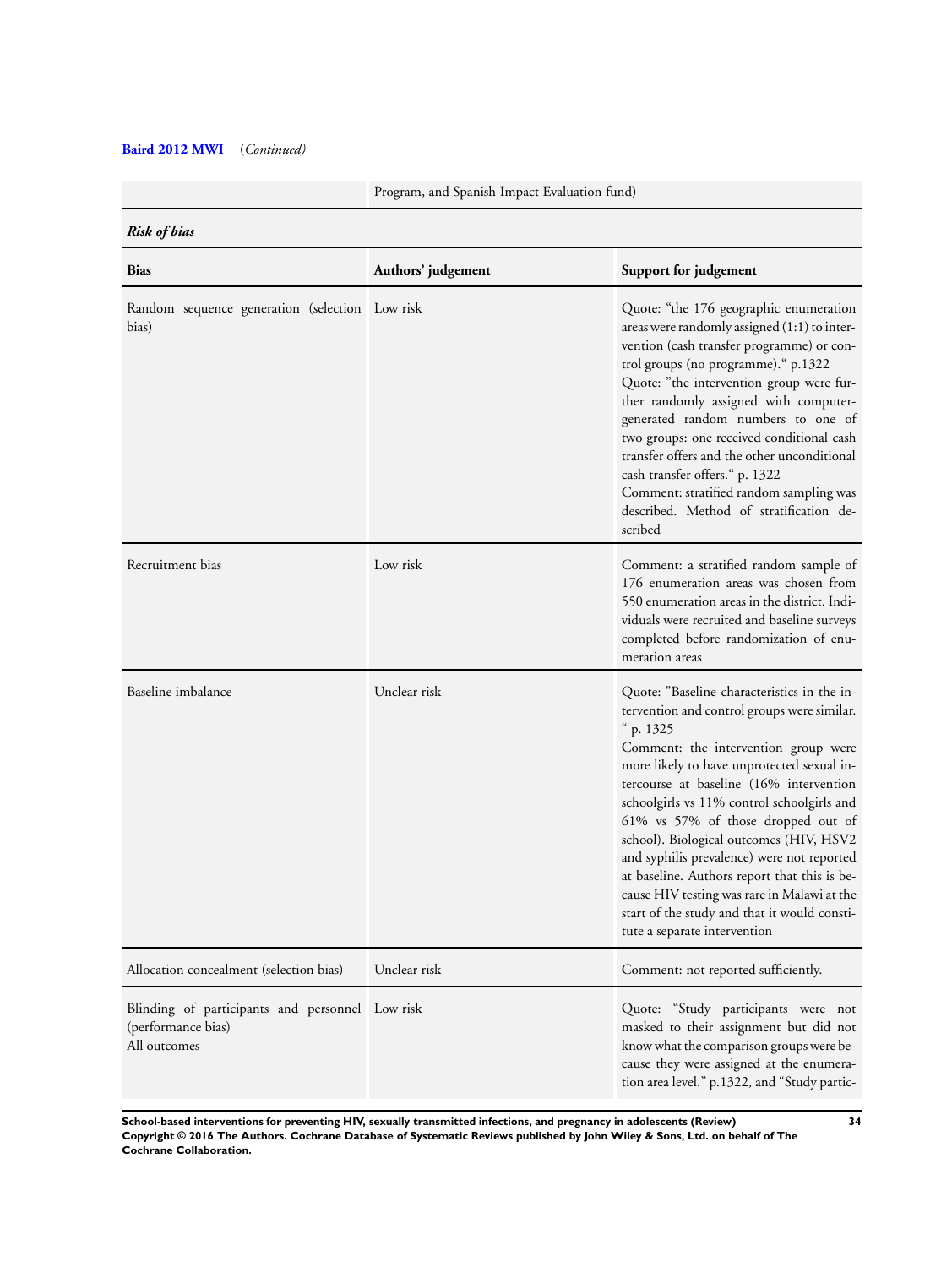**Baird 2012 MWI** (*Continued*)

| | Program, and Spanish Impact Evaluation fund) |
|---|---|

***Risk of bias***

| Bias | Authors' judgement | Support for judgement |
|---|---|---|
| Random sequence generation (selection bias) | Low risk | Quote: "the 176 geographic enumeration areas were randomly assigned (1:1) to intervention (cash transfer programme) or control groups (no programme)." p.1322<br>Quote: "the intervention group were further randomly assigned with computer-generated random numbers to one of two groups: one received conditional cash transfer offers and the other unconditional cash transfer offers." p. 1322<br>Comment: stratified random sampling was described. Method of stratification described |
| Recruitment bias | Low risk | Comment: a stratified random sample of 176 enumeration areas was chosen from 550 enumeration areas in the district. Individuals were recruited and baseline surveys completed before randomization of enumeration areas |
| Baseline imbalance | Unclear risk | Quote: "Baseline characteristics in the intervention and control groups were similar." p. 1325<br>Comment: the intervention group were more likely to have unprotected sexual intercourse at baseline (16% intervention schoolgirls vs 11% control schoolgirls and 61% vs 57% of those dropped out of school). Biological outcomes (HIV, HSV2 and syphilis prevalence) were not reported at baseline. Authors report that this is because HIV testing was rare in Malawi at the start of the study and that it would constitute a separate intervention |
| Allocation concealment (selection bias) | Unclear risk | Comment: not reported sufficiently. |
| Blinding of participants and personnel (performance bias)<br>All outcomes | Low risk | Quote: "Study participants were not masked to their assignment but did not know what the comparison groups were because they were assigned at the enumeration area level." p.1322, and "Study partic- |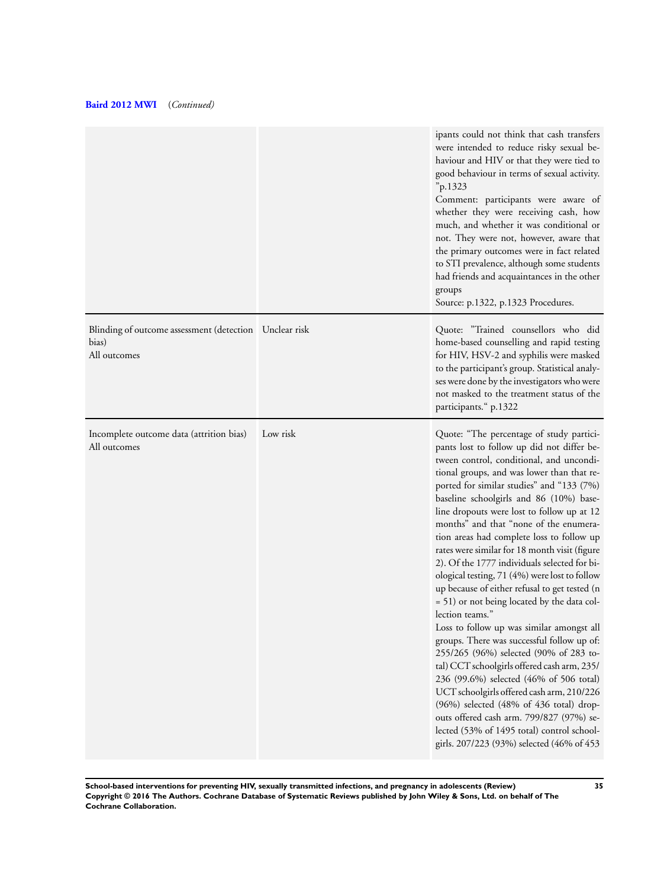**Baird 2012 MWI** (*Continued*)

| | | |
|---|---|---|
| | | ipants could not think that cash transfers were intended to reduce risky sexual behaviour and HIV or that they were tied to good behaviour in terms of sexual activity." p.1323<br>Comment: participants were aware of whether they were receiving cash, how much, and whether it was conditional or not. They were not, however, aware that the primary outcomes were in fact related to STI prevalence, although some students had friends and acquaintances in the other groups<br>Source: p.1322, p.1323 Procedures. |
| Blinding of outcome assessment (detection bias)<br>All outcomes | Unclear risk | Quote: "Trained counsellors who did home-based counselling and rapid testing for HIV, HSV-2 and syphilis were masked to the participant's group. Statistical analyses were done by the investigators who were not masked to the treatment status of the participants." p.1322 |
| Incomplete outcome data (attrition bias)<br>All outcomes | Low risk | Quote: "The percentage of study participants lost to follow up did not differ between control, conditional, and unconditional groups, and was lower than that reported for similar studies" and "133 (7%) baseline schoolgirls and 86 (10%) baseline dropouts were lost to follow up at 12 months" and that "none of the enumeration areas had complete loss to follow up rates were similar for 18 month visit (figure 2). Of the 1777 individuals selected for biological testing, 71 (4%) were lost to follow up because of either refusal to get tested (n = 51) or not being located by the data collection teams."<br>Loss to follow up was similar amongst all groups. There was successful follow up of: 255/265 (96%) selected (90% of 283 total) CCT schoolgirls offered cash arm, 235/236 (99.6%) selected (46% of 506 total) UCT schoolgirls offered cash arm, 210/226 (96%) selected (48% of 436 total) dropouts offered cash arm. 799/827 (97%) selected (53% of 1495 total) control schoolgirls. 207/223 (93%) selected (46% of 453 |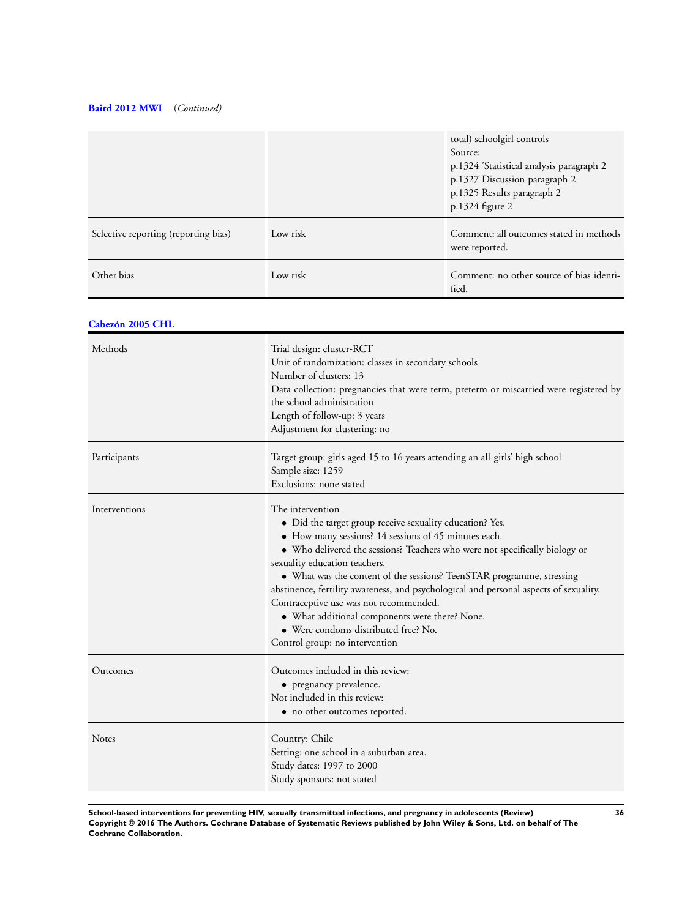**Baird 2012 MWI** (*Continued*)

| | | |
|---|---|---|
| | | total) schoolgirl controls<br>Source:<br>p.1324 'Statistical analysis paragraph 2<br>p.1327 Discussion paragraph 2<br>p.1325 Results paragraph 2<br>p.1324 figure 2 |
| Selective reporting (reporting bias) | Low risk | Comment: all outcomes stated in methods were reported. |
| Other bias | Low risk | Comment: no other source of bias identified. |

**Cabezón 2005 CHL**

| | |
|---|---|
| Methods | Trial design: cluster-RCT<br>Unit of randomization: classes in secondary schools<br>Number of clusters: 13<br>Data collection: pregnancies that were term, preterm or miscarried were registered by the school administration<br>Length of follow-up: 3 years<br>Adjustment for clustering: no |
| Participants | Target group: girls aged 15 to 16 years attending an all-girls' high school<br>Sample size: 1259<br>Exclusions: none stated |
| Interventions | The intervention<br>• Did the target group receive sexuality education? Yes.<br>• How many sessions? 14 sessions of 45 minutes each.<br>• Who delivered the sessions? Teachers who were not specifically biology or sexuality education teachers.<br>• What was the content of the sessions? TeenSTAR programme, stressing abstinence, fertility awareness, and psychological and personal aspects of sexuality. Contraceptive use was not recommended.<br>• What additional components were there? None.<br>• Were condoms distributed free? No.<br>Control group: no intervention |
| Outcomes | Outcomes included in this review:<br>• pregnancy prevalence.<br>Not included in this review:<br>• no other outcomes reported. |
| Notes | Country: Chile<br>Setting: one school in a suburban area.<br>Study dates: 1997 to 2000<br>Study sponsors: not stated |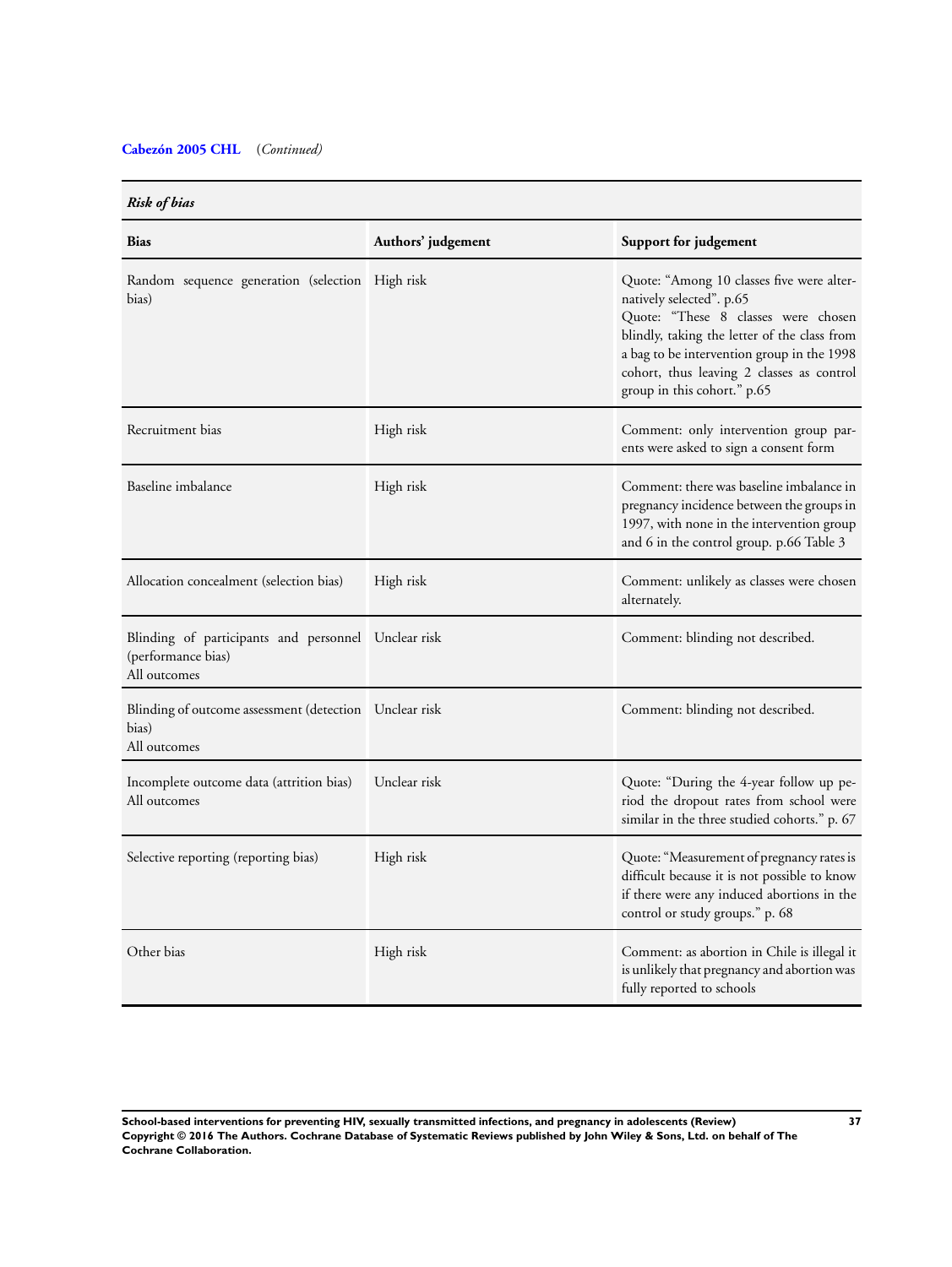**Cabezón 2005 CHL** (*Continued)*

*Risk of bias*

| Bias | Authors' judgement | Support for judgement |
|---|---|---|
| Random sequence generation (selection bias) | High risk | Quote: "Among 10 classes five were alternatively selected". p.65<br>Quote: "These 8 classes were chosen blindly, taking the letter of the class from a bag to be intervention group in the 1998 cohort, thus leaving 2 classes as control group in this cohort." p.65 |
| Recruitment bias | High risk | Comment: only intervention group parents were asked to sign a consent form |
| Baseline imbalance | High risk | Comment: there was baseline imbalance in pregnancy incidence between the groups in 1997, with none in the intervention group and 6 in the control group. p.66 Table 3 |
| Allocation concealment (selection bias) | High risk | Comment: unlikely as classes were chosen alternately. |
| Blinding of participants and personnel (performance bias)<br>All outcomes | Unclear risk | Comment: blinding not described. |
| Blinding of outcome assessment (detection bias)<br>All outcomes | Unclear risk | Comment: blinding not described. |
| Incomplete outcome data (attrition bias)<br>All outcomes | Unclear risk | Quote: "During the 4-year follow up period the dropout rates from school were similar in the three studied cohorts." p. 67 |
| Selective reporting (reporting bias) | High risk | Quote: "Measurement of pregnancy rates is difficult because it is not possible to know if there were any induced abortions in the control or study groups." p. 68 |
| Other bias | High risk | Comment: as abortion in Chile is illegal it is unlikely that pregnancy and abortion was fully reported to schools |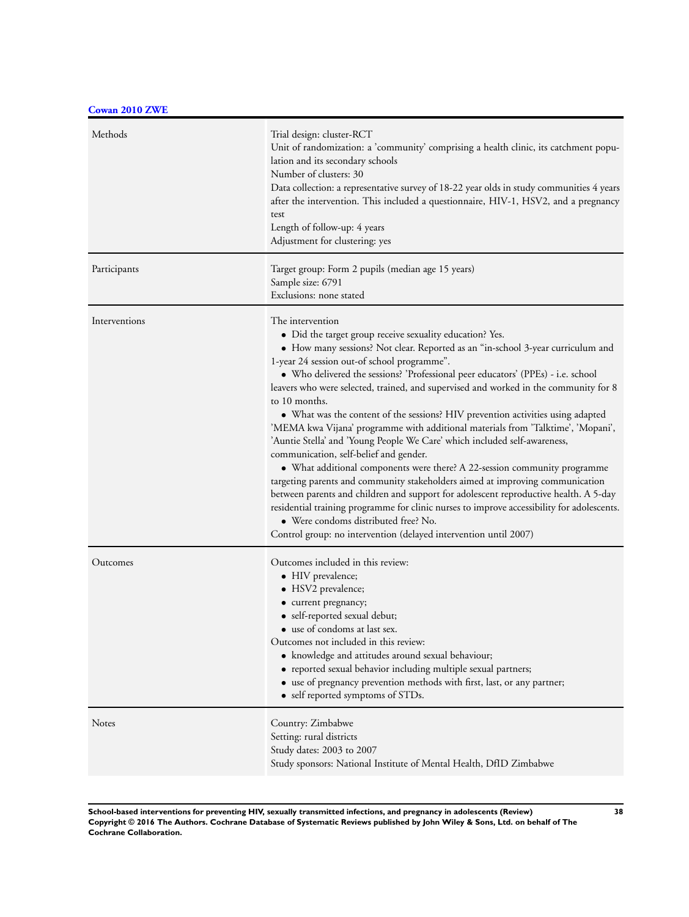**Cowan 2010 ZWE**

| | |
|---|---|
| Methods | Trial design: cluster-RCT<br>Unit of randomization: a 'community' comprising a health clinic, its catchment population and its secondary schools<br>Number of clusters: 30<br>Data collection: a representative survey of 18-22 year olds in study communities 4 years after the intervention. This included a questionnaire, HIV-1, HSV2, and a pregnancy test<br>Length of follow-up: 4 years<br>Adjustment for clustering: yes |
| Participants | Target group: Form 2 pupils (median age 15 years)<br>Sample size: 6791<br>Exclusions: none stated |
| Interventions | The intervention<br>• Did the target group receive sexuality education? Yes.<br>• How many sessions? Not clear. Reported as an "in-school 3-year curriculum and 1-year 24 session out-of school programme".<br>• Who delivered the sessions? 'Professional peer educators' (PPEs) - i.e. school leavers who were selected, trained, and supervised and worked in the community for 8 to 10 months.<br>• What was the content of the sessions? HIV prevention activities using adapted 'MEMA kwa Vijana' programme with additional materials from 'Talktime', 'Mopani', 'Auntie Stella' and 'Young People We Care' which included self-awareness, communication, self-belief and gender.<br>• What additional components were there? A 22-session community programme targeting parents and community stakeholders aimed at improving communication between parents and children and support for adolescent reproductive health. A 5-day residential training programme for clinic nurses to improve accessibility for adolescents.<br>• Were condoms distributed free? No.<br>Control group: no intervention (delayed intervention until 2007) |
| Outcomes | Outcomes included in this review:<br>• HIV prevalence;<br>• HSV2 prevalence;<br>• current pregnancy;<br>• self-reported sexual debut;<br>• use of condoms at last sex.<br>Outcomes not included in this review:<br>• knowledge and attitudes around sexual behaviour;<br>• reported sexual behavior including multiple sexual partners;<br>• use of pregnancy prevention methods with first, last, or any partner;<br>• self reported symptoms of STDs. |
| Notes | Country: Zimbabwe<br>Setting: rural districts<br>Study dates: 2003 to 2007<br>Study sponsors: National Institute of Mental Health, DfID Zimbabwe |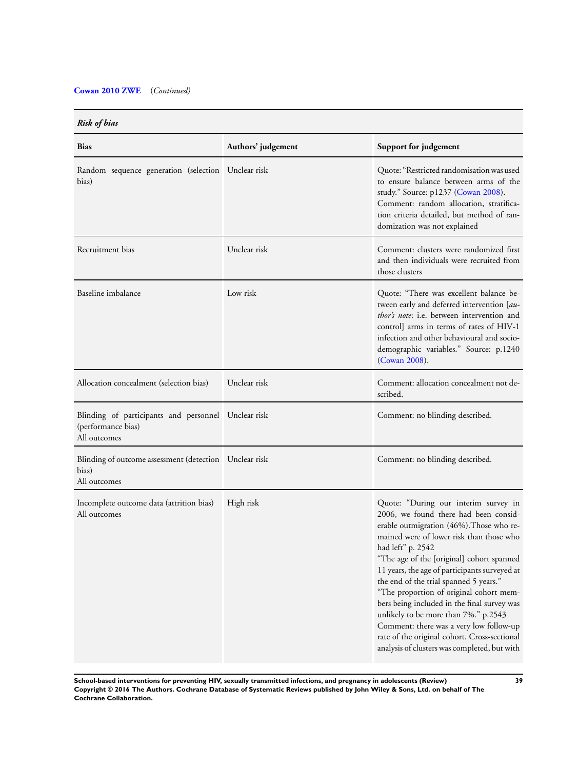**Cowan 2010 ZWE** (*Continued*)

| *Risk of bias* | | |
|---|---|---|
| **Bias** | **Authors' judgement** | **Support for judgement** |
| Random sequence generation (selection bias) | Unclear risk | Quote: "Restricted randomisation was used to ensure balance between arms of the study." Source: p1237 (Cowan 2008).<br>Comment: random allocation, stratification criteria detailed, but method of randomization was not explained |
| Recruitment bias | Unclear risk | Comment: clusters were randomized first and then individuals were recruited from those clusters |
| Baseline imbalance | Low risk | Quote: "There was excellent balance between early and deferred intervention [*author's note*: i.e. between intervention and control] arms in terms of rates of HIV-1 infection and other behavioural and sociodemographic variables." Source: p.1240 (Cowan 2008). |
| Allocation concealment (selection bias) | Unclear risk | Comment: allocation concealment not described. |
| Blinding of participants and personnel (performance bias)<br>All outcomes | Unclear risk | Comment: no blinding described. |
| Blinding of outcome assessment (detection bias)<br>All outcomes | Unclear risk | Comment: no blinding described. |
| Incomplete outcome data (attrition bias)<br>All outcomes | High risk | Quote: "During our interim survey in 2006, we found there had been considerable outmigration (46%).Those who remained were of lower risk than those who had left" p. 2542<br>"The age of the [original] cohort spanned 11 years, the age of participants surveyed at the end of the trial spanned 5 years."<br>"The proportion of original cohort members being included in the final survey was unlikely to be more than 7%." p.2543<br>Comment: there was a very low follow-up rate of the original cohort. Cross-sectional analysis of clusters was completed, but with |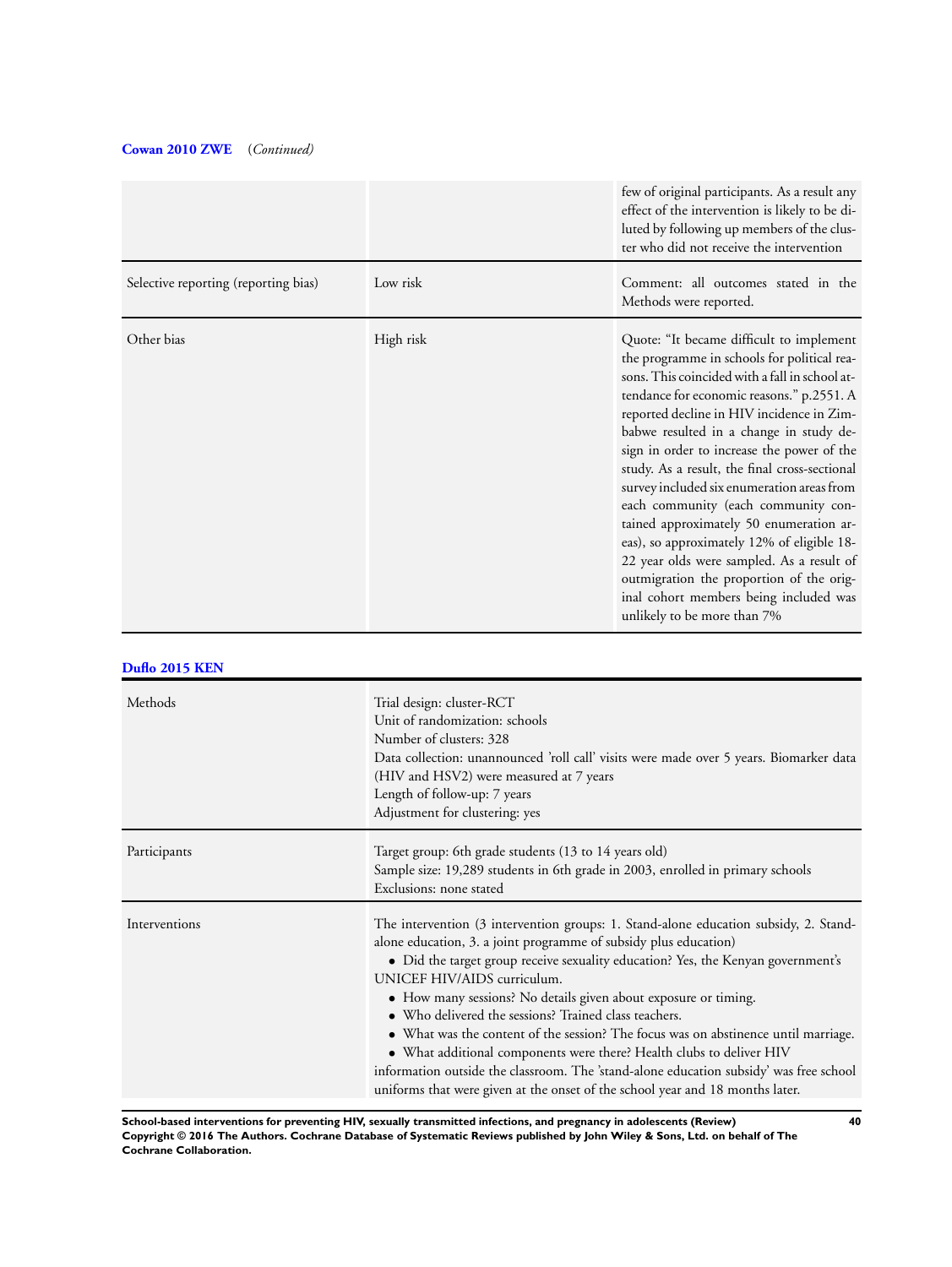**Cowan 2010 ZWE** (*Continued*)

| | | |
|---|---|---|
| | | few of original participants. As a result any effect of the intervention is likely to be diluted by following up members of the cluster who did not receive the intervention |
| Selective reporting (reporting bias) | Low risk | Comment: all outcomes stated in the Methods were reported. |
| Other bias | High risk | Quote: "It became difficult to implement the programme in schools for political reasons. This coincided with a fall in school attendance for economic reasons." p.2551. A reported decline in HIV incidence in Zimbabwe resulted in a change in study design in order to increase the power of the study. As a result, the final cross-sectional survey included six enumeration areas from each community (each community contained approximately 50 enumeration areas), so approximately 12% of eligible 18-22 year olds were sampled. As a result of outmigration the proportion of the original cohort members being included was unlikely to be more than 7% |

**Duflo 2015 KEN**

| | |
|---|---|
| Methods | Trial design: cluster-RCT<br>Unit of randomization: schools<br>Number of clusters: 328<br>Data collection: unannounced 'roll call' visits were made over 5 years. Biomarker data (HIV and HSV2) were measured at 7 years<br>Length of follow-up: 7 years<br>Adjustment for clustering: yes |
| Participants | Target group: 6th grade students (13 to 14 years old)<br>Sample size: 19,289 students in 6th grade in 2003, enrolled in primary schools<br>Exclusions: none stated |
| Interventions | The intervention (3 intervention groups: 1. Stand-alone education subsidy, 2. Stand-alone education, 3. a joint programme of subsidy plus education)<br>• Did the target group receive sexuality education? Yes, the Kenyan government's UNICEF HIV/AIDS curriculum.<br>• How many sessions? No details given about exposure or timing.<br>• Who delivered the sessions? Trained class teachers.<br>• What was the content of the session? The focus was on abstinence until marriage.<br>• What additional components were there? Health clubs to deliver HIV information outside the classroom. The 'stand-alone education subsidy' was free school uniforms that were given at the onset of the school year and 18 months later. |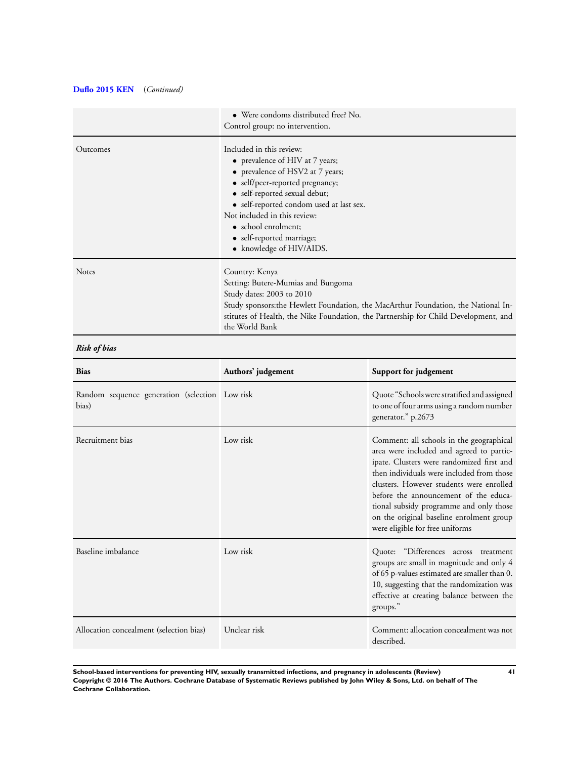**Duflo 2015 KEN** (*Continued*)

| | |
|---|---|
| | • Were condoms distributed free? No.<br>Control group: no intervention. |
| Outcomes | Included in this review:<br>• prevalence of HIV at 7 years;<br>• prevalence of HSV2 at 7 years;<br>• self/peer-reported pregnancy;<br>• self-reported sexual debut;<br>• self-reported condom used at last sex.<br>Not included in this review:<br>• school enrolment;<br>• self-reported marriage;<br>• knowledge of HIV/AIDS. |
| Notes | Country: Kenya<br>Setting: Butere-Mumias and Bungoma<br>Study dates: 2003 to 2010<br>Study sponsors:the Hewlett Foundation, the MacArthur Foundation, the National Institutes of Health, the Nike Foundation, the Partnership for Child Development, and the World Bank |

***Risk of bias***

| Bias | Authors' judgement | Support for judgement |
|---|---|---|
| Random sequence generation (selection bias) | Low risk | Quote "Schools were stratified and assigned to one of four arms using a random number generator." p.2673 |
| Recruitment bias | Low risk | Comment: all schools in the geographical area were included and agreed to participate. Clusters were randomized first and then individuals were included from those clusters. However students were enrolled before the announcement of the educational subsidy programme and only those on the original baseline enrolment group were eligible for free uniforms |
| Baseline imbalance | Low risk | Quote: "Differences across treatment groups are small in magnitude and only 4 of 65 p-values estimated are smaller than 0.10, suggesting that the randomization was effective at creating balance between the groups." |
| Allocation concealment (selection bias) | Unclear risk | Comment: allocation concealment was not described. |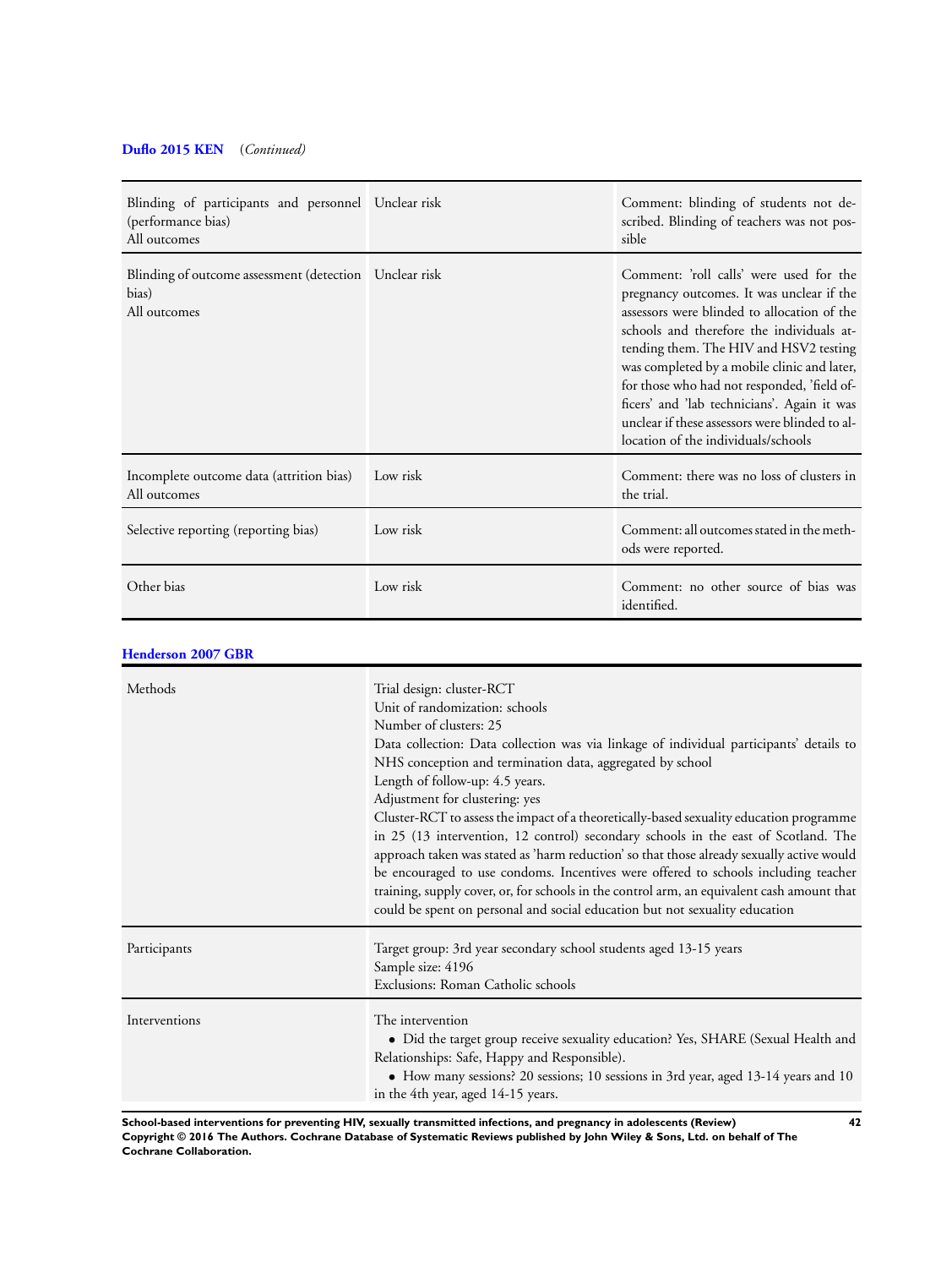**Duflo 2015 KEN** (*Continued*)

| | | |
|---|---|---|
| Blinding of participants and personnel (performance bias)<br>All outcomes | Unclear risk | Comment: blinding of students not described. Blinding of teachers was not possible |
| Blinding of outcome assessment (detection bias)<br>All outcomes | Unclear risk | Comment: 'roll calls' were used for the pregnancy outcomes. It was unclear if the assessors were blinded to allocation of the schools and therefore the individuals attending them. The HIV and HSV2 testing was completed by a mobile clinic and later, for those who had not responded, 'field officers' and 'lab technicians'. Again it was unclear if these assessors were blinded to allocation of the individuals/schools |
| Incomplete outcome data (attrition bias)<br>All outcomes | Low risk | Comment: there was no loss of clusters in the trial. |
| Selective reporting (reporting bias) | Low risk | Comment: all outcomes stated in the methods were reported. |
| Other bias | Low risk | Comment: no other source of bias was identified. |

**Henderson 2007 GBR**

| | |
|---|---|
| Methods | Trial design: cluster-RCT<br>Unit of randomization: schools<br>Number of clusters: 25<br>Data collection: Data collection was via linkage of individual participants' details to NHS conception and termination data, aggregated by school<br>Length of follow-up: 4.5 years.<br>Adjustment for clustering: yes<br>Cluster-RCT to assess the impact of a theoretically-based sexuality education programme in 25 (13 intervention, 12 control) secondary schools in the east of Scotland. The approach taken was stated as 'harm reduction' so that those already sexually active would be encouraged to use condoms. Incentives were offered to schools including teacher training, supply cover, or, for schools in the control arm, an equivalent cash amount that could be spent on personal and social education but not sexuality education |
| Participants | Target group: 3rd year secondary school students aged 13-15 years<br>Sample size: 4196<br>Exclusions: Roman Catholic schools |
| Interventions | The intervention<br>• Did the target group receive sexuality education? Yes, SHARE (Sexual Health and Relationships: Safe, Happy and Responsible).<br>• How many sessions? 20 sessions; 10 sessions in 3rd year, aged 13-14 years and 10 in the 4th year, aged 14-15 years. |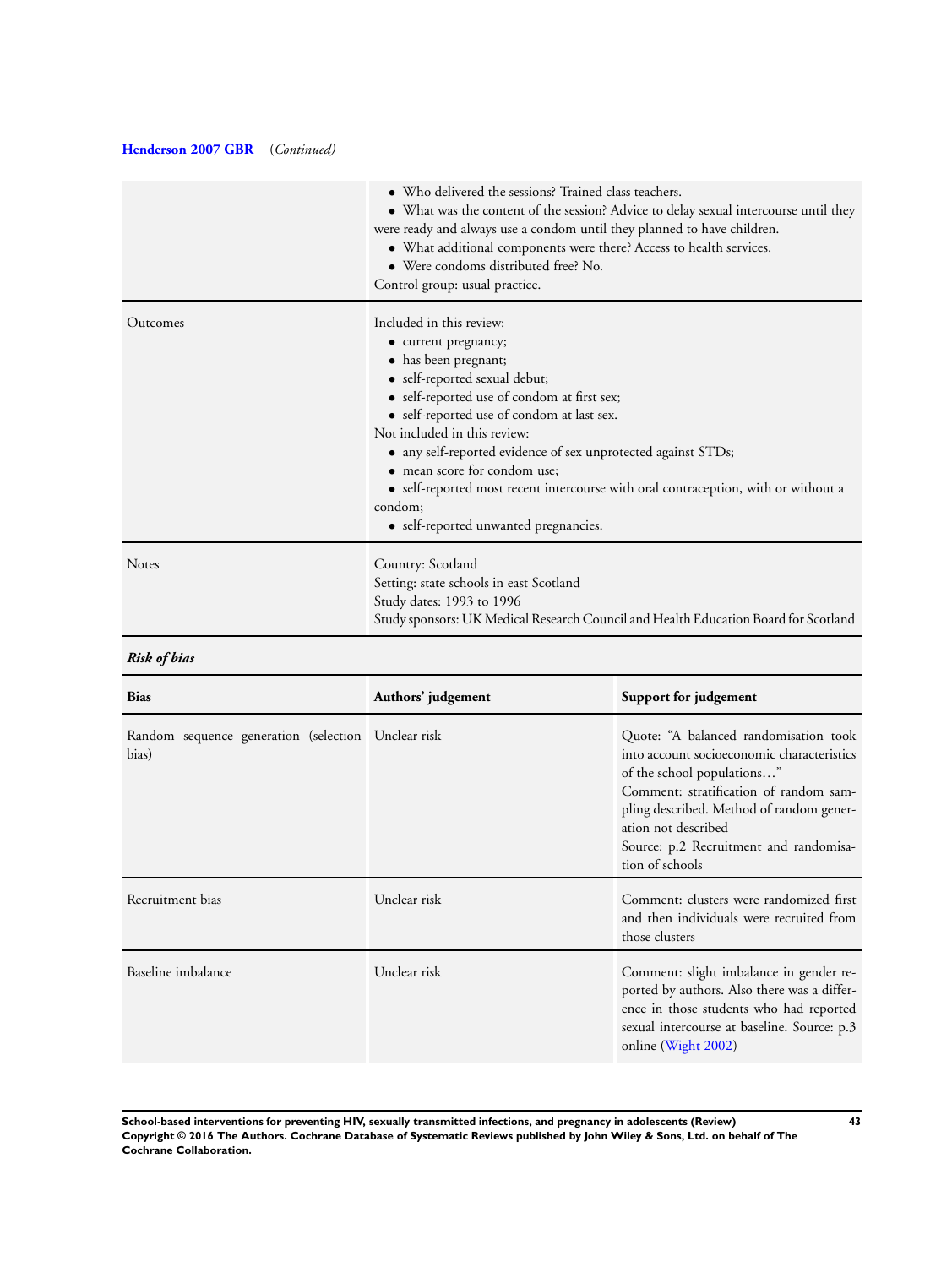**Henderson 2007 GBR** (*Continued*)

| | |
|---|---|
| | • Who delivered the sessions? Trained class teachers.<br>• What was the content of the session? Advice to delay sexual intercourse until they were ready and always use a condom until they planned to have children.<br>• What additional components were there? Access to health services.<br>• Were condoms distributed free? No.<br>Control group: usual practice. |
| Outcomes | Included in this review:<br>• current pregnancy;<br>• has been pregnant;<br>• self-reported sexual debut;<br>• self-reported use of condom at first sex;<br>• self-reported use of condom at last sex.<br>Not included in this review:<br>• any self-reported evidence of sex unprotected against STDs;<br>• mean score for condom use;<br>• self-reported most recent intercourse with oral contraception, with or without a condom;<br>• self-reported unwanted pregnancies. |
| Notes | Country: Scotland<br>Setting: state schools in east Scotland<br>Study dates: 1993 to 1996<br>Study sponsors: UK Medical Research Council and Health Education Board for Scotland |

***Risk of bias***

| Bias | Authors' judgement | Support for judgement |
|---|---|---|
| Random sequence generation (selection bias) | Unclear risk | Quote: "A balanced randomisation took into account socioeconomic characteristics of the school populations..."<br>Comment: stratification of random sampling described. Method of random generation not described<br>Source: p.2 Recruitment and randomisation of schools |
| Recruitment bias | Unclear risk | Comment: clusters were randomized first and then individuals were recruited from those clusters |
| Baseline imbalance | Unclear risk | Comment: slight imbalance in gender reported by authors. Also there was a difference in those students who had reported sexual intercourse at baseline. Source: p.3 online (Wight 2002) |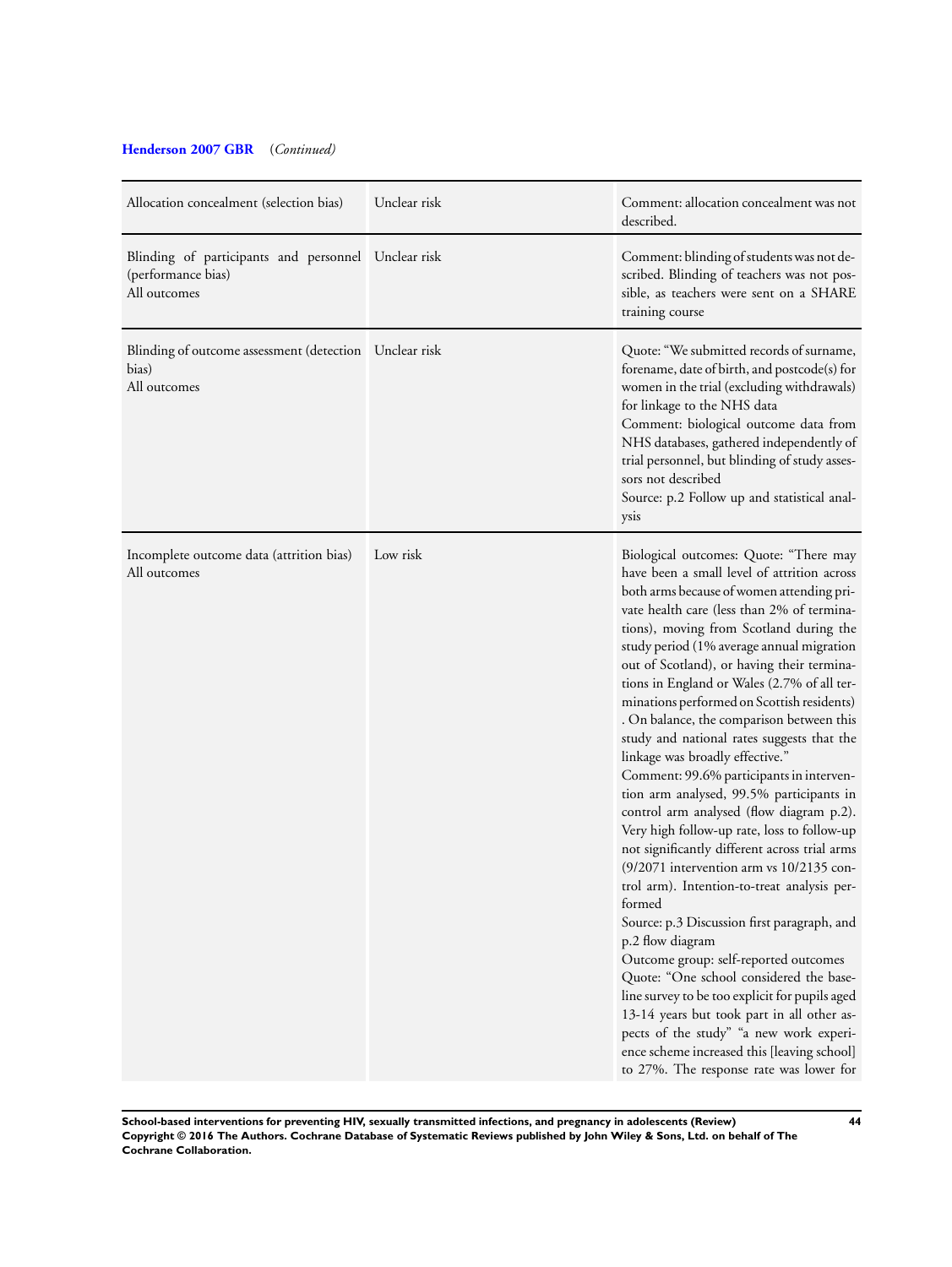**Henderson 2007 GBR** (*Continued*)

| | | |
|---|---|---|
| Allocation concealment (selection bias) | Unclear risk | Comment: allocation concealment was not described. |
| Blinding of participants and personnel (performance bias)<br>All outcomes | Unclear risk | Comment: blinding of students was not described. Blinding of teachers was not possible, as teachers were sent on a SHARE training course |
| Blinding of outcome assessment (detection bias)<br>All outcomes | Unclear risk | Quote: "We submitted records of surname, forename, date of birth, and postcode(s) for women in the trial (excluding withdrawals) for linkage to the NHS data<br>Comment: biological outcome data from NHS databases, gathered independently of trial personnel, but blinding of study assessors not described<br>Source: p.2 Follow up and statistical analysis |
| Incomplete outcome data (attrition bias)<br>All outcomes | Low risk | Biological outcomes: Quote: "There may have been a small level of attrition across both arms because of women attending private health care (less than 2% of terminations), moving from Scotland during the study period (1% average annual migration out of Scotland), or having their terminations in England or Wales (2.7% of all terminations performed on Scottish residents) . On balance, the comparison between this study and national rates suggests that the linkage was broadly effective."<br>Comment: 99.6% participants in intervention arm analysed, 99.5% participants in control arm analysed (flow diagram p.2). Very high follow-up rate, loss to follow-up not significantly different across trial arms (9/2071 intervention arm vs 10/2135 control arm). Intention-to-treat analysis performed<br>Source: p.3 Discussion first paragraph, and p.2 flow diagram<br>Outcome group: self-reported outcomes<br>Quote: "One school considered the baseline survey to be too explicit for pupils aged 13-14 years but took part in all other aspects of the study" "a new work experience scheme increased this [leaving school] to 27%. The response rate was lower for |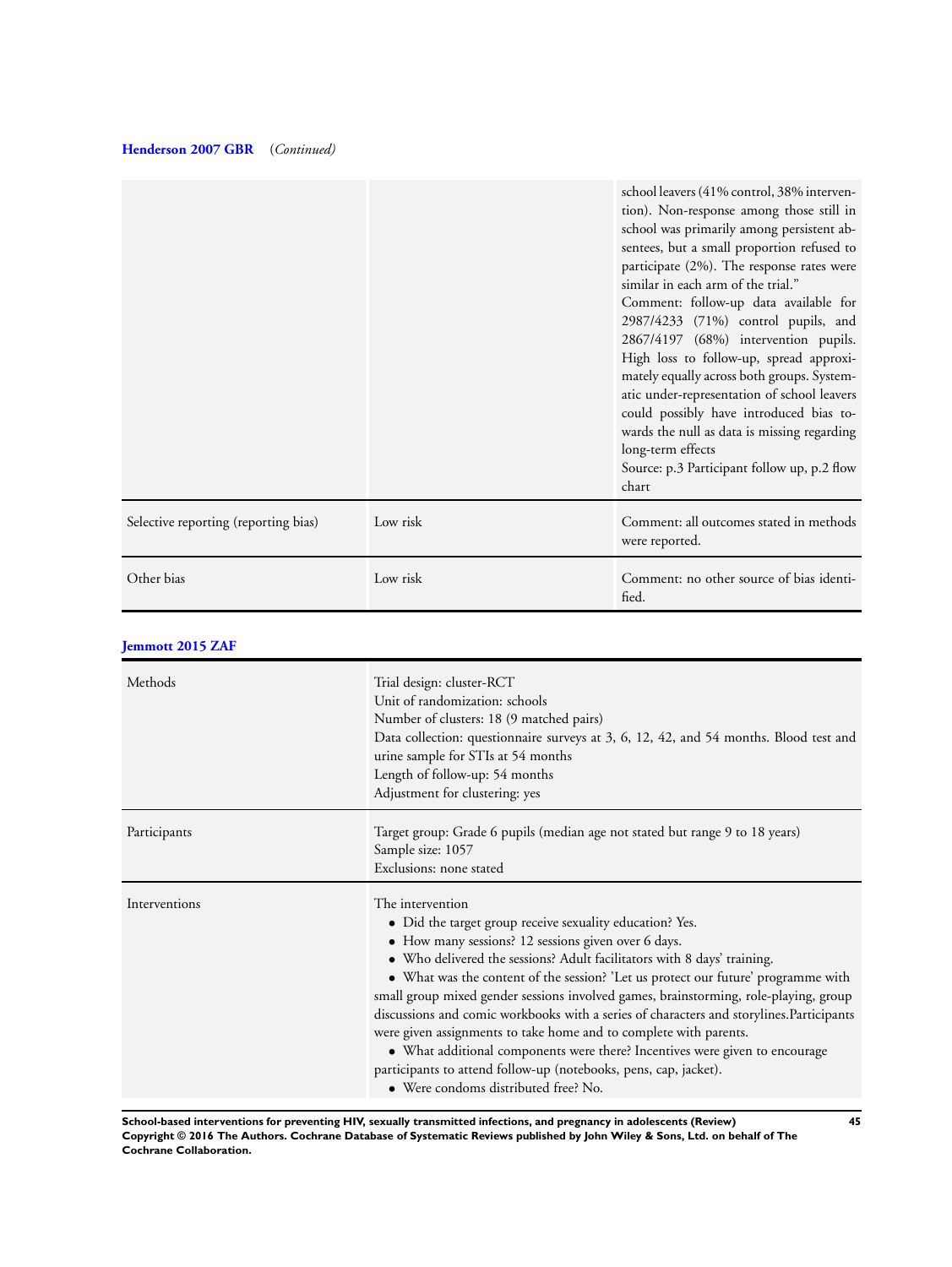**Henderson 2007 GBR** *(Continued)*

| | | |
|---|---|---|
| | | school leavers (41% control, 38% intervention). Non-response among those still in school was primarily among persistent absentees, but a small proportion refused to participate (2%). The response rates were similar in each arm of the trial."<br>Comment: follow-up data available for 2987/4233 (71%) control pupils, and 2867/4197 (68%) intervention pupils. High loss to follow-up, spread approximately equally across both groups. Systematic under-representation of school leavers could possibly have introduced bias towards the null as data is missing regarding long-term effects<br>Source: p.3 Participant follow up, p.2 flow chart |
| Selective reporting (reporting bias) | Low risk | Comment: all outcomes stated in methods were reported. |
| Other bias | Low risk | Comment: no other source of bias identified. |

**Jemmott 2015 ZAF**

| | |
|---|---|
| Methods | Trial design: cluster-RCT<br>Unit of randomization: schools<br>Number of clusters: 18 (9 matched pairs)<br>Data collection: questionnaire surveys at 3, 6, 12, 42, and 54 months. Blood test and urine sample for STIs at 54 months<br>Length of follow-up: 54 months<br>Adjustment for clustering: yes |
| Participants | Target group: Grade 6 pupils (median age not stated but range 9 to 18 years)<br>Sample size: 1057<br>Exclusions: none stated |
| Interventions | The intervention<br>• Did the target group receive sexuality education? Yes.<br>• How many sessions? 12 sessions given over 6 days.<br>• Who delivered the sessions? Adult facilitators with 8 days' training.<br>• What was the content of the session? 'Let us protect our future' programme with small group mixed gender sessions involved games, brainstorming, role-playing, group discussions and comic workbooks with a series of characters and storylines.Participants were given assignments to take home and to complete with parents.<br>• What additional components were there? Incentives were given to encourage participants to attend follow-up (notebooks, pens, cap, jacket).<br>• Were condoms distributed free? No. |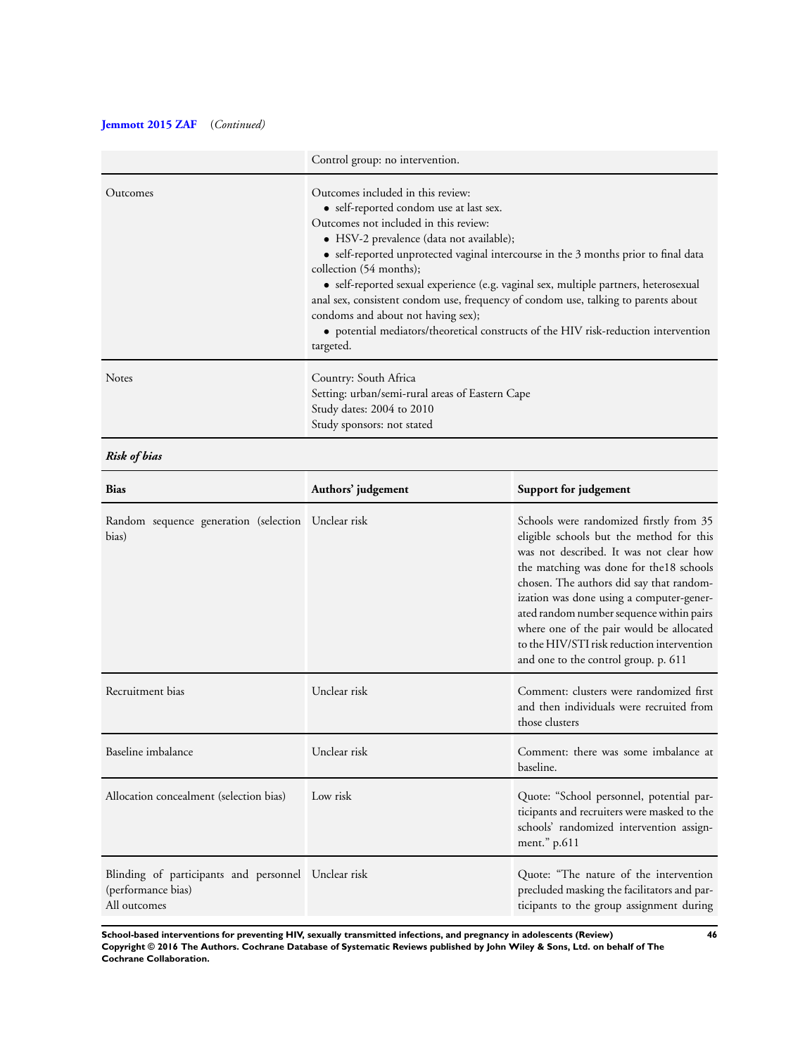**Jemmott 2015 ZAF** (*Continued*)

| | |
|---|---|
| | Control group: no intervention. |
| Outcomes | Outcomes included in this review:<br>• self-reported condom use at last sex.<br>Outcomes not included in this review:<br>• HSV-2 prevalence (data not available);<br>• self-reported unprotected vaginal intercourse in the 3 months prior to final data collection (54 months);<br>• self-reported sexual experience (e.g. vaginal sex, multiple partners, heterosexual anal sex, consistent condom use, frequency of condom use, talking to parents about condoms and about not having sex);<br>• potential mediators/theoretical constructs of the HIV risk-reduction intervention targeted. |
| Notes | Country: South Africa<br>Setting: urban/semi-rural areas of Eastern Cape<br>Study dates: 2004 to 2010<br>Study sponsors: not stated |

***Risk of bias***

| Bias | Authors' judgement | Support for judgement |
|---|---|---|
| Random sequence generation (selection bias) | Unclear risk | Schools were randomized firstly from 35 eligible schools but the method for this was not described. It was not clear how the matching was done for the18 schools chosen. The authors did say that randomization was done using a computer-generated random number sequence within pairs where one of the pair would be allocated to the HIV/STI risk reduction intervention and one to the control group. p. 611 |
| Recruitment bias | Unclear risk | Comment: clusters were randomized first and then individuals were recruited from those clusters |
| Baseline imbalance | Unclear risk | Comment: there was some imbalance at baseline. |
| Allocation concealment (selection bias) | Low risk | Quote: "School personnel, potential participants and recruiters were masked to the schools' randomized intervention assignment." p.611 |
| Blinding of participants and personnel (performance bias)<br>All outcomes | Unclear risk | Quote: "The nature of the intervention precluded masking the facilitators and participants to the group assignment during |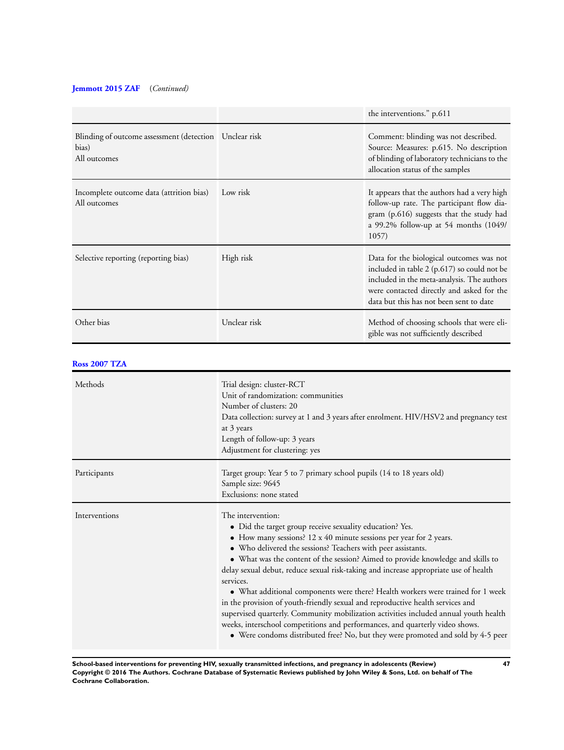**Jemmott 2015 ZAF** (*Continued*)

| | | |
|---|---|---|
| | | the interventions." p.611 |
| Blinding of outcome assessment (detection bias)<br>All outcomes | Unclear risk | Comment: blinding was not described.<br>Source: Measures: p.615. No description of blinding of laboratory technicians to the allocation status of the samples |
| Incomplete outcome data (attrition bias)<br>All outcomes | Low risk | It appears that the authors had a very high follow-up rate. The participant flow diagram (p.616) suggests that the study had a 99.2% follow-up at 54 months (1049/1057) |
| Selective reporting (reporting bias) | High risk | Data for the biological outcomes was not included in table 2 (p.617) so could not be included in the meta-analysis. The authors were contacted directly and asked for the data but this has not been sent to date |
| Other bias | Unclear risk | Method of choosing schools that were eligible was not sufficiently described |

**Ross 2007 TZA**

| | |
|---|---|
| Methods | Trial design: cluster-RCT<br>Unit of randomization: communities<br>Number of clusters: 20<br>Data collection: survey at 1 and 3 years after enrolment. HIV/HSV2 and pregnancy test at 3 years<br>Length of follow-up: 3 years<br>Adjustment for clustering: yes |
| Participants | Target group: Year 5 to 7 primary school pupils (14 to 18 years old)<br>Sample size: 9645<br>Exclusions: none stated |
| Interventions | The intervention:<br>• Did the target group receive sexuality education? Yes.<br>• How many sessions? 12 x 40 minute sessions per year for 2 years.<br>• Who delivered the sessions? Teachers with peer assistants.<br>• What was the content of the session? Aimed to provide knowledge and skills to delay sexual debut, reduce sexual risk-taking and increase appropriate use of health services.<br>• What additional components were there? Health workers were trained for 1 week in the provision of youth-friendly sexual and reproductive health services and supervised quarterly. Community mobilization activities included annual youth health weeks, interschool competitions and performances, and quarterly video shows.<br>• Were condoms distributed free? No, but they were promoted and sold by 4-5 peer |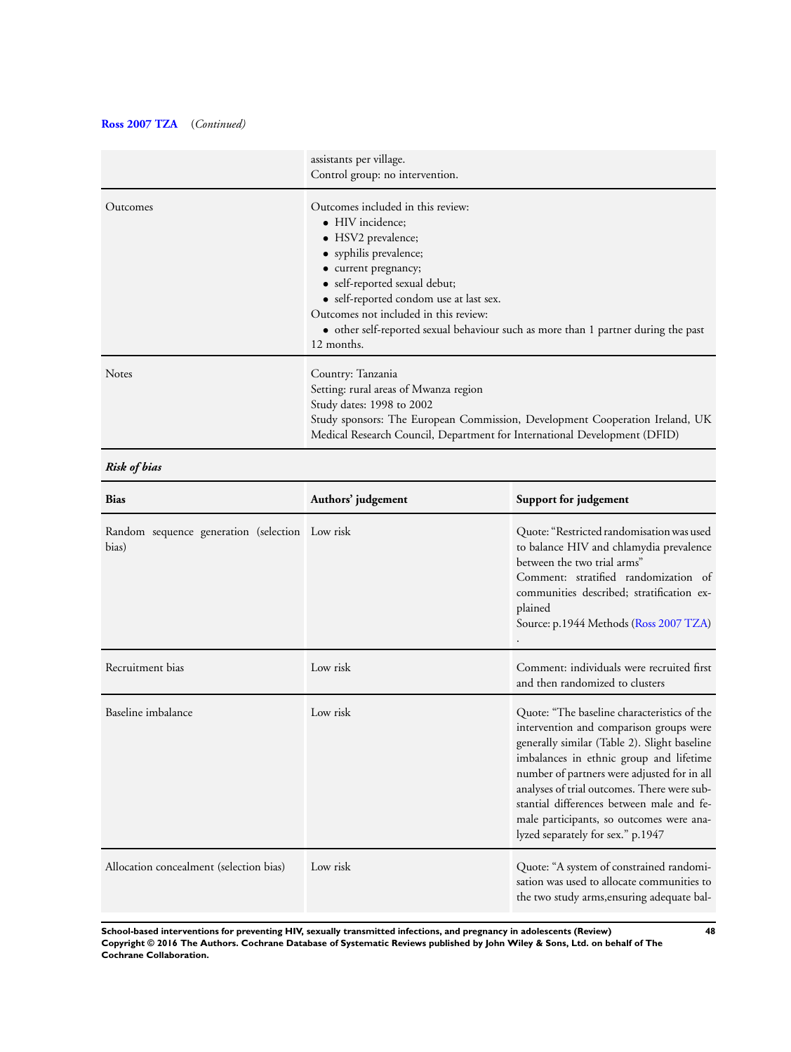**Ross 2007 TZA** (*Continued*)

| | |
|---|---|
| | assistants per village.<br>Control group: no intervention. |
| Outcomes | Outcomes included in this review:<br>• HIV incidence;<br>• HSV2 prevalence;<br>• syphilis prevalence;<br>• current pregnancy;<br>• self-reported sexual debut;<br>• self-reported condom use at last sex.<br>Outcomes not included in this review:<br>• other self-reported sexual behaviour such as more than 1 partner during the past 12 months. |
| Notes | Country: Tanzania<br>Setting: rural areas of Mwanza region<br>Study dates: 1998 to 2002<br>Study sponsors: The European Commission, Development Cooperation Ireland, UK Medical Research Council, Department for International Development (DFID) |

***Risk of bias***

| Bias | Authors' judgement | Support for judgement |
|---|---|---|
| Random sequence generation (selection bias) | Low risk | Quote: "Restricted randomisation was used to balance HIV and chlamydia prevalence between the two trial arms"<br>Comment: stratified randomization of communities described; stratification explained<br>Source: p.1944 Methods (Ross 2007 TZA)<br>. |
| Recruitment bias | Low risk | Comment: individuals were recruited first and then randomized to clusters |
| Baseline imbalance | Low risk | Quote: "The baseline characteristics of the intervention and comparison groups were generally similar (Table 2). Slight baseline imbalances in ethnic group and lifetime number of partners were adjusted for in all analyses of trial outcomes. There were substantial differences between male and female participants, so outcomes were analyzed separately for sex." p.1947 |
| Allocation concealment (selection bias) | Low risk | Quote: "A system of constrained randomisation was used to allocate communities to the two study arms,ensuring adequate bal- |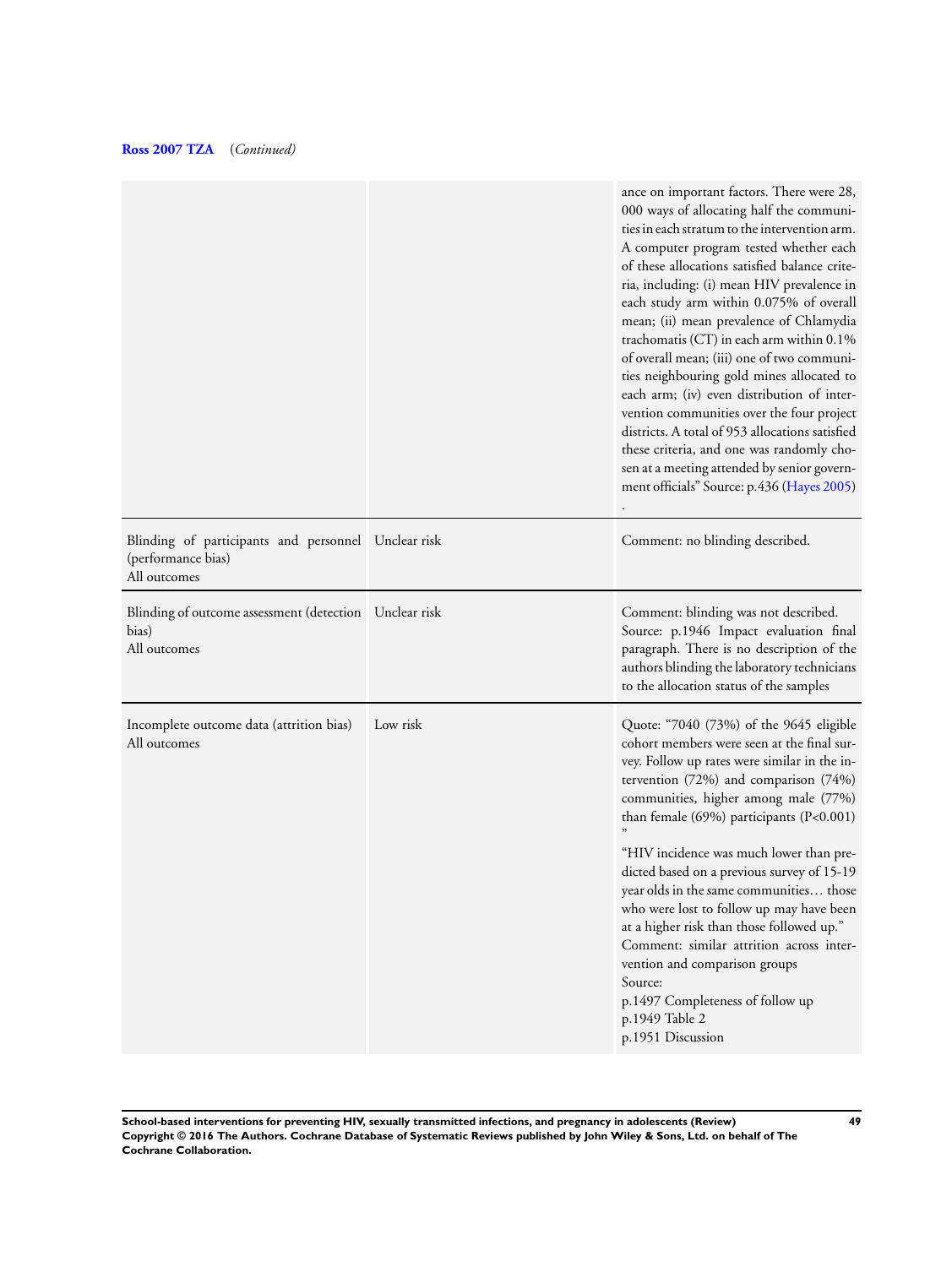**Ross 2007 TZA** (*Continued*)

| | | |
|---|---|---|
| | | ance on important factors. There were 28, 000 ways of allocating half the communities in each stratum to the intervention arm. A computer program tested whether each of these allocations satisfied balance criteria, including: (i) mean HIV prevalence in each study arm within 0.075% of overall mean; (ii) mean prevalence of Chlamydia trachomatis (CT) in each arm within 0.1% of overall mean; (iii) one of two communities neighbouring gold mines allocated to each arm; (iv) even distribution of intervention communities over the four project districts. A total of 953 allocations satisfied these criteria, and one was randomly chosen at a meeting attended by senior government officials" Source: p.436 (Hayes 2005) . |
| Blinding of participants and personnel (performance bias)<br>All outcomes | Unclear risk | Comment: no blinding described. |
| Blinding of outcome assessment (detection bias)<br>All outcomes | Unclear risk | Comment: blinding was not described. Source: p.1946 Impact evaluation final paragraph. There is no description of the authors blinding the laboratory technicians to the allocation status of the samples |
| Incomplete outcome data (attrition bias)<br>All outcomes | Low risk | Quote: "7040 (73%) of the 9645 eligible cohort members were seen at the final survey. Follow up rates were similar in the intervention (72%) and comparison (74%) communities, higher among male (77%) than female (69%) participants (P<0.001) "<br><br>"HIV incidence was much lower than predicted based on a previous survey of 15-19 year olds in the same communities… those who were lost to follow up may have been at a higher risk than those followed up."<br>Comment: similar attrition across intervention and comparison groups<br>Source:<br>p.1497 Completeness of follow up<br>p.1949 Table 2<br>p.1951 Discussion |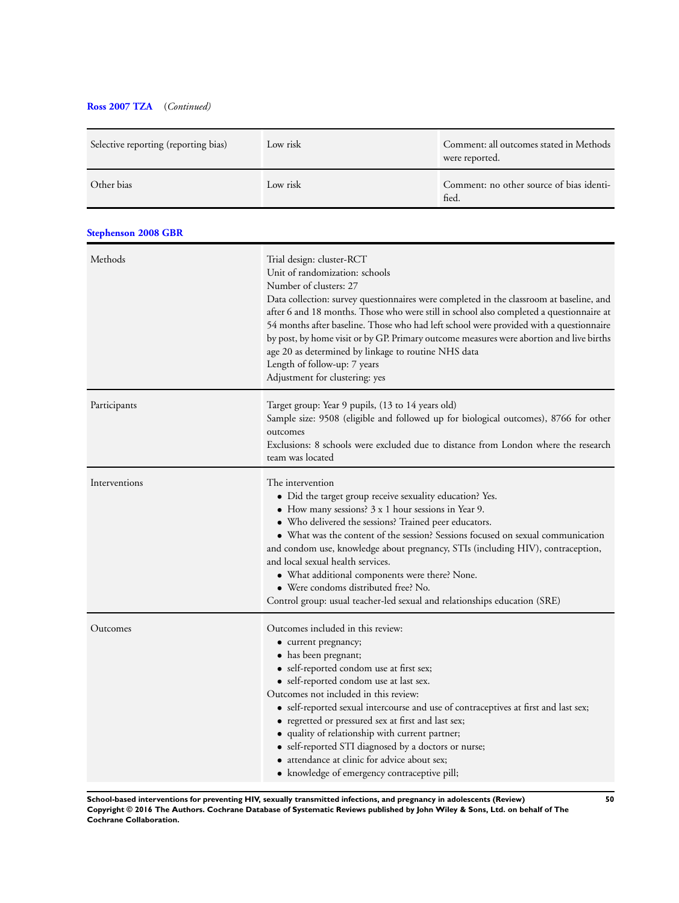**Ross 2007 TZA** (*Continued*)

| | | |
|---|---|---|
| Selective reporting (reporting bias) | Low risk | Comment: all outcomes stated in Methods were reported. |
| Other bias | Low risk | Comment: no other source of bias identified. |

**Stephenson 2008 GBR**

| | |
|---|---|
| Methods | Trial design: cluster-RCT<br>Unit of randomization: schools<br>Number of clusters: 27<br>Data collection: survey questionnaires were completed in the classroom at baseline, and after 6 and 18 months. Those who were still in school also completed a questionnaire at 54 months after baseline. Those who had left school were provided with a questionnaire by post, by home visit or by GP. Primary outcome measures were abortion and live births age 20 as determined by linkage to routine NHS data<br>Length of follow-up: 7 years<br>Adjustment for clustering: yes |
| Participants | Target group: Year 9 pupils, (13 to 14 years old)<br>Sample size: 9508 (eligible and followed up for biological outcomes), 8766 for other outcomes<br>Exclusions: 8 schools were excluded due to distance from London where the research team was located |
| Interventions | The intervention<br>• Did the target group receive sexuality education? Yes.<br>• How many sessions? 3 x 1 hour sessions in Year 9.<br>• Who delivered the sessions? Trained peer educators.<br>• What was the content of the session? Sessions focused on sexual communication and condom use, knowledge about pregnancy, STIs (including HIV), contraception, and local sexual health services.<br>• What additional components were there? None.<br>• Were condoms distributed free? No.<br>Control group: usual teacher-led sexual and relationships education (SRE) |
| Outcomes | Outcomes included in this review:<br>• current pregnancy;<br>• has been pregnant;<br>• self-reported condom use at first sex;<br>• self-reported condom use at last sex.<br>Outcomes not included in this review:<br>• self-reported sexual intercourse and use of contraceptives at first and last sex;<br>• regretted or pressured sex at first and last sex;<br>• quality of relationship with current partner;<br>• self-reported STI diagnosed by a doctors or nurse;<br>• attendance at clinic for advice about sex;<br>• knowledge of emergency contraceptive pill; |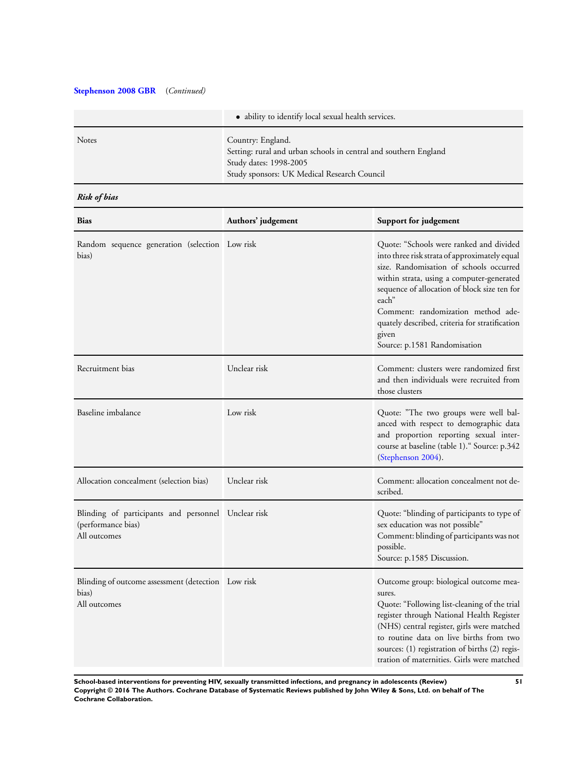**Stephenson 2008 GBR** (*Continued*)

| | |
|---|---|
| | • ability to identify local sexual health services. |
| Notes | Country: England.<br>Setting: rural and urban schools in central and southern England<br>Study dates: 1998-2005<br>Study sponsors: UK Medical Research Council |

***Risk of bias***

| Bias | Authors' judgement | Support for judgement |
|---|---|---|
| Random sequence generation (selection bias) | Low risk | Quote: "Schools were ranked and divided into three risk strata of approximately equal size. Randomisation of schools occurred within strata, using a computer-generated sequence of allocation of block size ten for each"<br>Comment: randomization method adequately described, criteria for stratification given<br>Source: p.1581 Randomisation |
| Recruitment bias | Unclear risk | Comment: clusters were randomized first and then individuals were recruited from those clusters |
| Baseline imbalance | Low risk | Quote: "The two groups were well balanced with respect to demographic data and proportion reporting sexual intercourse at baseline (table 1)." Source: p.342 (Stephenson 2004). |
| Allocation concealment (selection bias) | Unclear risk | Comment: allocation concealment not described. |
| Blinding of participants and personnel (performance bias)<br>All outcomes | Unclear risk | Quote: "blinding of participants to type of sex education was not possible"<br>Comment: blinding of participants was not possible.<br>Source: p.1585 Discussion. |
| Blinding of outcome assessment (detection bias)<br>All outcomes | Low risk | Outcome group: biological outcome measures.<br>Quote: "Following list-cleaning of the trial register through National Health Register (NHS) central register, girls were matched to routine data on live births from two sources: (1) registration of births (2) registration of maternities. Girls were matched |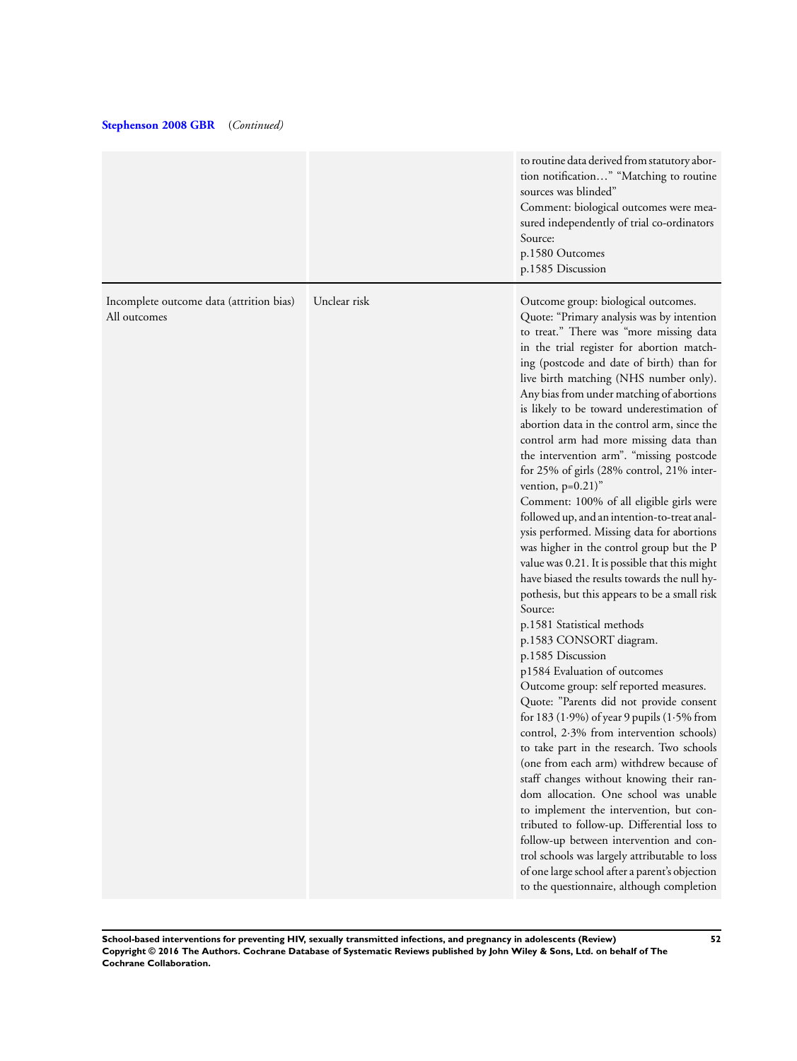**Stephenson 2008 GBR** (*Continued*)

| | | |
|---|---|---|
| | | to routine data derived from statutory abortion notification…" "Matching to routine sources was blinded"<br>Comment: biological outcomes were measured independently of trial co-ordinators<br>Source:<br>p.1580 Outcomes<br>p.1585 Discussion |
| Incomplete outcome data (attrition bias)<br>All outcomes | Unclear risk | Outcome group: biological outcomes.<br>Quote: "Primary analysis was by intention to treat." There was "more missing data in the trial register for abortion matching (postcode and date of birth) than for live birth matching (NHS number only). Any bias from under matching of abortions is likely to be toward underestimation of abortion data in the control arm, since the control arm had more missing data than the intervention arm". "missing postcode for 25% of girls (28% control, 21% intervention, p=0.21)"<br>Comment: 100% of all eligible girls were followed up, and an intention-to-treat analysis performed. Missing data for abortions was higher in the control group but the P value was 0.21. It is possible that this might have biased the results towards the null hypothesis, but this appears to be a small risk<br>Source:<br>p.1581 Statistical methods<br>p.1583 CONSORT diagram.<br>p.1585 Discussion<br>p1584 Evaluation of outcomes<br>Outcome group: self reported measures.<br>Quote: "Parents did not provide consent for 183 (1·9%) of year 9 pupils (1·5% from control, 2·3% from intervention schools) to take part in the research. Two schools (one from each arm) withdrew because of staff changes without knowing their random allocation. One school was unable to implement the intervention, but contributed to follow-up. Differential loss to follow-up between intervention and control schools was largely attributable to loss of one large school after a parent's objection to the questionnaire, although completion |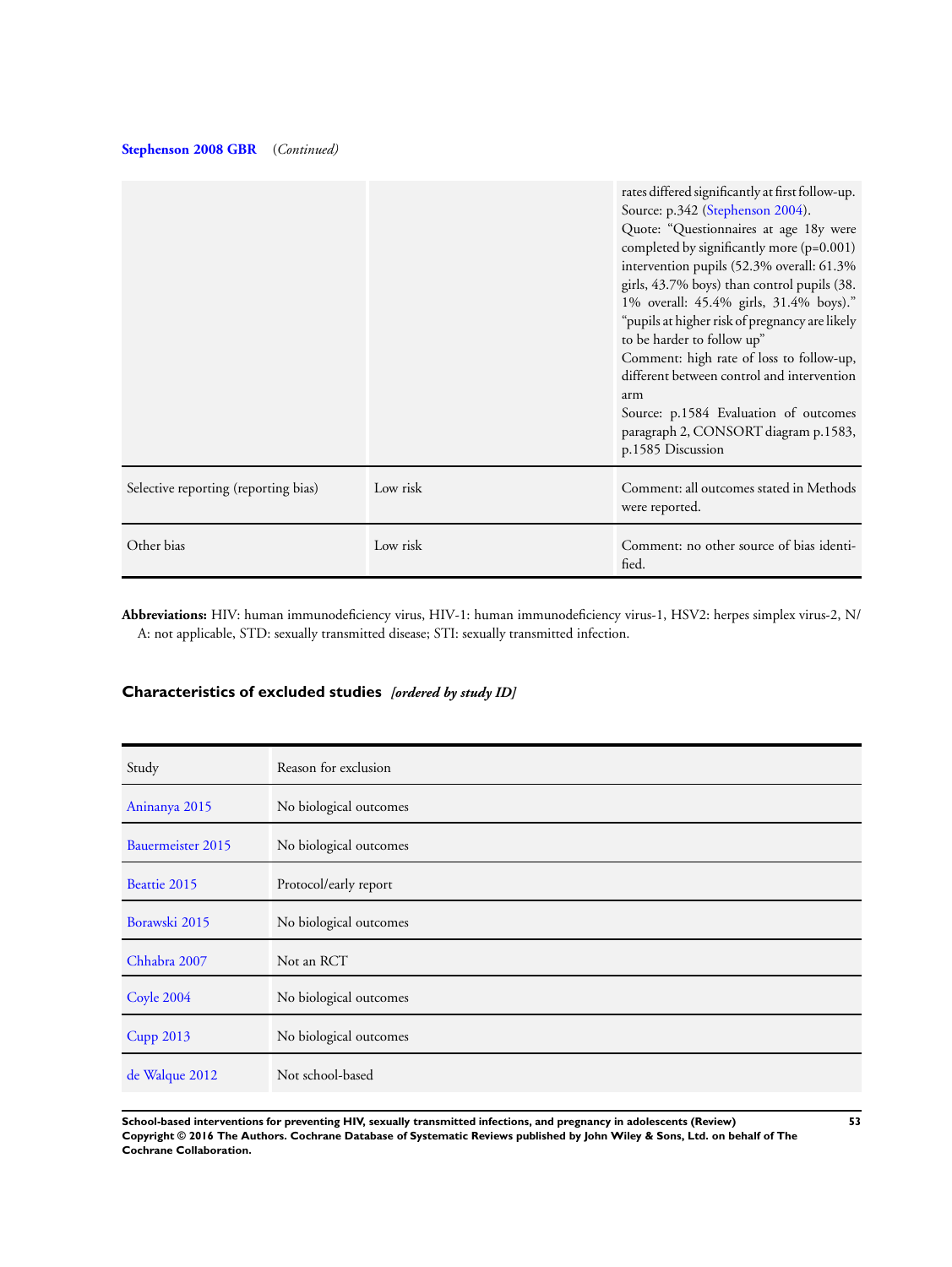**Stephenson 2008 GBR** *(Continued)*

| | | |
|---|---|---|
| | | rates differed significantly at first follow-up.<br>Source: p.342 (Stephenson 2004).<br>Quote: "Questionnaires at age 18y were completed by significantly more (p=0.001) intervention pupils (52.3% overall: 61.3% girls, 43.7% boys) than control pupils (38.1% overall: 45.4% girls, 31.4% boys)." "pupils at higher risk of pregnancy are likely to be harder to follow up"<br>Comment: high rate of loss to follow-up, different between control and intervention arm<br>Source: p.1584 Evaluation of outcomes paragraph 2, CONSORT diagram p.1583, p.1585 Discussion |
| Selective reporting (reporting bias) | Low risk | Comment: all outcomes stated in Methods were reported. |
| Other bias | Low risk | Comment: no other source of bias identified. |

**Abbreviations:** HIV: human immunodeficiency virus, HIV-1: human immunodeficiency virus-1, HSV2: herpes simplex virus-2, N/A: not applicable, STD: sexually transmitted disease; STI: sexually transmitted infection.

## Characteristics of excluded studies *[ordered by study ID]*

| Study | Reason for exclusion |
|---|---|
| Aninanya 2015 | No biological outcomes |
| Bauermeister 2015 | No biological outcomes |
| Beattie 2015 | Protocol/early report |
| Borawski 2015 | No biological outcomes |
| Chhabra 2007 | Not an RCT |
| Coyle 2004 | No biological outcomes |
| Cupp 2013 | No biological outcomes |
| de Walque 2012 | Not school-based |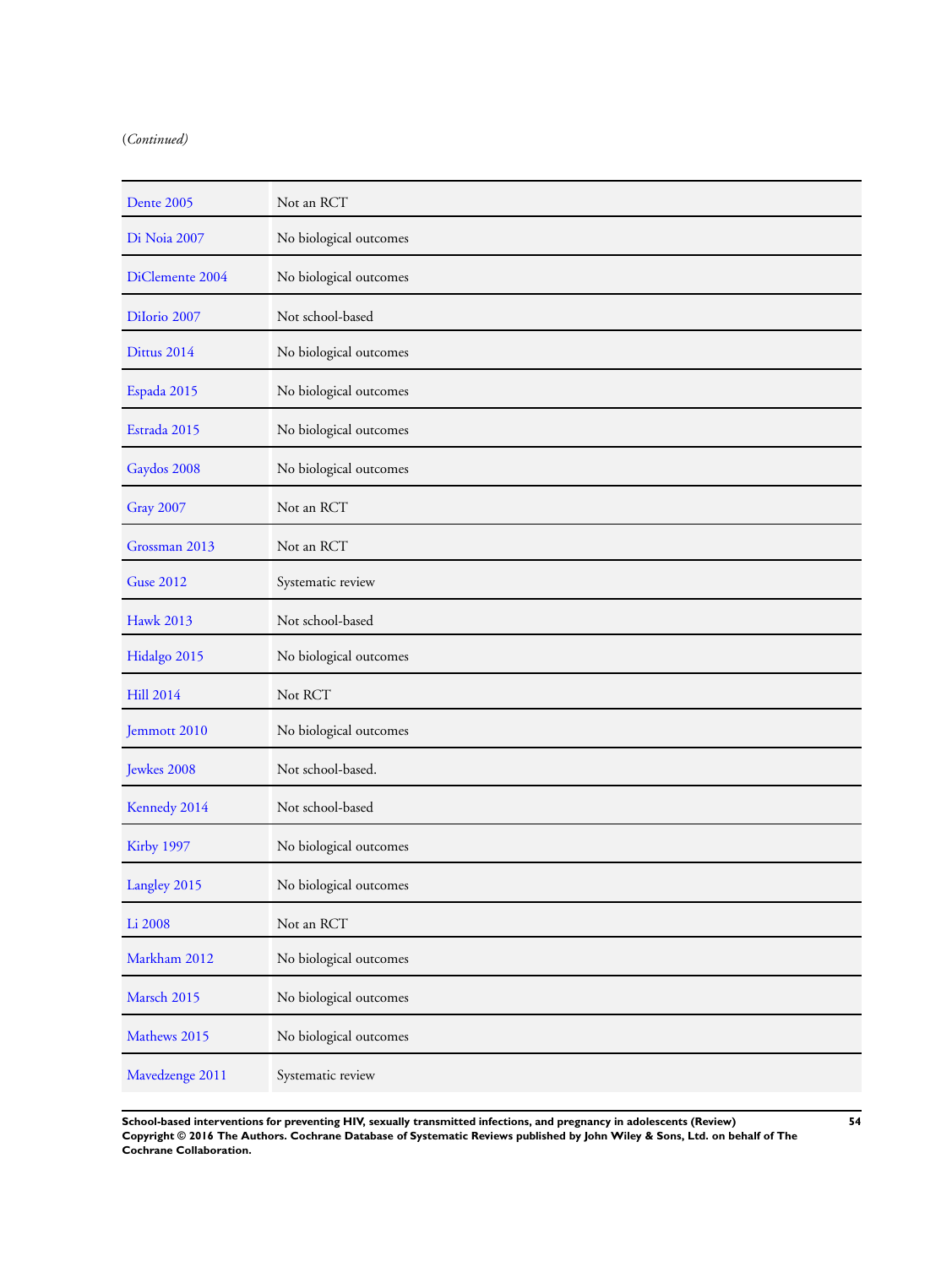(*Continued*)

| | |
|---|---|
| Dente 2005 | Not an RCT |
| Di Noia 2007 | No biological outcomes |
| DiClemente 2004 | No biological outcomes |
| DiIorio 2007 | Not school-based |
| Dittus 2014 | No biological outcomes |
| Espada 2015 | No biological outcomes |
| Estrada 2015 | No biological outcomes |
| Gaydos 2008 | No biological outcomes |
| Gray 2007 | Not an RCT |
| Grossman 2013 | Not an RCT |
| Guse 2012 | Systematic review |
| Hawk 2013 | Not school-based |
| Hidalgo 2015 | No biological outcomes |
| Hill 2014 | Not RCT |
| Jemmott 2010 | No biological outcomes |
| Jewkes 2008 | Not school-based. |
| Kennedy 2014 | Not school-based |
| Kirby 1997 | No biological outcomes |
| Langley 2015 | No biological outcomes |
| Li 2008 | Not an RCT |
| Markham 2012 | No biological outcomes |
| Marsch 2015 | No biological outcomes |
| Mathews 2015 | No biological outcomes |
| Mavedzenge 2011 | Systematic review |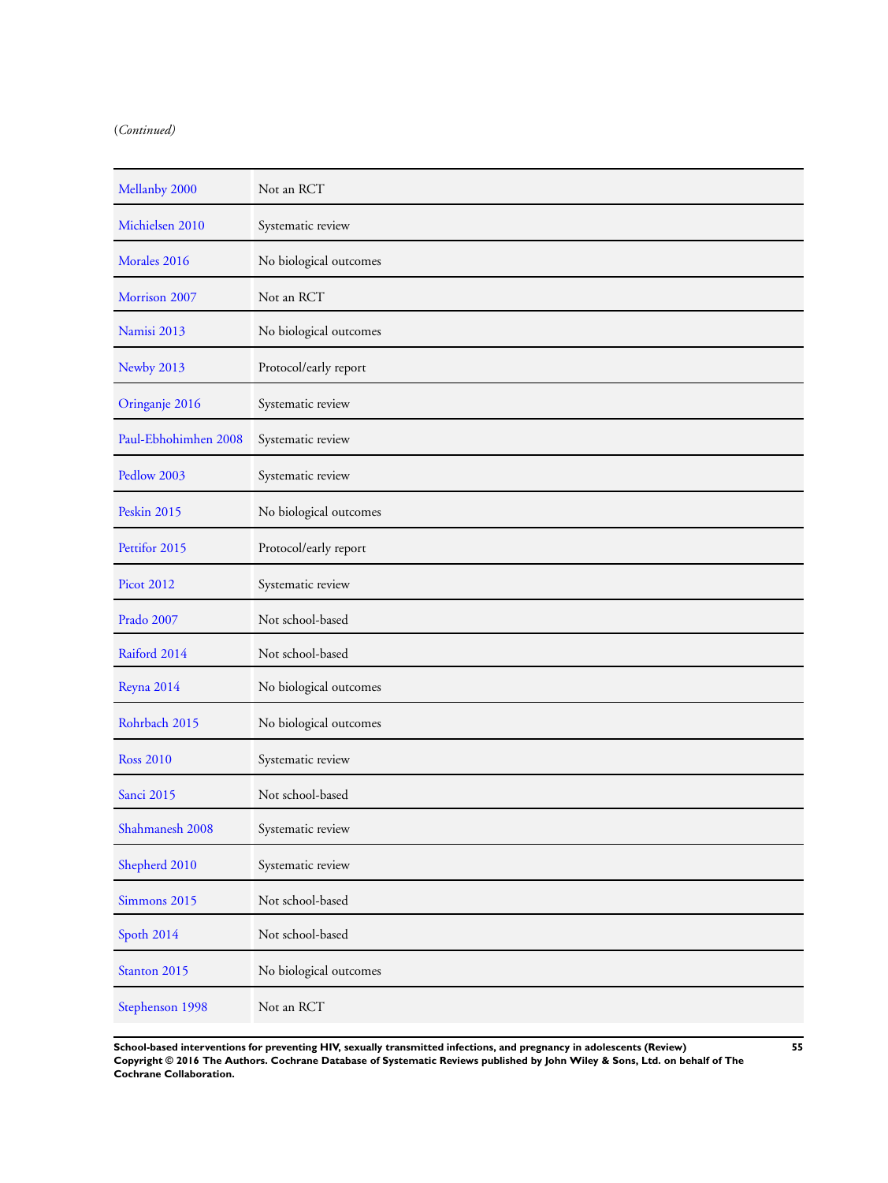(*Continued*)

| | |
|---|---|
| Mellanby 2000 | Not an RCT |
| Michielsen 2010 | Systematic review |
| Morales 2016 | No biological outcomes |
| Morrison 2007 | Not an RCT |
| Namisi 2013 | No biological outcomes |
| Newby 2013 | Protocol/early report |
| Oringanje 2016 | Systematic review |
| Paul-Ebhohimhen 2008 | Systematic review |
| Pedlow 2003 | Systematic review |
| Peskin 2015 | No biological outcomes |
| Pettifor 2015 | Protocol/early report |
| Picot 2012 | Systematic review |
| Prado 2007 | Not school-based |
| Raiford 2014 | Not school-based |
| Reyna 2014 | No biological outcomes |
| Rohrbach 2015 | No biological outcomes |
| Ross 2010 | Systematic review |
| Sanci 2015 | Not school-based |
| Shahmanesh 2008 | Systematic review |
| Shepherd 2010 | Systematic review |
| Simmons 2015 | Not school-based |
| Spoth 2014 | Not school-based |
| Stanton 2015 | No biological outcomes |
| Stephenson 1998 | Not an RCT |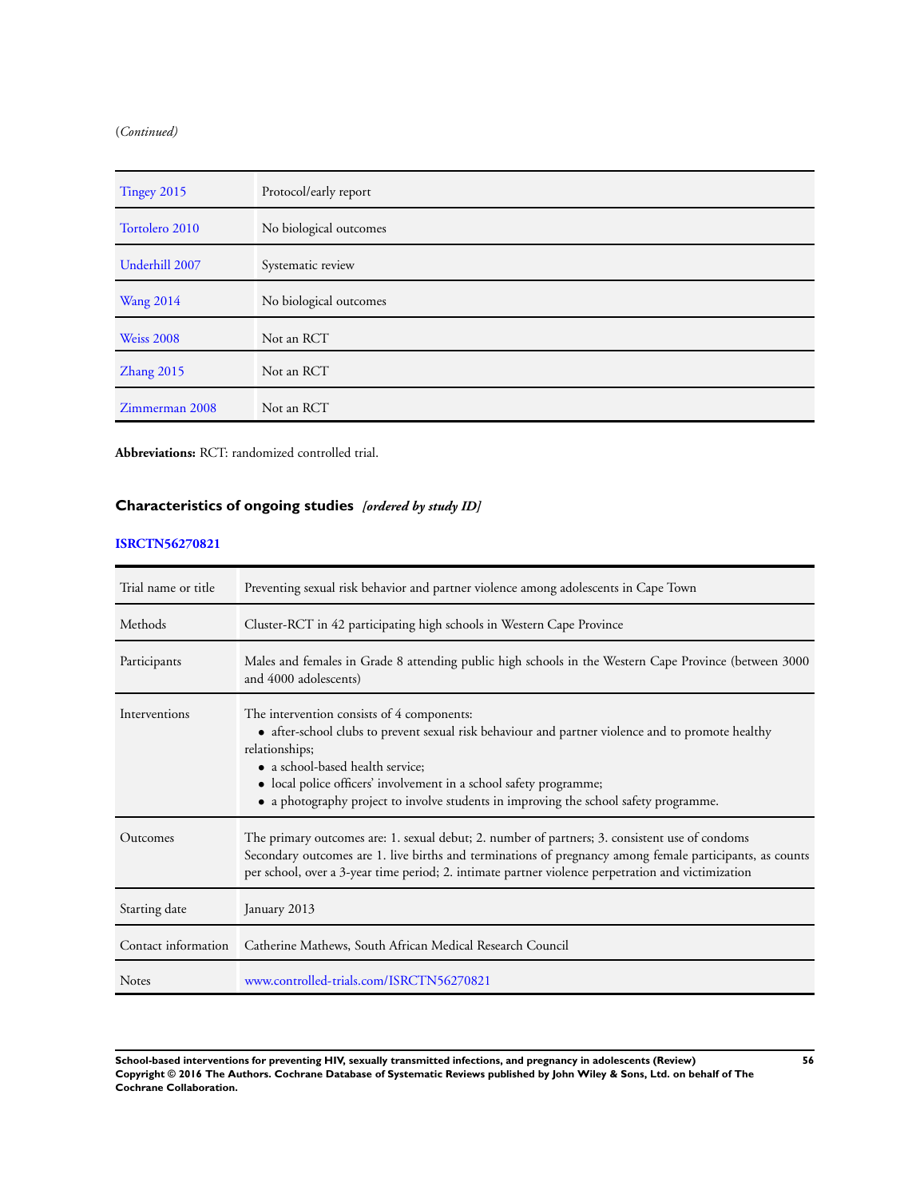(*Continued*)

| | |
|---|---|
| Tingey 2015 | Protocol/early report |
| Tortolero 2010 | No biological outcomes |
| Underhill 2007 | Systematic review |
| Wang 2014 | No biological outcomes |
| Weiss 2008 | Not an RCT |
| Zhang 2015 | Not an RCT |
| Zimmerman 2008 | Not an RCT |

**Abbreviations:** RCT: randomized controlled trial.

## Characteristics of ongoing studies *[ordered by study ID]*

**ISRCTN56270821**

| | |
|---|---|
| Trial name or title | Preventing sexual risk behavior and partner violence among adolescents in Cape Town |
| Methods | Cluster-RCT in 42 participating high schools in Western Cape Province |
| Participants | Males and females in Grade 8 attending public high schools in the Western Cape Province (between 3000 and 4000 adolescents) |
| Interventions | The intervention consists of 4 components:<br>• after-school clubs to prevent sexual risk behaviour and partner violence and to promote healthy relationships;<br>• a school-based health service;<br>• local police officers' involvement in a school safety programme;<br>• a photography project to involve students in improving the school safety programme. |
| Outcomes | The primary outcomes are: 1. sexual debut; 2. number of partners; 3. consistent use of condoms<br>Secondary outcomes are 1. live births and terminations of pregnancy among female participants, as counts per school, over a 3-year time period; 2. intimate partner violence perpetration and victimization |
| Starting date | January 2013 |
| Contact information | Catherine Mathews, South African Medical Research Council |
| Notes | www.controlled-trials.com/ISRCTN56270821 |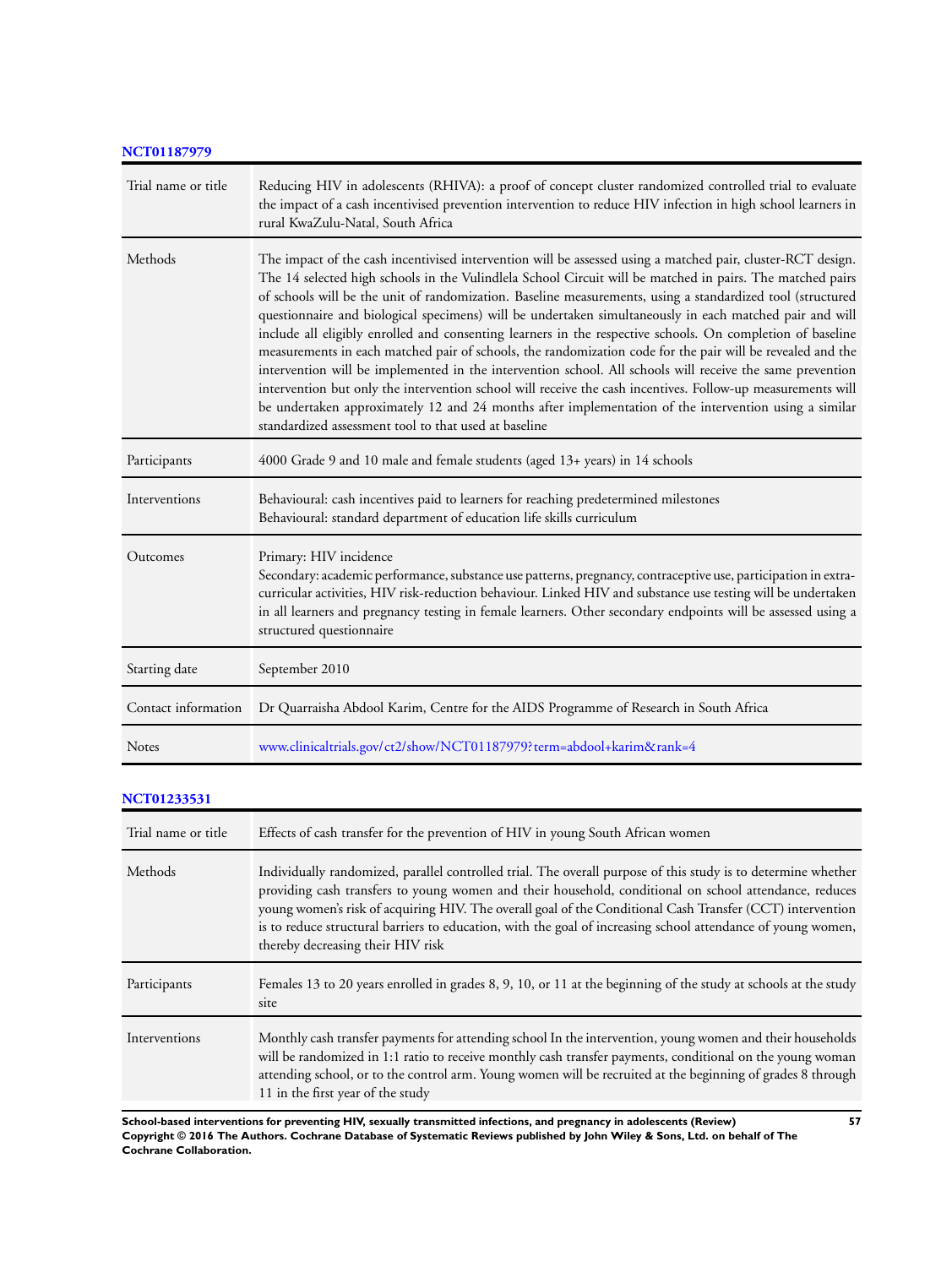**NCT01187979**

| | |
|---|---|
| Trial name or title | Reducing HIV in adolescents (RHIVA): a proof of concept cluster randomized controlled trial to evaluate the impact of a cash incentivised prevention intervention to reduce HIV infection in high school learners in rural KwaZulu-Natal, South Africa |
| Methods | The impact of the cash incentivised intervention will be assessed using a matched pair, cluster-RCT design. The 14 selected high schools in the Vulindlela School Circuit will be matched in pairs. The matched pairs of schools will be the unit of randomization. Baseline measurements, using a standardized tool (structured questionnaire and biological specimens) will be undertaken simultaneously in each matched pair and will include all eligibly enrolled and consenting learners in the respective schools. On completion of baseline measurements in each matched pair of schools, the randomization code for the pair will be revealed and the intervention will be implemented in the intervention school. All schools will receive the same prevention intervention but only the intervention school will receive the cash incentives. Follow-up measurements will be undertaken approximately 12 and 24 months after implementation of the intervention using a similar standardized assessment tool to that used at baseline |
| Participants | 4000 Grade 9 and 10 male and female students (aged 13+ years) in 14 schools |
| Interventions | Behavioural: cash incentives paid to learners for reaching predetermined milestones<br>Behavioural: standard department of education life skills curriculum |
| Outcomes | Primary: HIV incidence<br>Secondary: academic performance, substance use patterns, pregnancy, contraceptive use, participation in extra-curricular activities, HIV risk-reduction behaviour. Linked HIV and substance use testing will be undertaken in all learners and pregnancy testing in female learners. Other secondary endpoints will be assessed using a structured questionnaire |
| Starting date | September 2010 |
| Contact information | Dr Quarraisha Abdool Karim, Centre for the AIDS Programme of Research in South Africa |
| Notes | www.clinicaltrials.gov/ct2/show/NCT01187979?term=abdool+karim&rank=4 |

**NCT01233531**

| | |
|---|---|
| Trial name or title | Effects of cash transfer for the prevention of HIV in young South African women |
| Methods | Individually randomized, parallel controlled trial. The overall purpose of this study is to determine whether providing cash transfers to young women and their household, conditional on school attendance, reduces young women's risk of acquiring HIV. The overall goal of the Conditional Cash Transfer (CCT) intervention is to reduce structural barriers to education, with the goal of increasing school attendance of young women, thereby decreasing their HIV risk |
| Participants | Females 13 to 20 years enrolled in grades 8, 9, 10, or 11 at the beginning of the study at schools at the study site |
| Interventions | Monthly cash transfer payments for attending school In the intervention, young women and their households will be randomized in 1:1 ratio to receive monthly cash transfer payments, conditional on the young woman attending school, or to the control arm. Young women will be recruited at the beginning of grades 8 through 11 in the first year of the study |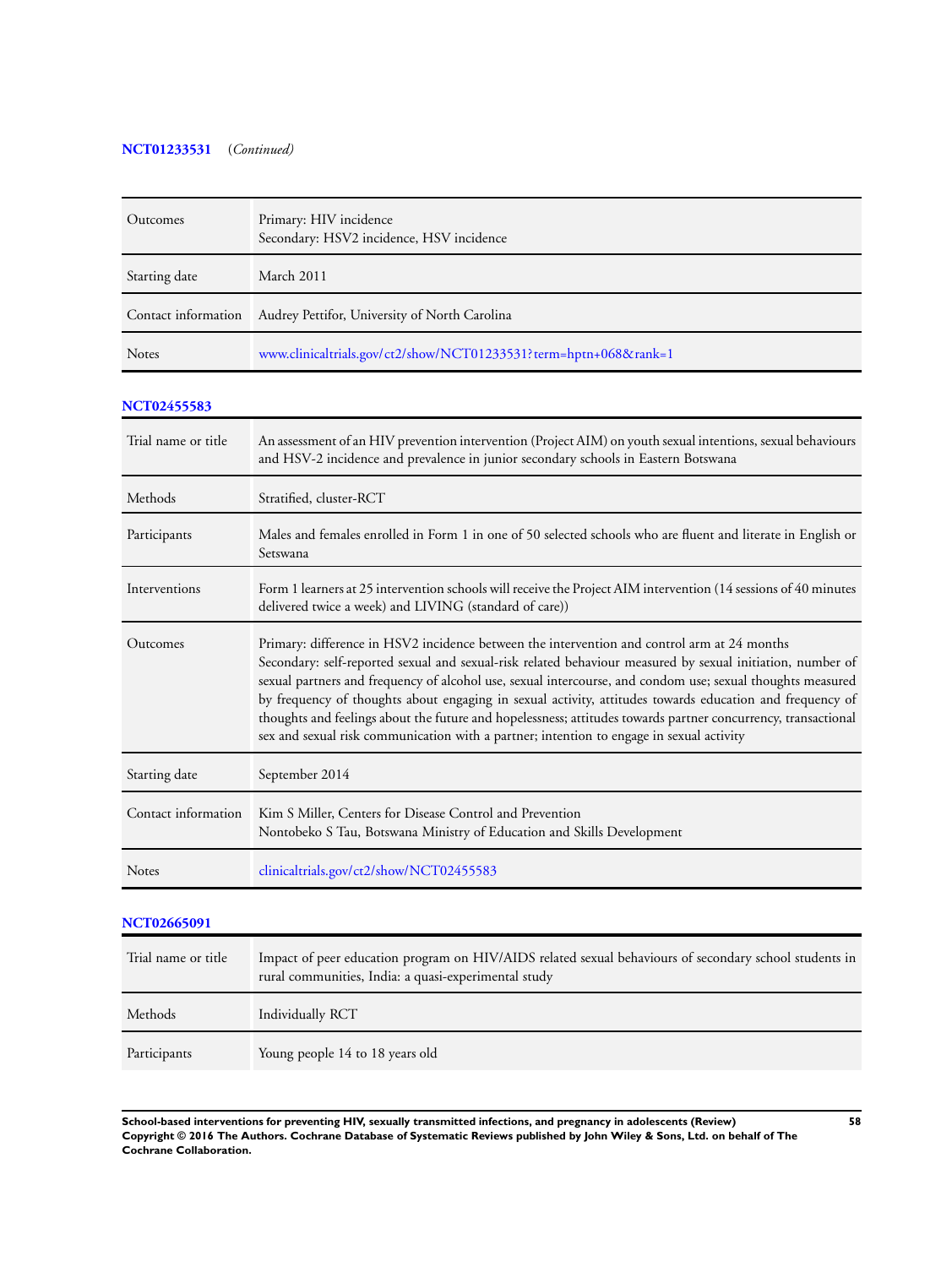**NCT01233531** (*Continued*)

| | |
|---|---|
| Outcomes | Primary: HIV incidence<br>Secondary: HSV2 incidence, HSV incidence |
| Starting date | March 2011 |
| Contact information | Audrey Pettifor, University of North Carolina |
| Notes | www.clinicaltrials.gov/ct2/show/NCT01233531?term=hptn+068&rank=1 |

**NCT02455583**

| | |
|---|---|
| Trial name or title | An assessment of an HIV prevention intervention (Project AIM) on youth sexual intentions, sexual behaviours and HSV-2 incidence and prevalence in junior secondary schools in Eastern Botswana |
| Methods | Stratified, cluster-RCT |
| Participants | Males and females enrolled in Form 1 in one of 50 selected schools who are fluent and literate in English or Setswana |
| Interventions | Form 1 learners at 25 intervention schools will receive the Project AIM intervention (14 sessions of 40 minutes delivered twice a week) and LIVING (standard of care)) |
| Outcomes | Primary: difference in HSV2 incidence between the intervention and control arm at 24 months<br>Secondary: self-reported sexual and sexual-risk related behaviour measured by sexual initiation, number of sexual partners and frequency of alcohol use, sexual intercourse, and condom use; sexual thoughts measured by frequency of thoughts about engaging in sexual activity, attitudes towards education and frequency of thoughts and feelings about the future and hopelessness; attitudes towards partner concurrency, transactional sex and sexual risk communication with a partner; intention to engage in sexual activity |
| Starting date | September 2014 |
| Contact information | Kim S Miller, Centers for Disease Control and Prevention<br>Nontobeko S Tau, Botswana Ministry of Education and Skills Development |
| Notes | clinicaltrials.gov/ct2/show/NCT02455583 |

**NCT02665091**

| | |
|---|---|
| Trial name or title | Impact of peer education program on HIV/AIDS related sexual behaviours of secondary school students in rural communities, India: a quasi-experimental study |
| Methods | Individually RCT |
| Participants | Young people 14 to 18 years old |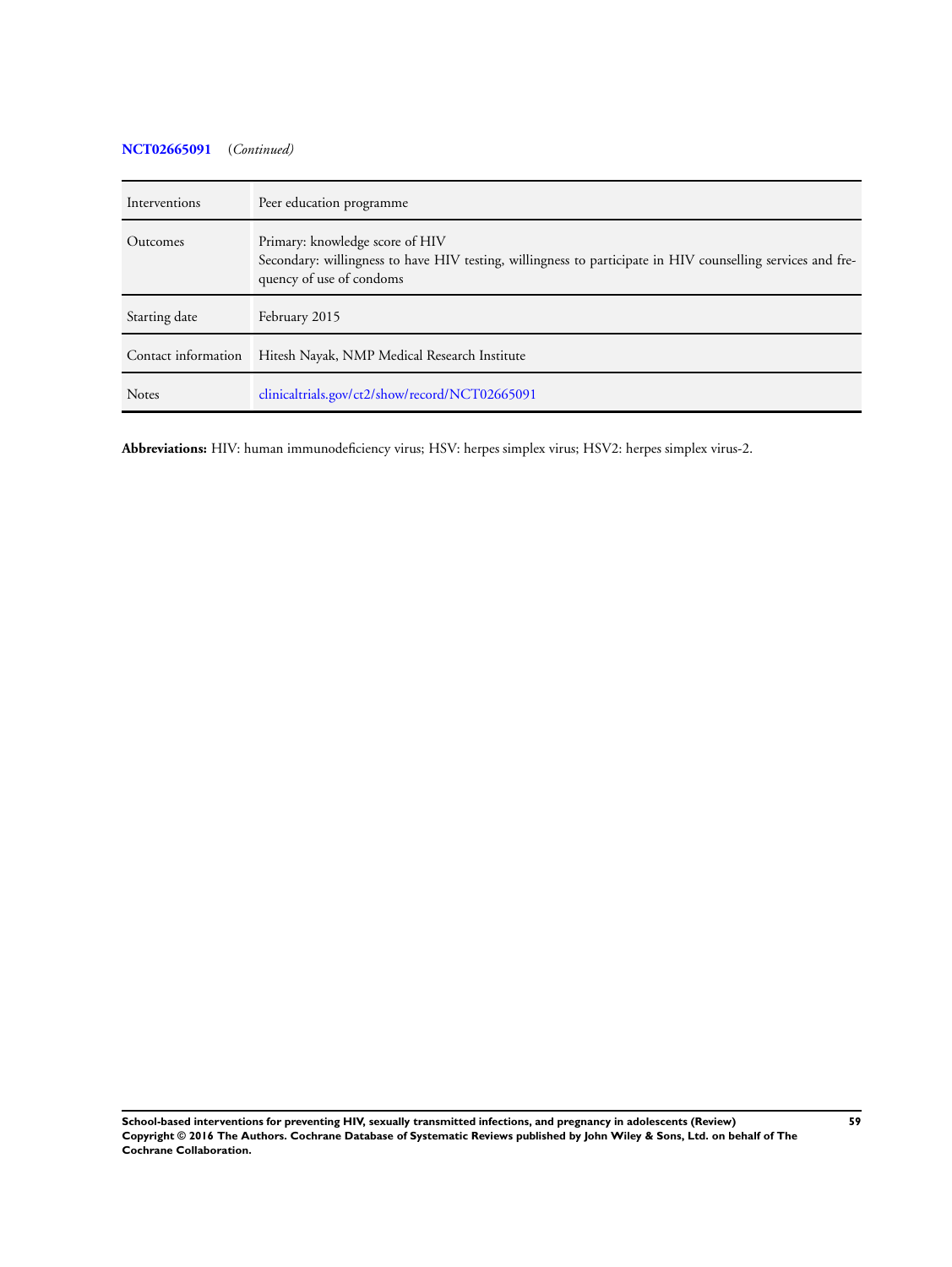**NCT02665091** (*Continued*)

| | |
|---|---|
| Interventions | Peer education programme |
| Outcomes | Primary: knowledge score of HIV<br>Secondary: willingness to have HIV testing, willingness to participate in HIV counselling services and frequency of use of condoms |
| Starting date | February 2015 |
| Contact information | Hitesh Nayak, NMP Medical Research Institute |
| Notes | clinicaltrials.gov/ct2/show/record/NCT02665091 |

**Abbreviations:** HIV: human immunodeficiency virus; HSV: herpes simplex virus; HSV2: herpes simplex virus-2.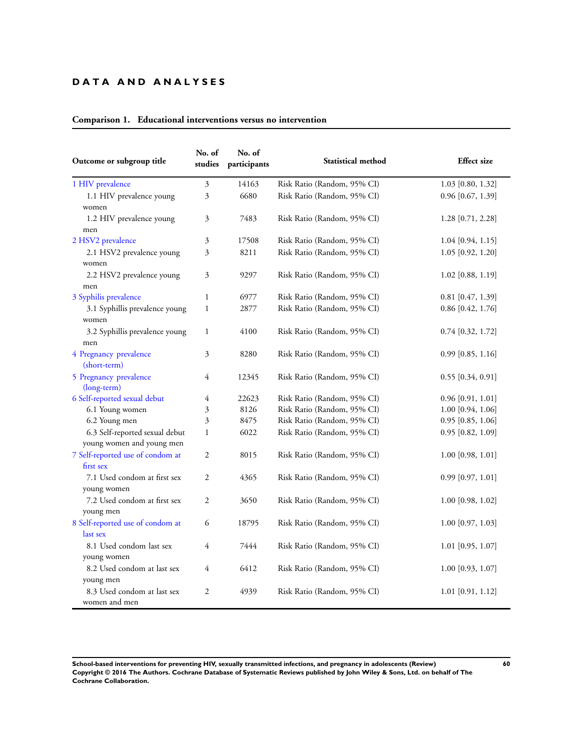# DATA AND ANALYSES

**Comparison 1. Educational interventions versus no intervention**

| Outcome or subgroup title | No. of studies | No. of participants | Statistical method | Effect size |
|---|---|---|---|---|
| 1 HIV prevalence | 3 | 14163 | Risk Ratio (Random, 95% CI) | 1.03 [0.80, 1.32] |
| 1.1 HIV prevalence young women | 3 | 6680 | Risk Ratio (Random, 95% CI) | 0.96 [0.67, 1.39] |
| 1.2 HIV prevalence young men | 3 | 7483 | Risk Ratio (Random, 95% CI) | 1.28 [0.71, 2.28] |
| 2 HSV2 prevalence | 3 | 17508 | Risk Ratio (Random, 95% CI) | 1.04 [0.94, 1.15] |
| 2.1 HSV2 prevalence young women | 3 | 8211 | Risk Ratio (Random, 95% CI) | 1.05 [0.92, 1.20] |
| 2.2 HSV2 prevalence young men | 3 | 9297 | Risk Ratio (Random, 95% CI) | 1.02 [0.88, 1.19] |
| 3 Syphilis prevalence | 1 | 6977 | Risk Ratio (Random, 95% CI) | 0.81 [0.47, 1.39] |
| 3.1 Syphillis prevalence young women | 1 | 2877 | Risk Ratio (Random, 95% CI) | 0.86 [0.42, 1.76] |
| 3.2 Syphillis prevalence young men | 1 | 4100 | Risk Ratio (Random, 95% CI) | 0.74 [0.32, 1.72] |
| 4 Pregnancy prevalence (short-term) | 3 | 8280 | Risk Ratio (Random, 95% CI) | 0.99 [0.85, 1.16] |
| 5 Pregnancy prevalence (long-term) | 4 | 12345 | Risk Ratio (Random, 95% CI) | 0.55 [0.34, 0.91] |
| 6 Self-reported sexual debut | 4 | 22623 | Risk Ratio (Random, 95% CI) | 0.96 [0.91, 1.01] |
| 6.1 Young women | 3 | 8126 | Risk Ratio (Random, 95% CI) | 1.00 [0.94, 1.06] |
| 6.2 Young men | 3 | 8475 | Risk Ratio (Random, 95% CI) | 0.95 [0.85, 1.06] |
| 6.3 Self-reported sexual debut young women and young men | 1 | 6022 | Risk Ratio (Random, 95% CI) | 0.95 [0.82, 1.09] |
| 7 Self-reported use of condom at first sex | 2 | 8015 | Risk Ratio (Random, 95% CI) | 1.00 [0.98, 1.01] |
| 7.1 Used condom at first sex young women | 2 | 4365 | Risk Ratio (Random, 95% CI) | 0.99 [0.97, 1.01] |
| 7.2 Used condom at first sex young men | 2 | 3650 | Risk Ratio (Random, 95% CI) | 1.00 [0.98, 1.02] |
| 8 Self-reported use of condom at last sex | 6 | 18795 | Risk Ratio (Random, 95% CI) | 1.00 [0.97, 1.03] |
| 8.1 Used condom last sex young women | 4 | 7444 | Risk Ratio (Random, 95% CI) | 1.01 [0.95, 1.07] |
| 8.2 Used condom at last sex young men | 4 | 6412 | Risk Ratio (Random, 95% CI) | 1.00 [0.93, 1.07] |
| 8.3 Used condom at last sex women and men | 2 | 4939 | Risk Ratio (Random, 95% CI) | 1.01 [0.91, 1.12] |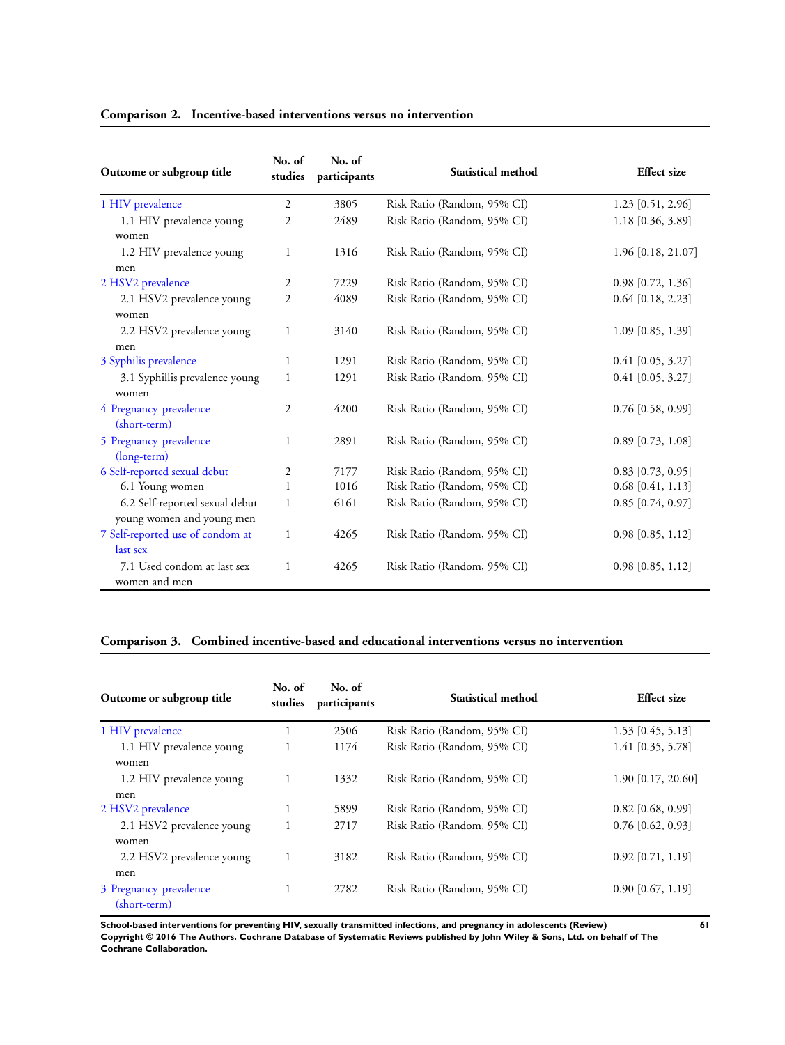### Comparison 2. Incentive-based interventions versus no intervention

| Outcome or subgroup title | No. of studies | No. of participants | Statistical method | Effect size |
|---|---|---|---|---|
| 1 HIV prevalence | 2 | 3805 | Risk Ratio (Random, 95% CI) | 1.23 [0.51, 2.96] |
| 1.1 HIV prevalence young women | 2 | 2489 | Risk Ratio (Random, 95% CI) | 1.18 [0.36, 3.89] |
| 1.2 HIV prevalence young men | 1 | 1316 | Risk Ratio (Random, 95% CI) | 1.96 [0.18, 21.07] |
| 2 HSV2 prevalence | 2 | 7229 | Risk Ratio (Random, 95% CI) | 0.98 [0.72, 1.36] |
| 2.1 HSV2 prevalence young women | 2 | 4089 | Risk Ratio (Random, 95% CI) | 0.64 [0.18, 2.23] |
| 2.2 HSV2 prevalence young men | 1 | 3140 | Risk Ratio (Random, 95% CI) | 1.09 [0.85, 1.39] |
| 3 Syphilis prevalence | 1 | 1291 | Risk Ratio (Random, 95% CI) | 0.41 [0.05, 3.27] |
| 3.1 Syphillis prevalence young women | 1 | 1291 | Risk Ratio (Random, 95% CI) | 0.41 [0.05, 3.27] |
| 4 Pregnancy prevalence (short-term) | 2 | 4200 | Risk Ratio (Random, 95% CI) | 0.76 [0.58, 0.99] |
| 5 Pregnancy prevalence (long-term) | 1 | 2891 | Risk Ratio (Random, 95% CI) | 0.89 [0.73, 1.08] |
| 6 Self-reported sexual debut | 2 | 7177 | Risk Ratio (Random, 95% CI) | 0.83 [0.73, 0.95] |
| 6.1 Young women | 1 | 1016 | Risk Ratio (Random, 95% CI) | 0.68 [0.41, 1.13] |
| 6.2 Self-reported sexual debut young women and young men | 1 | 6161 | Risk Ratio (Random, 95% CI) | 0.85 [0.74, 0.97] |
| 7 Self-reported use of condom at last sex | 1 | 4265 | Risk Ratio (Random, 95% CI) | 0.98 [0.85, 1.12] |
| 7.1 Used condom at last sex women and men | 1 | 4265 | Risk Ratio (Random, 95% CI) | 0.98 [0.85, 1.12] |

### Comparison 3. Combined incentive-based and educational interventions versus no intervention

| Outcome or subgroup title | No. of studies | No. of participants | Statistical method | Effect size |
|---|---|---|---|---|
| 1 HIV prevalence | 1 | 2506 | Risk Ratio (Random, 95% CI) | 1.53 [0.45, 5.13] |
| 1.1 HIV prevalence young women | 1 | 1174 | Risk Ratio (Random, 95% CI) | 1.41 [0.35, 5.78] |
| 1.2 HIV prevalence young men | 1 | 1332 | Risk Ratio (Random, 95% CI) | 1.90 [0.17, 20.60] |
| 2 HSV2 prevalence | 1 | 5899 | Risk Ratio (Random, 95% CI) | 0.82 [0.68, 0.99] |
| 2.1 HSV2 prevalence young women | 1 | 2717 | Risk Ratio (Random, 95% CI) | 0.76 [0.62, 0.93] |
| 2.2 HSV2 prevalence young men | 1 | 3182 | Risk Ratio (Random, 95% CI) | 0.92 [0.71, 1.19] |
| 3 Pregnancy prevalence (short-term) | 1 | 2782 | Risk Ratio (Random, 95% CI) | 0.90 [0.67, 1.19] |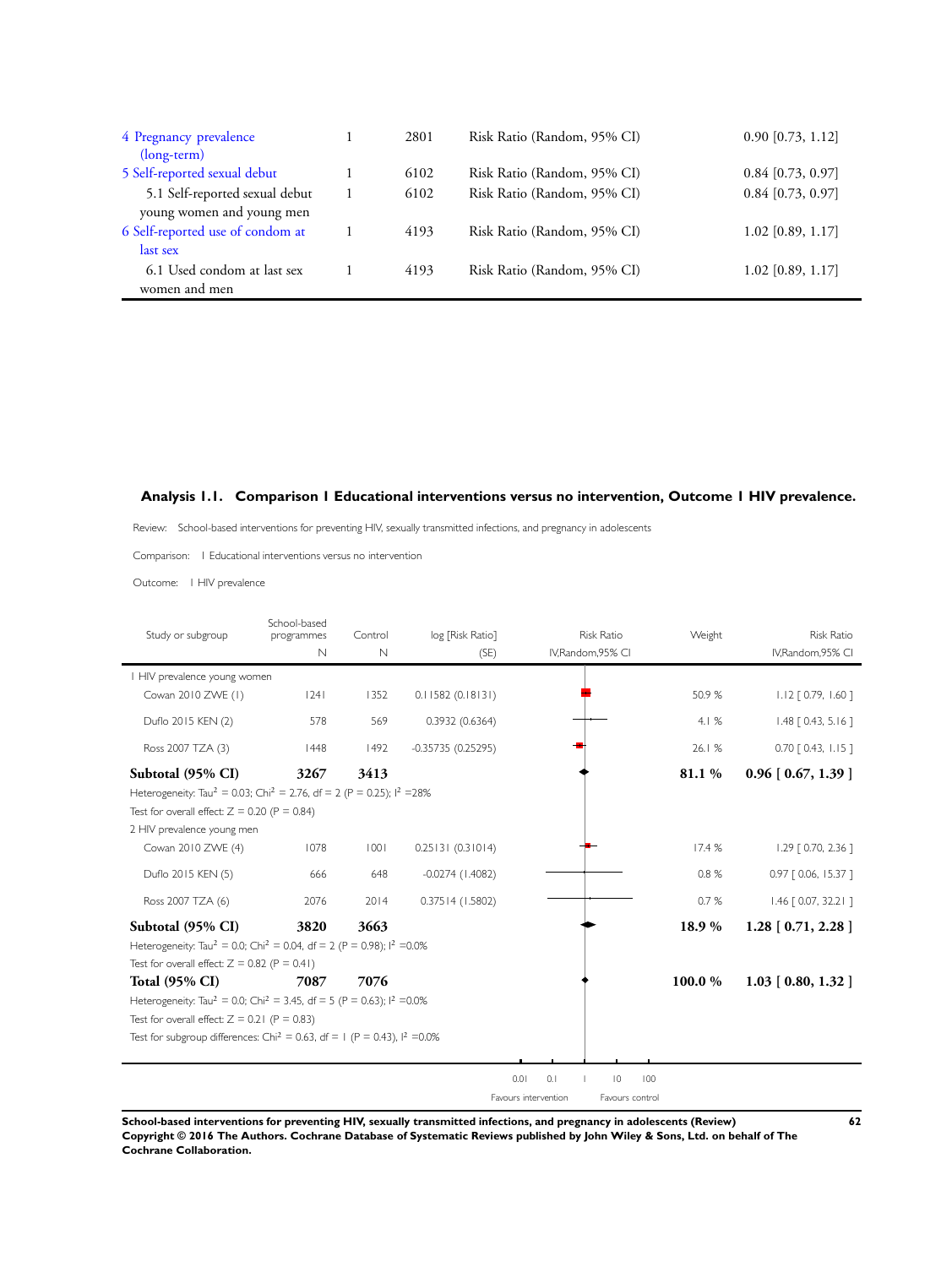| | | | | |
|---|---|---|---|---|
| 4 Pregnancy prevalence (long-term) | 1 | 2801 | Risk Ratio (Random, 95% CI) | 0.90 [0.73, 1.12] |
| 5 Self-reported sexual debut | 1 | 6102 | Risk Ratio (Random, 95% CI) | 0.84 [0.73, 0.97] |
| 5.1 Self-reported sexual debut young women and young men | 1 | 6102 | Risk Ratio (Random, 95% CI) | 0.84 [0.73, 0.97] |
| 6 Self-reported use of condom at last sex | 1 | 4193 | Risk Ratio (Random, 95% CI) | 1.02 [0.89, 1.17] |
| 6.1 Used condom at last sex women and men | 1 | 4193 | Risk Ratio (Random, 95% CI) | 1.02 [0.89, 1.17] |

### Analysis 1.1. Comparison 1 Educational interventions versus no intervention, Outcome 1 HIV prevalence.

Review: School-based interventions for preventing HIV, sexually transmitted infections, and pregnancy in adolescents

Comparison: 1 Educational interventions versus no intervention

Outcome: 1 HIV prevalence

| Study or subgroup | School-based programmes N | Control N | log [Risk Ratio] (SE) | Weight | Risk Ratio IV,Random,95% CI |
|---|---|---|---|---|---|
| **1 HIV prevalence young women** | | | | | |
| Cowan 2010 ZWE (1) | 1241 | 1352 | 0.11582 (0.18131) | 50.9 % | 1.12 [ 0.79, 1.60 ] |
| Duflo 2015 KEN (2) | 578 | 569 | 0.3932 (0.6364) | 4.1 % | 1.48 [ 0.43, 5.16 ] |
| Ross 2007 TZA (3) | 1448 | 1492 | -0.35735 (0.25295) | 26.1 % | 0.70 [ 0.43, 1.15 ] |
| **Subtotal (95% CI)** | **3267** | **3413** | | **81.1 %** | **0.96 [ 0.67, 1.39 ]** |
| Heterogeneity: Tau$^2$ = 0.03; Chi$^2$ = 2.76, df = 2 (P = 0.25); I$^2$ =28% | | | | | |
| Test for overall effect: Z = 0.20 (P = 0.84) | | | | | |
| **2 HIV prevalence young men** | | | | | |
| Cowan 2010 ZWE (4) | 1078 | 1001 | 0.25131 (0.31014) | 17.4 % | 1.29 [ 0.70, 2.36 ] |
| Duflo 2015 KEN (5) | 666 | 648 | -0.0274 (1.4082) | 0.8 % | 0.97 [ 0.06, 15.37 ] |
| Ross 2007 TZA (6) | 2076 | 2014 | 0.37514 (1.5802) | 0.7 % | 1.46 [ 0.07, 32.21 ] |
| **Subtotal (95% CI)** | **3820** | **3663** | | **18.9 %** | **1.28 [ 0.71, 2.28 ]** |
| Heterogeneity: Tau$^2$ = 0.0; Chi$^2$ = 0.04, df = 2 (P = 0.98); I$^2$ =0.0% | | | | | |
| Test for overall effect: Z = 0.82 (P = 0.41) | | | | | |
| **Total (95% CI)** | **7087** | **7076** | | **100.0 %** | **1.03 [ 0.80, 1.32 ]** |
| Heterogeneity: Tau$^2$ = 0.0; Chi$^2$ = 3.45, df = 5 (P = 0.63); I$^2$ =0.0% | | | | | |
| Test for overall effect: Z = 0.21 (P = 0.83) | | | | | |
| Test for subgroup differences: Chi$^2$ = 0.63, df = 1 (P = 0.43), I$^2$ =0.0% | | | | | |

0.01 0.1 1 10 100

Favours intervention Favours control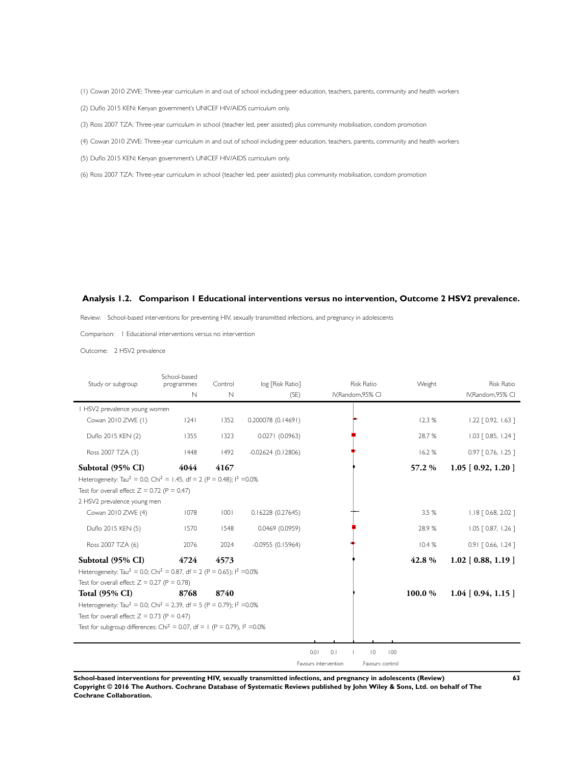(1) Cowan 2010 ZWE: Three-year curriculum in and out of school including peer education, teachers, parents, community and health workers

(2) Duflo 2015 KEN: Kenyan government's UNICEF HIV/AIDS curriculum only.

(3) Ross 2007 TZA: Three-year curriculum in school (teacher led, peer assisted) plus community mobilisation, condom promotion

(4) Cowan 2010 ZWE: Three-year curriculum in and out of school including peer education, teachers, parents, community and health workers

(5) Duflo 2015 KEN: Kenyan government's UNICEF HIV/AIDS curriculum only.

(6) Ross 2007 TZA: Three-year curriculum in school (teacher led, peer assisted) plus community mobilisation, condom promotion

### Analysis 1.2. Comparison 1 Educational interventions versus no intervention, Outcome 2 HSV2 prevalence.

Review: School-based interventions for preventing HIV, sexually transmitted infections, and pregnancy in adolescents

Comparison: 1 Educational interventions versus no intervention

Outcome: 2 HSV2 prevalence

| Study or subgroup | School-based programmes N | Control N | log [Risk Ratio] (SE) | Risk Ratio IV,Random,95% CI | Weight | Risk Ratio IV,Random,95% CI |
|---|---|---|---|---|---|---|
| 1 HSV2 prevalence young women | | | | | | |
| Cowan 2010 ZWE (1) | 1241 | 1352 | 0.200078 (0.14691) | | 12.3 % | 1.22 [ 0.92, 1.63 ] |
| Duflo 2015 KEN (2) | 1355 | 1323 | 0.0271 (0.0963) | | 28.7 % | 1.03 [ 0.85, 1.24 ] |
| Ross 2007 TZA (3) | 1448 | 1492 | -0.02624 (0.12806) | | 16.2 % | 0.97 [ 0.76, 1.25 ] |
| **Subtotal (95% CI)** | **4044** | **4167** | | | **57.2 %** | **1.05 [ 0.92, 1.20 ]** |
| Heterogeneity: $Tau^2 = 0.0$; $Chi^2 = 1.45$, df = 2 (P = 0.48); $I^2 = 0.0\%$ | | | | | | |
| Test for overall effect: Z = 0.72 (P = 0.47) | | | | | | |
| 2 HSV2 prevalence young men | | | | | | |
| Cowan 2010 ZWE (4) | 1078 | 1001 | 0.16228 (0.27645) | | 3.5 % | 1.18 [ 0.68, 2.02 ] |
| Duflo 2015 KEN (5) | 1570 | 1548 | 0.0469 (0.0959) | | 28.9 % | 1.05 [ 0.87, 1.26 ] |
| Ross 2007 TZA (6) | 2076 | 2024 | -0.0955 (0.15964) | | 10.4 % | 0.91 [ 0.66, 1.24 ] |
| **Subtotal (95% CI)** | **4724** | **4573** | | | **42.8 %** | **1.02 [ 0.88, 1.19 ]** |
| Heterogeneity: $Tau^2 = 0.0$; $Chi^2 = 0.87$, df = 2 (P = 0.65); $I^2 = 0.0\%$ | | | | | | |
| Test for overall effect: Z = 0.27 (P = 0.78) | | | | | | |
| **Total (95% CI)** | **8768** | **8740** | | | **100.0 %** | **1.04 [ 0.94, 1.15 ]** |
| Heterogeneity: $Tau^2 = 0.0$; $Chi^2 = 2.39$, df = 5 (P = 0.79); $I^2 = 0.0\%$ | | | | | | |
| Test for overall effect: Z = 0.73 (P = 0.47) | | | | | | |
| Test for subgroup differences: $Chi^2 = 0.07$, df = 1 (P = 0.79), $I^2 = 0.0\%$ | | | | | | |

0.01 0.1 1 10 100

Favours intervention Favours control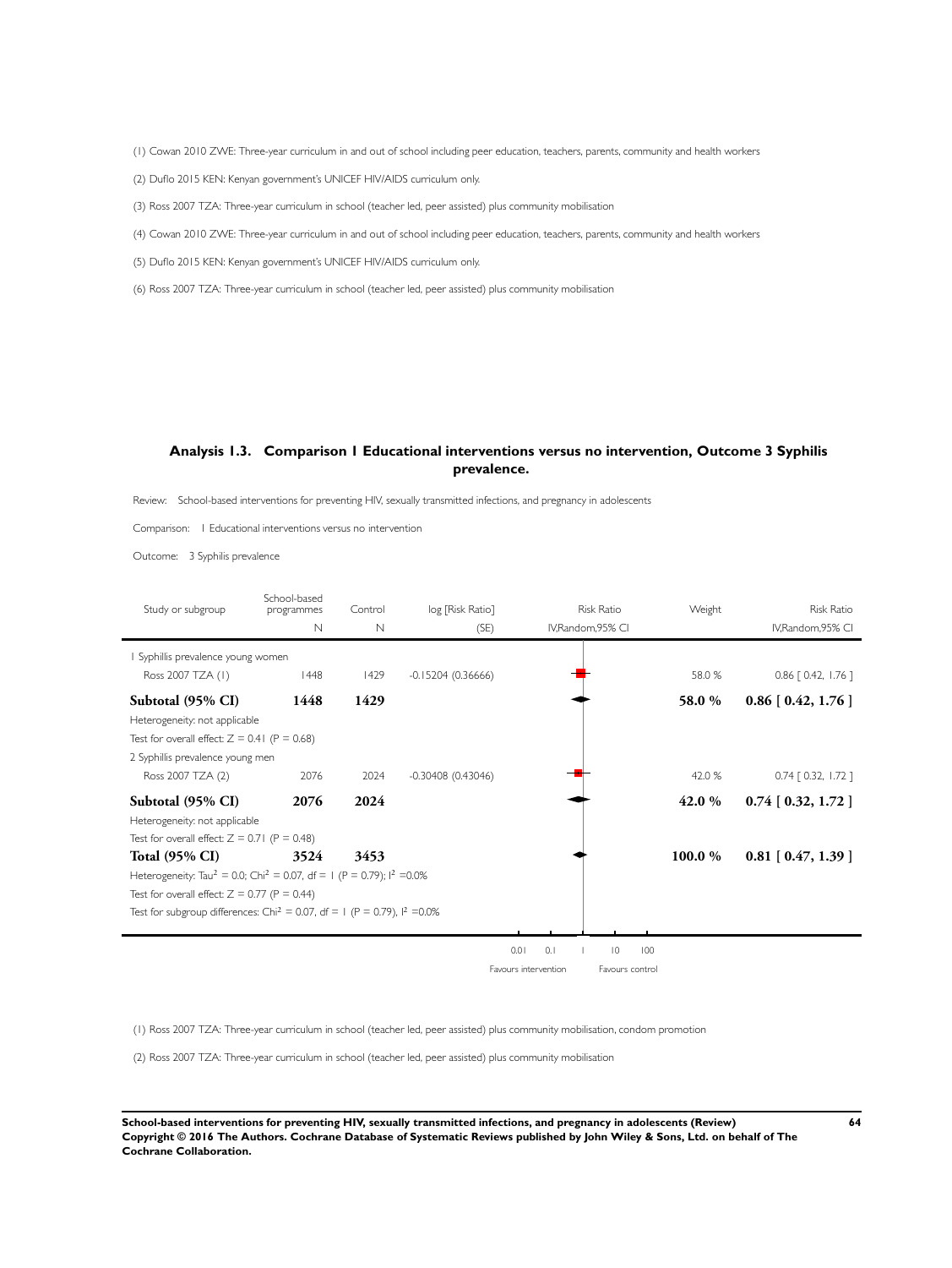(1) Cowan 2010 ZWE: Three-year curriculum in and out of school including peer education, teachers, parents, community and health workers

(2) Duflo 2015 KEN: Kenyan government's UNICEF HIV/AIDS curriculum only.

(3) Ross 2007 TZA: Three-year curriculum in school (teacher led, peer assisted) plus community mobilisation

(4) Cowan 2010 ZWE: Three-year curriculum in and out of school including peer education, teachers, parents, community and health workers

(5) Duflo 2015 KEN: Kenyan government's UNICEF HIV/AIDS curriculum only.

(6) Ross 2007 TZA: Three-year curriculum in school (teacher led, peer assisted) plus community mobilisation

## Analysis 1.3. Comparison 1 Educational interventions versus no intervention, Outcome 3 Syphilis prevalence.

Review: School-based interventions for preventing HIV, sexually transmitted infections, and pregnancy in adolescents

Comparison: 1 Educational interventions versus no intervention

Outcome: 3 Syphilis prevalence

| Study or subgroup | School-based programmes N | Control N | log [Risk Ratio] (SE) | Risk Ratio IV,Random,95% CI | Weight | Risk Ratio IV,Random,95% CI |
|---|---|---|---|---|---|---|
| 1 Syphilis prevalence young women | | | | | | |
| Ross 2007 TZA (1) | 1448 | 1429 | -0.15204 (0.36666) | | 58.0 % | 0.86 [ 0.42, 1.76 ] |
| **Subtotal (95% CI)** | **1448** | **1429** | | | **58.0 %** | **0.86 [ 0.42, 1.76 ]** |
| Heterogeneity: not applicable | | | | | | |
| Test for overall effect: Z = 0.41 (P = 0.68) | | | | | | |
| 2 Syphilis prevalence young men | | | | | | |
| Ross 2007 TZA (2) | 2076 | 2024 | -0.30408 (0.43046) | | 42.0 % | 0.74 [ 0.32, 1.72 ] |
| **Subtotal (95% CI)** | **2076** | **2024** | | | **42.0 %** | **0.74 [ 0.32, 1.72 ]** |
| Heterogeneity: not applicable | | | | | | |
| Test for overall effect: Z = 0.71 (P = 0.48) | | | | | | |
| **Total (95% CI)** | **3524** | **3453** | | | **100.0 %** | **0.81 [ 0.47, 1.39 ]** |
| Heterogeneity: $Tau^2 = 0.0$; $Chi^2 = 0.07$, df = 1 (P = 0.79); $I^2 = 0.0\%$ | | | | | | |
| Test for overall effect: Z = 0.77 (P = 0.44) | | | | | | |
| Test for subgroup differences: $Chi^2 = 0.07$, df = 1 (P = 0.79), $I^2 = 0.0\%$ | | | | | | |

0.01 0.1 1 10 100

Favours intervention Favours control

(1) Ross 2007 TZA: Three-year curriculum in school (teacher led, peer assisted) plus community mobilisation, condom promotion

(2) Ross 2007 TZA: Three-year curriculum in school (teacher led, peer assisted) plus community mobilisation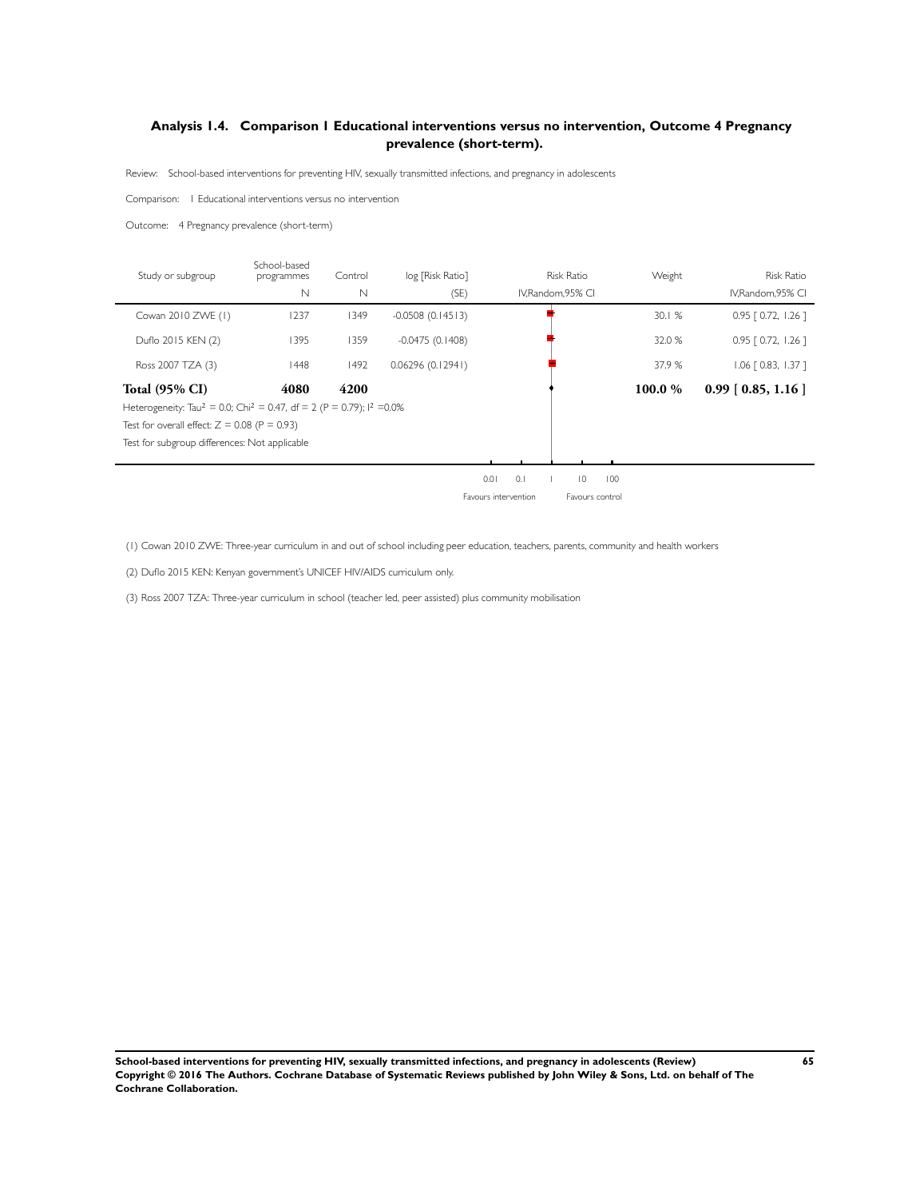## Analysis 1.4. Comparison 1 Educational interventions versus no intervention, Outcome 4 Pregnancy prevalence (short-term).

Review: School-based interventions for preventing HIV, sexually transmitted infections, and pregnancy in adolescents

Comparison: 1 Educational interventions versus no intervention

Outcome: 4 Pregnancy prevalence (short-term)

| Study or subgroup | School-based programmes N | Control N | log [Risk Ratio] (SE) | Risk Ratio IV,Random,95% CI | Weight | Risk Ratio IV,Random,95% CI |
|---|---|---|---|---|---|---|
| Cowan 2010 ZWE (1) | 1237 | 1349 | -0.0508 (0.14513) | | 30.1 % | 0.95 [ 0.72, 1.26 ] |
| Duflo 2015 KEN (2) | 1395 | 1359 | -0.0475 (0.1408) | | 32.0 % | 0.95 [ 0.72, 1.26 ] |
| Ross 2007 TZA (3) | 1448 | 1492 | 0.06296 (0.12941) | | 37.9 % | 1.06 [ 0.83, 1.37 ] |
| **Total (95% CI)** | **4080** | **4200** | | | **100.0 %** | **0.99 [ 0.85, 1.16 ]** |

Heterogeneity: $Tau^2 = 0.0$; $Chi^2 = 0.47$, df = 2 (P = 0.79); $I^2 = 0.0\%$

Test for overall effect: Z = 0.08 (P = 0.93)

Test for subgroup differences: Not applicable

0.01 0.1 1 10 100

Favours intervention Favours control

(1) Cowan 2010 ZWE: Three-year curriculum in and out of school including peer education, teachers, parents, community and health workers

(2) Duflo 2015 KEN: Kenyan government's UNICEF HIV/AIDS curriculum only.

(3) Ross 2007 TZA: Three-year curriculum in school (teacher led, peer assisted) plus community mobilisation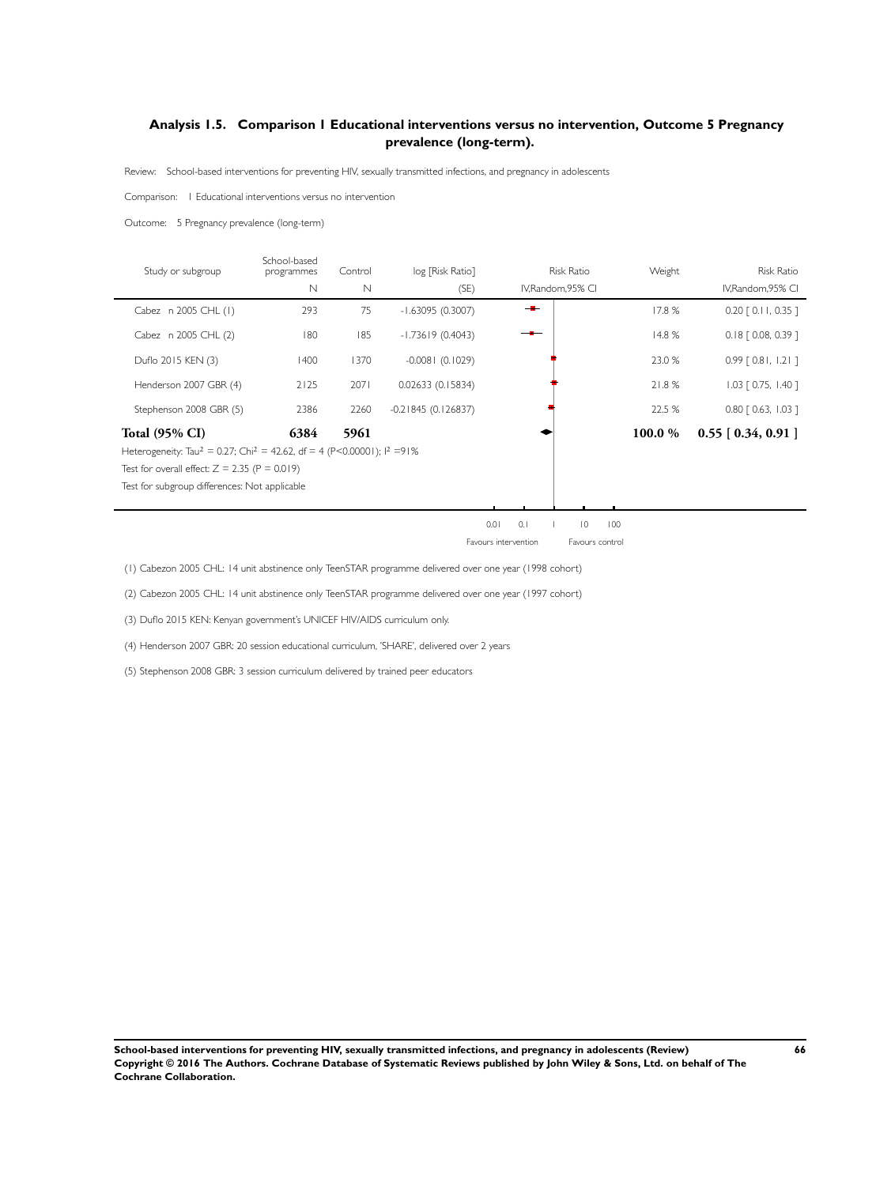## Analysis 1.5. Comparison 1 Educational interventions versus no intervention, Outcome 5 Pregnancy prevalence (long-term).

Review: School-based interventions for preventing HIV, sexually transmitted infections, and pregnancy in adolescents

Comparison: 1 Educational interventions versus no intervention

Outcome: 5 Pregnancy prevalence (long-term)

| Study or subgroup | School-based programmes N | Control N | log [Risk Ratio] (SE) | Risk Ratio IV,Random,95% CI | Weight | Risk Ratio IV,Random,95% CI |
|---|---|---|---|---|---|---|
| Cabez n 2005 CHL (1) | 293 | 75 | -1.63095 (0.3007) | | 17.8 % | 0.20 [ 0.11, 0.35 ] |
| Cabez n 2005 CHL (2) | 180 | 185 | -1.73619 (0.4043) | | 14.8 % | 0.18 [ 0.08, 0.39 ] |
| Duflo 2015 KEN (3) | 1400 | 1370 | -0.0081 (0.1029) | | 23.0 % | 0.99 [ 0.81, 1.21 ] |
| Henderson 2007 GBR (4) | 2125 | 2071 | 0.02633 (0.15834) | | 21.8 % | 1.03 [ 0.75, 1.40 ] |
| Stephenson 2008 GBR (5) | 2386 | 2260 | -0.21845 (0.126837) | | 22.5 % | 0.80 [ 0.63, 1.03 ] |
| **Total (95% CI)** | **6384** | **5961** | | | **100.0 %** | **0.55 [ 0.34, 0.91 ]** |

Heterogeneity: $Tau^2 = 0.27$; $Chi^2 = 42.62$, df = 4 ($P<0.00001$); $I^2 = 91\%$

Test for overall effect: $Z = 2.35$ ($P = 0.019$)

Test for subgroup differences: Not applicable

0.01 0.1 1 10 100

Favours intervention Favours control

(1) Cabezon 2005 CHL: 14 unit abstinence only TeenSTAR programme delivered over one year (1998 cohort)

(2) Cabezon 2005 CHL: 14 unit abstinence only TeenSTAR programme delivered over one year (1997 cohort)

(3) Duflo 2015 KEN: Kenyan government's UNICEF HIV/AIDS curriculum only.

(4) Henderson 2007 GBR: 20 session educational curriculum, 'SHARE', delivered over 2 years

(5) Stephenson 2008 GBR: 3 session curriculum delivered by trained peer educators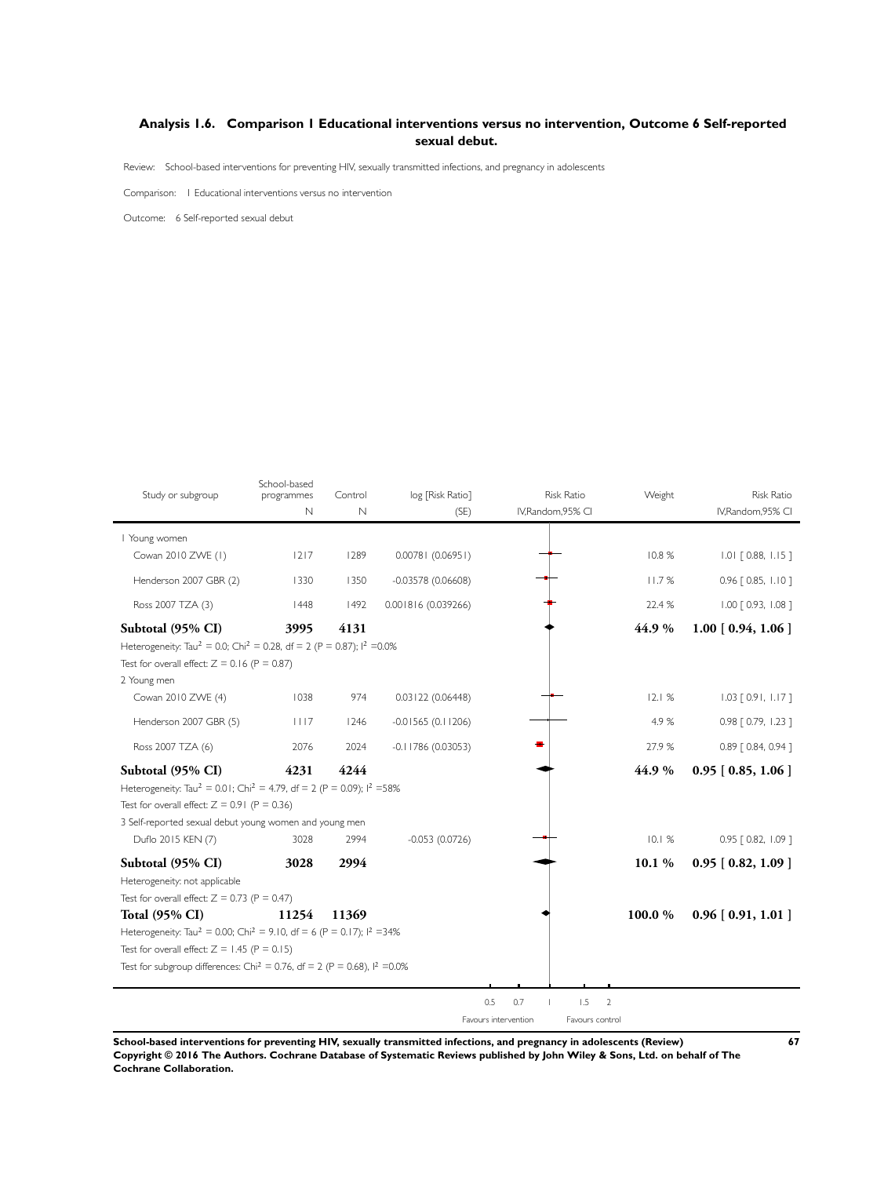### Analysis 1.6. Comparison 1 Educational interventions versus no intervention, Outcome 6 Self-reported sexual debut.

Review: School-based interventions for preventing HIV, sexually transmitted infections, and pregnancy in adolescents

Comparison: 1 Educational interventions versus no intervention

Outcome: 6 Self-reported sexual debut

| Study or subgroup | School-based programmes N | Control N | log [Risk Ratio] (SE) | Risk Ratio IV,Random,95% CI | Weight | Risk Ratio IV,Random,95% CI |
|---|---|---|---|---|---|---|
| 1 Young women | | | | | | |
| Cowan 2010 ZWE (1) | 1217 | 1289 | 0.00781 (0.06951) | | 10.8 % | 1.01 [ 0.88, 1.15 ] |
| Henderson 2007 GBR (2) | 1330 | 1350 | -0.03578 (0.06608) | | 11.7 % | 0.96 [ 0.85, 1.10 ] |
| Ross 2007 TZA (3) | 1448 | 1492 | 0.001816 (0.039266) | | 22.4 % | 1.00 [ 0.93, 1.08 ] |
| **Subtotal (95% CI)** | **3995** | **4131** | | | **44.9 %** | **1.00 [ 0.94, 1.06 ]** |
| Heterogeneity: $Tau^2 = 0.0$; $Chi^2 = 0.28$, df = 2 (P = 0.87); $I^2$ =0.0% | | | | | | |
| Test for overall effect: Z = 0.16 (P = 0.87) | | | | | | |
| 2 Young men | | | | | | |
| Cowan 2010 ZWE (4) | 1038 | 974 | 0.03122 (0.06448) | | 12.1 % | 1.03 [ 0.91, 1.17 ] |
| Henderson 2007 GBR (5) | 1117 | 1246 | -0.01565 (0.11206) | | 4.9 % | 0.98 [ 0.79, 1.23 ] |
| Ross 2007 TZA (6) | 2076 | 2024 | -0.11786 (0.03053) | | 27.9 % | 0.89 [ 0.84, 0.94 ] |
| **Subtotal (95% CI)** | **4231** | **4244** | | | **44.9 %** | **0.95 [ 0.85, 1.06 ]** |
| Heterogeneity: $Tau^2 = 0.01$; $Chi^2 = 4.79$, df = 2 (P = 0.09); $I^2$ =58% | | | | | | |
| Test for overall effect: Z = 0.91 (P = 0.36) | | | | | | |
| 3 Self-reported sexual debut young women and young men | | | | | | |
| Duflo 2015 KEN (7) | 3028 | 2994 | -0.053 (0.0726) | | 10.1 % | 0.95 [ 0.82, 1.09 ] |
| **Subtotal (95% CI)** | **3028** | **2994** | | | **10.1 %** | **0.95 [ 0.82, 1.09 ]** |
| Heterogeneity: not applicable | | | | | | |
| Test for overall effect: Z = 0.73 (P = 0.47) | | | | | | |
| **Total (95% CI)** | **11254** | **11369** | | | **100.0 %** | **0.96 [ 0.91, 1.01 ]** |
| Heterogeneity: $Tau^2 = 0.00$; $Chi^2 = 9.10$, df = 6 (P = 0.17); $I^2$ =34% | | | | | | |
| Test for overall effect: Z = 1.45 (P = 0.15) | | | | | | |
| Test for subgroup differences: $Chi^2 = 0.76$, df = 2 (P = 0.68), $I^2$ =0.0% | | | | | | |

0.5 0.7 1 1.5 2

Favours intervention Favours control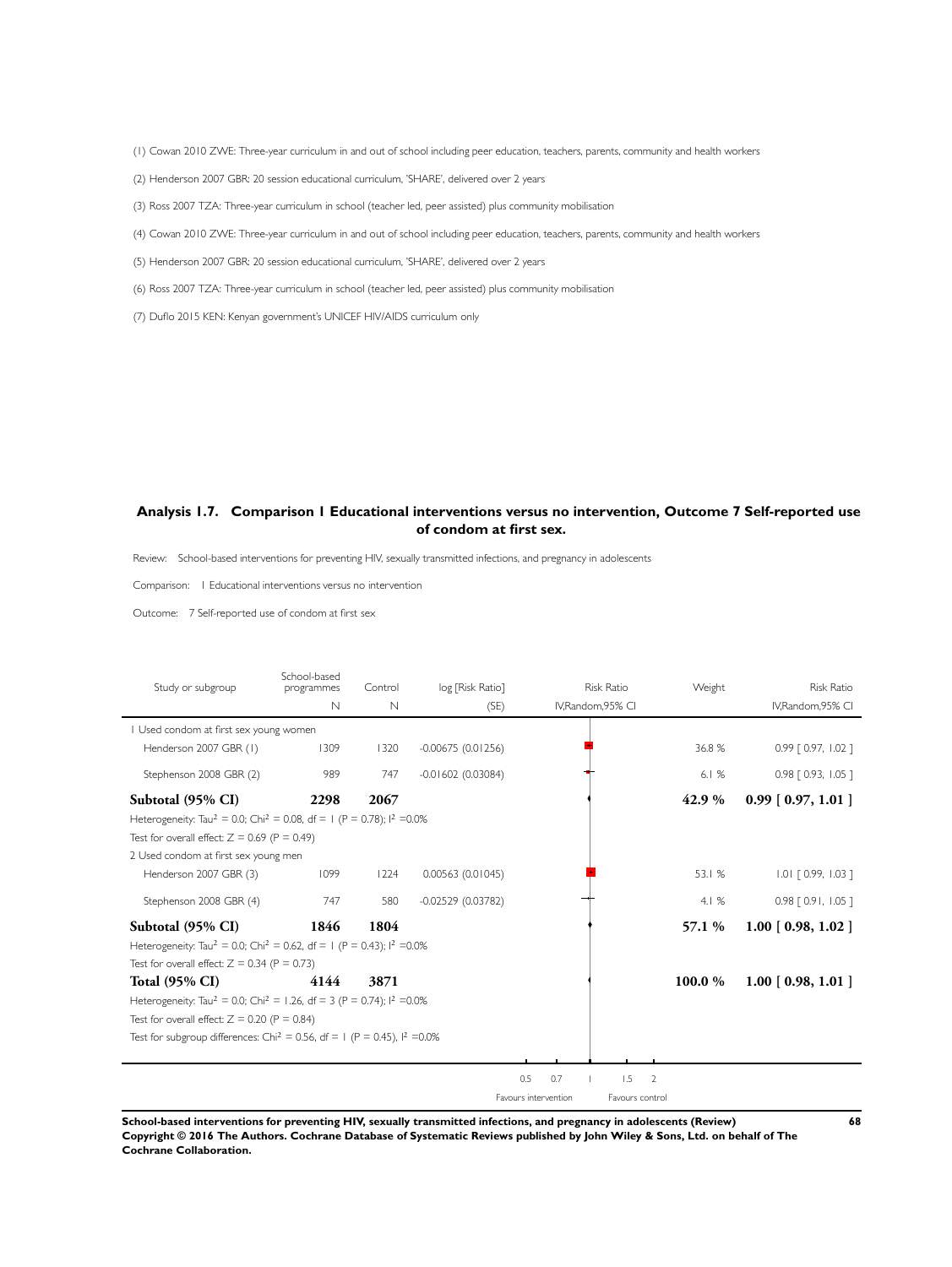(1) Cowan 2010 ZWE: Three-year curriculum in and out of school including peer education, teachers, parents, community and health workers

(2) Henderson 2007 GBR: 20 session educational curriculum, 'SHARE', delivered over 2 years

(3) Ross 2007 TZA: Three-year curriculum in school (teacher led, peer assisted) plus community mobilisation

(4) Cowan 2010 ZWE: Three-year curriculum in and out of school including peer education, teachers, parents, community and health workers

(5) Henderson 2007 GBR: 20 session educational curriculum, 'SHARE', delivered over 2 years

(6) Ross 2007 TZA: Three-year curriculum in school (teacher led, peer assisted) plus community mobilisation

(7) Duflo 2015 KEN: Kenyan government's UNICEF HIV/AIDS curriculum only

## Analysis 1.7. Comparison 1 Educational interventions versus no intervention, Outcome 7 Self-reported use of condom at first sex.

Review: School-based interventions for preventing HIV, sexually transmitted infections, and pregnancy in adolescents

Comparison: 1 Educational interventions versus no intervention

Outcome: 7 Self-reported use of condom at first sex

| Study or subgroup | School-based programmes N | Control N | log [Risk Ratio] (SE) | Risk Ratio IV,Random,95% CI | Weight | Risk Ratio IV,Random,95% CI |
|---|---|---|---|---|---|---|
| 1 Used condom at first sex young women | | | | | | |
| Henderson 2007 GBR (1) | 1309 | 1320 | -0.00675 (0.01256) | | 36.8 % | 0.99 [ 0.97, 1.02 ] |
| Stephenson 2008 GBR (2) | 989 | 747 | -0.01602 (0.03084) | | 6.1 % | 0.98 [ 0.93, 1.05 ] |
| **Subtotal (95% CI)** | **2298** | **2067** | | | **42.9 %** | **0.99 [ 0.97, 1.01 ]** |
| Heterogeneity: $Tau^2 = 0.0$; $Chi^2 = 0.08$, df = 1 (P = 0.78); $I^2 = 0.0\%$ | | | | | | |
| Test for overall effect: Z = 0.69 (P = 0.49) | | | | | | |
| 2 Used condom at first sex young men | | | | | | |
| Henderson 2007 GBR (3) | 1099 | 1224 | 0.00563 (0.01045) | | 53.1 % | 1.01 [ 0.99, 1.03 ] |
| Stephenson 2008 GBR (4) | 747 | 580 | -0.02529 (0.03782) | | 4.1 % | 0.98 [ 0.91, 1.05 ] |
| **Subtotal (95% CI)** | **1846** | **1804** | | | **57.1 %** | **1.00 [ 0.98, 1.02 ]** |
| Heterogeneity: $Tau^2 = 0.0$; $Chi^2 = 0.62$, df = 1 (P = 0.43); $I^2 = 0.0\%$ | | | | | | |
| Test for overall effect: Z = 0.34 (P = 0.73) | | | | | | |
| **Total (95% CI)** | **4144** | **3871** | | | **100.0 %** | **1.00 [ 0.98, 1.01 ]** |
| Heterogeneity: $Tau^2 = 0.0$; $Chi^2 = 1.26$, df = 3 (P = 0.74); $I^2 = 0.0\%$ | | | | | | |
| Test for overall effect: Z = 0.20 (P = 0.84) | | | | | | |
| Test for subgroup differences: $Chi^2 = 0.56$, df = 1 (P = 0.45), $I^2 = 0.0\%$ | | | | | | |

0.5 0.7 1 1.5 2

Favours intervention Favours control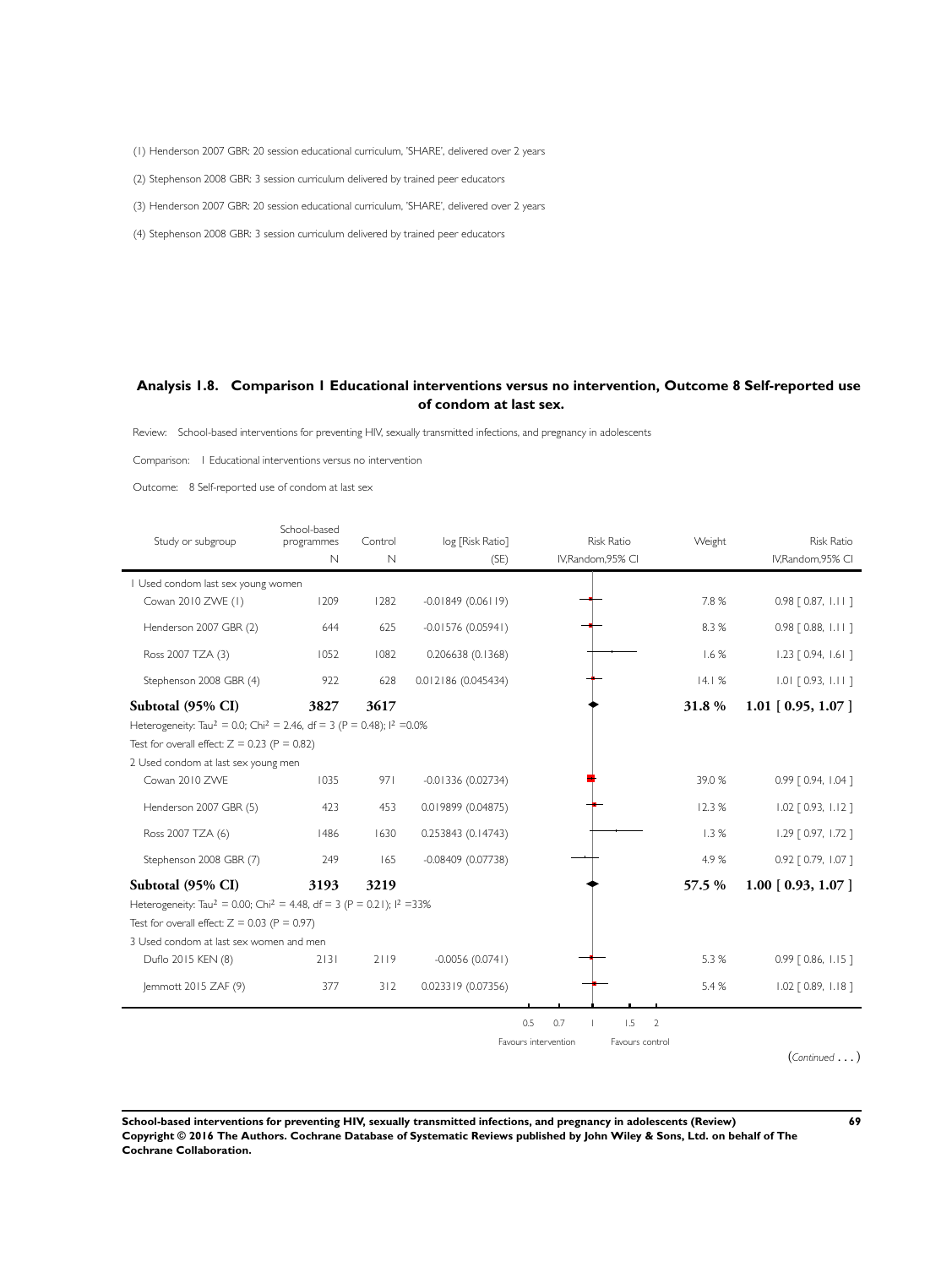(1) Henderson 2007 GBR: 20 session educational curriculum, 'SHARE', delivered over 2 years

(2) Stephenson 2008 GBR: 3 session curriculum delivered by trained peer educators

(3) Henderson 2007 GBR: 20 session educational curriculum, 'SHARE', delivered over 2 years

(4) Stephenson 2008 GBR: 3 session curriculum delivered by trained peer educators

### Analysis 1.8. Comparison 1 Educational interventions versus no intervention, Outcome 8 Self-reported use of condom at last sex.

Review: School-based interventions for preventing HIV, sexually transmitted infections, and pregnancy in adolescents

Comparison: 1 Educational interventions versus no intervention

Outcome: 8 Self-reported use of condom at last sex

| Study or subgroup | School-based programmes N | Control N | log [Risk Ratio] (SE) | Risk Ratio IV,Random,95% CI | Weight | Risk Ratio IV,Random,95% CI |
|---|---|---|---|---|---|---|
| 1 Used condom last sex young women | | | | | | |
| Cowan 2010 ZWE (1) | 1209 | 1282 | -0.01849 (0.06119) | | 7.8 % | 0.98 [ 0.87, 1.11 ] |
| Henderson 2007 GBR (2) | 644 | 625 | -0.01576 (0.05941) | | 8.3 % | 0.98 [ 0.88, 1.11 ] |
| Ross 2007 TZA (3) | 1052 | 1082 | 0.206638 (0.1368) | | 1.6 % | 1.23 [ 0.94, 1.61 ] |
| Stephenson 2008 GBR (4) | 922 | 628 | 0.012186 (0.045434) | | 14.1 % | 1.01 [ 0.93, 1.11 ] |
| **Subtotal (95% CI)** | **3827** | **3617** | | | **31.8 %** | **1.01 [ 0.95, 1.07 ]** |
| Heterogeneity: $Tau^2 = 0.0$; $Chi^2 = 2.46$, $df = 3$ ($P = 0.48$); $I^2 = 0.0\%$ | | | | | | |
| Test for overall effect: $Z = 0.23$ ($P = 0.82$) | | | | | | |
| 2 Used condom at last sex young men | | | | | | |
| Cowan 2010 ZWE | 1035 | 971 | -0.01336 (0.02734) | | 39.0 % | 0.99 [ 0.94, 1.04 ] |
| Henderson 2007 GBR (5) | 423 | 453 | 0.019899 (0.04875) | | 12.3 % | 1.02 [ 0.93, 1.12 ] |
| Ross 2007 TZA (6) | 1486 | 1630 | 0.253843 (0.14743) | | 1.3 % | 1.29 [ 0.97, 1.72 ] |
| Stephenson 2008 GBR (7) | 249 | 165 | -0.08409 (0.07738) | | 4.9 % | 0.92 [ 0.79, 1.07 ] |
| **Subtotal (95% CI)** | **3193** | **3219** | | | **57.5 %** | **1.00 [ 0.93, 1.07 ]** |
| Heterogeneity: $Tau^2 = 0.00$; $Chi^2 = 4.48$, $df = 3$ ($P = 0.21$); $I^2 = 33\%$ | | | | | | |
| Test for overall effect: $Z = 0.03$ ($P = 0.97$) | | | | | | |
| 3 Used condom at last sex women and men | | | | | | |
| Duflo 2015 KEN (8) | 2131 | 2119 | -0.0056 (0.0741) | | 5.3 % | 0.99 [ 0.86, 1.15 ] |
| Jemmott 2015 ZAF (9) | 377 | 312 | 0.023319 (0.07356) | | 5.4 % | 1.02 [ 0.89, 1.18 ] |

0.5 0.7 1 1.5 2

Favours intervention Favours control

(*Continued* . . . )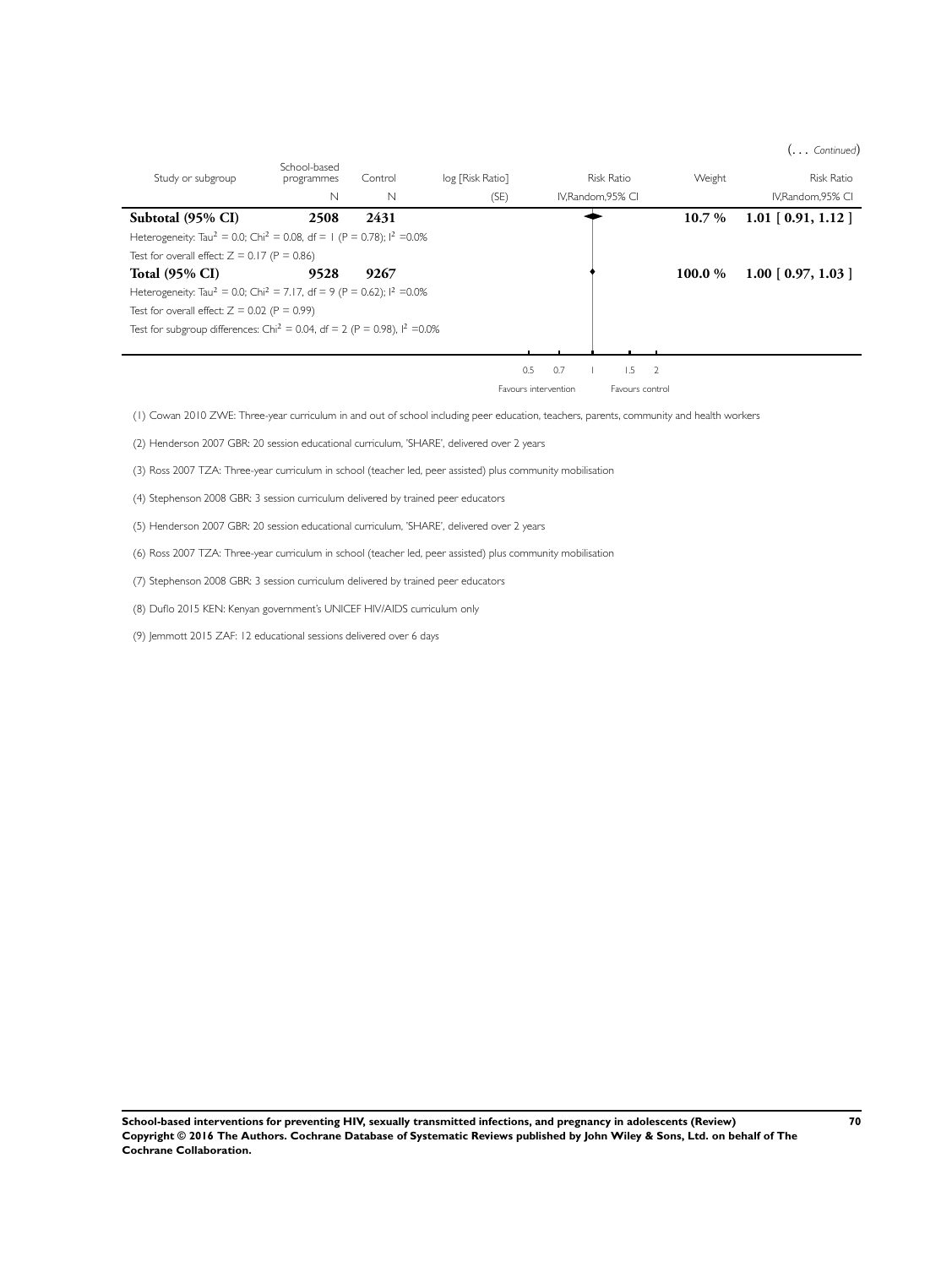(... *Continued*)

| Study or subgroup | School-based programmes | Control | log [Risk Ratio] | Risk Ratio | Weight | Risk Ratio |
|---|---|---|---|---|---|---|
| | N | N | (SE) | IV,Random,95% CI | | IV,Random,95% CI |
| **Subtotal (95% CI)** | **2508** | **2431** | | | **10.7 %** | **1.01 [ 0.91, 1.12 ]** |
| Heterogeneity: $Tau^2 = 0.0$; $Chi^2 = 0.08$, df = 1 (P = 0.78); $I^2 = 0.0\%$ | | | | | | |
| Test for overall effect: Z = 0.17 (P = 0.86) | | | | | | |
| **Total (95% CI)** | **9528** | **9267** | | | **100.0 %** | **1.00 [ 0.97, 1.03 ]** |
| Heterogeneity: $Tau^2 = 0.0$; $Chi^2 = 7.17$, df = 9 (P = 0.62); $I^2 = 0.0\%$ | | | | | | |
| Test for overall effect: Z = 0.02 (P = 0.99) | | | | | | |
| Test for subgroup differences: $Chi^2 = 0.04$, df = 2 (P = 0.98), $I^2 = 0.0\%$ | | | | | | |

0.5 0.7 1 1.5 2

Favours intervention Favours control

(1) Cowan 2010 ZWE: Three-year curriculum in and out of school including peer education, teachers, parents, community and health workers

(2) Henderson 2007 GBR: 20 session educational curriculum, 'SHARE', delivered over 2 years

(3) Ross 2007 TZA: Three-year curriculum in school (teacher led, peer assisted) plus community mobilisation

(4) Stephenson 2008 GBR: 3 session curriculum delivered by trained peer educators

(5) Henderson 2007 GBR: 20 session educational curriculum, 'SHARE', delivered over 2 years

(6) Ross 2007 TZA: Three-year curriculum in school (teacher led, peer assisted) plus community mobilisation

(7) Stephenson 2008 GBR: 3 session curriculum delivered by trained peer educators

(8) Duflo 2015 KEN: Kenyan government's UNICEF HIV/AIDS curriculum only

(9) Jemmott 2015 ZAF: 12 educational sessions delivered over 6 days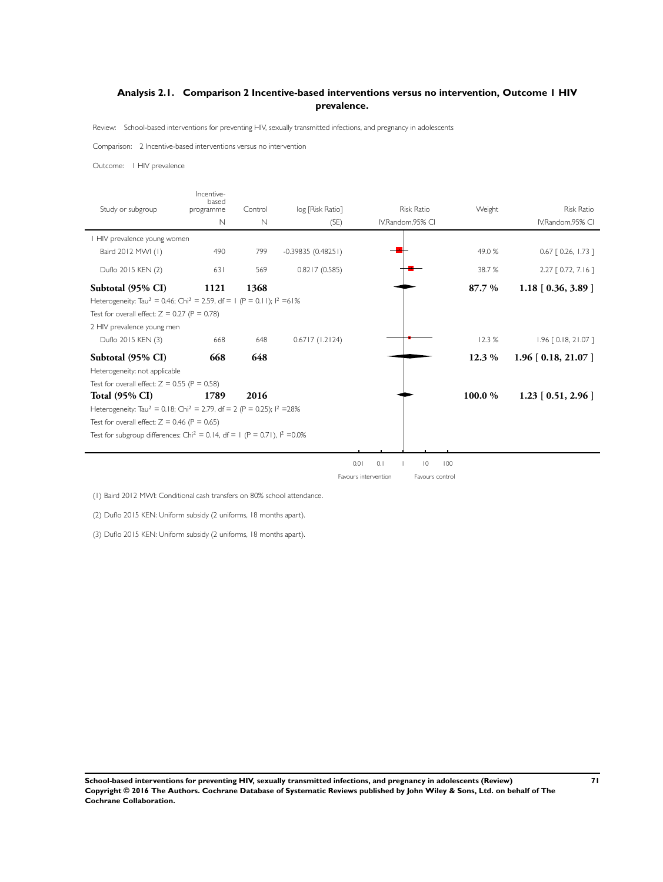## Analysis 2.1. Comparison 2 Incentive-based interventions versus no intervention, Outcome 1 HIV prevalence.

Review: School-based interventions for preventing HIV, sexually transmitted infections, and pregnancy in adolescents

Comparison: 2 Incentive-based interventions versus no intervention

Outcome: 1 HIV prevalence

| Study or subgroup | Incentive-based programme N | Control N | log [Risk Ratio] (SE) | Risk Ratio IV,Random,95% CI | Weight | Risk Ratio IV,Random,95% CI |
|---|---|---|---|---|---|---|
| 1 HIV prevalence young women | | | | | | |
| Baird 2012 MWI (1) | 490 | 799 | -0.39835 (0.48251) | | 49.0 % | 0.67 [ 0.26, 1.73 ] |
| Duflo 2015 KEN (2) | 631 | 569 | 0.8217 (0.585) | | 38.7 % | 2.27 [ 0.72, 7.16 ] |
| **Subtotal (95% CI)** | **1121** | **1368** | | | **87.7 %** | **1.18 [ 0.36, 3.89 ]** |
| Heterogeneity: $Tau^2 = 0.46$; $Chi^2 = 2.59$, df = 1 (P = 0.11); $I^2$ =61% | | | | | | |
| Test for overall effect: Z = 0.27 (P = 0.78) | | | | | | |
| 2 HIV prevalence young men | | | | | | |
| Duflo 2015 KEN (3) | 668 | 648 | 0.6717 (1.2124) | | 12.3 % | 1.96 [ 0.18, 21.07 ] |
| **Subtotal (95% CI)** | **668** | **648** | | | **12.3 %** | **1.96 [ 0.18, 21.07 ]** |
| Heterogeneity: not applicable | | | | | | |
| Test for overall effect: Z = 0.55 (P = 0.58) | | | | | | |
| **Total (95% CI)** | **1789** | **2016** | | | **100.0 %** | **1.23 [ 0.51, 2.96 ]** |
| Heterogeneity: $Tau^2 = 0.18$; $Chi^2 = 2.79$, df = 2 (P = 0.25); $I^2$ =28% | | | | | | |
| Test for overall effect: Z = 0.46 (P = 0.65) | | | | | | |
| Test for subgroup differences: $Chi^2 = 0.14$, df = 1 (P = 0.71), $I^2$ =0.0% | | | | | | |

0.01 0.1 1 10 100

Favours intervention | Favours control

(1) Baird 2012 MWI: Conditional cash transfers on 80% school attendance.

(2) Duflo 2015 KEN: Uniform subsidy (2 uniforms, 18 months apart).

(3) Duflo 2015 KEN: Uniform subsidy (2 uniforms, 18 months apart).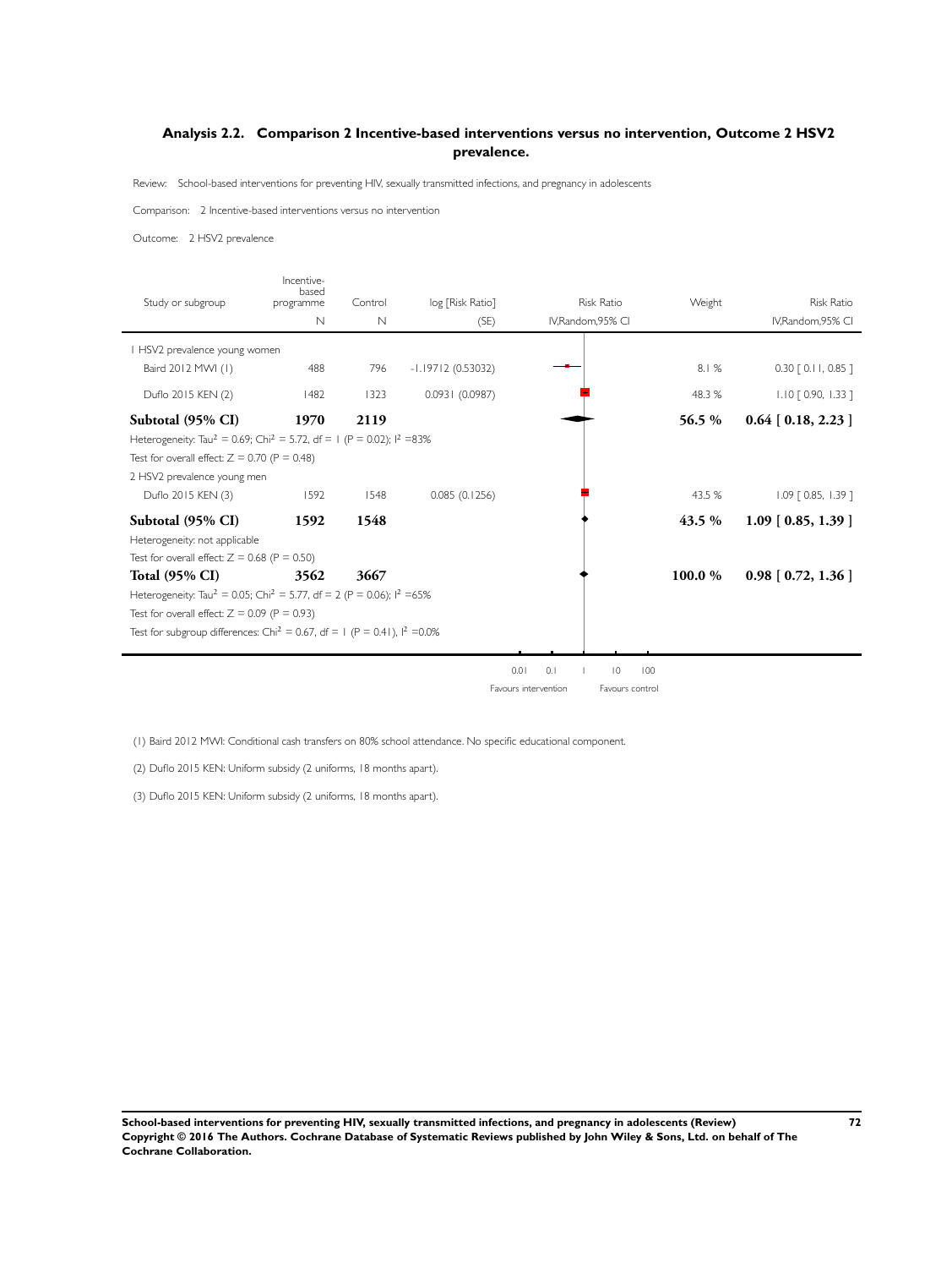## Analysis 2.2. Comparison 2 Incentive-based interventions versus no intervention, Outcome 2 HSV2 prevalence.

Review: School-based interventions for preventing HIV, sexually transmitted infections, and pregnancy in adolescents

Comparison: 2 Incentive-based interventions versus no intervention

Outcome: 2 HSV2 prevalence

| Study or subgroup | Incentive-based programme N | Control N | log [Risk Ratio] (SE) | Risk Ratio IV,Random,95% CI | Weight | Risk Ratio IV,Random,95% CI |
|---|---|---|---|---|---|---|
| 1 HSV2 prevalence young women | | | | | | |
| Baird 2012 MWI (1) | 488 | 796 | -1.19712 (0.53032) | | 8.1 % | 0.30 [ 0.11, 0.85 ] |
| Duflo 2015 KEN (2) | 1482 | 1323 | 0.0931 (0.0987) | | 48.3 % | 1.10 [ 0.90, 1.33 ] |
| **Subtotal (95% CI)** | **1970** | **2119** | | | **56.5 %** | **0.64 [ 0.18, 2.23 ]** |
| Heterogeneity: $Tau^2 = 0.69$; $Chi^2 = 5.72$, df = 1 (P = 0.02); $I^2 = 83\%$ | | | | | | |
| Test for overall effect: Z = 0.70 (P = 0.48) | | | | | | |
| 2 HSV2 prevalence young men | | | | | | |
| Duflo 2015 KEN (3) | 1592 | 1548 | 0.085 (0.1256) | | 43.5 % | 1.09 [ 0.85, 1.39 ] |
| **Subtotal (95% CI)** | **1592** | **1548** | | | **43.5 %** | **1.09 [ 0.85, 1.39 ]** |
| Heterogeneity: not applicable | | | | | | |
| Test for overall effect: Z = 0.68 (P = 0.50) | | | | | | |
| **Total (95% CI)** | **3562** | **3667** | | | **100.0 %** | **0.98 [ 0.72, 1.36 ]** |
| Heterogeneity: $Tau^2 = 0.05$; $Chi^2 = 5.77$, df = 2 (P = 0.06); $I^2 = 65\%$ | | | | | | |
| Test for overall effect: Z = 0.09 (P = 0.93) | | | | | | |
| Test for subgroup differences: $Chi^2 = 0.67$, df = 1 (P = 0.41), $I^2 = 0.0\%$ | | | | | | |

0.01 0.1 1 10 100

Favours intervention Favours control

(1) Baird 2012 MWI: Conditional cash transfers on 80% school attendance. No specific educational component.

(2) Duflo 2015 KEN: Uniform subsidy (2 uniforms, 18 months apart).

(3) Duflo 2015 KEN: Uniform subsidy (2 uniforms, 18 months apart).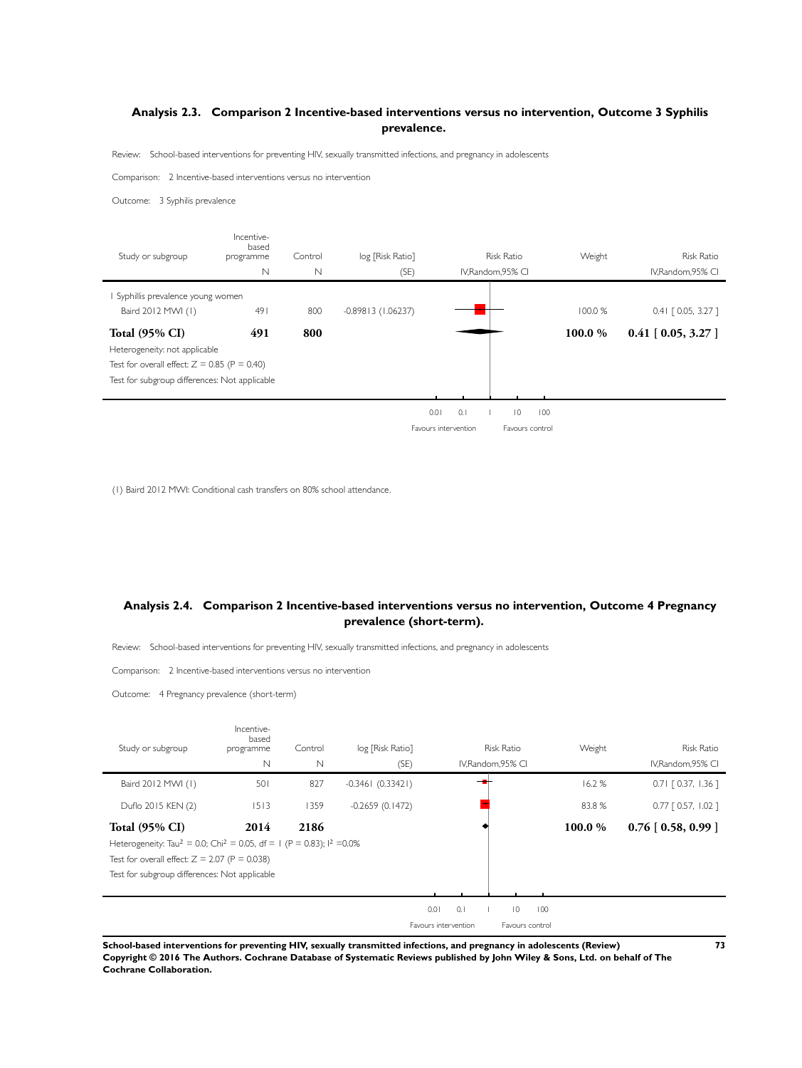### Analysis 2.3. Comparison 2 Incentive-based interventions versus no intervention, Outcome 3 Syphilis prevalence.

Review: School-based interventions for preventing HIV, sexually transmitted infections, and pregnancy in adolescents

Comparison: 2 Incentive-based interventions versus no intervention

Outcome: 3 Syphilis prevalence

| Study or subgroup | Incentive-based programme N | Control N | log [Risk Ratio] (SE) | Risk Ratio IV,Random,95% CI | Weight | Risk Ratio IV,Random,95% CI |
|---|---|---|---|---|---|---|
| 1 Syphillis prevalence young women | | | | | | |
| Baird 2012 MWI (1) | 491 | 800 | -0.89813 (1.06237) | | 100.0 % | 0.41 [ 0.05, 3.27 ] |
| **Total (95% CI)** | **491** | **800** | | | **100.0 %** | **0.41 [ 0.05, 3.27 ]** |
| Heterogeneity: not applicable | | | | | | |
| Test for overall effect: Z = 0.85 (P = 0.40) | | | | | | |
| Test for subgroup differences: Not applicable | | | | | | |

0.01 0.1 1 10 100

Favours intervention Favours control

(1) Baird 2012 MWI: Conditional cash transfers on 80% school attendance.

### Analysis 2.4. Comparison 2 Incentive-based interventions versus no intervention, Outcome 4 Pregnancy prevalence (short-term).

Review: School-based interventions for preventing HIV, sexually transmitted infections, and pregnancy in adolescents

Comparison: 2 Incentive-based interventions versus no intervention

Outcome: 4 Pregnancy prevalence (short-term)

| Study or subgroup | Incentive-based programme N | Control N | log [Risk Ratio] (SE) | Risk Ratio IV,Random,95% CI | Weight | Risk Ratio IV,Random,95% CI |
|---|---|---|---|---|---|---|
| Baird 2012 MWI (1) | 501 | 827 | -0.3461 (0.33421) | | 16.2 % | 0.71 [ 0.37, 1.36 ] |
| Duflo 2015 KEN (2) | 1513 | 1359 | -0.2659 (0.1472) | | 83.8 % | 0.77 [ 0.57, 1.02 ] |
| **Total (95% CI)** | **2014** | **2186** | | | **100.0 %** | **0.76 [ 0.58, 0.99 ]** |
| Heterogeneity: $Tau^2 = 0.0$; $Chi^2 = 0.05$, df = 1 (P = 0.83); $I^2$ =0.0% | | | | | | |
| Test for overall effect: Z = 2.07 (P = 0.038) | | | | | | |
| Test for subgroup differences: Not applicable | | | | | | |

0.01 0.1 1 10 100

Favours intervention Favours control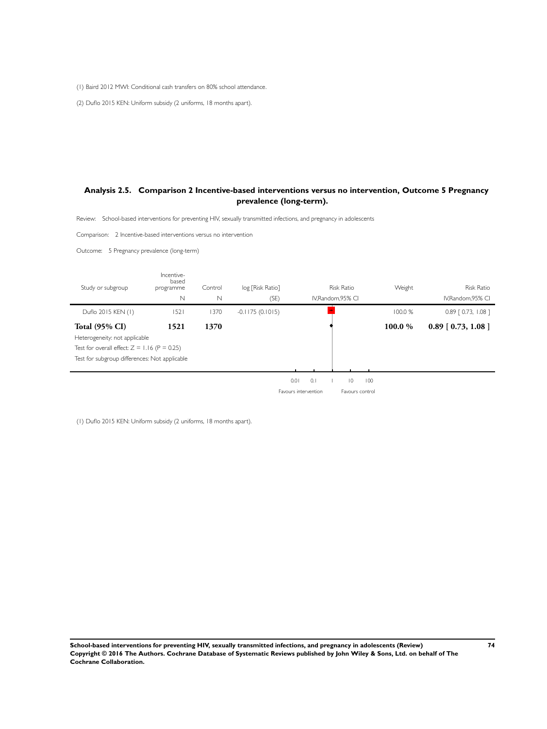(1) Baird 2012 MWI: Conditional cash transfers on 80% school attendance.

(2) Duflo 2015 KEN: Uniform subsidy (2 uniforms, 18 months apart).

## Analysis 2.5. Comparison 2 Incentive-based interventions versus no intervention, Outcome 5 Pregnancy prevalence (long-term).

Review: School-based interventions for preventing HIV, sexually transmitted infections, and pregnancy in adolescents

Comparison: 2 Incentive-based interventions versus no intervention

Outcome: 5 Pregnancy prevalence (long-term)

| Study or subgroup | Incentive-based programme N | Control N | log [Risk Ratio] (SE) | Risk Ratio IV,Random,95% CI | Weight | Risk Ratio IV,Random,95% CI |
|---|---|---|---|---|---|---|
| Duflo 2015 KEN (1) | 1521 | 1370 | -0.1175 (0.1015) | | 100.0 % | 0.89 [ 0.73, 1.08 ] |
| **Total (95% CI)** | **1521** | **1370** | | | **100.0 %** | **0.89 [ 0.73, 1.08 ]** |

Heterogeneity: not applicable

Test for overall effect: Z = 1.16 (P = 0.25)

Test for subgroup differences: Not applicable

0.01 0.1 1 10 100

Favours intervention Favours control

(1) Duflo 2015 KEN: Uniform subsidy (2 uniforms, 18 months apart).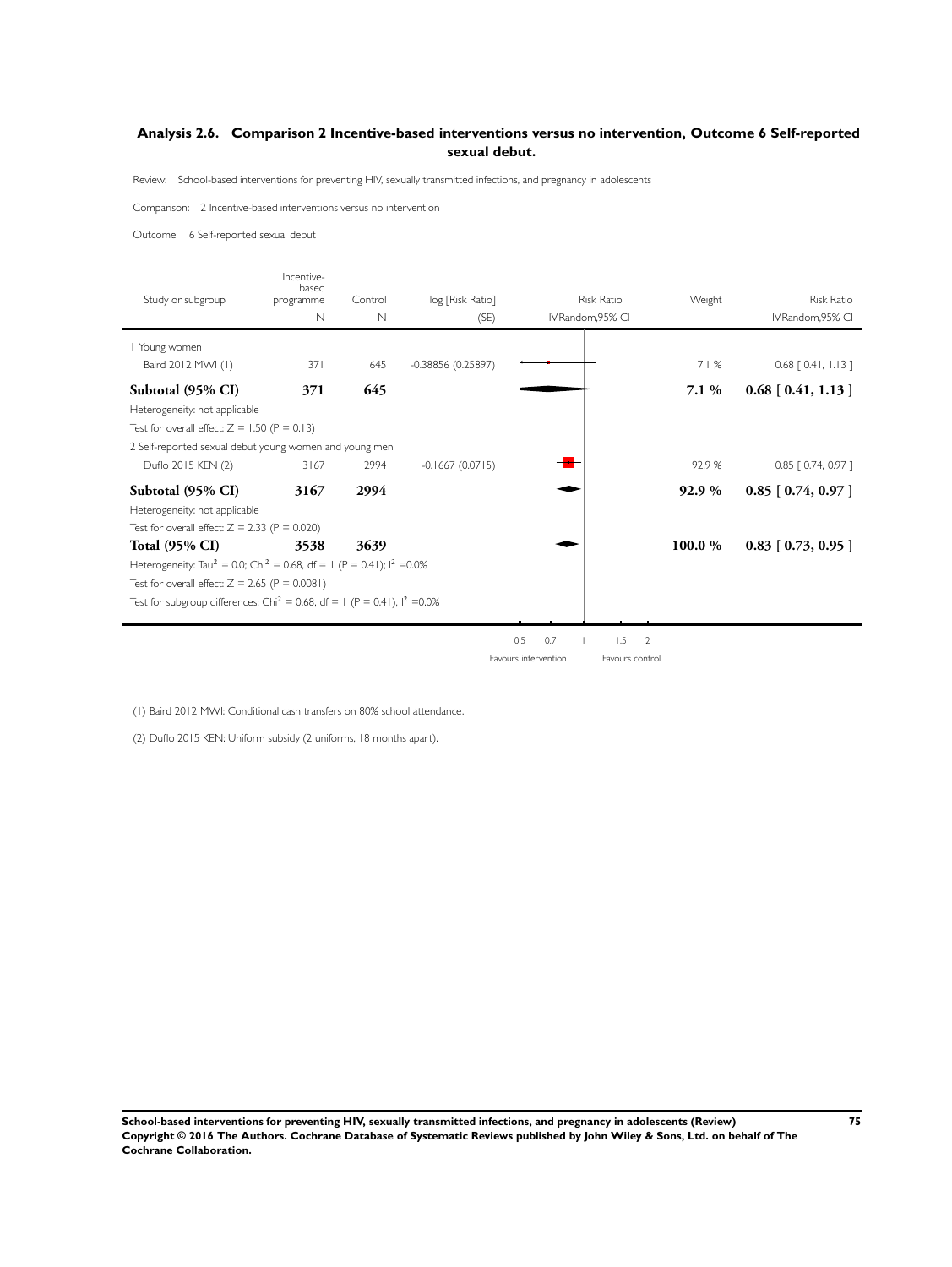## Analysis 2.6. Comparison 2 Incentive-based interventions versus no intervention, Outcome 6 Self-reported sexual debut.

Review: School-based interventions for preventing HIV, sexually transmitted infections, and pregnancy in adolescents

Comparison: 2 Incentive-based interventions versus no intervention

Outcome: 6 Self-reported sexual debut

| Study or subgroup | Incentive-based programme N | Control N | log [Risk Ratio] (SE) | Risk Ratio IV,Random,95% CI | Weight | Risk Ratio IV,Random,95% CI |
|---|---|---|---|---|---|---|
| 1 Young women | | | | | | |
| Baird 2012 MWI (1) | 371 | 645 | -0.38856 (0.25897) | | 7.1 % | 0.68 [ 0.41, 1.13 ] |
| **Subtotal (95% CI)** | **371** | **645** | | | **7.1 %** | **0.68 [ 0.41, 1.13 ]** |
| Heterogeneity: not applicable | | | | | | |
| Test for overall effect: Z = 1.50 (P = 0.13) | | | | | | |
| 2 Self-reported sexual debut young women and young men | | | | | | |
| Duflo 2015 KEN (2) | 3167 | 2994 | -0.1667 (0.0715) | | 92.9 % | 0.85 [ 0.74, 0.97 ] |
| **Subtotal (95% CI)** | **3167** | **2994** | | | **92.9 %** | **0.85 [ 0.74, 0.97 ]** |
| Heterogeneity: not applicable | | | | | | |
| Test for overall effect: Z = 2.33 (P = 0.020) | | | | | | |
| **Total (95% CI)** | **3538** | **3639** | | | **100.0 %** | **0.83 [ 0.73, 0.95 ]** |
| Heterogeneity: $Tau^2 = 0.0$; $Chi^2 = 0.68$, df = 1 (P = 0.41); $I^2$ =0.0% | | | | | | |
| Test for overall effect: Z = 2.65 (P = 0.0081) | | | | | | |
| Test for subgroup differences: $Chi^2 = 0.68$, df = 1 (P = 0.41), $I^2$ =0.0% | | | | | | |

0.5 0.7 1 1.5 2

Favours intervention Favours control

(1) Baird 2012 MWI: Conditional cash transfers on 80% school attendance.

(2) Duflo 2015 KEN: Uniform subsidy (2 uniforms, 18 months apart).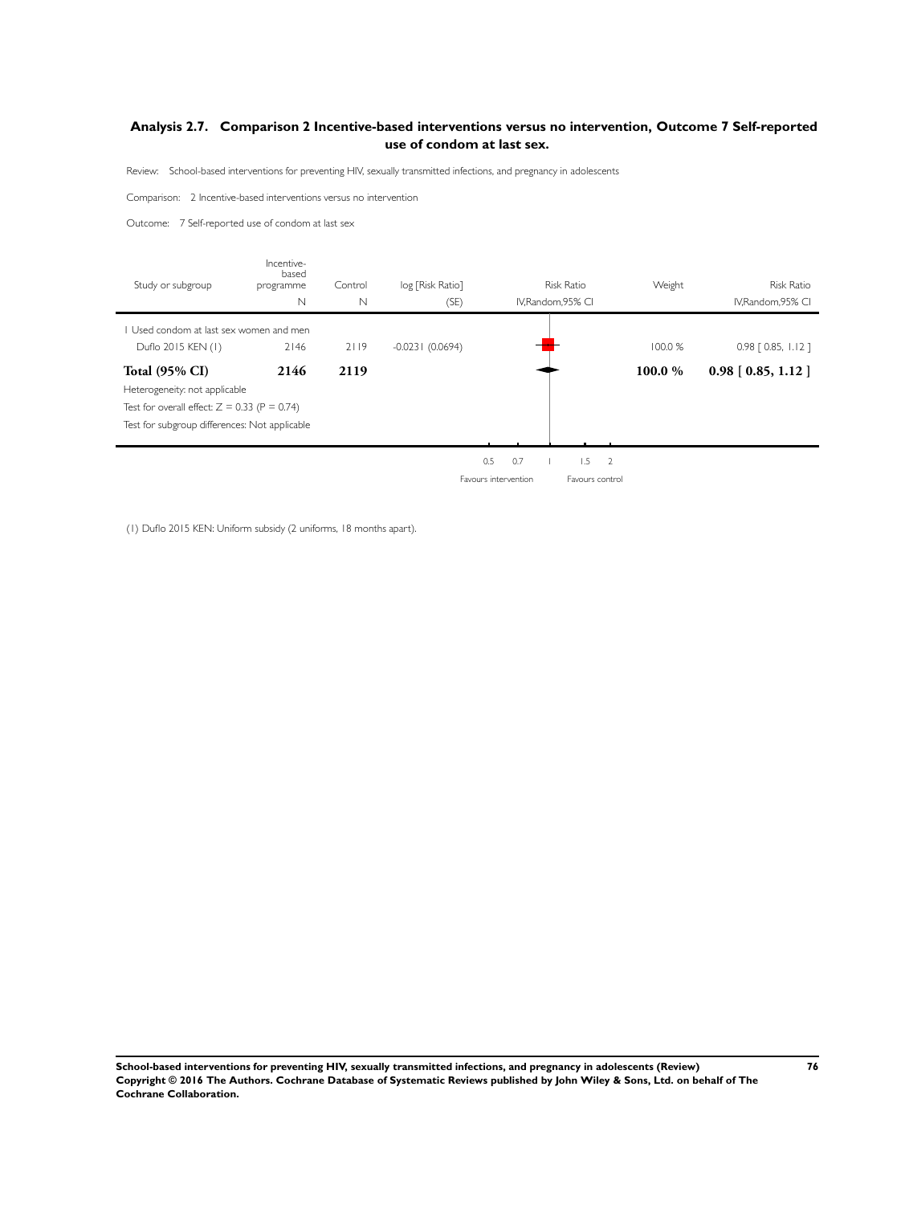## Analysis 2.7. Comparison 2 Incentive-based interventions versus no intervention, Outcome 7 Self-reported use of condom at last sex.

Review: School-based interventions for preventing HIV, sexually transmitted infections, and pregnancy in adolescents

Comparison: 2 Incentive-based interventions versus no intervention

Outcome: 7 Self-reported use of condom at last sex

| Study or subgroup | Incentive-based programme N | Control N | log [Risk Ratio] (SE) | Risk Ratio IV,Random,95% CI | Weight | Risk Ratio IV,Random,95% CI |
|---|---|---|---|---|---|---|
| 1 Used condom at last sex women and men | | | | | | |
| Duflo 2015 KEN (1) | 2146 | 2119 | -0.0231 (0.0694) | | 100.0 % | 0.98 [ 0.85, 1.12 ] |
| **Total (95% CI)** | **2146** | **2119** | | | **100.0 %** | **0.98 [ 0.85, 1.12 ]** |
| Heterogeneity: not applicable | | | | | | |
| Test for overall effect: Z = 0.33 (P = 0.74) | | | | | | |
| Test for subgroup differences: Not applicable | | | | | | |

0.5 0.7 1 1.5 2

Favours intervention Favours control

(1) Duflo 2015 KEN: Uniform subsidy (2 uniforms, 18 months apart).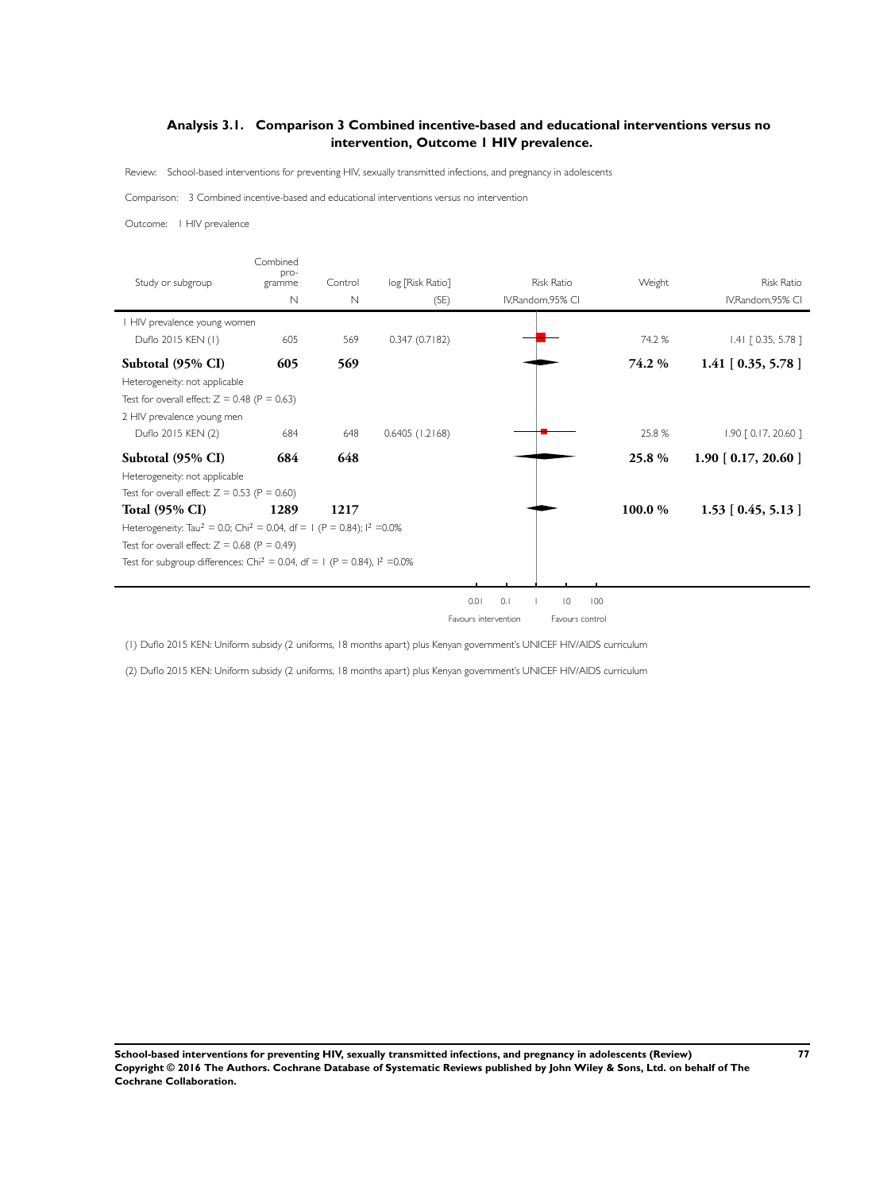## Analysis 3.1. Comparison 3 Combined incentive-based and educational interventions versus no intervention, Outcome 1 HIV prevalence.

Review: School-based interventions for preventing HIV, sexually transmitted infections, and pregnancy in adolescents

Comparison: 3 Combined incentive-based and educational interventions versus no intervention

Outcome: 1 HIV prevalence

| Study or subgroup | Combined programme N | Control N | log [Risk Ratio] (SE) | Risk Ratio IV,Random,95% CI | Weight | Risk Ratio IV,Random,95% CI |
|---|---|---|---|---|---|---|
| 1 HIV prevalence young women | | | | | | |
| Duflo 2015 KEN (1) | 605 | 569 | 0.347 (0.7182) | | 74.2 % | 1.41 [ 0.35, 5.78 ] |
| **Subtotal (95% CI)** | **605** | **569** | | | **74.2 %** | **1.41 [ 0.35, 5.78 ]** |
| Heterogeneity: not applicable | | | | | | |
| Test for overall effect: Z = 0.48 (P = 0.63) | | | | | | |
| 2 HIV prevalence young men | | | | | | |
| Duflo 2015 KEN (2) | 684 | 648 | 0.6405 (1.2168) | | 25.8 % | 1.90 [ 0.17, 20.60 ] |
| **Subtotal (95% CI)** | **684** | **648** | | | **25.8 %** | **1.90 [ 0.17, 20.60 ]** |
| Heterogeneity: not applicable | | | | | | |
| Test for overall effect: Z = 0.53 (P = 0.60) | | | | | | |
| **Total (95% CI)** | **1289** | **1217** | | | **100.0 %** | **1.53 [ 0.45, 5.13 ]** |
| Heterogeneity: $Tau^2 = 0.0$; $Chi^2 = 0.04$, df = 1 (P = 0.84); $I^2$ =0.0% | | | | | | |
| Test for overall effect: Z = 0.68 (P = 0.49) | | | | | | |
| Test for subgroup differences: $Chi^2 = 0.04$, df = 1 (P = 0.84), $I^2$ =0.0% | | | | | | |

0.01 0.1 1 10 100

Favours intervention Favours control

(1) Duflo 2015 KEN: Uniform subsidy (2 uniforms, 18 months apart) plus Kenyan government's UNICEF HIV/AIDS curriculum

(2) Duflo 2015 KEN: Uniform subsidy (2 uniforms, 18 months apart) plus Kenyan government's UNICEF HIV/AIDS curriculum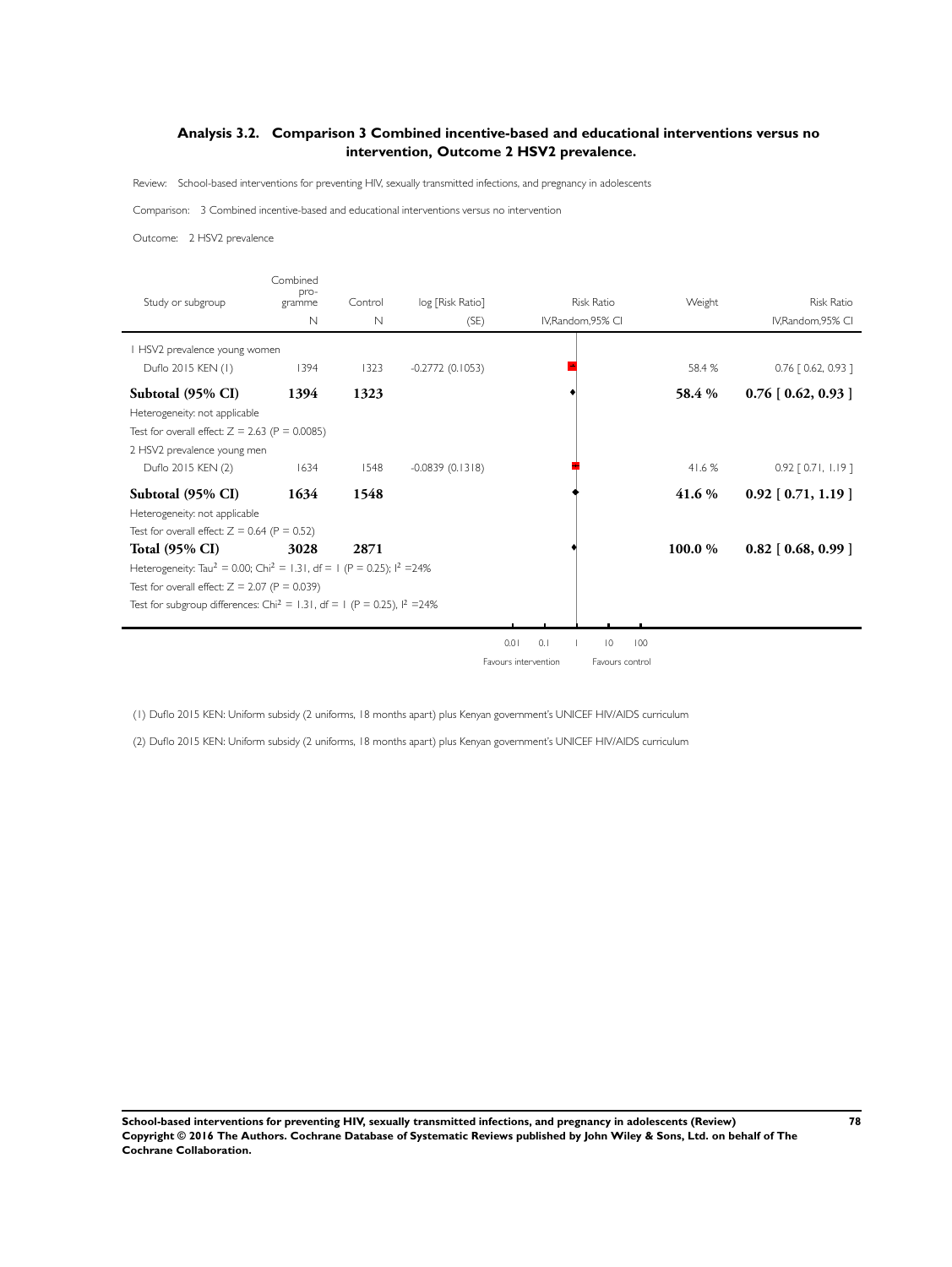## Analysis 3.2. Comparison 3 Combined incentive-based and educational interventions versus no intervention, Outcome 2 HSV2 prevalence.

Review: School-based interventions for preventing HIV, sexually transmitted infections, and pregnancy in adolescents

Comparison: 3 Combined incentive-based and educational interventions versus no intervention

Outcome: 2 HSV2 prevalence

| Study or subgroup | Combined programme N | Control N | log [Risk Ratio] (SE) | Risk Ratio IV,Random,95% CI | Weight | Risk Ratio IV,Random,95% CI |
|---|---|---|---|---|---|---|
| 1 HSV2 prevalence young women | | | | | | |
| Duflo 2015 KEN (1) | 1394 | 1323 | -0.2772 (0.1053) | | 58.4 % | 0.76 [ 0.62, 0.93 ] |
| **Subtotal (95% CI)** | **1394** | **1323** | | | **58.4 %** | **0.76 [ 0.62, 0.93 ]** |
| Heterogeneity: not applicable | | | | | | |
| Test for overall effect: Z = 2.63 (P = 0.0085) | | | | | | |
| 2 HSV2 prevalence young men | | | | | | |
| Duflo 2015 KEN (2) | 1634 | 1548 | -0.0839 (0.1318) | | 41.6 % | 0.92 [ 0.71, 1.19 ] |
| **Subtotal (95% CI)** | **1634** | **1548** | | | **41.6 %** | **0.92 [ 0.71, 1.19 ]** |
| Heterogeneity: not applicable | | | | | | |
| Test for overall effect: Z = 0.64 (P = 0.52) | | | | | | |
| **Total (95% CI)** | **3028** | **2871** | | | **100.0 %** | **0.82 [ 0.68, 0.99 ]** |
| Heterogeneity: $Tau^2 = 0.00$; $Chi^2 = 1.31$, df = 1 (P = 0.25); $I^2 = 24\%$ | | | | | | |
| Test for overall effect: Z = 2.07 (P = 0.039) | | | | | | |
| Test for subgroup differences: $Chi^2 = 1.31$, df = 1 (P = 0.25), $I^2 = 24\%$ | | | | | | |

0.01 0.1 1 10 100

Favours intervention | Favours control

(1) Duflo 2015 KEN: Uniform subsidy (2 uniforms, 18 months apart) plus Kenyan government's UNICEF HIV/AIDS curriculum

(2) Duflo 2015 KEN: Uniform subsidy (2 uniforms, 18 months apart) plus Kenyan government's UNICEF HIV/AIDS curriculum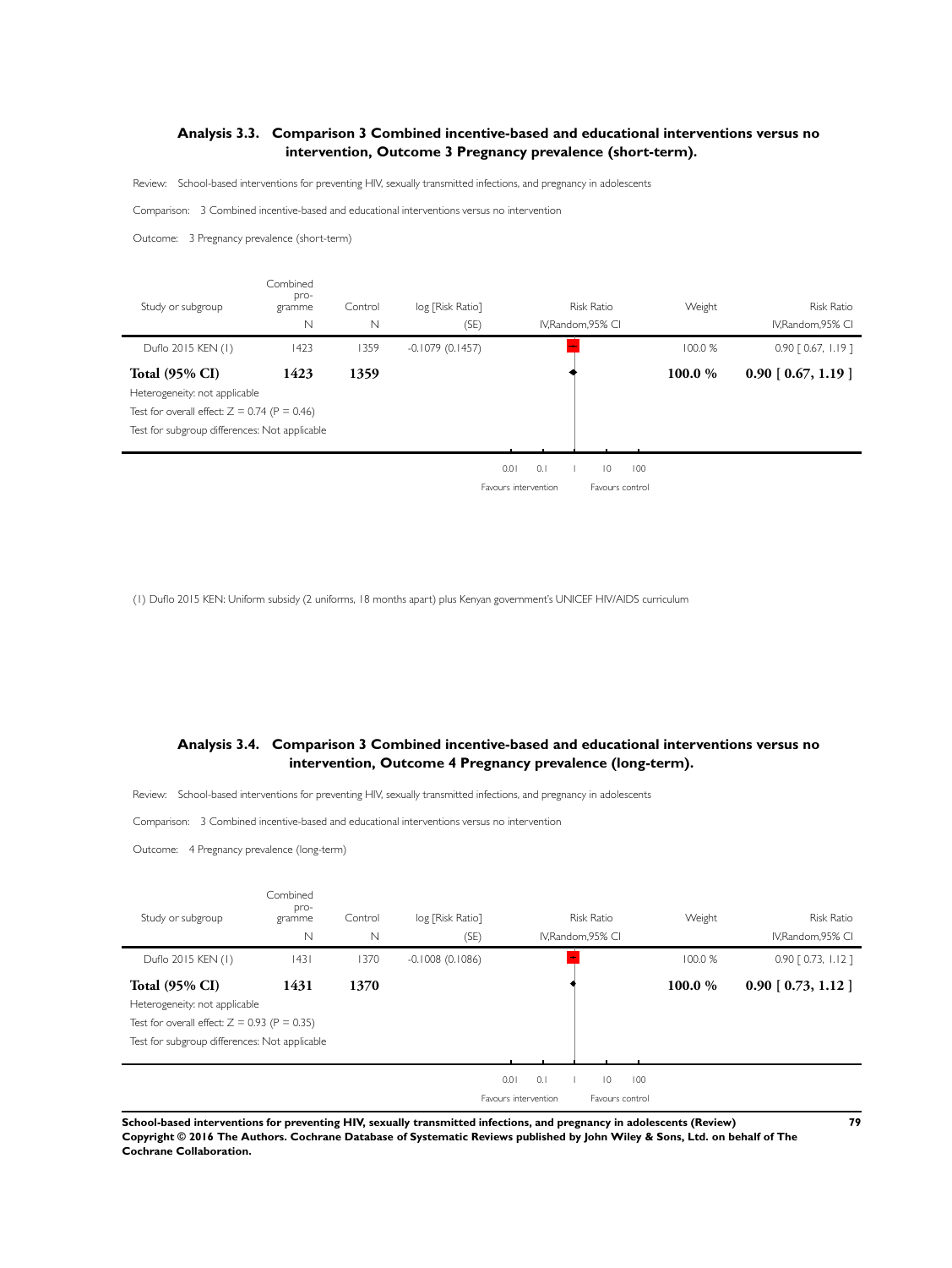## Analysis 3.3. Comparison 3 Combined incentive-based and educational interventions versus no intervention, Outcome 3 Pregnancy prevalence (short-term).

Review: School-based interventions for preventing HIV, sexually transmitted infections, and pregnancy in adolescents

Comparison: 3 Combined incentive-based and educational interventions versus no intervention

Outcome: 3 Pregnancy prevalence (short-term)

| Study or subgroup | Combined programme N | Control N | log [Risk Ratio] (SE) | Risk Ratio IV,Random,95% CI | Weight | Risk Ratio IV,Random,95% CI |
|---|---|---|---|---|---|---|
| Duflo 2015 KEN (1) | 1423 | 1359 | -0.1079 (0.1457) | | 100.0 % | 0.90 [ 0.67, 1.19 ] |
| **Total (95% CI)** | **1423** | **1359** | | | **100.0 %** | **0.90 [ 0.67, 1.19 ]** |

Heterogeneity: not applicable

Test for overall effect: Z = 0.74 (P = 0.46)

Test for subgroup differences: Not applicable

0.01 0.1 1 10 100

Favours intervention Favours control

(1) Duflo 2015 KEN: Uniform subsidy (2 uniforms, 18 months apart) plus Kenyan government's UNICEF HIV/AIDS curriculum

## Analysis 3.4. Comparison 3 Combined incentive-based and educational interventions versus no intervention, Outcome 4 Pregnancy prevalence (long-term).

Review: School-based interventions for preventing HIV, sexually transmitted infections, and pregnancy in adolescents

Comparison: 3 Combined incentive-based and educational interventions versus no intervention

Outcome: 4 Pregnancy prevalence (long-term)

| Study or subgroup | Combined programme N | Control N | log [Risk Ratio] (SE) | Risk Ratio IV,Random,95% CI | Weight | Risk Ratio IV,Random,95% CI |
|---|---|---|---|---|---|---|
| Duflo 2015 KEN (1) | 1431 | 1370 | -0.1008 (0.1086) | | 100.0 % | 0.90 [ 0.73, 1.12 ] |
| **Total (95% CI)** | **1431** | **1370** | | | **100.0 %** | **0.90 [ 0.73, 1.12 ]** |

Heterogeneity: not applicable

Test for overall effect: Z = 0.93 (P = 0.35)

Test for subgroup differences: Not applicable

0.01 0.1 1 10 100

Favours intervention Favours control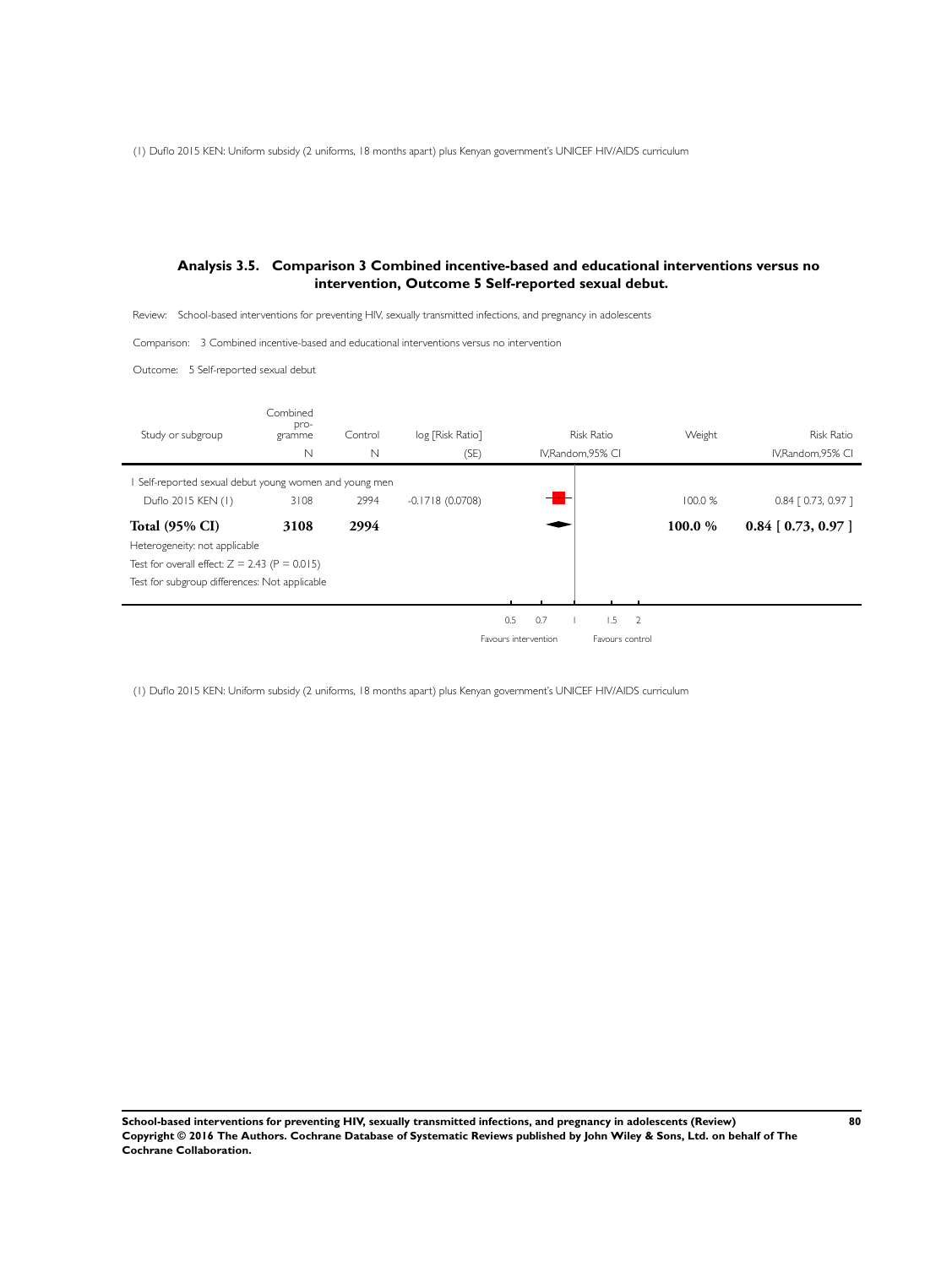(1) Duflo 2015 KEN: Uniform subsidy (2 uniforms, 18 months apart) plus Kenyan government's UNICEF HIV/AIDS curriculum

### Analysis 3.5. Comparison 3 Combined incentive-based and educational interventions versus no intervention, Outcome 5 Self-reported sexual debut.

Review: School-based interventions for preventing HIV, sexually transmitted infections, and pregnancy in adolescents

Comparison: 3 Combined incentive-based and educational interventions versus no intervention

Outcome: 5 Self-reported sexual debut

| Study or subgroup | Combined programme N | Control N | log [Risk Ratio] (SE) | Risk Ratio IV,Random,95% CI | Weight | Risk Ratio IV,Random,95% CI |
|---|---|---|---|---|---|---|
| 1 Self-reported sexual debut young women and young men | | | | | | |
| Duflo 2015 KEN (1) | 3108 | 2994 | -0.1718 (0.0708) | | 100.0 % | 0.84 [ 0.73, 0.97 ] |
| **Total (95% CI)** | **3108** | **2994** | | | **100.0 %** | **0.84 [ 0.73, 0.97 ]** |
| Heterogeneity: not applicable | | | | | | |
| Test for overall effect: Z = 2.43 (P = 0.015) | | | | | | |
| Test for subgroup differences: Not applicable | | | | | | |

0.5 0.7 1 1.5 2

Favours intervention | Favours control

(1) Duflo 2015 KEN: Uniform subsidy (2 uniforms, 18 months apart) plus Kenyan government's UNICEF HIV/AIDS curriculum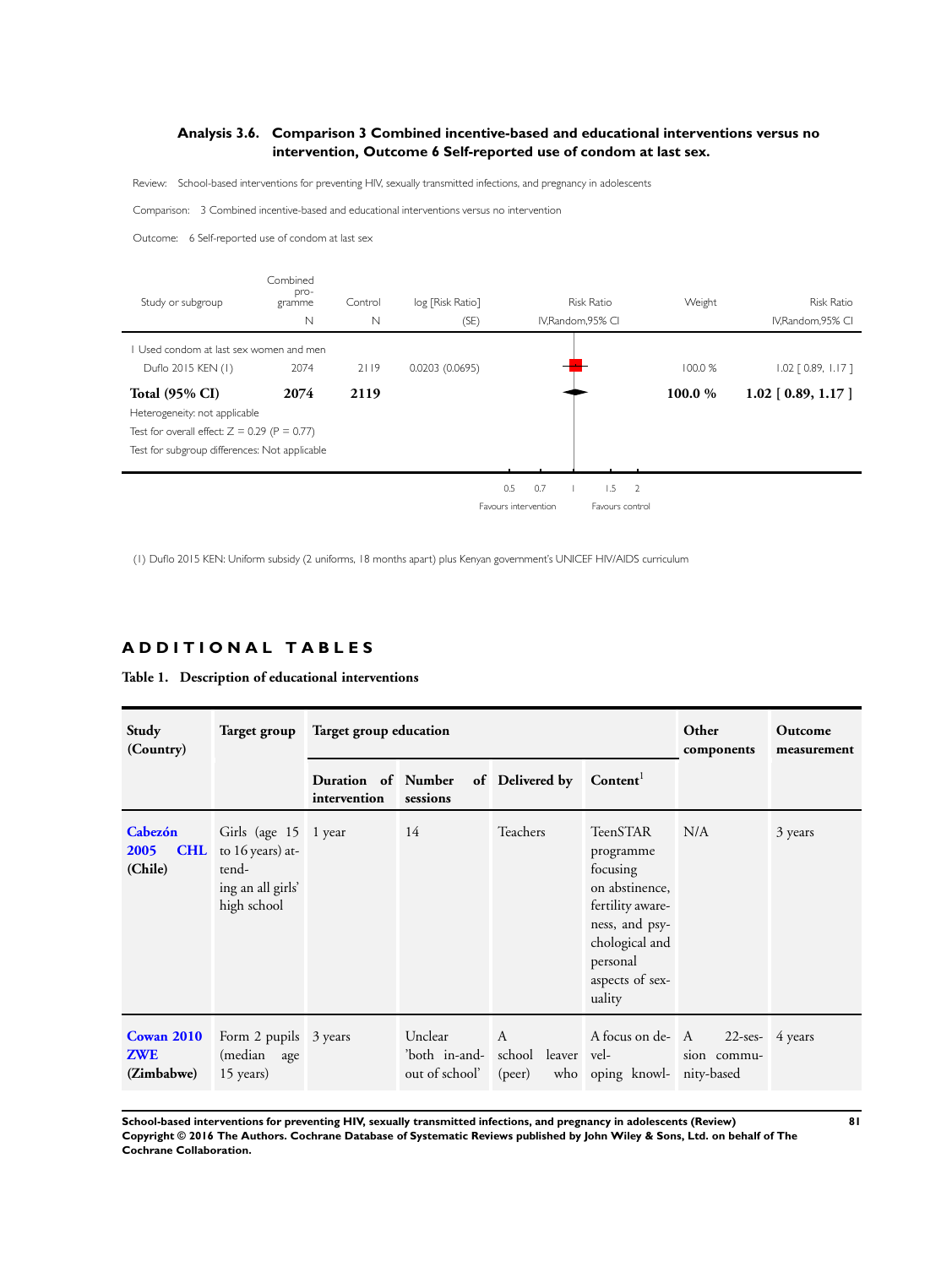### Analysis 3.6. Comparison 3 Combined incentive-based and educational interventions versus no intervention, Outcome 6 Self-reported use of condom at last sex.

Review: School-based interventions for preventing HIV, sexually transmitted infections, and pregnancy in adolescents

Comparison: 3 Combined incentive-based and educational interventions versus no intervention

Outcome: 6 Self-reported use of condom at last sex

| Study or subgroup | Combined programme N | Control N | log [Risk Ratio] (SE) | Risk Ratio IV,Random,95% CI | Weight | Risk Ratio IV,Random,95% CI |
|---|---|---|---|---|---|---|
| 1 Used condom at last sex women and men | | | | | | |
| Duflo 2015 KEN (1) | 2074 | 2119 | 0.0203 (0.0695) | | 100.0 % | 1.02 [ 0.89, 1.17 ] |
| **Total (95% CI)** | **2074** | **2119** | | | **100.0 %** | **1.02 [ 0.89, 1.17 ]** |

Heterogeneity: not applicable

Test for overall effect: Z = 0.29 (P = 0.77)

Test for subgroup differences: Not applicable

0.5 0.7 1 1.5 2

Favours intervention Favours control

(1) Duflo 2015 KEN: Uniform subsidy (2 uniforms, 18 months apart) plus Kenyan government's UNICEF HIV/AIDS curriculum

## ADDITIONAL TABLES

**Table 1. Description of educational interventions**

| Study (Country) | Target group | Target group education | | | | Other components | Outcome measurement |
|---|---|---|---|---|---|---|---|
| | | Duration of intervention | Number of sessions | Delivered by | Content[1] | | |
| **Cabezón 2005 CHL (Chile)** | Girls (age 15 to 16 years) attending an all girls' high school | 1 year | 14 | Teachers | TeenSTAR programme focusing on abstinence, fertility awareness, and psychological and personal aspects of sexuality | N/A | 3 years |
| **Cowan 2010 ZWE (Zimbabwe)** | Form 2 pupils (median age 15 years) | 3 years | Unclear 'both in-and-out of school' | A school leaver (peer) who | A focus on developing knowl- | A 22-session community-based | 4 years |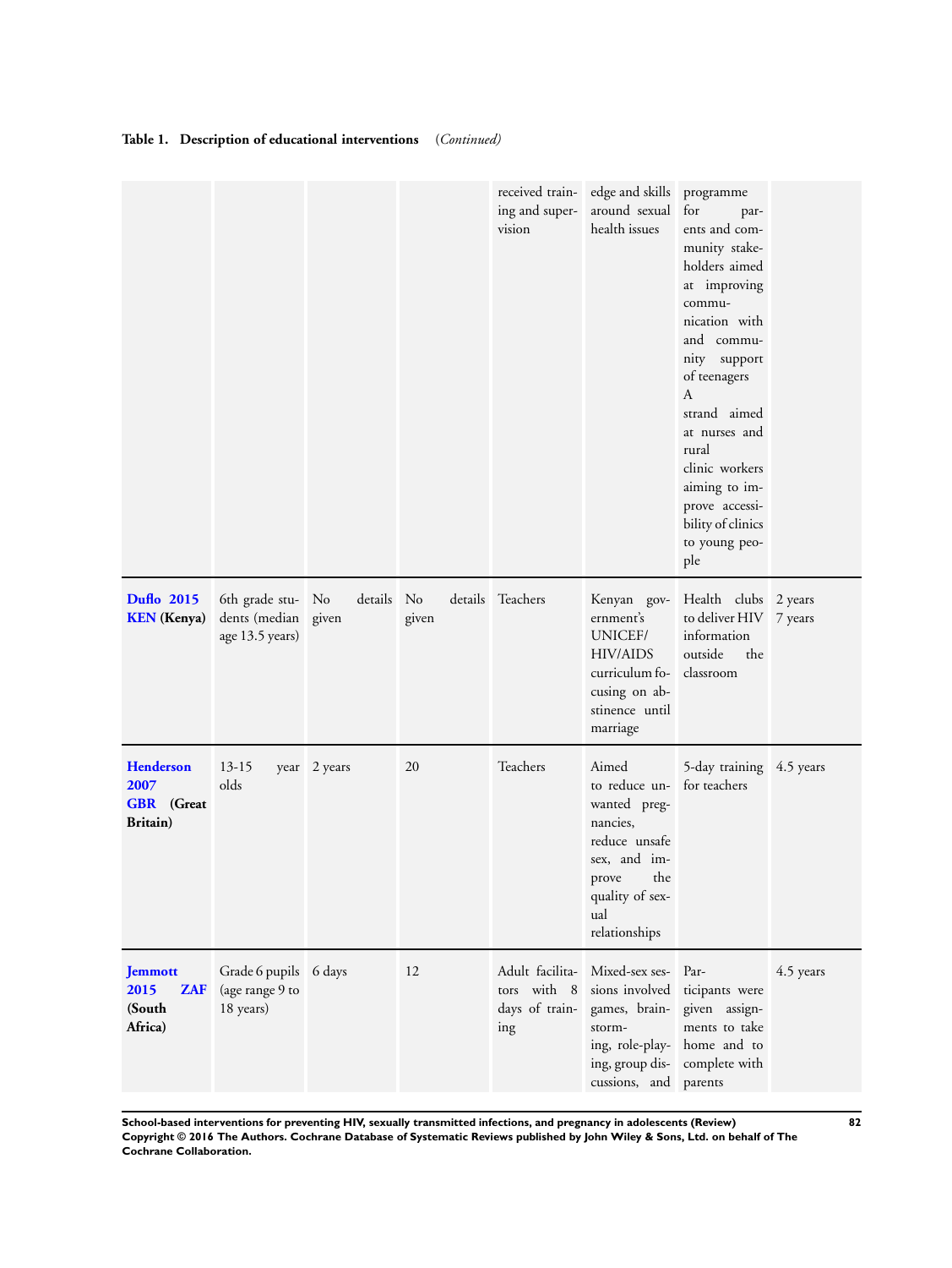**Table 1. Description of educational interventions** *(Continued)*

| | | | | | | | |
|---|---|---|---|---|---|---|---|
| | | | | received training and supervision | edge and skills around sexual health issues | programme for parents and community stakeholders aimed at improving communication with and community support of teenagers<br>A strand aimed at nurses and rural clinic workers aiming to improve accessibility of clinics to young people | |
| **Duflo 2015 KEN (Kenya)** | 6th grade students (median age 13.5 years) | No details given | No details given | Teachers | Kenyan government's UNICEF/ HIV/AIDS curriculum focusing on abstinence until marriage | Health clubs to deliver HIV information outside the classroom | 2 years<br>7 years |
| **Henderson 2007 GBR (Great Britain)** | 13-15 year olds | 2 years | 20 | Teachers | Aimed to reduce unwanted pregnancies, reduce unsafe sex, and improve the quality of sexual relationships | 5-day training for teachers | 4.5 years |
| **Jemmott 2015 ZAF (South Africa)** | Grade 6 pupils (age range 9 to 18 years) | 6 days | 12 | Adult facilitators with 8 days of training | Mixed-sex sessions involved games, brainstorming, role-playing, group discussions, and | Participants were given assignments to take home and to complete with parents | 4.5 years |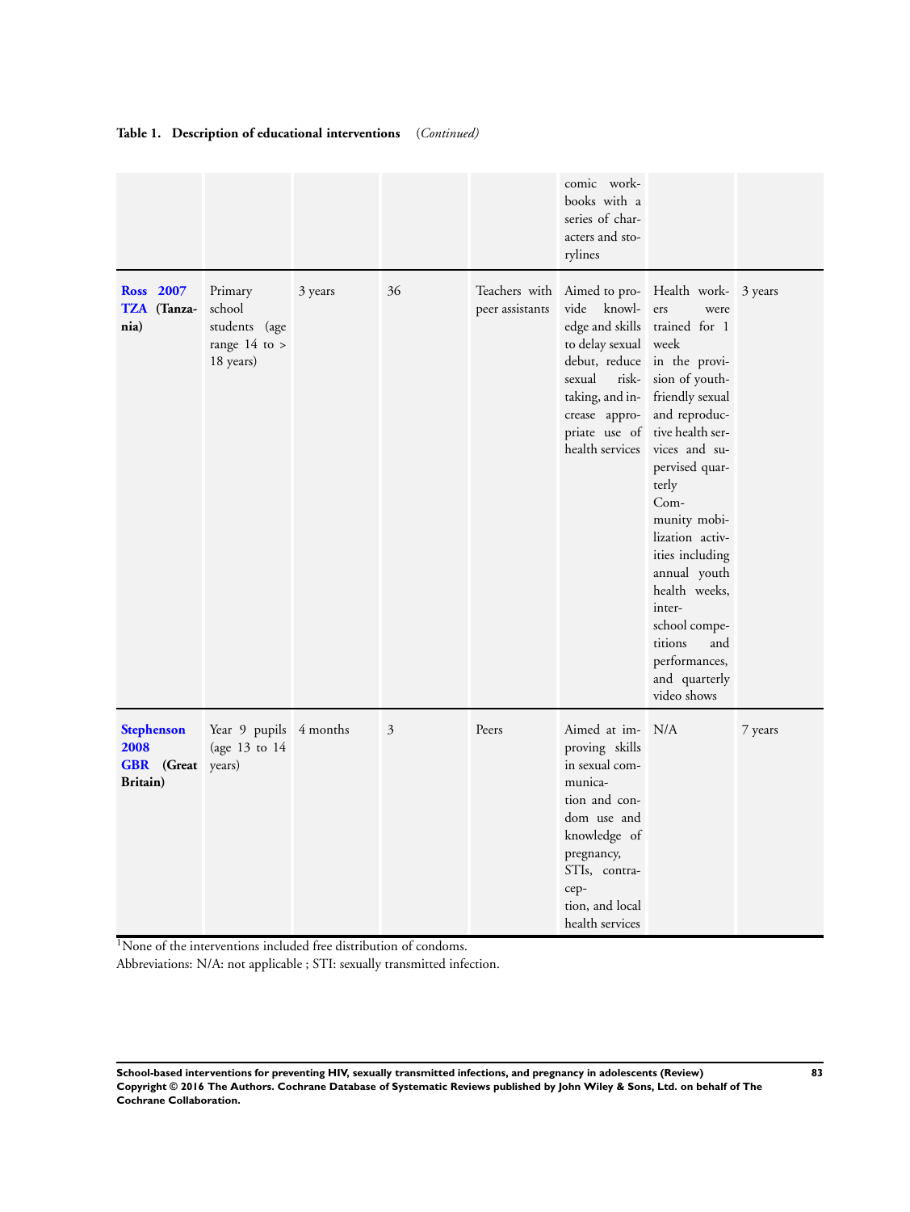**Table 1. Description of educational interventions** *(Continued)*

| | | | | | | | |
|---|---|---|---|---|---|---|---|
| | | | | | comic workbooks with a series of characters and storylines | | |
| **Ross 2007 TZA (Tanzania)** | Primary school students (age range 14 to > 18 years) | 3 years | 36 | Teachers with peer assistants | Aimed to provide knowledge and skills to delay sexual debut, reduce sexual risk-taking, and increase appropriate use of health services | Health workers were trained for 1 week in the provision of youth-friendly sexual and reproductive health services and supervised quarterly Community mobilization activities including annual youth health weeks, inter-school competitions and performances, and quarterly video shows | 3 years |
| **Stephenson 2008 GBR (Great Britain)** | Year 9 pupils (age 13 to 14 years) | 4 months | 3 | Peers | Aimed at improving skills in sexual communication and condom use and knowledge of pregnancy, STIs, contraception, and local health services | N/A | 7 years |

[1]None of the interventions included free distribution of condoms.

Abbreviations: N/A: not applicable ; STI: sexually transmitted infection.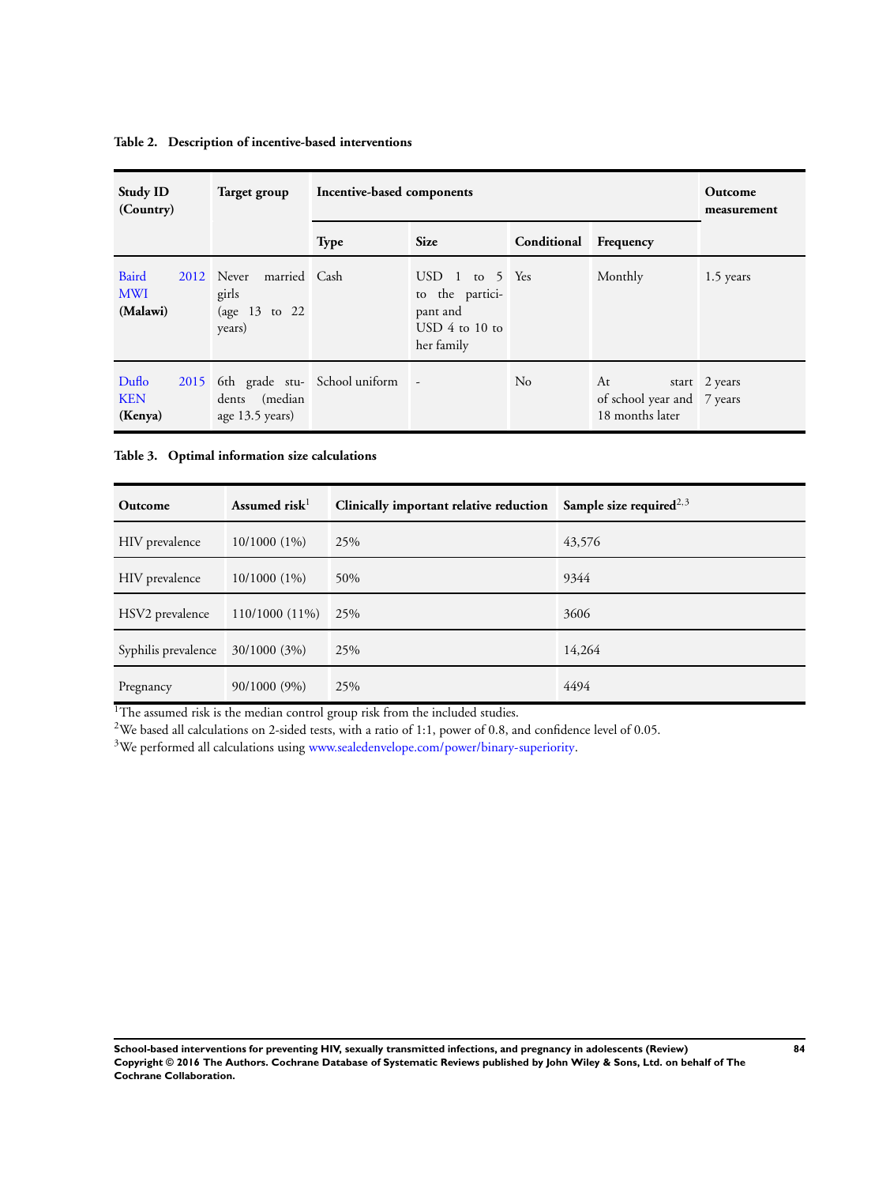**Table 2. Description of incentive-based interventions**

| Study ID (Country) | Target group | Incentive-based components | | | | Outcome measurement |
|---|---|---|---|---|---|---|
| | | Type | Size | Conditional | Frequency | |
| Baird 2012 MWI **(Malawi)** | Never married girls (age 13 to 22 years) | Cash | USD 1 to 5 to the participant and USD 4 to 10 to her family | Yes | Monthly | 1.5 years |
| Duflo 2015 KEN **(Kenya)** | 6th grade students (median age 13.5 years) | School uniform | - | No | At start of school year and 18 months later | 2 years 7 years |

**Table 3. Optimal information size calculations**

| Outcome | Assumed risk[1] | Clinically important relative reduction | Sample size required[2,3] |
|---|---|---|---|
| HIV prevalence | 10/1000 (1%) | 25% | 43,576 |
| HIV prevalence | 10/1000 (1%) | 50% | 9344 |
| HSV2 prevalence | 110/1000 (11%) | 25% | 3606 |
| Syphilis prevalence | 30/1000 (3%) | 25% | 14,264 |
| Pregnancy | 90/1000 (9%) | 25% | 4494 |

[1]The assumed risk is the median control group risk from the included studies.
[2]We based all calculations on 2-sided tests, with a ratio of 1:1, power of 0.8, and confidence level of 0.05.
[3]We performed all calculations using www.sealedenvelope.com/power/binary-superiority.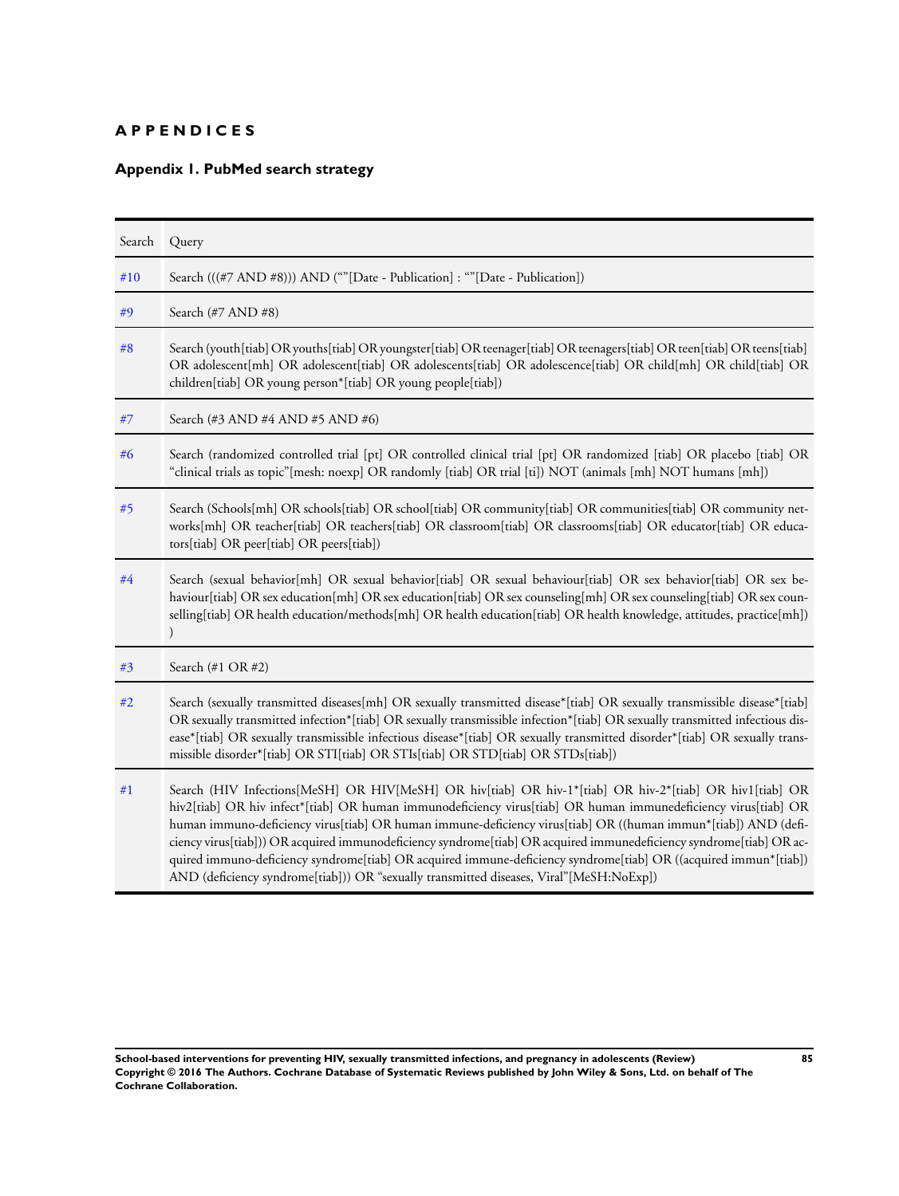# APPENDICES

## Appendix 1. PubMed search strategy

| Search | Query |
|---|---|
| #10 | Search (((#7 AND #8))) AND (“”[Date - Publication] : “”[Date - Publication]) |
| #9 | Search (#7 AND #8) |
| #8 | Search (youth[tiab] OR youths[tiab] OR youngster[tiab] OR teenager[tiab] OR teenagers[tiab] OR teen[tiab] OR teens[tiab] OR adolescent[mh] OR adolescent[tiab] OR adolescents[tiab] OR adolescence[tiab] OR child[mh] OR child[tiab] OR children[tiab] OR young person*[tiab] OR young people[tiab]) |
| #7 | Search (#3 AND #4 AND #5 AND #6) |
| #6 | Search (randomized controlled trial [pt] OR controlled clinical trial [pt] OR randomized [tiab] OR placebo [tiab] OR “clinical trials as topic”[mesh: noexp] OR randomly [tiab] OR trial [ti]) NOT (animals [mh] NOT humans [mh]) |
| #5 | Search (Schools[mh] OR schools[tiab] OR school[tiab] OR community[tiab] OR communities[tiab] OR community networks[mh] OR teacher[tiab] OR teachers[tiab] OR classroom[tiab] OR classrooms[tiab] OR educator[tiab] OR educators[tiab] OR peer[tiab] OR peers[tiab]) |
| #4 | Search (sexual behavior[mh] OR sexual behavior[tiab] OR sexual behaviour[tiab] OR sex behavior[tiab] OR sex behaviour[tiab] OR sex education[mh] OR sex education[tiab] OR sex counseling[mh] OR sex counseling[tiab] OR sex counselling[tiab] OR health education/methods[mh] OR health education[tiab] OR health knowledge, attitudes, practice[mh]) ) |
| #3 | Search (#1 OR #2) |
| #2 | Search (sexually transmitted diseases[mh] OR sexually transmitted disease*[tiab] OR sexually transmissible disease*[tiab] OR sexually transmitted infection*[tiab] OR sexually transmissible infection*[tiab] OR sexually transmitted infectious disease*[tiab] OR sexually transmissible infectious disease*[tiab] OR sexually transmitted disorder*[tiab] OR sexually transmissible disorder*[tiab] OR STI[tiab] OR STIs[tiab] OR STD[tiab] OR STDs[tiab]) |
| #1 | Search (HIV Infections[MeSH] OR HIV[MeSH] OR hiv[tiab] OR hiv-1*[tiab] OR hiv-2*[tiab] OR hiv1[tiab] OR hiv2[tiab] OR hiv infect*[tiab] OR human immunodeficiency virus[tiab] OR human immunedeficiency virus[tiab] OR human immuno-deficiency virus[tiab] OR human immune-deficiency virus[tiab] OR ((human immun*[tiab]) AND (deficiency virus[tiab])) OR acquired immunodeficiency syndrome[tiab] OR acquired immunedeficiency syndrome[tiab] OR acquired immuno-deficiency syndrome[tiab] OR acquired immune-deficiency syndrome[tiab] OR ((acquired immun*[tiab]) AND (deficiency syndrome[tiab])) OR “sexually transmitted diseases, Viral”[MeSH:NoExp]) |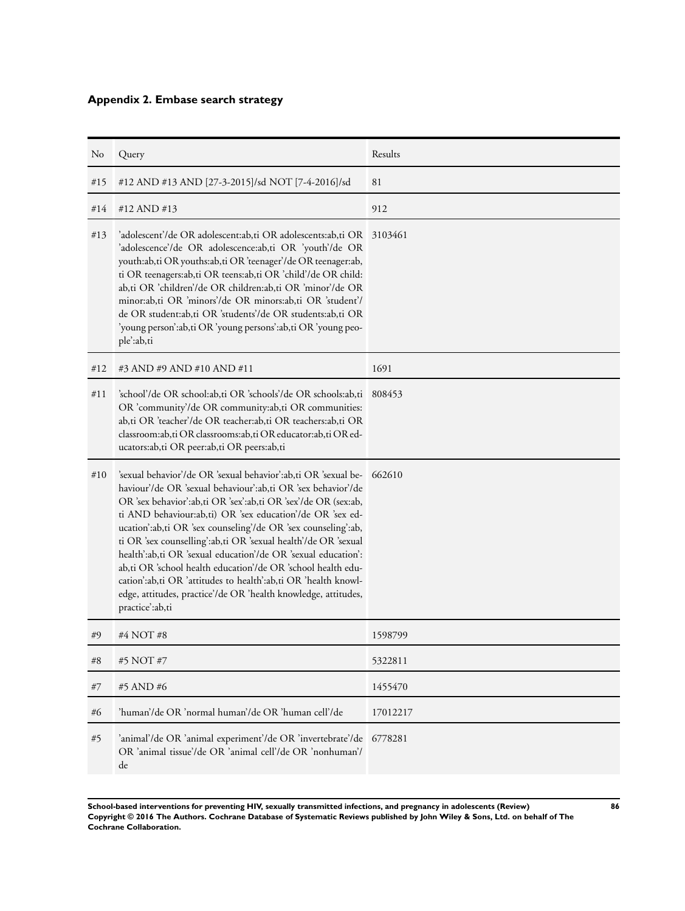### Appendix 2. Embase search strategy

| No | Query | Results |
| --- | --- | --- |
| #15 | #12 AND #13 AND [27-3-2015]/sd NOT [7-4-2016]/sd | 81 |
| #14 | #12 AND #13 | 912 |
| #13 | 'adolescent'/de OR adolescent:ab,ti OR adolescents:ab,ti OR 'adolescence'/de OR adolescence:ab,ti OR 'youth'/de OR youth:ab,ti OR youths:ab,ti OR 'teenager'/de OR teenager:ab,ti OR teenagers:ab,ti OR teens:ab,ti OR 'child'/de OR child:ab,ti OR 'children'/de OR children:ab,ti OR 'minor'/de OR minor:ab,ti OR 'minors'/de OR minors:ab,ti OR 'student'/de OR student:ab,ti OR 'students'/de OR students:ab,ti OR 'young person':ab,ti OR 'young persons':ab,ti OR 'young people':ab,ti | 3103461 |
| #12 | #3 AND #9 AND #10 AND #11 | 1691 |
| #11 | 'school'/de OR school:ab,ti OR 'schools'/de OR schools:ab,ti OR 'community'/de OR community:ab,ti OR communities:ab,ti OR 'teacher'/de OR teacher:ab,ti OR teachers:ab,ti OR classroom:ab,ti OR classrooms:ab,ti OR educator:ab,ti OR educators:ab,ti OR peer:ab,ti OR peers:ab,ti | 808453 |
| #10 | 'sexual behavior'/de OR 'sexual behavior':ab,ti OR 'sexual behaviour'/de OR 'sexual behaviour':ab,ti OR 'sex behavior'/de OR 'sex behavior':ab,ti OR 'sex':ab,ti OR 'sex'/de OR (sex:ab,ti AND behaviour:ab,ti) OR 'sex education'/de OR 'sex education':ab,ti OR 'sex counseling'/de OR 'sex counseling':ab,ti OR 'sex counselling':ab,ti OR 'sexual health'/de OR 'sexual health':ab,ti OR 'sexual education'/de OR 'sexual education':ab,ti OR 'school health education'/de OR 'school health education':ab,ti OR 'attitudes to health':ab,ti OR 'health knowledge, attitudes, practice'/de OR 'health knowledge, attitudes, practice':ab,ti | 662610 |
| #9 | #4 NOT #8 | 1598799 |
| #8 | #5 NOT #7 | 5322811 |
| #7 | #5 AND #6 | 1455470 |
| #6 | 'human'/de OR 'normal human'/de OR 'human cell'/de | 17012217 |
| #5 | 'animal'/de OR 'animal experiment'/de OR 'invertebrate'/de OR 'animal tissue'/de OR 'animal cell'/de OR 'nonhuman'/de | 6778281 |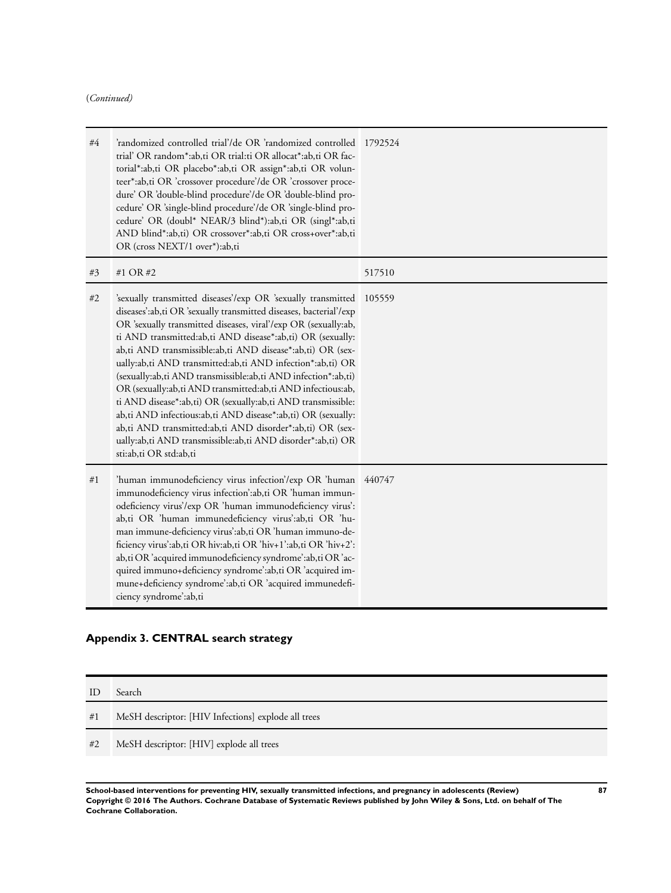(*Continued*)

| | | |
|---|---|---|
| #4 | 'randomized controlled trial'/de OR 'randomized controlled trial' OR random*:ab,ti OR trial:ti OR allocat*:ab,ti OR factorial*:ab,ti OR placebo*:ab,ti OR assign*:ab,ti OR volunteer*:ab,ti OR 'crossover procedure'/de OR 'crossover procedure' OR 'double-blind procedure'/de OR 'double-blind procedure' OR 'single-blind procedure'/de OR 'single-blind procedure' OR (doubl* NEAR/3 blind*):ab,ti OR (singl*:ab,ti AND blind*:ab,ti) OR crossover*:ab,ti OR cross+over*:ab,ti OR (cross NEXT/1 over*):ab,ti | 1792524 |
| #3 | #1 OR #2 | 517510 |
| #2 | 'sexually transmitted diseases'/exp OR 'sexually transmitted diseases':ab,ti OR 'sexually transmitted diseases, bacterial'/exp OR 'sexually transmitted diseases, viral'/exp OR (sexually:ab,ti AND transmitted:ab,ti AND disease*:ab,ti) OR (sexually:ab,ti AND transmissible:ab,ti AND disease*:ab,ti) OR (sexually:ab,ti AND transmitted:ab,ti AND infection*:ab,ti) OR (sexually:ab,ti AND transmissible:ab,ti AND infection*:ab,ti) OR (sexually:ab,ti AND transmitted:ab,ti AND infectious:ab,ti AND disease*:ab,ti) OR (sexually:ab,ti AND transmissible:ab,ti AND infectious:ab,ti AND disease*:ab,ti) OR (sexually:ab,ti AND transmitted:ab,ti AND disorder*:ab,ti) OR (sexually:ab,ti AND transmissible:ab,ti AND disorder*:ab,ti) OR sti:ab,ti OR std:ab,ti | 105559 |
| #1 | 'human immunodeficiency virus infection'/exp OR 'human immunodeficiency virus infection':ab,ti OR 'human immunodeficiency virus'/exp OR 'human immunodeficiency virus':ab,ti OR 'human immunedeficiency virus':ab,ti OR 'human immune-deficiency virus':ab,ti OR 'human immuno-deficiency virus':ab,ti OR hiv:ab,ti OR 'hiv+1':ab,ti OR 'hiv+2':ab,ti OR 'acquired immunodeficiency syndrome':ab,ti OR 'acquired immuno+deficiency syndrome':ab,ti OR 'acquired immune+deficiency syndrome':ab,ti OR 'acquired immunedeficiency syndrome':ab,ti | 440747 |

## Appendix 3. CENTRAL search strategy

| ID | Search |
|---|---|
| #1 | MeSH descriptor: [HIV Infections] explode all trees |
| #2 | MeSH descriptor: [HIV] explode all trees |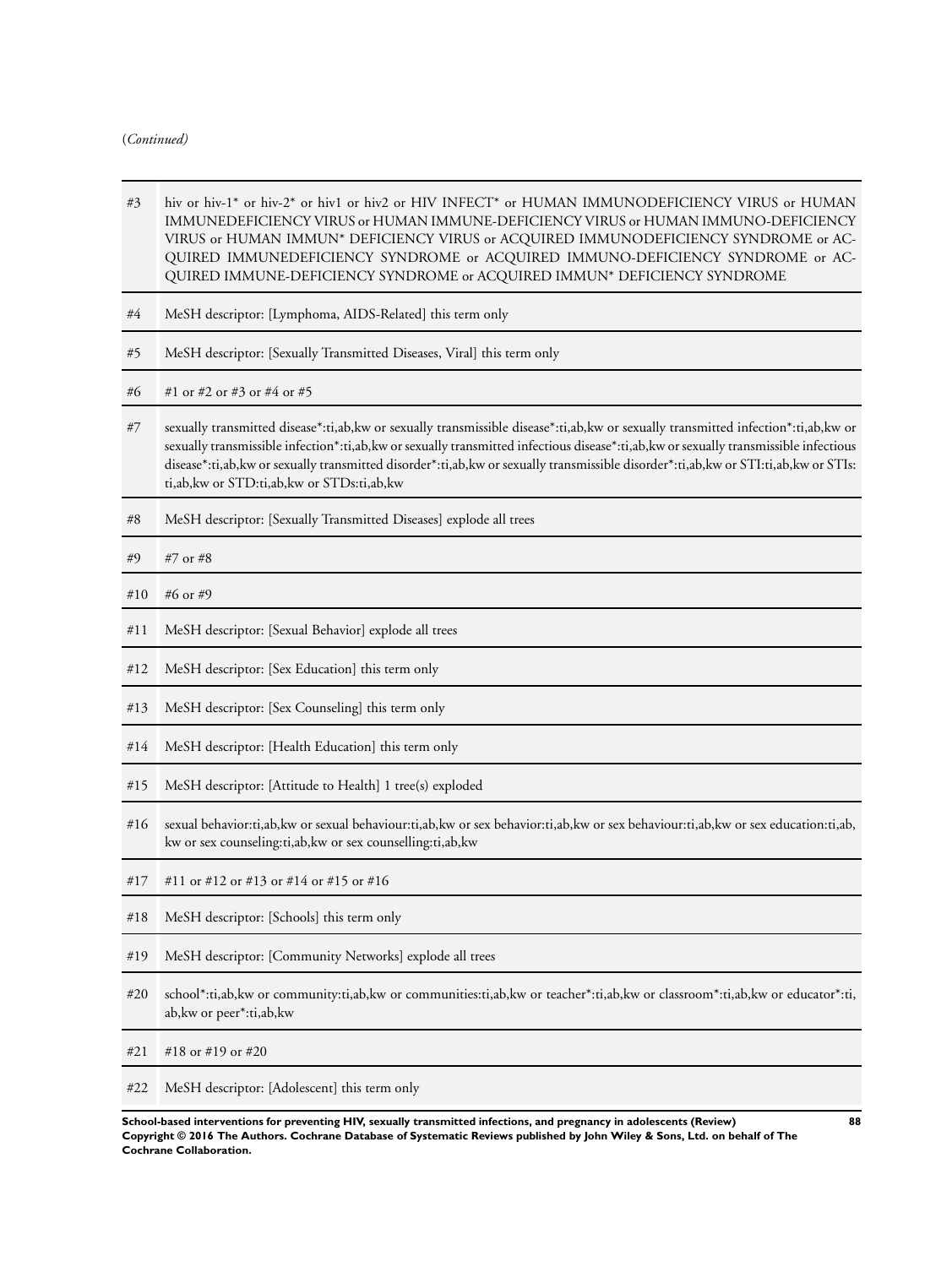(*Continued)*

| | |
|---|---|
| #3 | hiv or hiv-1* or hiv-2* or hiv1 or hiv2 or HIV INFECT* or HUMAN IMMUNODEFICIENCY VIRUS or HUMAN IMMUNEDEFICIENCY VIRUS or HUMAN IMMUNE-DEFICIENCY VIRUS or HUMAN IMMUNO-DEFICIENCY VIRUS or HUMAN IMMUN* DEFICIENCY VIRUS or ACQUIRED IMMUNODEFICIENCY SYNDROME or ACQUIRED IMMUNEDEFICIENCY SYNDROME or ACQUIRED IMMUNO-DEFICIENCY SYNDROME or ACQUIRED IMMUNE-DEFICIENCY SYNDROME or ACQUIRED IMMUN* DEFICIENCY SYNDROME |
| #4 | MeSH descriptor: [Lymphoma, AIDS-Related] this term only |
| #5 | MeSH descriptor: [Sexually Transmitted Diseases, Viral] this term only |
| #6 | #1 or #2 or #3 or #4 or #5 |
| #7 | sexually transmitted disease*:ti,ab,kw or sexually transmissible disease*:ti,ab,kw or sexually transmitted infection*:ti,ab,kw or sexually transmissible infection*:ti,ab,kw or sexually transmitted infectious disease*:ti,ab,kw or sexually transmissible infectious disease*:ti,ab,kw or sexually transmitted disorder*:ti,ab,kw or sexually transmissible disorder*:ti,ab,kw or STI:ti,ab,kw or STIs:ti,ab,kw or STD:ti,ab,kw or STDs:ti,ab,kw |
| #8 | MeSH descriptor: [Sexually Transmitted Diseases] explode all trees |
| #9 | #7 or #8 |
| #10 | #6 or #9 |
| #11 | MeSH descriptor: [Sexual Behavior] explode all trees |
| #12 | MeSH descriptor: [Sex Education] this term only |
| #13 | MeSH descriptor: [Sex Counseling] this term only |
| #14 | MeSH descriptor: [Health Education] this term only |
| #15 | MeSH descriptor: [Attitude to Health] 1 tree(s) exploded |
| #16 | sexual behavior:ti,ab,kw or sexual behaviour:ti,ab,kw or sex behavior:ti,ab,kw or sex behaviour:ti,ab,kw or sex education:ti,ab,kw or sex counseling:ti,ab,kw or sex counselling:ti,ab,kw |
| #17 | #11 or #12 or #13 or #14 or #15 or #16 |
| #18 | MeSH descriptor: [Schools] this term only |
| #19 | MeSH descriptor: [Community Networks] explode all trees |
| #20 | school*:ti,ab,kw or community:ti,ab,kw or communities:ti,ab,kw or teacher*:ti,ab,kw or classroom*:ti,ab,kw or educator*:ti,ab,kw or peer*:ti,ab,kw |
| #21 | #18 or #19 or #20 |
| #22 | MeSH descriptor: [Adolescent] this term only |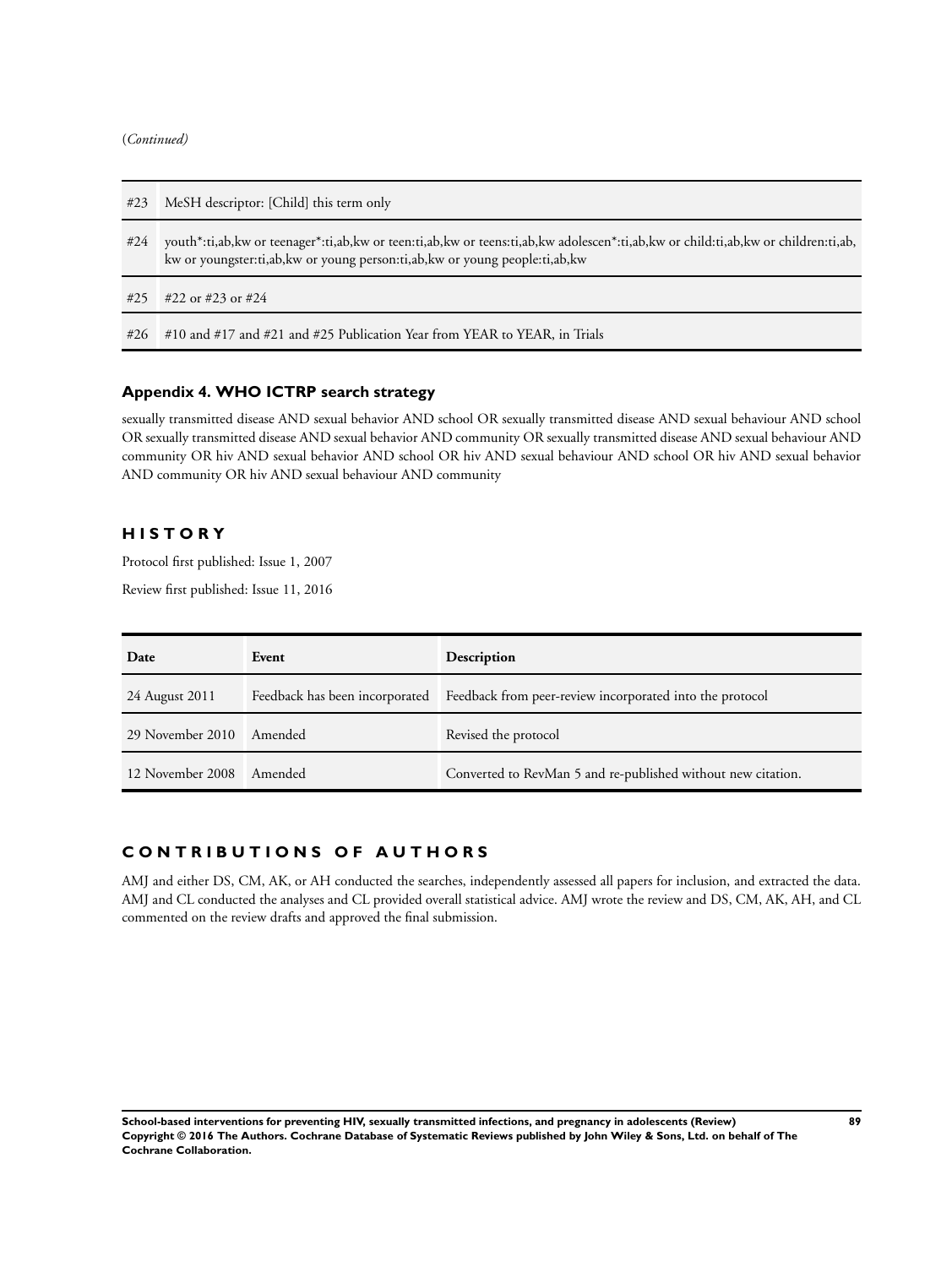(*Continued*)

| | |
|---|---|
| #23 | MeSH descriptor: [Child] this term only |
| #24 | youth*:ti,ab,kw or teenager*:ti,ab,kw or teen:ti,ab,kw or teens:ti,ab,kw adolescen*:ti,ab,kw or child:ti,ab,kw or children:ti,ab,kw or youngster:ti,ab,kw or young person:ti,ab,kw or young people:ti,ab,kw |
| #25 | #22 or #23 or #24 |
| #26 | #10 and #17 and #21 and #25 Publication Year from YEAR to YEAR, in Trials |

### Appendix 4. WHO ICTRP search strategy

sexually transmitted disease AND sexual behavior AND school OR sexually transmitted disease AND sexual behaviour AND school OR sexually transmitted disease AND sexual behavior AND community OR sexually transmitted disease AND sexual behaviour AND community OR hiv AND sexual behavior AND school OR hiv AND sexual behaviour AND school OR hiv AND sexual behavior AND community OR hiv AND sexual behaviour AND community

## HISTORY

Protocol first published: Issue 1, 2007

Review first published: Issue 11, 2016

| Date | Event | Description |
|---|---|---|
| 24 August 2011 | Feedback has been incorporated | Feedback from peer-review incorporated into the protocol |
| 29 November 2010 | Amended | Revised the protocol |
| 12 November 2008 | Amended | Converted to RevMan 5 and re-published without new citation. |

## CONTRIBUTIONS OF AUTHORS

AMJ and either DS, CM, AK, or AH conducted the searches, independently assessed all papers for inclusion, and extracted the data. AMJ and CL conducted the analyses and CL provided overall statistical advice. AMJ wrote the review and DS, CM, AK, AH, and CL commented on the review drafts and approved the final submission.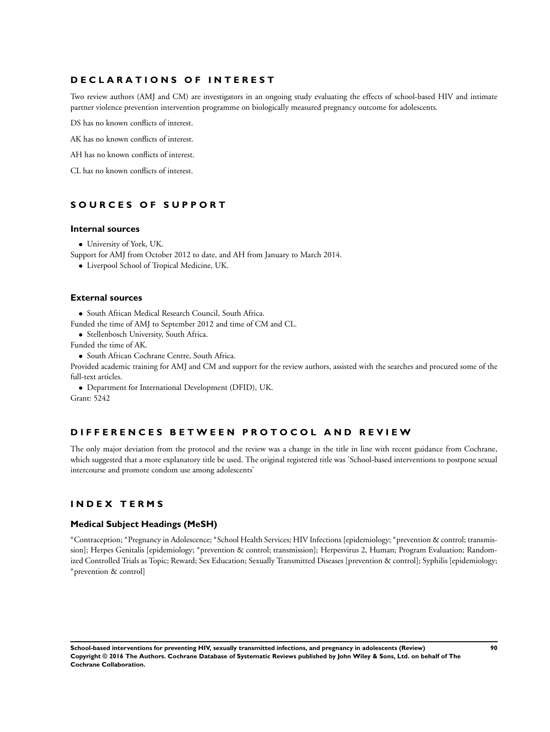## DECLARATIONS OF INTEREST

Two review authors (AMJ and CM) are investigators in an ongoing study evaluating the effects of school-based HIV and intimate partner violence prevention intervention programme on biologically measured pregnancy outcome for adolescents.

DS has no known conflicts of interest.

AK has no known conflicts of interest.

AH has no known conflicts of interest.

CL has no known conflicts of interest.

## SOURCES OF SUPPORT

### Internal sources

- University of York, UK.

Support for AMJ from October 2012 to date, and AH from January to March 2014.

- Liverpool School of Tropical Medicine, UK.

### External sources

- South African Medical Research Council, South Africa.

Funded the time of AMJ to September 2012 and time of CM and CL.

- Stellenbosch University, South Africa.

Funded the time of AK.

- South African Cochrane Centre, South Africa.

Provided academic training for AMJ and CM and support for the review authors, assisted with the searches and procured some of the full-text articles.

- Department for International Development (DFID), UK.

Grant: 5242

## DIFFERENCES BETWEEN PROTOCOL AND REVIEW

The only major deviation from the protocol and the review was a change in the title in line with recent guidance from Cochrane, which suggested that a more explanatory title be used. The original registered title was 'School-based interventions to postpone sexual intercourse and promote condom use among adolescents'

## INDEX TERMS

### Medical Subject Headings (MeSH)

*Contraception; *Pregnancy in Adolescence; *School Health Services; HIV Infections [epidemiology; *prevention & control; transmission]; Herpes Genitalis [epidemiology; *prevention & control; transmission]; Herpesvirus 2, Human; Program Evaluation; Randomized Controlled Trials as Topic; Reward; Sex Education; Sexually Transmitted Diseases [prevention & control]; Syphilis [epidemiology; *prevention & control]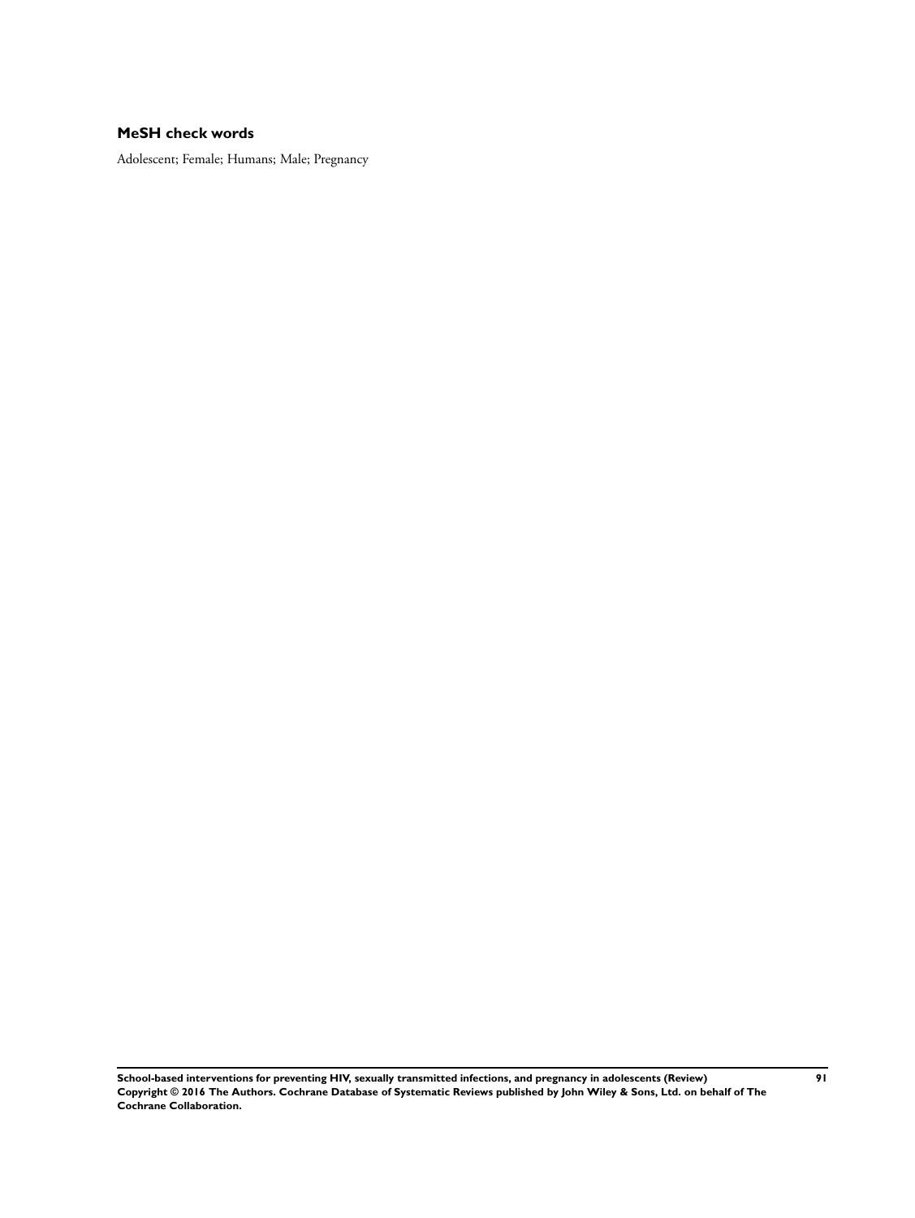### MeSH check words

Adolescent; Female; Humans; Male; Pregnancy